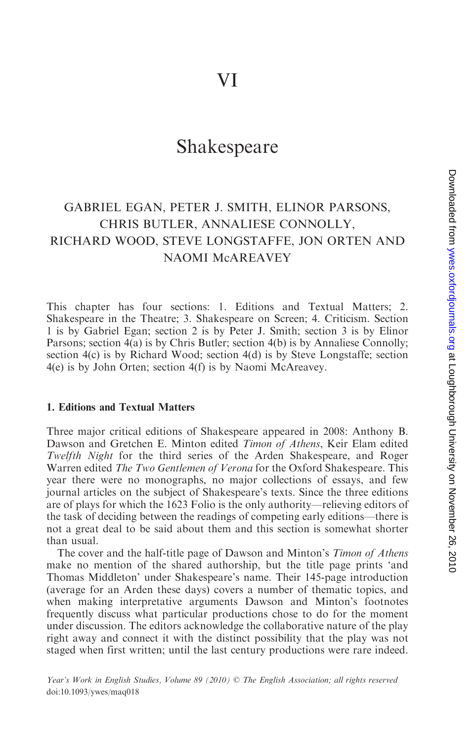# VI

# Shakespeare

GABRIEL EGAN, PETER J. SMITH, ELINOR PARSONS, CHRIS BUTLER, ANNALIESE CONNOLLY, RICHARD WOOD, STEVE LONGSTAFFE, JON ORTEN AND NAOMI McAREAVEY

This chapter has four sections: 1. Editions and Textual Matters; 2. Shakespeare in the Theatre; 3. Shakespeare on Screen; 4. Criticism. Section 1 is by Gabriel Egan; section 2 is by Peter J. Smith; section 3 is by Elinor Parsons; section 4(a) is by Chris Butler; section 4(b) is by Annaliese Connolly; section 4(c) is by Richard Wood; section 4(d) is by Steve Longstaffe; section 4(e) is by John Orten; section 4(f) is by Naomi McAreavey.

## 1. Editions and Textual Matters

Three major critical editions of Shakespeare appeared in 2008: Anthony B. Dawson and Gretchen E. Minton edited *Timon of Athens*, Keir Elam edited *Twelfth Night* for the third series of the Arden Shakespeare, and Roger Warren edited *The Two Gentlemen of Verona* for the Oxford Shakespeare. This year there were no monographs, no major collections of essays, and few journal articles on the subject of Shakespeare's texts. Since the three editions are of plays for which the 1623 Folio is the only authority—relieving editors of the task of deciding between the readings of competing early editions—there is not a great deal to be said about them and this section is somewhat shorter than usual.

The cover and the half-title page of Dawson and Minton's *Timon of Athens* make no mention of the shared authorship, but the title page prints 'and Thomas Middleton' under Shakespeare's name. Their 145-page introduction (average for an Arden these days) covers a number of thematic topics, and when making interpretative arguments Dawson and Minton's footnotes frequently discuss what particular productions chose to do for the moment under discussion. The editors acknowledge the collaborative nature of the play right away and connect it with the distinct possibility that the play was not staged when first written; until the last century productions were rare indeed.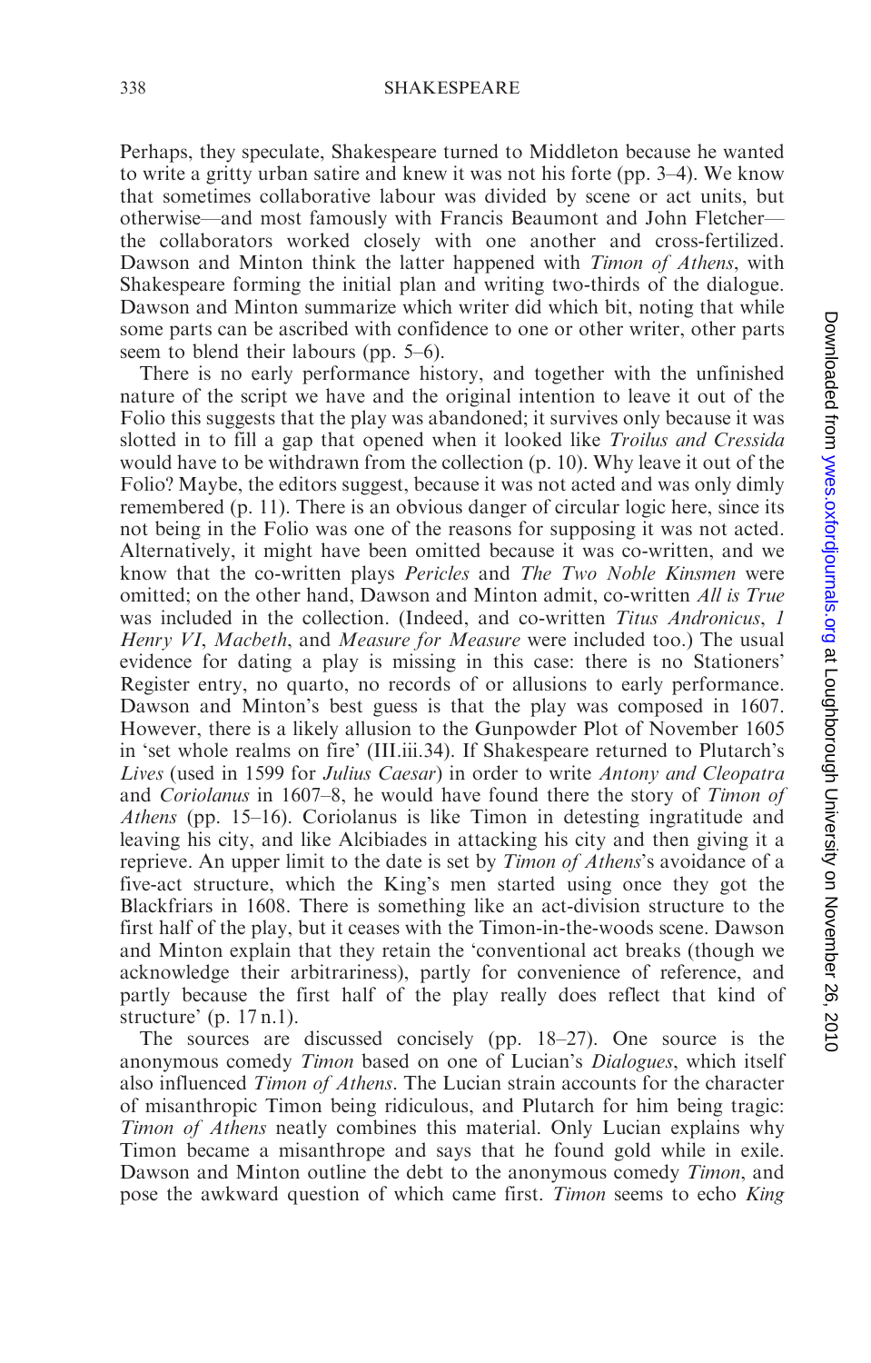Perhaps, they speculate, Shakespeare turned to Middleton because he wanted to write a gritty urban satire and knew it was not his forte (pp. 3–4). We know that sometimes collaborative labour was divided by scene or act units, but otherwise—and most famously with Francis Beaumont and John Fletcher—the collaborators worked closely with one another and cross-fertilized. Dawson and Minton think the latter happened with *Timon of Athens*, with Shakespeare forming the initial plan and writing two-thirds of the dialogue. Dawson and Minton summarize which writer did which bit, noting that while some parts can be ascribed with confidence to one or other writer, other parts seem to blend their labours (pp. 5–6).

There is no early performance history, and together with the unfinished nature of the script we have and the original intention to leave it out of the Folio this suggests that the play was abandoned; it survives only because it was slotted in to fill a gap that opened when it looked like *Troilus and Cressida* would have to be withdrawn from the collection (p. 10). Why leave it out of the Folio? Maybe, the editors suggest, because it was not acted and was only dimly remembered (p. 11). There is an obvious danger of circular logic here, since its not being in the Folio was one of the reasons for supposing it was not acted. Alternatively, it might have been omitted because it was co-written, and we know that the co-written plays *Pericles* and *The Two Noble Kinsmen* were omitted; on the other hand, Dawson and Minton admit, co-written *All is True* was included in the collection. (Indeed, and co-written *Titus Andronicus*, *1 Henry VI*, *Macbeth*, and *Measure for Measure* were included too.) The usual evidence for dating a play is missing in this case: there is no Stationers' Register entry, no quarto, no records of or allusions to early performance. Dawson and Minton's best guess is that the play was composed in 1607. However, there is a likely allusion to the Gunpowder Plot of November 1605 in 'set whole realms on fire' (III.iii.34). If Shakespeare returned to Plutarch's *Lives* (used in 1599 for *Julius Caesar*) in order to write *Antony and Cleopatra* and *Coriolanus* in 1607–8, he would have found there the story of *Timon of Athens* (pp. 15–16). Coriolanus is like Timon in detesting ingratitude and leaving his city, and like Alcibiades in attacking his city and then giving it a reprieve. An upper limit to the date is set by *Timon of Athens*'s avoidance of a five-act structure, which the King's men started using once they got the Blackfriars in 1608. There is something like an act-division structure to the first half of the play, but it ceases with the Timon-in-the-woods scene. Dawson and Minton explain that they retain the 'conventional act breaks (though we acknowledge their arbitrariness), partly for convenience of reference, and partly because the first half of the play really does reflect that kind of structure' (p. 17 n.1).

The sources are discussed concisely (pp. 18–27). One source is the anonymous comedy *Timon* based on one of Lucian's *Dialogues*, which itself also influenced *Timon of Athens*. The Lucian strain accounts for the character of misanthropic Timon being ridiculous, and Plutarch for him being tragic: *Timon of Athens* neatly combines this material. Only Lucian explains why Timon became a misanthrope and says that he found gold while in exile. Dawson and Minton outline the debt to the anonymous comedy *Timon*, and pose the awkward question of which came first. *Timon* seems to echo *King*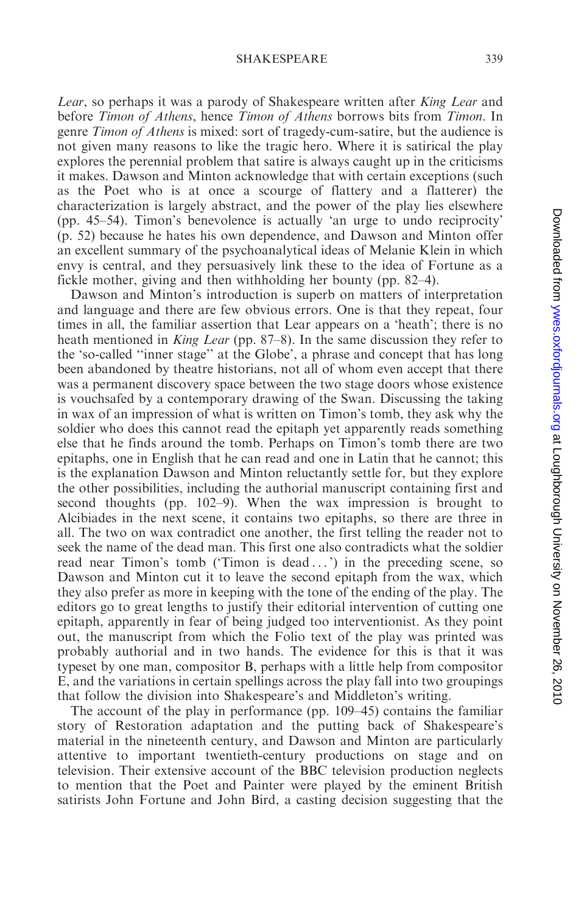*Lear*, so perhaps it was a parody of Shakespeare written after *King Lear* and before *Timon of Athens*, hence *Timon of Athens* borrows bits from *Timon*. In genre *Timon of Athens* is mixed: sort of tragedy-cum-satire, but the audience is not given many reasons to like the tragic hero. Where it is satirical the play explores the perennial problem that satire is always caught up in the criticisms it makes. Dawson and Minton acknowledge that with certain exceptions (such as the Poet who is at once a scourge of flattery and a flatterer) the characterization is largely abstract, and the power of the play lies elsewhere (pp. 45–54). Timon's benevolence is actually 'an urge to undo reciprocity' (p. 52) because he hates his own dependence, and Dawson and Minton offer an excellent summary of the psychoanalytical ideas of Melanie Klein in which envy is central, and they persuasively link these to the idea of Fortune as a fickle mother, giving and then withholding her bounty (pp. 82–4).

Dawson and Minton's introduction is superb on matters of interpretation and language and there are few obvious errors. One is that they repeat, four times in all, the familiar assertion that Lear appears on a 'heath'; there is no heath mentioned in *King Lear* (pp. 87–8). In the same discussion they refer to the 'so-called "inner stage" at the Globe', a phrase and concept that has long been abandoned by theatre historians, not all of whom even accept that there was a permanent discovery space between the two stage doors whose existence is vouchsafed by a contemporary drawing of the Swan. Discussing the taking in wax of an impression of what is written on Timon's tomb, they ask why the soldier who does this cannot read the epitaph yet apparently reads something else that he finds around the tomb. Perhaps on Timon's tomb there are two epitaphs, one in English that he can read and one in Latin that he cannot; this is the explanation Dawson and Minton reluctantly settle for, but they explore the other possibilities, including the authorial manuscript containing first and second thoughts (pp. 102–9). When the wax impression is brought to Alcibiades in the next scene, it contains two epitaphs, so there are three in all. The two on wax contradict one another, the first telling the reader not to seek the name of the dead man. This first one also contradicts what the soldier read near Timon's tomb ('Timon is dead . . .') in the preceding scene, so Dawson and Minton cut it to leave the second epitaph from the wax, which they also prefer as more in keeping with the tone of the ending of the play. The editors go to great lengths to justify their editorial intervention of cutting one epitaph, apparently in fear of being judged too interventionist. As they point out, the manuscript from which the Folio text of the play was printed was probably authorial and in two hands. The evidence for this is that it was typeset by one man, compositor B, perhaps with a little help from compositor E, and the variations in certain spellings across the play fall into two groupings that follow the division into Shakespeare's and Middleton's writing.

The account of the play in performance (pp. 109–45) contains the familiar story of Restoration adaptation and the putting back of Shakespeare's material in the nineteenth century, and Dawson and Minton are particularly attentive to important twentieth-century productions on stage and on television. Their extensive account of the BBC television production neglects to mention that the Poet and Painter were played by the eminent British satirists John Fortune and John Bird, a casting decision suggesting that the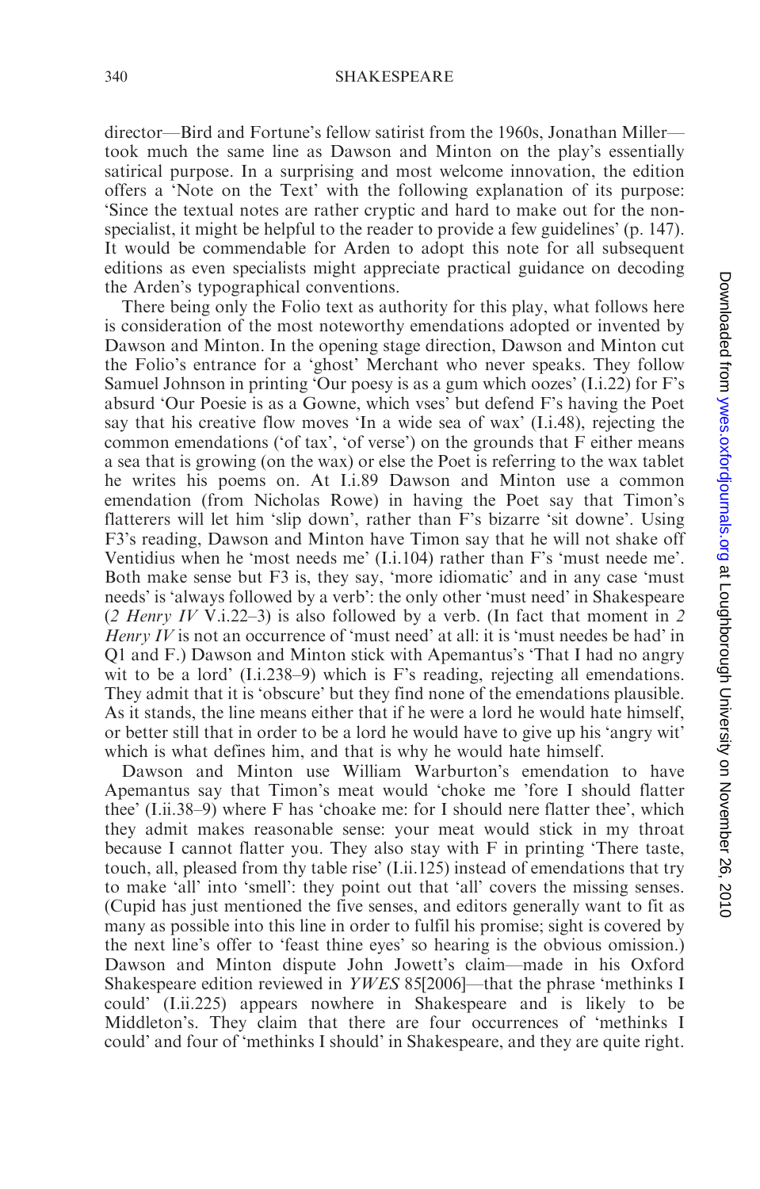director—Bird and Fortune's fellow satirist from the 1960s, Jonathan Miller—took much the same line as Dawson and Minton on the play's essentially satirical purpose. In a surprising and most welcome innovation, the edition offers a 'Note on the Text' with the following explanation of its purpose: 'Since the textual notes are rather cryptic and hard to make out for the non-specialist, it might be helpful to the reader to provide a few guidelines' (p. 147). It would be commendable for Arden to adopt this note for all subsequent editions as even specialists might appreciate practical guidance on decoding the Arden's typographical conventions.

There being only the Folio text as authority for this play, what follows here is consideration of the most noteworthy emendations adopted or invented by Dawson and Minton. In the opening stage direction, Dawson and Minton cut the Folio's entrance for a 'ghost' Merchant who never speaks. They follow Samuel Johnson in printing 'Our poesy is as a gum which oozes' (I.i.22) for F's absurd 'Our Poesie is as a Gowne, which vses' but defend F's having the Poet say that his creative flow moves 'In a wide sea of wax' (I.i.48), rejecting the common emendations ('of tax', 'of verse') on the grounds that F either means a sea that is growing (on the wax) or else the Poet is referring to the wax tablet he writes his poems on. At I.i.89 Dawson and Minton use a common emendation (from Nicholas Rowe) in having the Poet say that Timon's flatterers will let him 'slip down', rather than F's bizarre 'sit downe'. Using F3's reading, Dawson and Minton have Timon say that he will not shake off Ventidius when he 'most needs me' (I.i.104) rather than F's 'must neede me'. Both make sense but F3 is, they say, 'more idiomatic' and in any case 'must needs' is 'always followed by a verb': the only other 'must need' in Shakespeare (*2 Henry IV* V.i.22–3) is also followed by a verb. (In fact that moment in *2 Henry IV* is not an occurrence of 'must need' at all: it is 'must needes be had' in Q1 and F.) Dawson and Minton stick with Apemantus's 'That I had no angry wit to be a lord' (I.i.238–9) which is F's reading, rejecting all emendations. They admit that it is 'obscure' but they find none of the emendations plausible. As it stands, the line means either that if he were a lord he would hate himself, or better still that in order to be a lord he would have to give up his 'angry wit' which is what defines him, and that is why he would hate himself.

Dawson and Minton use William Warburton's emendation to have Apemantus say that Timon's meat would 'choke me 'fore I should flatter thee' (I.ii.38–9) where F has 'choake me: for I should nere flatter thee', which they admit makes reasonable sense: your meat would stick in my throat because I cannot flatter you. They also stay with F in printing 'There taste, touch, all, pleased from thy table rise' (I.ii.125) instead of emendations that try to make 'all' into 'smell': they point out that 'all' covers the missing senses. (Cupid has just mentioned the five senses, and editors generally want to fit as many as possible into this line in order to fulfil his promise; sight is covered by the next line's offer to 'feast thine eyes' so hearing is the obvious omission.) Dawson and Minton dispute John Jowett's claim—made in his Oxford Shakespeare edition reviewed in *YWES* 85[2006]—that the phrase 'methinks I could' (I.ii.225) appears nowhere in Shakespeare and is likely to be Middleton's. They claim that there are four occurrences of 'methinks I could' and four of 'methinks I should' in Shakespeare, and they are quite right.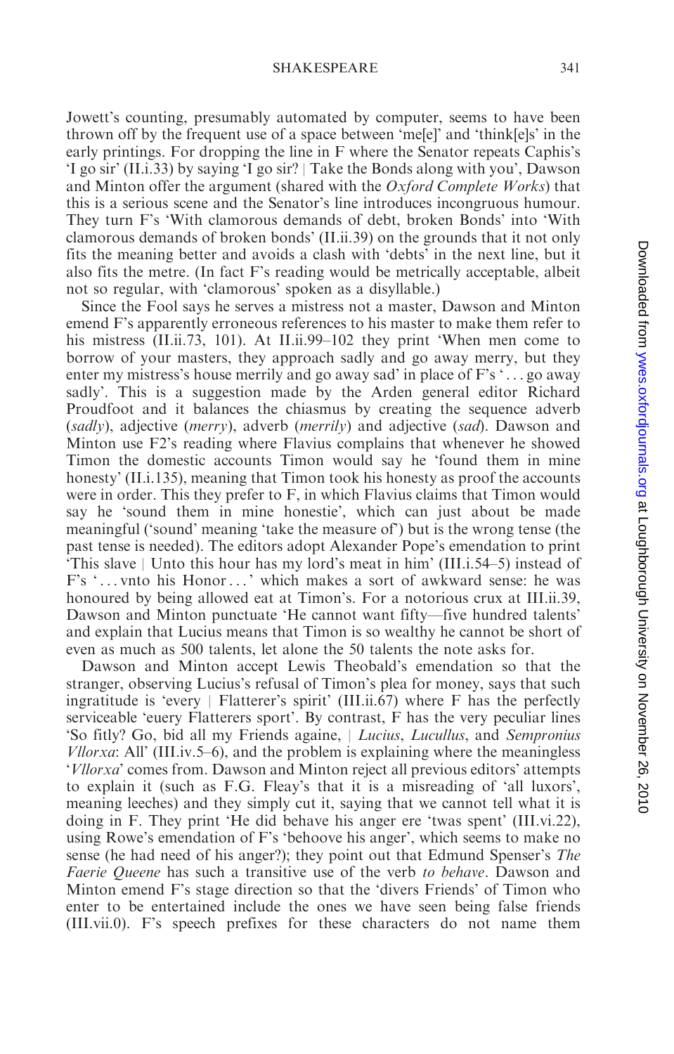Jowett's counting, presumably automated by computer, seems to have been thrown off by the frequent use of a space between 'me[e]' and 'think[e]s' in the early printings. For dropping the line in F where the Senator repeats Caphis's 'I go sir' (II.i.33) by saying 'I go sir? | Take the Bonds along with you', Dawson and Minton offer the argument (shared with the *Oxford Complete Works*) that this is a serious scene and the Senator's line introduces incongruous humour. They turn F's 'With clamorous demands of debt, broken Bonds' into 'With clamorous demands of broken bonds' (II.ii.39) on the grounds that it not only fits the meaning better and avoids a clash with 'debts' in the next line, but it also fits the metre. (In fact F's reading would be metrically acceptable, albeit not so regular, with 'clamorous' spoken as a disyllable.)

Since the Fool says he serves a mistress not a master, Dawson and Minton emend F's apparently erroneous references to his master to make them refer to his mistress (II.ii.73, 101). At II.ii.99–102 they print 'When men come to borrow of your masters, they approach sadly and go away merry, but they enter my mistress's house merrily and go away sad' in place of F's '... go away sadly'. This is a suggestion made by the Arden general editor Richard Proudfoot and it balances the chiasmus by creating the sequence adverb (*sadly*), adjective (*merry*), adverb (*merrily*) and adjective (*sad*). Dawson and Minton use F2's reading where Flavius complains that whenever he showed Timon the domestic accounts Timon would say he 'found them in mine honesty' (II.i.135), meaning that Timon took his honesty as proof the accounts were in order. This they prefer to F, in which Flavius claims that Timon would say he 'sound them in mine honestie', which can just about be made meaningful ('sound' meaning 'take the measure of') but is the wrong tense (the past tense is needed). The editors adopt Alexander Pope's emendation to print 'This slave | Unto this hour has my lord's meat in him' (III.i.54–5) instead of F's '... vnto his Honor ...' which makes a sort of awkward sense: he was honoured by being allowed eat at Timon's. For a notorious crux at III.ii.39, Dawson and Minton punctuate 'He cannot want fifty—five hundred talents' and explain that Lucius means that Timon is so wealthy he cannot be short of even as much as 500 talents, let alone the 50 talents the note asks for.

Dawson and Minton accept Lewis Theobald's emendation so that the stranger, observing Lucius's refusal of Timon's plea for money, says that such ingratitude is 'every | Flatterer's spirit' (III.ii.67) where F has the perfectly serviceable 'euery Flatterers sport'. By contrast, F has the very peculiar lines 'So fitly? Go, bid all my Friends againe, | *Lucius*, *Lucullus*, and *Sempronius Vllorxa*: All' (III.iv.5–6), and the problem is explaining where the meaningless '*Vllorxa*' comes from. Dawson and Minton reject all previous editors' attempts to explain it (such as F.G. Fleay's that it is a misreading of 'all luxors', meaning leeches) and they simply cut it, saying that we cannot tell what it is doing in F. They print 'He did behave his anger ere 'twas spent' (III.vi.22), using Rowe's emendation of F's 'behoove his anger', which seems to make no sense (he had need of his anger?); they point out that Edmund Spenser's *The Faerie Queene* has such a transitive use of the verb *to behave*. Dawson and Minton emend F's stage direction so that the 'divers Friends' of Timon who enter to be entertained include the ones we have seen being false friends (III.vii.0). F's speech prefixes for these characters do not name them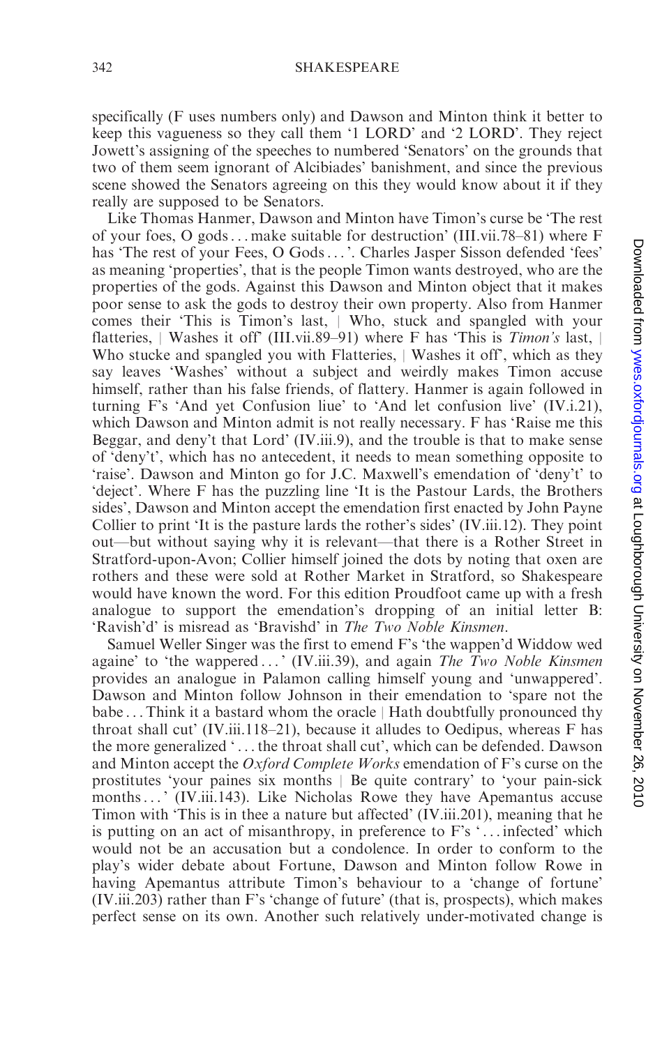specifically (F uses numbers only) and Dawson and Minton think it better to keep this vagueness so they call them '1 LORD' and '2 LORD'. They reject Jowett's assigning of the speeches to numbered 'Senators' on the grounds that two of them seem ignorant of Alcibiades' banishment, and since the previous scene showed the Senators agreeing on this they would know about it if they really are supposed to be Senators.

Like Thomas Hanmer, Dawson and Minton have Timon's curse be 'The rest of your foes, O gods . . . make suitable for destruction' (III.vii.78–81) where F has 'The rest of your Fees, O Gods . . . '. Charles Jasper Sisson defended 'fees' as meaning 'properties', that is the people Timon wants destroyed, who are the properties of the gods. Against this Dawson and Minton object that it makes poor sense to ask the gods to destroy their own property. Also from Hanmer comes their 'This is Timon's last, | Who, stuck and spangled with your flatteries, | Washes it off' (III.vii.89–91) where F has 'This is *Timon's* last, | Who stucke and spangled you with Flatteries, | Washes it off', which as they say leaves 'Washes' without a subject and weirdly makes Timon accuse himself, rather than his false friends, of flattery. Hanmer is again followed in turning F's 'And yet Confusion liue' to 'And let confusion live' (IV.i.21), which Dawson and Minton admit is not really necessary. F has 'Raise me this Beggar, and deny't that Lord' (IV.iii.9), and the trouble is that to make sense of 'deny't', which has no antecedent, it needs to mean something opposite to 'raise'. Dawson and Minton go for J.C. Maxwell's emendation of 'deny't' to 'deject'. Where F has the puzzling line 'It is the Pastour Lards, the Brothers sides', Dawson and Minton accept the emendation first enacted by John Payne Collier to print 'It is the pasture lards the rother's sides' (IV.iii.12). They point out—but without saying why it is relevant—that there is a Rother Street in Stratford-upon-Avon; Collier himself joined the dots by noting that oxen are rothers and these were sold at Rother Market in Stratford, so Shakespeare would have known the word. For this edition Proudfoot came up with a fresh analogue to support the emendation's dropping of an initial letter B: 'Ravish'd' is misread as 'Bravishd' in *The Two Noble Kinsmen*.

Samuel Weller Singer was the first to emend F's 'the wappen'd Widdow wed againe' to 'the wappered . . . ' (IV.iii.39), and again *The Two Noble Kinsmen* provides an analogue in Palamon calling himself young and 'unwappered'. Dawson and Minton follow Johnson in their emendation to 'spare not the babe . . . Think it a bastard whom the oracle | Hath doubtfully pronounced thy throat shall cut' (IV.iii.118–21), because it alludes to Oedipus, whereas F has the more generalized ' . . . the throat shall cut', which can be defended. Dawson and Minton accept the *Oxford Complete Works* emendation of F's curse on the prostitutes 'your paines six months | Be quite contrary' to 'your pain-sick months . . . ' (IV.iii.143). Like Nicholas Rowe they have Apemantus accuse Timon with 'This is in thee a nature but affected' (IV.iii.201), meaning that he is putting on an act of misanthropy, in preference to F's ' . . . infected' which would not be an accusation but a condolence. In order to conform to the play's wider debate about Fortune, Dawson and Minton follow Rowe in having Apemantus attribute Timon's behaviour to a 'change of fortune' (IV.iii.203) rather than F's 'change of future' (that is, prospects), which makes perfect sense on its own. Another such relatively under-motivated change is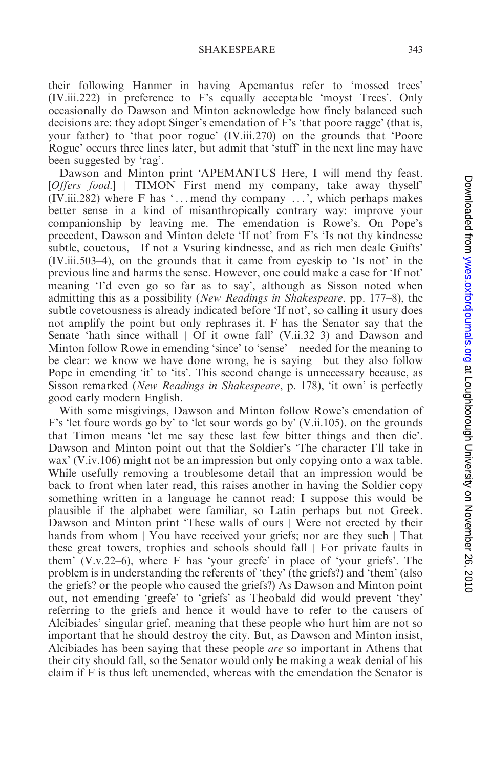their following Hanmer in having Apemantus refer to 'mossed trees' (IV.iii.222) in preference to F's equally acceptable 'moyst Trees'. Only occasionally do Dawson and Minton acknowledge how finely balanced such decisions are: they adopt Singer's emendation of F's 'that poore ragge' (that is, your father) to 'that poor rogue' (IV.iii.270) on the grounds that 'Poore Rogue' occurs three lines later, but admit that 'stuff' in the next line may have been suggested by 'rag'.

Dawson and Minton print 'APEMANTUS Here, I will mend thy feast. [*Offers food*.] | TIMON First mend my company, take away thyself' (IV.iii.282) where F has '... mend thy company ...', which perhaps makes better sense in a kind of misanthropically contrary way: improve your companionship by leaving me. The emendation is Rowe's. On Pope's precedent, Dawson and Minton delete 'If not' from F's 'Is not thy kindnesse subtle, couetous, | If not a Vsuring kindnesse, and as rich men deale Guifts' (IV.iii.503–4), on the grounds that it came from eyeskip to 'Is not' in the previous line and harms the sense. However, one could make a case for 'If not' meaning 'I'd even go so far as to say', although as Sisson noted when admitting this as a possibility (*New Readings in Shakespeare*, pp. 177–8), the subtle covetousness is already indicated before 'If not', so calling it usury does not amplify the point but only rephrases it. F has the Senator say that the Senate 'hath since withall | Of it owne fall' (V.ii.32–3) and Dawson and Minton follow Rowe in emending 'since' to 'sense'—needed for the meaning to be clear: we know we have done wrong, he is saying—but they also follow Pope in emending 'it' to 'its'. This second change is unnecessary because, as Sisson remarked (*New Readings in Shakespeare*, p. 178), 'it own' is perfectly good early modern English.

With some misgivings, Dawson and Minton follow Rowe's emendation of F's 'let foure words go by' to 'let sour words go by' (V.ii.105), on the grounds that Timon means 'let me say these last few bitter things and then die'. Dawson and Minton point out that the Soldier's 'The character I'll take in wax' (V.iv.106) might not be an impression but only copying onto a wax table. While usefully removing a troublesome detail that an impression would be back to front when later read, this raises another in having the Soldier copy something written in a language he cannot read; I suppose this would be plausible if the alphabet were familiar, so Latin perhaps but not Greek. Dawson and Minton print 'These walls of ours | Were not erected by their hands from whom | You have received your griefs; nor are they such | That these great towers, trophies and schools should fall | For private faults in them' (V.v.22–6), where F has 'your greefe' in place of 'your griefs'. The problem is in understanding the referents of 'they' (the griefs?) and 'them' (also the griefs? or the people who caused the griefs?) As Dawson and Minton point out, not emending 'greefe' to 'griefs' as Theobald did would prevent 'they' referring to the griefs and hence it would have to refer to the causers of Alcibiades' singular grief, meaning that these people who hurt him are not so important that he should destroy the city. But, as Dawson and Minton insist, Alcibiades has been saying that these people *are* so important in Athens that their city should fall, so the Senator would only be making a weak denial of his claim if F is thus left unemended, whereas with the emendation the Senator is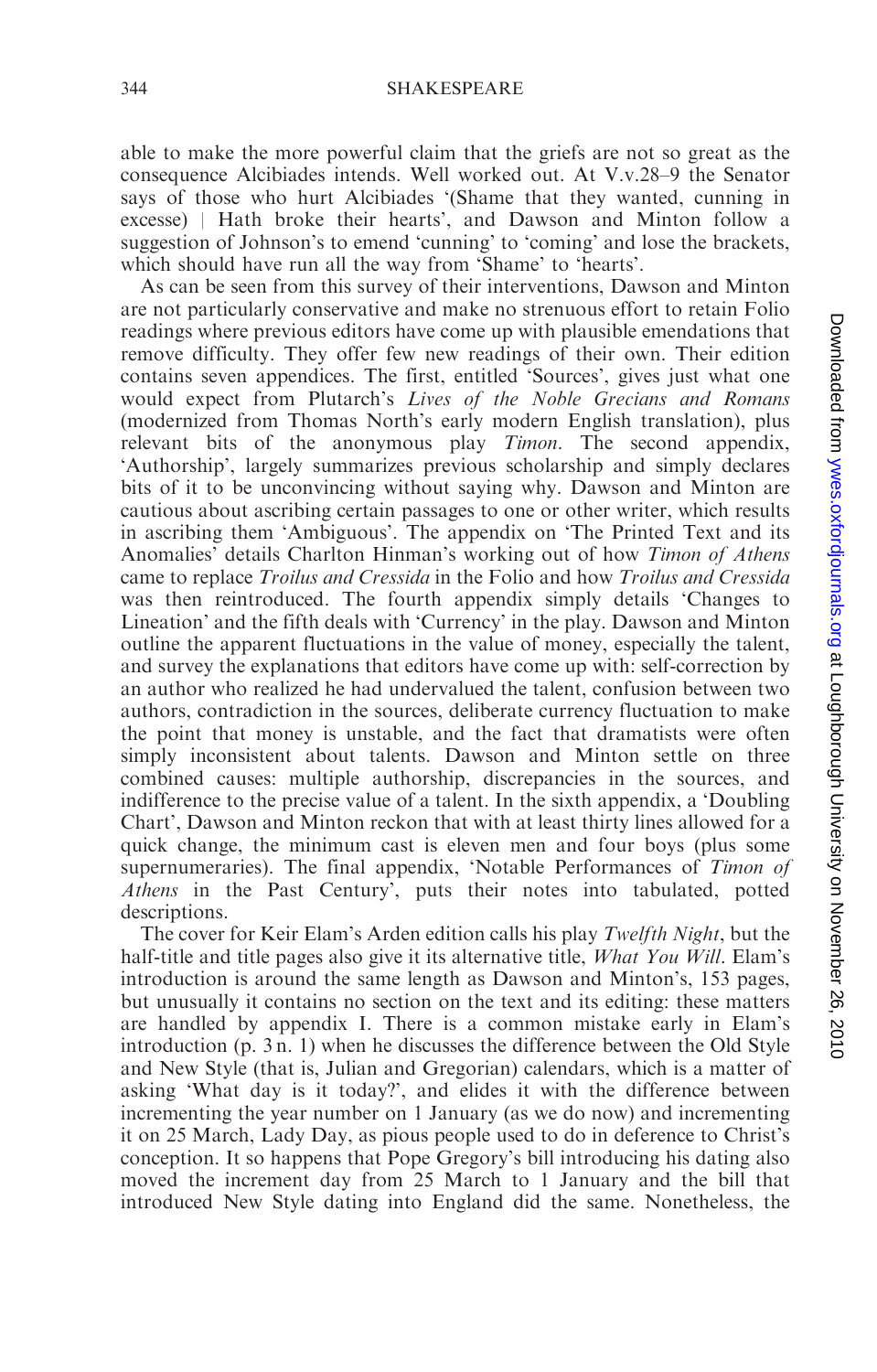able to make the more powerful claim that the griefs are not so great as the consequence Alcibiades intends. Well worked out. At V.v.28–9 the Senator says of those who hurt Alcibiades '(Shame that they wanted, cunning in excesse) | Hath broke their hearts', and Dawson and Minton follow a suggestion of Johnson's to emend 'cunning' to 'coming' and lose the brackets, which should have run all the way from 'Shame' to 'hearts'.

As can be seen from this survey of their interventions, Dawson and Minton are not particularly conservative and make no strenuous effort to retain Folio readings where previous editors have come up with plausible emendations that remove difficulty. They offer few new readings of their own. Their edition contains seven appendices. The first, entitled 'Sources', gives just what one would expect from Plutarch's *Lives of the Noble Grecians and Romans* (modernized from Thomas North's early modern English translation), plus relevant bits of the anonymous play *Timon*. The second appendix, 'Authorship', largely summarizes previous scholarship and simply declares bits of it to be unconvincing without saying why. Dawson and Minton are cautious about ascribing certain passages to one or other writer, which results in ascribing them 'Ambiguous'. The appendix on 'The Printed Text and its Anomalies' details Charlton Hinman's working out of how *Timon of Athens* came to replace *Troilus and Cressida* in the Folio and how *Troilus and Cressida* was then reintroduced. The fourth appendix simply details 'Changes to Lineation' and the fifth deals with 'Currency' in the play. Dawson and Minton outline the apparent fluctuations in the value of money, especially the talent, and survey the explanations that editors have come up with: self-correction by an author who realized he had undervalued the talent, confusion between two authors, contradiction in the sources, deliberate currency fluctuation to make the point that money is unstable, and the fact that dramatists were often simply inconsistent about talents. Dawson and Minton settle on three combined causes: multiple authorship, discrepancies in the sources, and indifference to the precise value of a talent. In the sixth appendix, a 'Doubling Chart', Dawson and Minton reckon that with at least thirty lines allowed for a quick change, the minimum cast is eleven men and four boys (plus some supernumeraries). The final appendix, 'Notable Performances of *Timon of Athens* in the Past Century', puts their notes into tabulated, potted descriptions.

The cover for Keir Elam's Arden edition calls his play *Twelfth Night*, but the half-title and title pages also give it its alternative title, *What You Will*. Elam's introduction is around the same length as Dawson and Minton's, 153 pages, but unusually it contains no section on the text and its editing: these matters are handled by appendix I. There is a common mistake early in Elam's introduction (p. 3 n. 1) when he discusses the difference between the Old Style and New Style (that is, Julian and Gregorian) calendars, which is a matter of asking 'What day is it today?', and elides it with the difference between incrementing the year number on 1 January (as we do now) and incrementing it on 25 March, Lady Day, as pious people used to do in deference to Christ's conception. It so happens that Pope Gregory's bill introducing his dating also moved the increment day from 25 March to 1 January and the bill that introduced New Style dating into England did the same. Nonetheless, the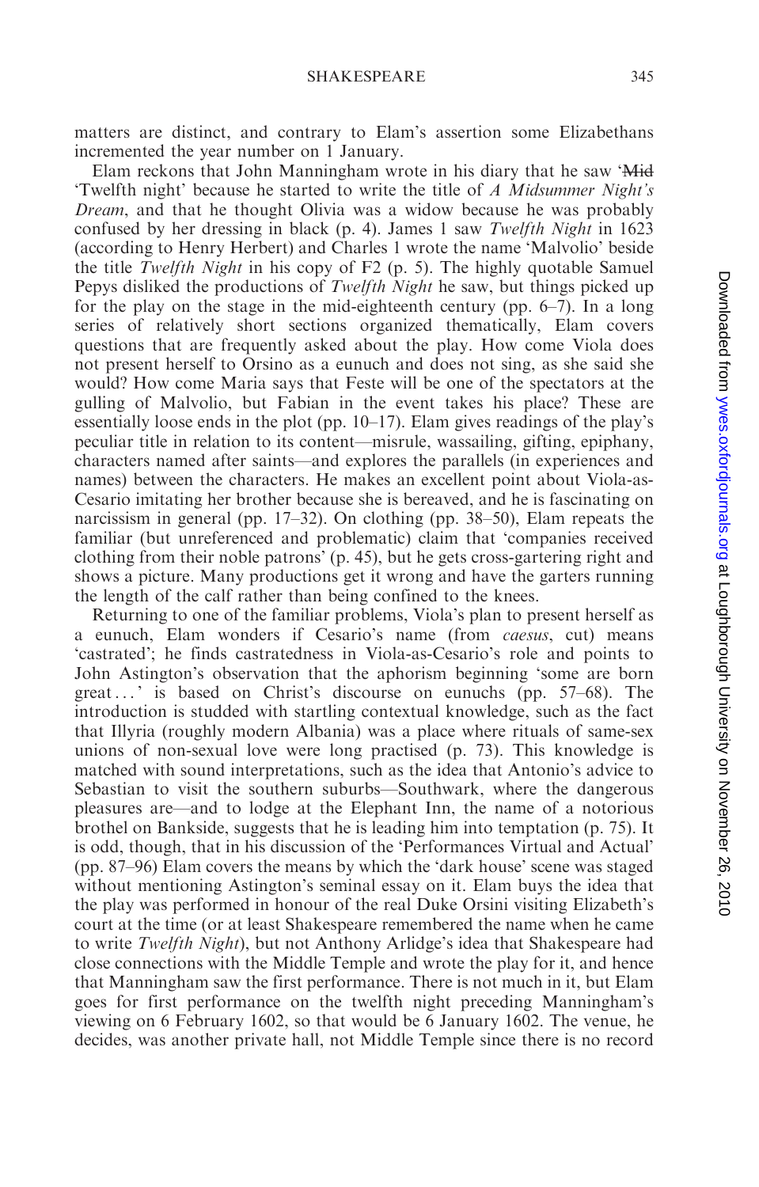matters are distinct, and contrary to Elam's assertion some Elizabethans incremented the year number on 1 January.

Elam reckons that John Manningham wrote in his diary that he saw '~~Mid~~ 'Twelfth night' because he started to write the title of *A Midsummer Night's Dream*, and that he thought Olivia was a widow because he was probably confused by her dressing in black (p. 4). James 1 saw *Twelfth Night* in 1623 (according to Henry Herbert) and Charles 1 wrote the name 'Malvolio' beside the title *Twelfth Night* in his copy of F2 (p. 5). The highly quotable Samuel Pepys disliked the productions of *Twelfth Night* he saw, but things picked up for the play on the stage in the mid-eighteenth century (pp. 6–7). In a long series of relatively short sections organized thematically, Elam covers questions that are frequently asked about the play. How come Viola does not present herself to Orsino as a eunuch and does not sing, as she said she would? How come Maria says that Feste will be one of the spectators at the gulling of Malvolio, but Fabian in the event takes his place? These are essentially loose ends in the plot (pp. 10–17). Elam gives readings of the play's peculiar title in relation to its content—misrule, wassailing, gifting, epiphany, characters named after saints—and explores the parallels (in experiences and names) between the characters. He makes an excellent point about Viola-as-Cesario imitating her brother because she is bereaved, and he is fascinating on narcissism in general (pp. 17–32). On clothing (pp. 38–50), Elam repeats the familiar (but unreferenced and problematic) claim that 'companies received clothing from their noble patrons' (p. 45), but he gets cross-gartering right and shows a picture. Many productions get it wrong and have the garters running the length of the calf rather than being confined to the knees.

Returning to one of the familiar problems, Viola's plan to present herself as a eunuch, Elam wonders if Cesario's name (from *caesus*, cut) means 'castrated'; he finds castratedness in Viola-as-Cesario's role and points to John Astington's observation that the aphorism beginning 'some are born great . . . ' is based on Christ's discourse on eunuchs (pp. 57–68). The introduction is studded with startling contextual knowledge, such as the fact that Illyria (roughly modern Albania) was a place where rituals of same-sex unions of non-sexual love were long practised (p. 73). This knowledge is matched with sound interpretations, such as the idea that Antonio's advice to Sebastian to visit the southern suburbs—Southwark, where the dangerous pleasures are—and to lodge at the Elephant Inn, the name of a notorious brothel on Bankside, suggests that he is leading him into temptation (p. 75). It is odd, though, that in his discussion of the 'Performances Virtual and Actual' (pp. 87–96) Elam covers the means by which the 'dark house' scene was staged without mentioning Astington's seminal essay on it. Elam buys the idea that the play was performed in honour of the real Duke Orsini visiting Elizabeth's court at the time (or at least Shakespeare remembered the name when he came to write *Twelfth Night*), but not Anthony Arlidge's idea that Shakespeare had close connections with the Middle Temple and wrote the play for it, and hence that Manningham saw the first performance. There is not much in it, but Elam goes for first performance on the twelfth night preceding Manningham's viewing on 6 February 1602, so that would be 6 January 1602. The venue, he decides, was another private hall, not Middle Temple since there is no record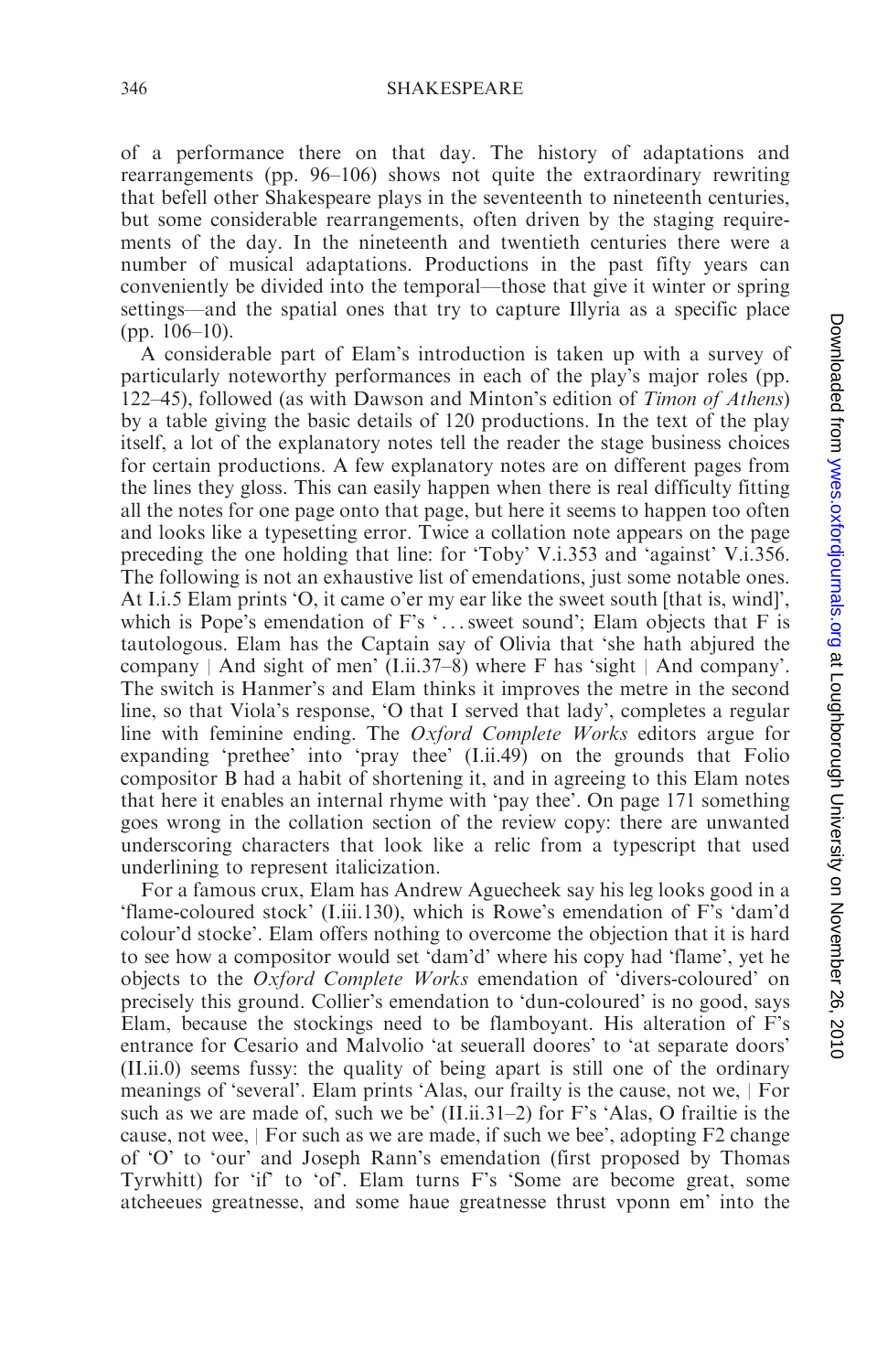of a performance there on that day. The history of adaptations and rearrangements (pp. 96–106) shows not quite the extraordinary rewriting that befell other Shakespeare plays in the seventeenth to nineteenth centuries, but some considerable rearrangements, often driven by the staging requirements of the day. In the nineteenth and twentieth centuries there were a number of musical adaptations. Productions in the past fifty years can conveniently be divided into the temporal—those that give it winter or spring settings—and the spatial ones that try to capture Illyria as a specific place (pp. 106–10).

A considerable part of Elam's introduction is taken up with a survey of particularly noteworthy performances in each of the play's major roles (pp. 122–45), followed (as with Dawson and Minton's edition of *Timon of Athens*) by a table giving the basic details of 120 productions. In the text of the play itself, a lot of the explanatory notes tell the reader the stage business choices for certain productions. A few explanatory notes are on different pages from the lines they gloss. This can easily happen when there is real difficulty fitting all the notes for one page onto that page, but here it seems to happen too often and looks like a typesetting error. Twice a collation note appears on the page preceding the one holding that line: for 'Toby' V.i.353 and 'against' V.i.356. The following is not an exhaustive list of emendations, just some notable ones. At I.i.5 Elam prints 'O, it came o'er my ear like the sweet south [that is, wind]', which is Pope's emendation of F's '. . . sweet sound'; Elam objects that F is tautologous. Elam has the Captain say of Olivia that 'she hath abjured the company | And sight of men' (I.ii.37–8) where F has 'sight | And company'. The switch is Hanmer's and Elam thinks it improves the metre in the second line, so that Viola's response, 'O that I served that lady', completes a regular line with feminine ending. The *Oxford Complete Works* editors argue for expanding 'prethee' into 'pray thee' (I.ii.49) on the grounds that Folio compositor B had a habit of shortening it, and in agreeing to this Elam notes that here it enables an internal rhyme with 'pay thee'. On page 171 something goes wrong in the collation section of the review copy: there are unwanted underscoring characters that look like a relic from a typescript that used underlining to represent italicization.

For a famous crux, Elam has Andrew Aguecheek say his leg looks good in a 'flame-coloured stock' (I.iii.130), which is Rowe's emendation of F's 'dam'd colour'd stocke'. Elam offers nothing to overcome the objection that it is hard to see how a compositor would set 'dam'd' where his copy had 'flame', yet he objects to the *Oxford Complete Works* emendation of 'divers-coloured' on precisely this ground. Collier's emendation to 'dun-coloured' is no good, says Elam, because the stockings need to be flamboyant. His alteration of F's entrance for Cesario and Malvolio 'at seuerall doores' to 'at separate doors' (II.ii.0) seems fussy: the quality of being apart is still one of the ordinary meanings of 'several'. Elam prints 'Alas, our frailty is the cause, not we, | For such as we are made of, such we be' (II.ii.31–2) for F's 'Alas, O frailtie is the cause, not wee, | For such as we are made, if such we bee', adopting F2 change of 'O' to 'our' and Joseph Rann's emendation (first proposed by Thomas Tyrwhitt) for 'if' to 'of'. Elam turns F's 'Some are become great, some atcheeues greatnesse, and some haue greatnesse thrust vponn em' into the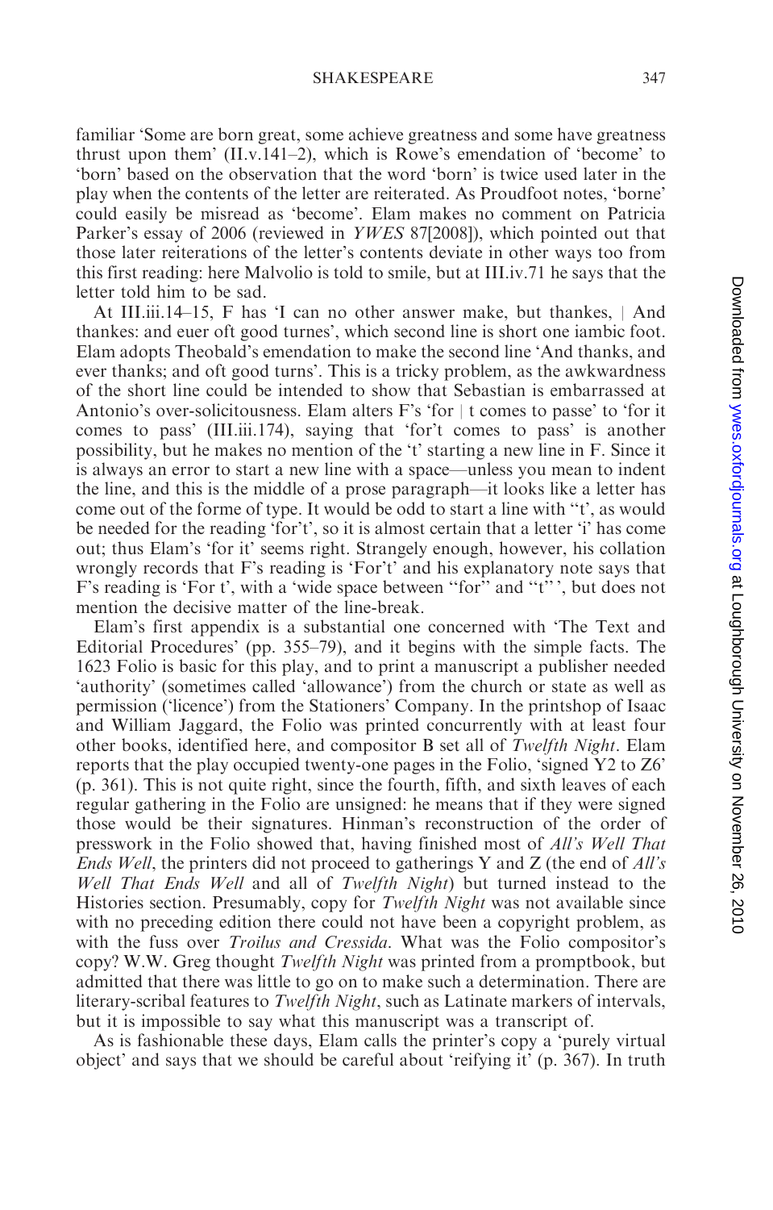familiar 'Some are born great, some achieve greatness and some have greatness thrust upon them' (II.v.141–2), which is Rowe's emendation of 'become' to 'born' based on the observation that the word 'born' is twice used later in the play when the contents of the letter are reiterated. As Proudfoot notes, 'borne' could easily be misread as 'become'. Elam makes no comment on Patricia Parker's essay of 2006 (reviewed in *YWES* 87[2008]), which pointed out that those later reiterations of the letter's contents deviate in other ways too from this first reading: here Malvolio is told to smile, but at III.iv.71 he says that the letter told him to be sad.

At III.iii.14–15, F has 'I can no other answer make, but thankes, | And thankes: and euer oft good turnes', which second line is short one iambic foot. Elam adopts Theobald's emendation to make the second line 'And thanks, and ever thanks; and oft good turns'. This is a tricky problem, as the awkwardness of the short line could be intended to show that Sebastian is embarrassed at Antonio's over-solicitousness. Elam alters F's 'for | t comes to passe' to 'for it comes to pass' (III.iii.174), saying that 'for't comes to pass' is another possibility, but he makes no mention of the 't' starting a new line in F. Since it is always an error to start a new line with a space—unless you mean to indent the line, and this is the middle of a prose paragraph—it looks like a letter has come out of the forme of type. It would be odd to start a line with "t', as would be needed for the reading 'for't', so it is almost certain that a letter 'i' has come out; thus Elam's 'for it' seems right. Strangely enough, however, his collation wrongly records that F's reading is 'For't' and his explanatory note says that F's reading is 'For t', with a 'wide space between "for" and "t"', but does not mention the decisive matter of the line-break.

Elam's first appendix is a substantial one concerned with 'The Text and Editorial Procedures' (pp. 355–79), and it begins with the simple facts. The 1623 Folio is basic for this play, and to print a manuscript a publisher needed 'authority' (sometimes called 'allowance') from the church or state as well as permission ('licence') from the Stationers' Company. In the printshop of Isaac and William Jaggard, the Folio was printed concurrently with at least four other books, identified here, and compositor B set all of *Twelfth Night*. Elam reports that the play occupied twenty-one pages in the Folio, 'signed Y2 to Z6' (p. 361). This is not quite right, since the fourth, fifth, and sixth leaves of each regular gathering in the Folio are unsigned: he means that if they were signed those would be their signatures. Hinman's reconstruction of the order of presswork in the Folio showed that, having finished most of *All's Well That Ends Well*, the printers did not proceed to gatherings Y and Z (the end of *All's Well That Ends Well* and all of *Twelfth Night*) but turned instead to the Histories section. Presumably, copy for *Twelfth Night* was not available since with no preceding edition there could not have been a copyright problem, as with the fuss over *Troilus and Cressida*. What was the Folio compositor's copy? W.W. Greg thought *Twelfth Night* was printed from a promptbook, but admitted that there was little to go on to make such a determination. There are literary-scribal features to *Twelfth Night*, such as Latinate markers of intervals, but it is impossible to say what this manuscript was a transcript of.

As is fashionable these days, Elam calls the printer's copy a 'purely virtual object' and says that we should be careful about 'reifying it' (p. 367). In truth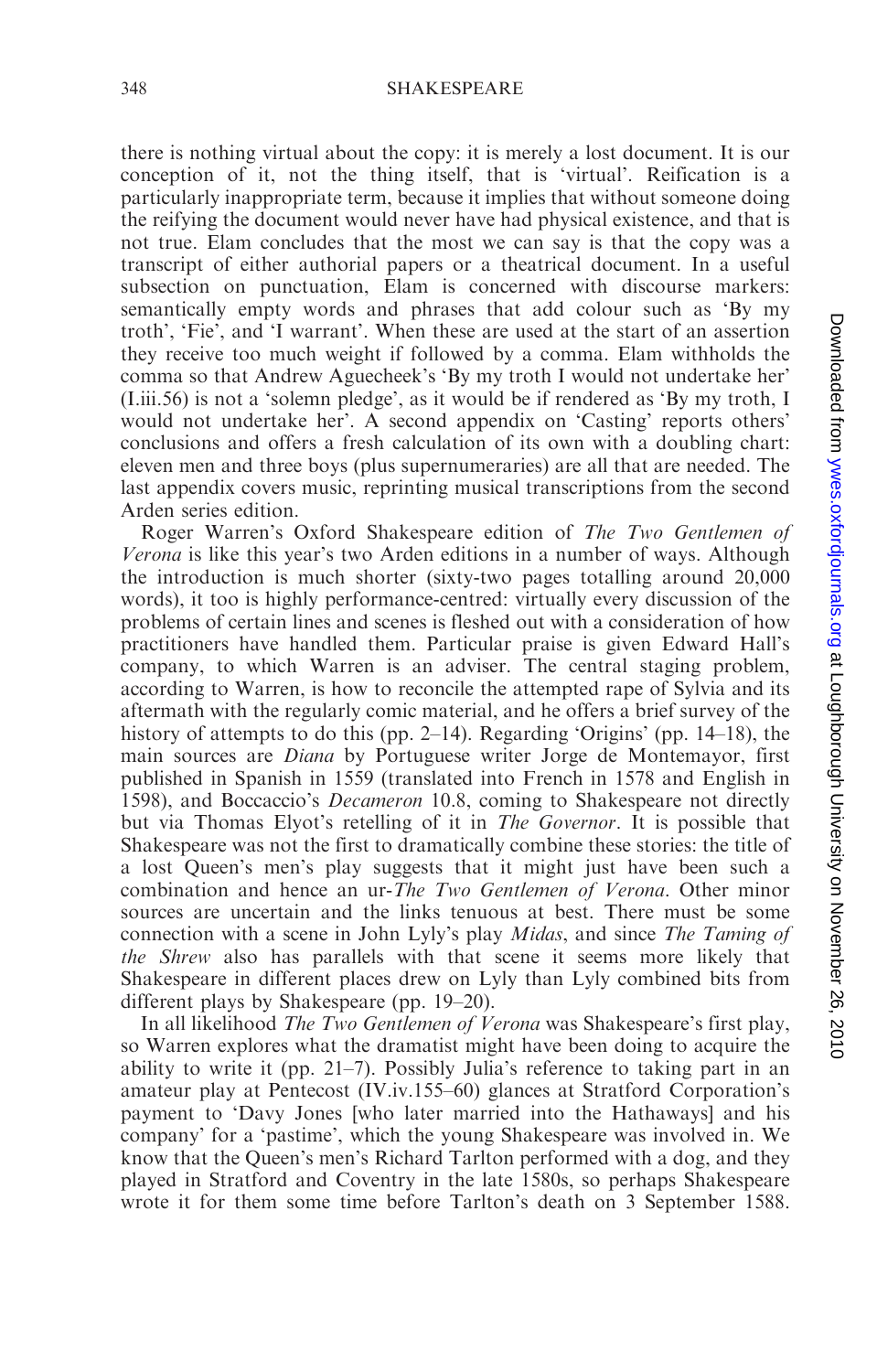there is nothing virtual about the copy: it is merely a lost document. It is our conception of it, not the thing itself, that is 'virtual'. Reification is a particularly inappropriate term, because it implies that without someone doing the reifying the document would never have had physical existence, and that is not true. Elam concludes that the most we can say is that the copy was a transcript of either authorial papers or a theatrical document. In a useful subsection on punctuation, Elam is concerned with discourse markers: semantically empty words and phrases that add colour such as 'By my troth', 'Fie', and 'I warrant'. When these are used at the start of an assertion they receive too much weight if followed by a comma. Elam withholds the comma so that Andrew Aguecheek's 'By my troth I would not undertake her' (I.iii.56) is not a 'solemn pledge', as it would be if rendered as 'By my troth, I would not undertake her'. A second appendix on 'Casting' reports others' conclusions and offers a fresh calculation of its own with a doubling chart: eleven men and three boys (plus supernumeraries) are all that are needed. The last appendix covers music, reprinting musical transcriptions from the second Arden series edition.

Roger Warren's Oxford Shakespeare edition of *The Two Gentlemen of Verona* is like this year's two Arden editions in a number of ways. Although the introduction is much shorter (sixty-two pages totalling around 20,000 words), it too is highly performance-centred: virtually every discussion of the problems of certain lines and scenes is fleshed out with a consideration of how practitioners have handled them. Particular praise is given Edward Hall's company, to which Warren is an adviser. The central staging problem, according to Warren, is how to reconcile the attempted rape of Sylvia and its aftermath with the regularly comic material, and he offers a brief survey of the history of attempts to do this (pp. 2–14). Regarding 'Origins' (pp. 14–18), the main sources are *Diana* by Portuguese writer Jorge de Montemayor, first published in Spanish in 1559 (translated into French in 1578 and English in 1598), and Boccaccio's *Decameron* 10.8, coming to Shakespeare not directly but via Thomas Elyot's retelling of it in *The Governor*. It is possible that Shakespeare was not the first to dramatically combine these stories: the title of a lost Queen's men's play suggests that it might just have been such a combination and hence an ur-*The Two Gentlemen of Verona*. Other minor sources are uncertain and the links tenuous at best. There must be some connection with a scene in John Lyly's play *Midas*, and since *The Taming of the Shrew* also has parallels with that scene it seems more likely that Shakespeare in different places drew on Lyly than Lyly combined bits from different plays by Shakespeare (pp. 19–20).

In all likelihood *The Two Gentlemen of Verona* was Shakespeare's first play, so Warren explores what the dramatist might have been doing to acquire the ability to write it (pp. 21–7). Possibly Julia's reference to taking part in an amateur play at Pentecost (IV.iv.155–60) glances at Stratford Corporation's payment to 'Davy Jones [who later married into the Hathaways] and his company' for a 'pastime', which the young Shakespeare was involved in. We know that the Queen's men's Richard Tarlton performed with a dog, and they played in Stratford and Coventry in the late 1580s, so perhaps Shakespeare wrote it for them some time before Tarlton's death on 3 September 1588.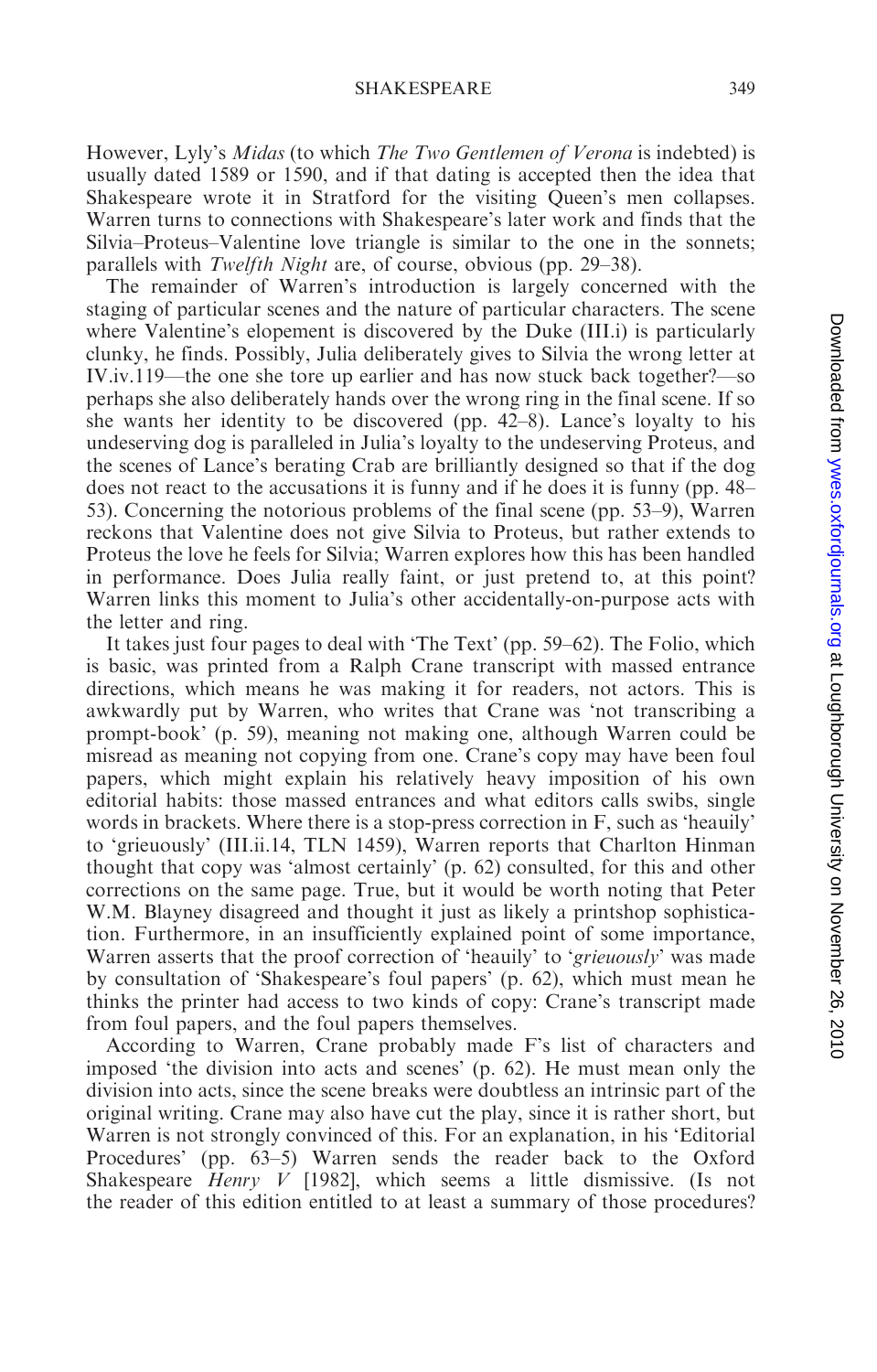However, Lyly's *Midas* (to which *The Two Gentlemen of Verona* is indebted) is usually dated 1589 or 1590, and if that dating is accepted then the idea that Shakespeare wrote it in Stratford for the visiting Queen's men collapses. Warren turns to connections with Shakespeare's later work and finds that the Silvia–Proteus–Valentine love triangle is similar to the one in the sonnets; parallels with *Twelfth Night* are, of course, obvious (pp. 29–38).

The remainder of Warren's introduction is largely concerned with the staging of particular scenes and the nature of particular characters. The scene where Valentine's elopement is discovered by the Duke (III.i) is particularly clunky, he finds. Possibly, Julia deliberately gives to Silvia the wrong letter at IV.iv.119—the one she tore up earlier and has now stuck back together?—so perhaps she also deliberately hands over the wrong ring in the final scene. If so she wants her identity to be discovered (pp. 42–8). Lance's loyalty to his undeserving dog is paralleled in Julia's loyalty to the undeserving Proteus, and the scenes of Lance's berating Crab are brilliantly designed so that if the dog does not react to the accusations it is funny and if he does it is funny (pp. 48–53). Concerning the notorious problems of the final scene (pp. 53–9), Warren reckons that Valentine does not give Silvia to Proteus, but rather extends to Proteus the love he feels for Silvia; Warren explores how this has been handled in performance. Does Julia really faint, or just pretend to, at this point? Warren links this moment to Julia's other accidentally-on-purpose acts with the letter and ring.

It takes just four pages to deal with 'The Text' (pp. 59–62). The Folio, which is basic, was printed from a Ralph Crane transcript with massed entrance directions, which means he was making it for readers, not actors. This is awkwardly put by Warren, who writes that Crane was 'not transcribing a prompt-book' (p. 59), meaning not making one, although Warren could be misread as meaning not copying from one. Crane's copy may have been foul papers, which might explain his relatively heavy imposition of his own editorial habits: those massed entrances and what editors calls swibs, single words in brackets. Where there is a stop-press correction in F, such as 'heauily' to 'grieuously' (III.ii.14, TLN 1459), Warren reports that Charlton Hinman thought that copy was 'almost certainly' (p. 62) consulted, for this and other corrections on the same page. True, but it would be worth noting that Peter W.M. Blayney disagreed and thought it just as likely a printshop sophistication. Furthermore, in an insufficiently explained point of some importance, Warren asserts that the proof correction of 'heauily' to '*grieuously*' was made by consultation of 'Shakespeare's foul papers' (p. 62), which must mean he thinks the printer had access to two kinds of copy: Crane's transcript made from foul papers, and the foul papers themselves.

According to Warren, Crane probably made F's list of characters and imposed 'the division into acts and scenes' (p. 62). He must mean only the division into acts, since the scene breaks were doubtless an intrinsic part of the original writing. Crane may also have cut the play, since it is rather short, but Warren is not strongly convinced of this. For an explanation, in his 'Editorial Procedures' (pp. 63–5) Warren sends the reader back to the Oxford Shakespeare *Henry V* [1982], which seems a little dismissive. (Is not the reader of this edition entitled to at least a summary of those procedures?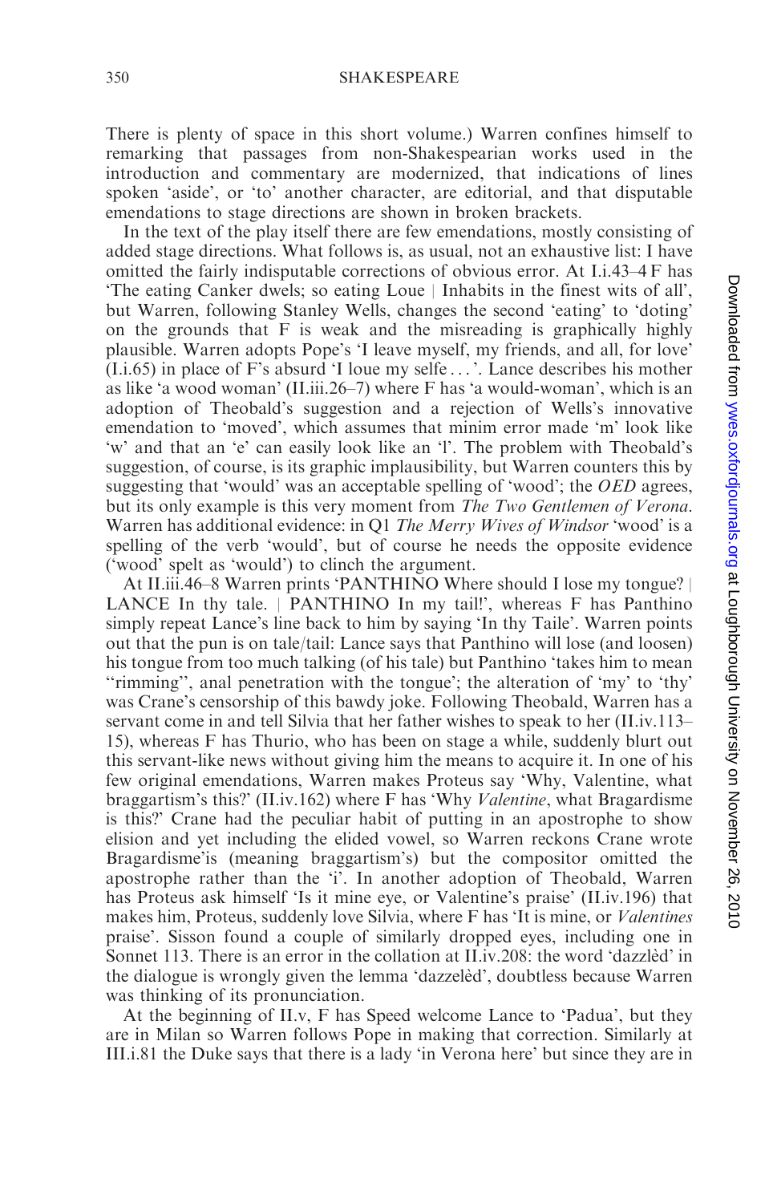There is plenty of space in this short volume.) Warren confines himself to remarking that passages from non-Shakespearian works used in the introduction and commentary are modernized, that indications of lines spoken 'aside', or 'to' another character, are editorial, and that disputable emendations to stage directions are shown in broken brackets.

In the text of the play itself there are few emendations, mostly consisting of added stage directions. What follows is, as usual, not an exhaustive list: I have omitted the fairly indisputable corrections of obvious error. At I.i.43–4 F has 'The eating Canker dwels; so eating Loue | Inhabits in the finest wits of all', but Warren, following Stanley Wells, changes the second 'eating' to 'doting' on the grounds that F is weak and the misreading is graphically highly plausible. Warren adopts Pope's 'I leave myself, my friends, and all, for love' (I.i.65) in place of F's absurd 'I loue my selfe . . .'. Lance describes his mother as like 'a wood woman' (II.iii.26–7) where F has 'a would-woman', which is an adoption of Theobald's suggestion and a rejection of Wells's innovative emendation to 'moved', which assumes that minim error made 'm' look like 'w' and that an 'e' can easily look like an 'l'. The problem with Theobald's suggestion, of course, is its graphic implausibility, but Warren counters this by suggesting that 'would' was an acceptable spelling of 'wood'; the *OED* agrees, but its only example is this very moment from *The Two Gentlemen of Verona*. Warren has additional evidence: in Q1 *The Merry Wives of Windsor* 'wood' is a spelling of the verb 'would', but of course he needs the opposite evidence ('wood' spelt as 'would') to clinch the argument.

At II.iii.46–8 Warren prints 'PANTHINO Where should I lose my tongue? | LANCE In thy tale. | PANTHINO In my tail!', whereas F has Panthino simply repeat Lance's line back to him by saying 'In thy Taile'. Warren points out that the pun is on tale/tail: Lance says that Panthino will lose (and loosen) his tongue from too much talking (of his tale) but Panthino 'takes him to mean "rimming", anal penetration with the tongue'; the alteration of 'my' to 'thy' was Crane's censorship of this bawdy joke. Following Theobald, Warren has a servant come in and tell Silvia that her father wishes to speak to her (II.iv.113–15), whereas F has Thurio, who has been on stage a while, suddenly blurt out this servant-like news without giving him the means to acquire it. In one of his few original emendations, Warren makes Proteus say 'Why, Valentine, what braggartism's this?' (II.iv.162) where F has 'Why *Valentine*, what Bragardisme is this?' Crane had the peculiar habit of putting in an apostrophe to show elision and yet including the elided vowel, so Warren reckons Crane wrote Bragardisme'is (meaning braggartism's) but the compositor omitted the apostrophe rather than the 'i'. In another adoption of Theobald, Warren has Proteus ask himself 'Is it mine eye, or Valentine's praise' (II.iv.196) that makes him, Proteus, suddenly love Silvia, where F has 'It is mine, or *Valentines* praise'. Sisson found a couple of similarly dropped eyes, including one in Sonnet 113. There is an error in the collation at II.iv.208: the word 'dazzlèd' in the dialogue is wrongly given the lemma 'dazzelèd', doubtless because Warren was thinking of its pronunciation.

At the beginning of II.v, F has Speed welcome Lance to 'Padua', but they are in Milan so Warren follows Pope in making that correction. Similarly at III.i.81 the Duke says that there is a lady 'in Verona here' but since they are in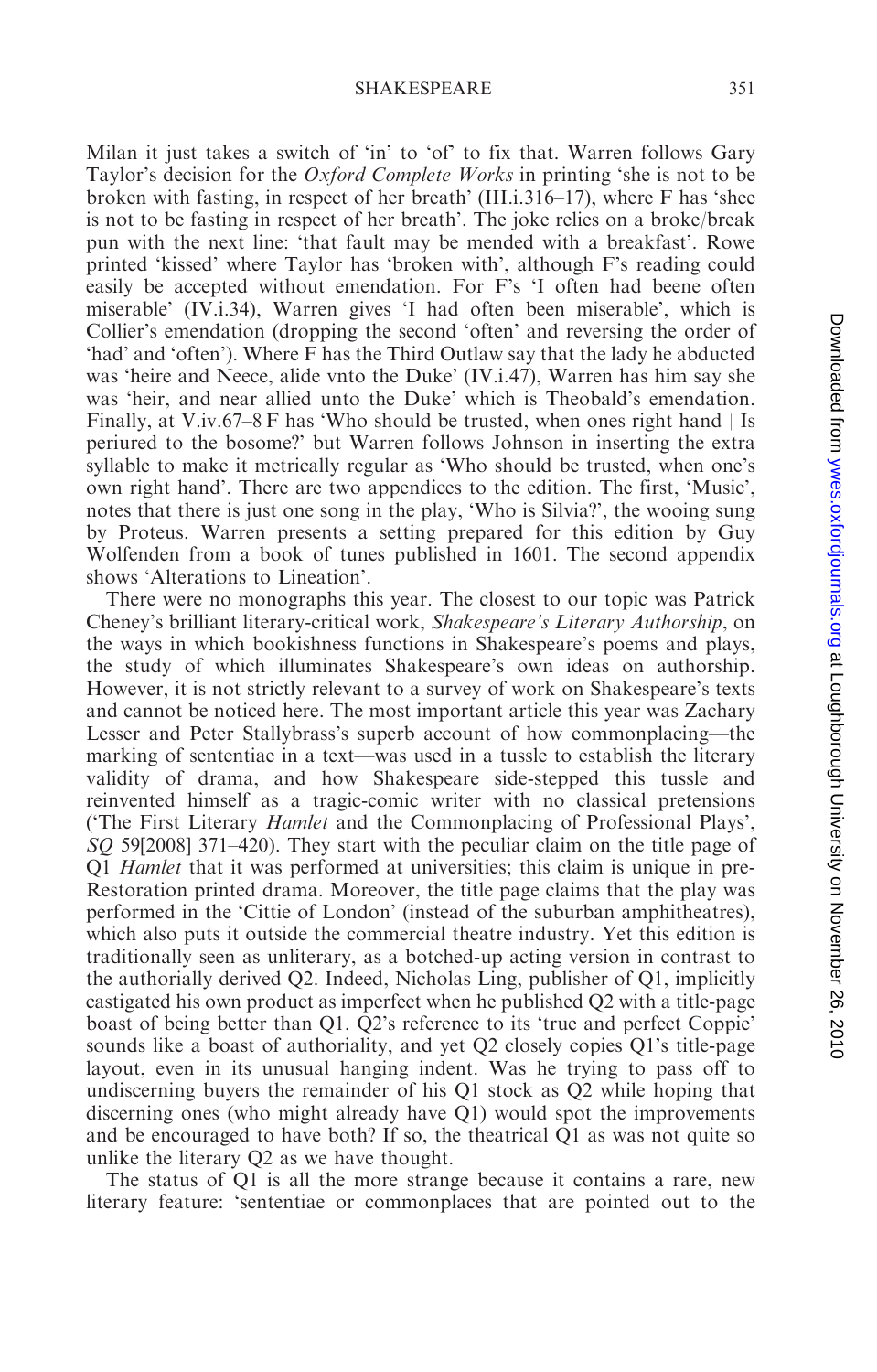Milan it just takes a switch of 'in' to 'of' to fix that. Warren follows Gary Taylor's decision for the *Oxford Complete Works* in printing 'she is not to be broken with fasting, in respect of her breath' (III.i.316–17), where F has 'shee is not to be fasting in respect of her breath'. The joke relies on a broke/break pun with the next line: 'that fault may be mended with a breakfast'. Rowe printed 'kissed' where Taylor has 'broken with', although F's reading could easily be accepted without emendation. For F's 'I often had beene often miserable' (IV.i.34), Warren gives 'I had often been miserable', which is Collier's emendation (dropping the second 'often' and reversing the order of 'had' and 'often'). Where F has the Third Outlaw say that the lady he abducted was 'heire and Neece, alide vnto the Duke' (IV.i.47), Warren has him say she was 'heir, and near allied unto the Duke' which is Theobald's emendation. Finally, at V.iv.67–8 F has 'Who should be trusted, when ones right hand | Is periured to the bosome?' but Warren follows Johnson in inserting the extra syllable to make it metrically regular as 'Who should be trusted, when one's own right hand'. There are two appendices to the edition. The first, 'Music', notes that there is just one song in the play, 'Who is Silvia?', the wooing sung by Proteus. Warren presents a setting prepared for this edition by Guy Wolfenden from a book of tunes published in 1601. The second appendix shows 'Alterations to Lineation'.

There were no monographs this year. The closest to our topic was Patrick Cheney's brilliant literary-critical work, *Shakespeare's Literary Authorship*, on the ways in which bookishness functions in Shakespeare's poems and plays, the study of which illuminates Shakespeare's own ideas on authorship. However, it is not strictly relevant to a survey of work on Shakespeare's texts and cannot be noticed here. The most important article this year was Zachary Lesser and Peter Stallybrass's superb account of how commonplacing—the marking of sententiae in a text—was used in a tussle to establish the literary validity of drama, and how Shakespeare side-stepped this tussle and reinvented himself as a tragic-comic writer with no classical pretensions ('The First Literary *Hamlet* and the Commonplacing of Professional Plays', *SQ* 59[2008] 371–420). They start with the peculiar claim on the title page of Q1 *Hamlet* that it was performed at universities; this claim is unique in pre-Restoration printed drama. Moreover, the title page claims that the play was performed in the 'Cittie of London' (instead of the suburban amphitheatres), which also puts it outside the commercial theatre industry. Yet this edition is traditionally seen as unliterary, as a botched-up acting version in contrast to the authorially derived Q2. Indeed, Nicholas Ling, publisher of Q1, implicitly castigated his own product as imperfect when he published Q2 with a title-page boast of being better than Q1. Q2's reference to its 'true and perfect Coppie' sounds like a boast of authoriality, and yet Q2 closely copies Q1's title-page layout, even in its unusual hanging indent. Was he trying to pass off to undiscerning buyers the remainder of his Q1 stock as Q2 while hoping that discerning ones (who might already have Q1) would spot the improvements and be encouraged to have both? If so, the theatrical Q1 as was not quite so unlike the literary Q2 as we have thought.

The status of Q1 is all the more strange because it contains a rare, new literary feature: 'sententiae or commonplaces that are pointed out to the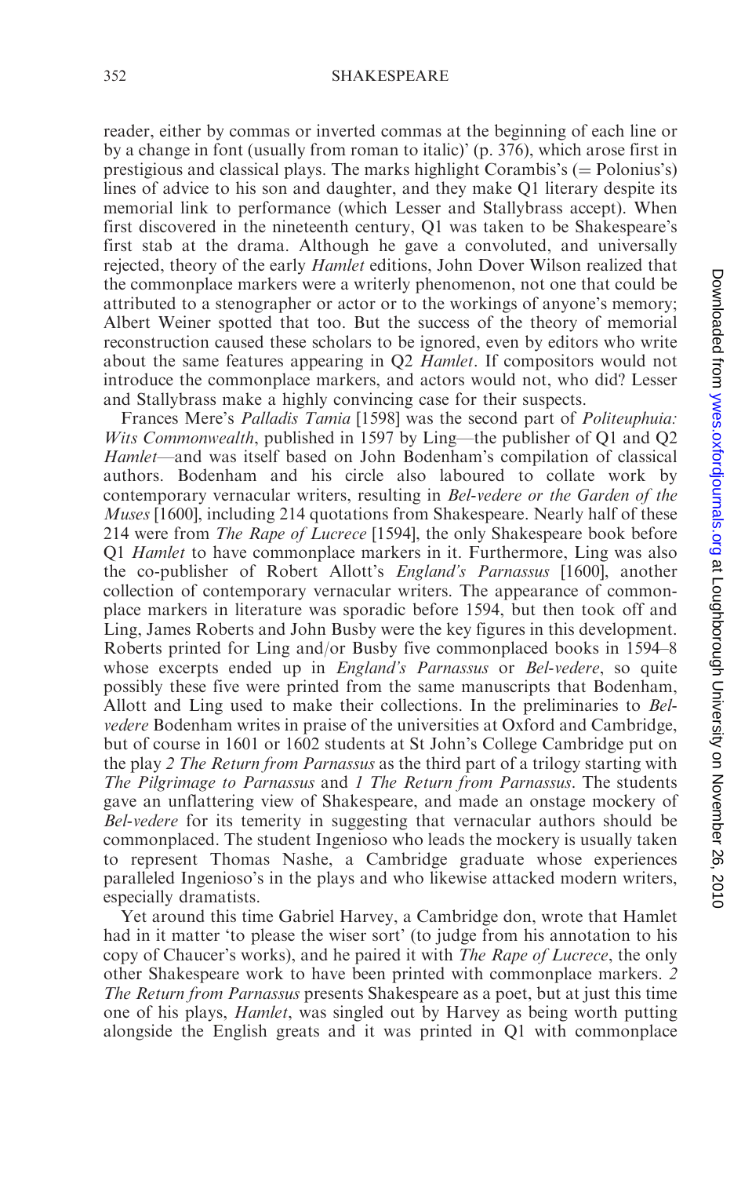reader, either by commas or inverted commas at the beginning of each line or by a change in font (usually from roman to italic)' (p. 376), which arose first in prestigious and classical plays. The marks highlight Corambis's (= Polonius's) lines of advice to his son and daughter, and they make Q1 literary despite its memorial link to performance (which Lesser and Stallybrass accept). When first discovered in the nineteenth century, Q1 was taken to be Shakespeare's first stab at the drama. Although he gave a convoluted, and universally rejected, theory of the early *Hamlet* editions, John Dover Wilson realized that the commonplace markers were a writerly phenomenon, not one that could be attributed to a stenographer or actor or to the workings of anyone's memory; Albert Weiner spotted that too. But the success of the theory of memorial reconstruction caused these scholars to be ignored, even by editors who write about the same features appearing in Q2 *Hamlet*. If compositors would not introduce the commonplace markers, and actors would not, who did? Lesser and Stallybrass make a highly convincing case for their suspects.

Frances Mere's *Palladis Tamia* [1598] was the second part of *Politeuphuia: Wits Commonwealth*, published in 1597 by Ling—the publisher of Q1 and Q2 *Hamlet*—and was itself based on John Bodenham's compilation of classical authors. Bodenham and his circle also laboured to collate work by contemporary vernacular writers, resulting in *Bel-vedere or the Garden of the Muses* [1600], including 214 quotations from Shakespeare. Nearly half of these 214 were from *The Rape of Lucrece* [1594], the only Shakespeare book before Q1 *Hamlet* to have commonplace markers in it. Furthermore, Ling was also the co-publisher of Robert Allott's *England's Parnassus* [1600], another collection of contemporary vernacular writers. The appearance of commonplace markers in literature was sporadic before 1594, but then took off and Ling, James Roberts and John Busby were the key figures in this development. Roberts printed for Ling and/or Busby five commonplaced books in 1594–8 whose excerpts ended up in *England's Parnassus* or *Bel-vedere*, so quite possibly these five were printed from the same manuscripts that Bodenham, Allott and Ling used to make their collections. In the preliminaries to *Bel-vedere* Bodenham writes in praise of the universities at Oxford and Cambridge, but of course in 1601 or 1602 students at St John's College Cambridge put on the play *2 The Return from Parnassus* as the third part of a trilogy starting with *The Pilgrimage to Parnassus* and *1 The Return from Parnassus*. The students gave an unflattering view of Shakespeare, and made an onstage mockery of *Bel-vedere* for its temerity in suggesting that vernacular authors should be commonplaced. The student Ingenioso who leads the mockery is usually taken to represent Thomas Nashe, a Cambridge graduate whose experiences paralleled Ingenioso's in the plays and who likewise attacked modern writers, especially dramatists.

Yet around this time Gabriel Harvey, a Cambridge don, wrote that Hamlet had in it matter 'to please the wiser sort' (to judge from his annotation to his copy of Chaucer's works), and he paired it with *The Rape of Lucrece*, the only other Shakespeare work to have been printed with commonplace markers. *2 The Return from Parnassus* presents Shakespeare as a poet, but at just this time one of his plays, *Hamlet*, was singled out by Harvey as being worth putting alongside the English greats and it was printed in Q1 with commonplace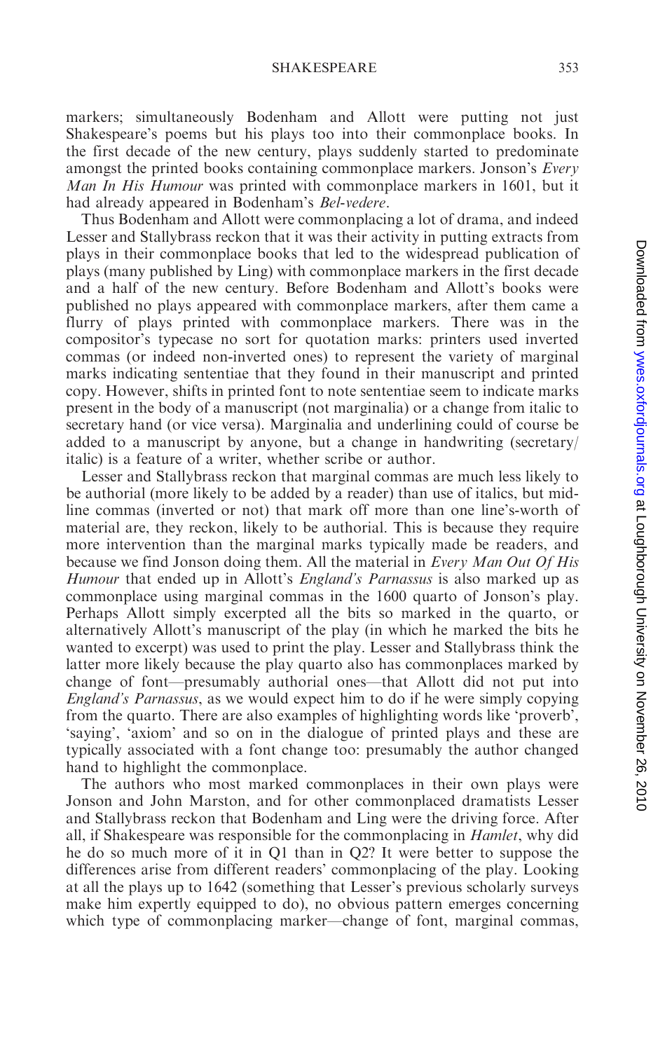markers; simultaneously Bodenham and Allott were putting not just Shakespeare's poems but his plays too into their commonplace books. In the first decade of the new century, plays suddenly started to predominate amongst the printed books containing commonplace markers. Jonson's *Every Man In His Humour* was printed with commonplace markers in 1601, but it had already appeared in Bodenham's *Bel-vedere*.

Thus Bodenham and Allott were commonplacing a lot of drama, and indeed Lesser and Stallybrass reckon that it was their activity in putting extracts from plays in their commonplace books that led to the widespread publication of plays (many published by Ling) with commonplace markers in the first decade and a half of the new century. Before Bodenham and Allott's books were published no plays appeared with commonplace markers, after them came a flurry of plays printed with commonplace markers. There was in the compositor's typecase no sort for quotation marks: printers used inverted commas (or indeed non-inverted ones) to represent the variety of marginal marks indicating sententiae that they found in their manuscript and printed copy. However, shifts in printed font to note sententiae seem to indicate marks present in the body of a manuscript (not marginalia) or a change from italic to secretary hand (or vice versa). Marginalia and underlining could of course be added to a manuscript by anyone, but a change in handwriting (secretary/italic) is a feature of a writer, whether scribe or author.

Lesser and Stallybrass reckon that marginal commas are much less likely to be authorial (more likely to be added by a reader) than use of italics, but mid-line commas (inverted or not) that mark off more than one line's-worth of material are, they reckon, likely to be authorial. This is because they require more intervention than the marginal marks typically made be readers, and because we find Jonson doing them. All the material in *Every Man Out Of His Humour* that ended up in Allott's *England's Parnassus* is also marked up as commonplace using marginal commas in the 1600 quarto of Jonson's play. Perhaps Allott simply excerpted all the bits so marked in the quarto, or alternatively Allott's manuscript of the play (in which he marked the bits he wanted to excerpt) was used to print the play. Lesser and Stallybrass think the latter more likely because the play quarto also has commonplaces marked by change of font—presumably authorial ones—that Allott did not put into *England's Parnassus*, as we would expect him to do if he were simply copying from the quarto. There are also examples of highlighting words like 'proverb', 'saying', 'axiom' and so on in the dialogue of printed plays and these are typically associated with a font change too: presumably the author changed hand to highlight the commonplace.

The authors who most marked commonplaces in their own plays were Jonson and John Marston, and for other commonplaced dramatists Lesser and Stallybrass reckon that Bodenham and Ling were the driving force. After all, if Shakespeare was responsible for the commonplacing in *Hamlet*, why did he do so much more of it in Q1 than in Q2? It were better to suppose the differences arise from different readers' commonplacing of the play. Looking at all the plays up to 1642 (something that Lesser's previous scholarly surveys make him expertly equipped to do), no obvious pattern emerges concerning which type of commonplacing marker—change of font, marginal commas,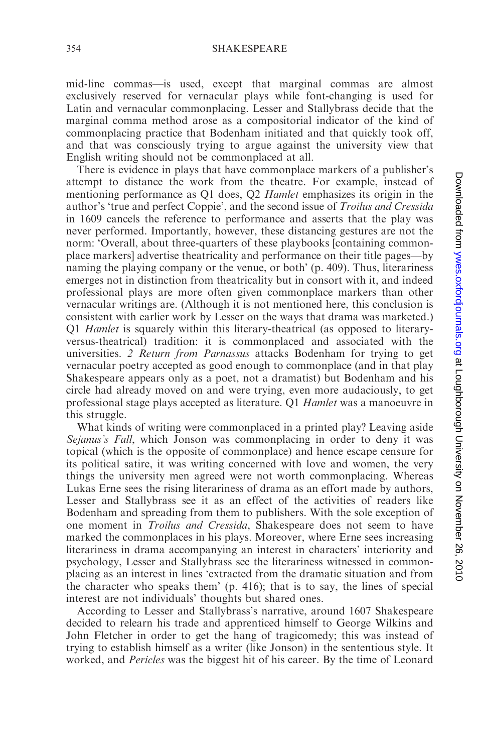mid-line commas—is used, except that marginal commas are almost exclusively reserved for vernacular plays while font-changing is used for Latin and vernacular commonplacing. Lesser and Stallybrass decide that the marginal comma method arose as a compositorial indicator of the kind of commonplacing practice that Bodenham initiated and that quickly took off, and that was consciously trying to argue against the university view that English writing should not be commonplaced at all.

There is evidence in plays that have commonplace markers of a publisher's attempt to distance the work from the theatre. For example, instead of mentioning performance as Q1 does, Q2 *Hamlet* emphasizes its origin in the author's 'true and perfect Coppie', and the second issue of *Troilus and Cressida* in 1609 cancels the reference to performance and asserts that the play was never performed. Importantly, however, these distancing gestures are not the norm: 'Overall, about three-quarters of these playbooks [containing commonplace markers] advertise theatricality and performance on their title pages—by naming the playing company or the venue, or both' (p. 409). Thus, literariness emerges not in distinction from theatricality but in consort with it, and indeed professional plays are more often given commonplace markers than other vernacular writings are. (Although it is not mentioned here, this conclusion is consistent with earlier work by Lesser on the ways that drama was marketed.) Q1 *Hamlet* is squarely within this literary-theatrical (as opposed to literary-versus-theatrical) tradition: it is commonplaced and associated with the universities. *2 Return from Parnassus* attacks Bodenham for trying to get vernacular poetry accepted as good enough to commonplace (and in that play Shakespeare appears only as a poet, not a dramatist) but Bodenham and his circle had already moved on and were trying, even more audaciously, to get professional stage plays accepted as literature. Q1 *Hamlet* was a manoeuvre in this struggle.

What kinds of writing were commonplaced in a printed play? Leaving aside *Sejanus's Fall*, which Jonson was commonplacing in order to deny it was topical (which is the opposite of commonplace) and hence escape censure for its political satire, it was writing concerned with love and women, the very things the university men agreed were not worth commonplacing. Whereas Lukas Erne sees the rising literariness of drama as an effort made by authors, Lesser and Stallybrass see it as an effect of the activities of readers like Bodenham and spreading from them to publishers. With the sole exception of one moment in *Troilus and Cressida*, Shakespeare does not seem to have marked the commonplaces in his plays. Moreover, where Erne sees increasing literariness in drama accompanying an interest in characters' interiority and psychology, Lesser and Stallybrass see the literariness witnessed in commonplacing as an interest in lines 'extracted from the dramatic situation and from the character who speaks them' (p. 416); that is to say, the lines of special interest are not individuals' thoughts but shared ones.

According to Lesser and Stallybrass's narrative, around 1607 Shakespeare decided to relearn his trade and apprenticed himself to George Wilkins and John Fletcher in order to get the hang of tragicomedy; this was instead of trying to establish himself as a writer (like Jonson) in the sententious style. It worked, and *Pericles* was the biggest hit of his career. By the time of Leonard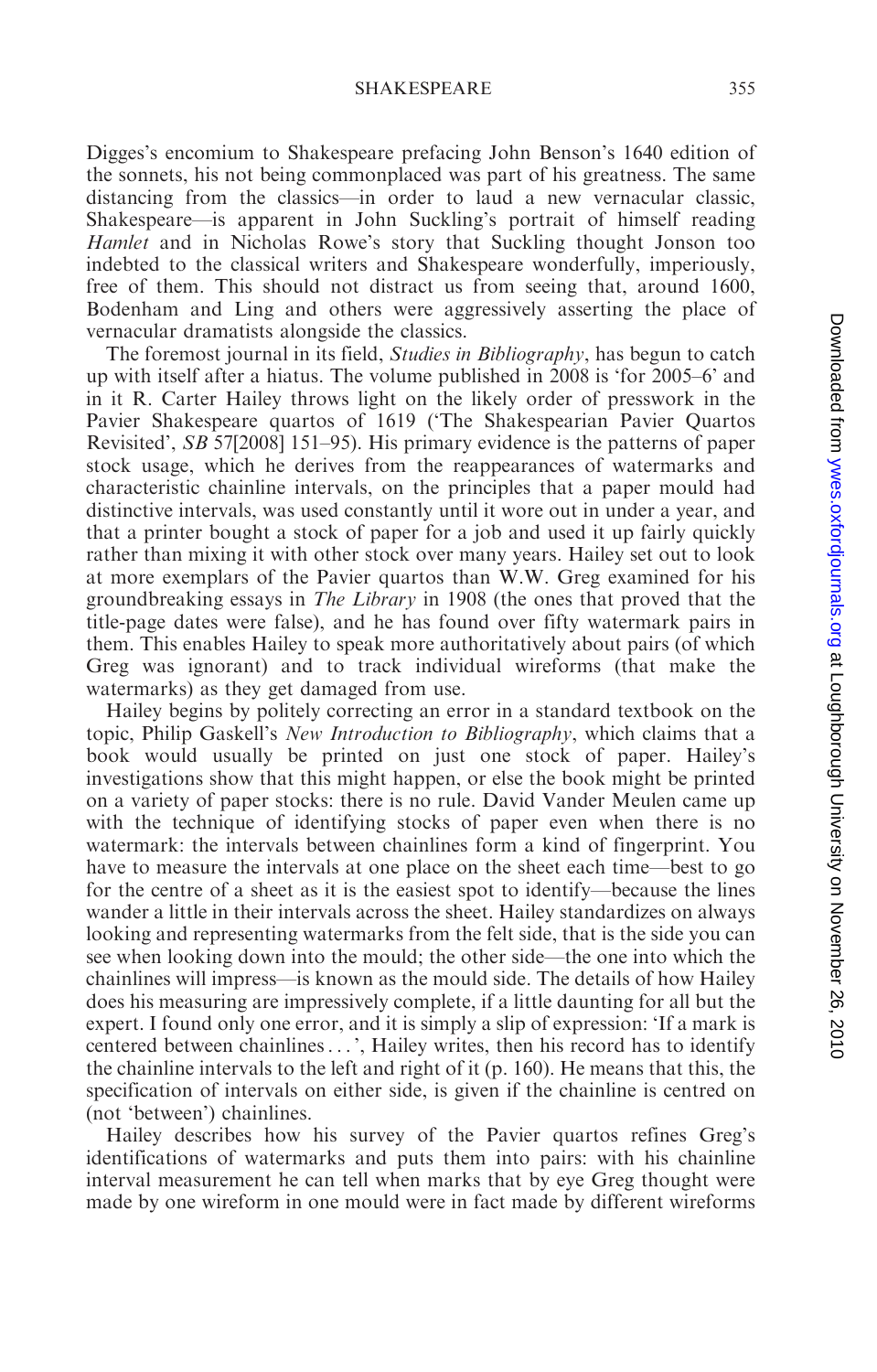Digges's encomium to Shakespeare prefacing John Benson's 1640 edition of the sonnets, his not being commonplaced was part of his greatness. The same distancing from the classics—in order to laud a new vernacular classic, Shakespeare—is apparent in John Suckling's portrait of himself reading *Hamlet* and in Nicholas Rowe's story that Suckling thought Jonson too indebted to the classical writers and Shakespeare wonderfully, imperiously, free of them. This should not distract us from seeing that, around 1600, Bodenham and Ling and others were aggressively asserting the place of vernacular dramatists alongside the classics.

The foremost journal in its field, *Studies in Bibliography*, has begun to catch up with itself after a hiatus. The volume published in 2008 is 'for 2005–6' and in it R. Carter Hailey throws light on the likely order of presswork in the Pavier Shakespeare quartos of 1619 ('The Shakespearian Pavier Quartos Revisited', *SB* 57[2008] 151–95). His primary evidence is the patterns of paper stock usage, which he derives from the reappearances of watermarks and characteristic chainline intervals, on the principles that a paper mould had distinctive intervals, was used constantly until it wore out in under a year, and that a printer bought a stock of paper for a job and used it up fairly quickly rather than mixing it with other stock over many years. Hailey set out to look at more exemplars of the Pavier quartos than W.W. Greg examined for his groundbreaking essays in *The Library* in 1908 (the ones that proved that the title-page dates were false), and he has found over fifty watermark pairs in them. This enables Hailey to speak more authoritatively about pairs (of which Greg was ignorant) and to track individual wireforms (that make the watermarks) as they get damaged from use.

Hailey begins by politely correcting an error in a standard textbook on the topic, Philip Gaskell's *New Introduction to Bibliography*, which claims that a book would usually be printed on just one stock of paper. Hailey's investigations show that this might happen, or else the book might be printed on a variety of paper stocks: there is no rule. David Vander Meulen came up with the technique of identifying stocks of paper even when there is no watermark: the intervals between chainlines form a kind of fingerprint. You have to measure the intervals at one place on the sheet each time—best to go for the centre of a sheet as it is the easiest spot to identify—because the lines wander a little in their intervals across the sheet. Hailey standardizes on always looking and representing watermarks from the felt side, that is the side you can see when looking down into the mould; the other side—the one into which the chainlines will impress—is known as the mould side. The details of how Hailey does his measuring are impressively complete, if a little daunting for all but the expert. I found only one error, and it is simply a slip of expression: 'If a mark is centered between chainlines . . . ', Hailey writes, then his record has to identify the chainline intervals to the left and right of it (p. 160). He means that this, the specification of intervals on either side, is given if the chainline is centred on (not 'between') chainlines.

Hailey describes how his survey of the Pavier quartos refines Greg's identifications of watermarks and puts them into pairs: with his chainline interval measurement he can tell when marks that by eye Greg thought were made by one wireform in one mould were in fact made by different wireforms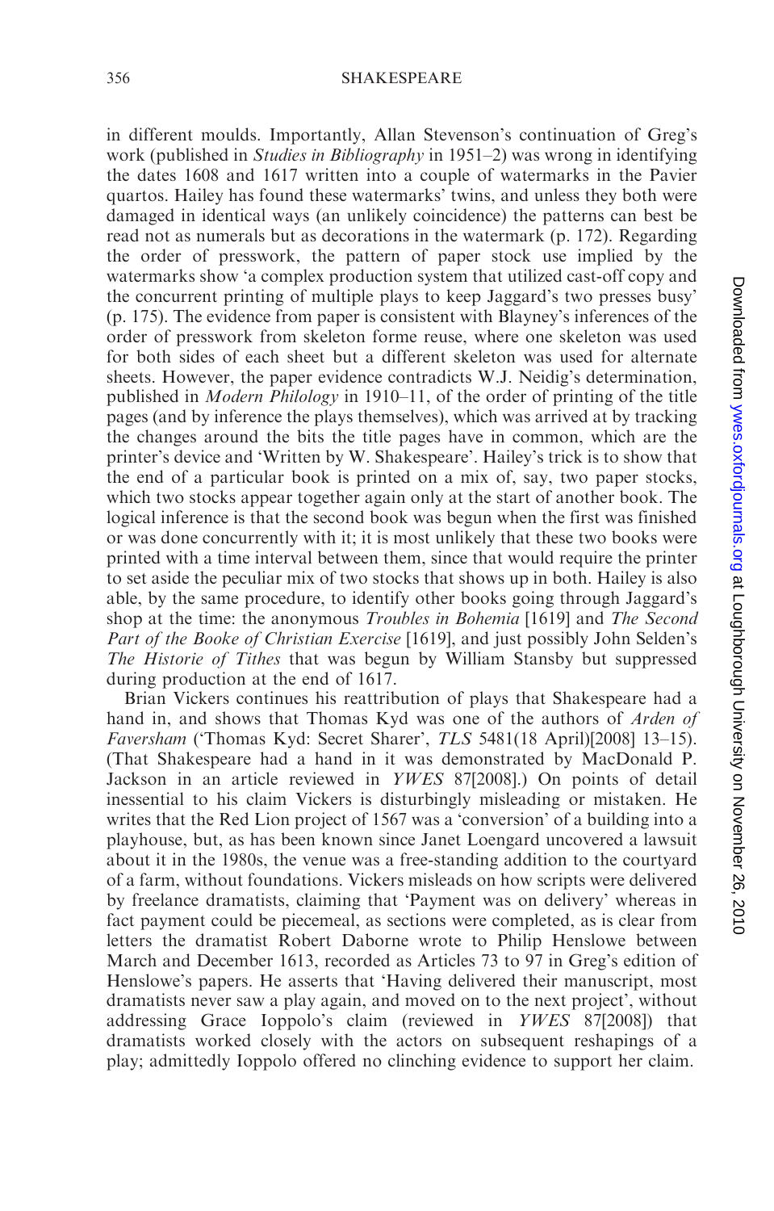in different moulds. Importantly, Allan Stevenson's continuation of Greg's work (published in *Studies in Bibliography* in 1951–2) was wrong in identifying the dates 1608 and 1617 written into a couple of watermarks in the Pavier quartos. Hailey has found these watermarks' twins, and unless they both were damaged in identical ways (an unlikely coincidence) the patterns can best be read not as numerals but as decorations in the watermark (p. 172). Regarding the order of presswork, the pattern of paper stock use implied by the watermarks show 'a complex production system that utilized cast-off copy and the concurrent printing of multiple plays to keep Jaggard's two presses busy' (p. 175). The evidence from paper is consistent with Blayney's inferences of the order of presswork from skeleton forme reuse, where one skeleton was used for both sides of each sheet but a different skeleton was used for alternate sheets. However, the paper evidence contradicts W.J. Neidig's determination, published in *Modern Philology* in 1910–11, of the order of printing of the title pages (and by inference the plays themselves), which was arrived at by tracking the changes around the bits the title pages have in common, which are the printer's device and 'Written by W. Shakespeare'. Hailey's trick is to show that the end of a particular book is printed on a mix of, say, two paper stocks, which two stocks appear together again only at the start of another book. The logical inference is that the second book was begun when the first was finished or was done concurrently with it; it is most unlikely that these two books were printed with a time interval between them, since that would require the printer to set aside the peculiar mix of two stocks that shows up in both. Hailey is also able, by the same procedure, to identify other books going through Jaggard's shop at the time: the anonymous *Troubles in Bohemia* [1619] and *The Second Part of the Booke of Christian Exercise* [1619], and just possibly John Selden's *The Historie of Tithes* that was begun by William Stansby but suppressed during production at the end of 1617.

Brian Vickers continues his reattribution of plays that Shakespeare had a hand in, and shows that Thomas Kyd was one of the authors of *Arden of Faversham* ('Thomas Kyd: Secret Sharer', *TLS* 5481(18 April)[2008] 13–15). (That Shakespeare had a hand in it was demonstrated by MacDonald P. Jackson in an article reviewed in *YWES* 87[2008].) On points of detail inessential to his claim Vickers is disturbingly misleading or mistaken. He writes that the Red Lion project of 1567 was a 'conversion' of a building into a playhouse, but, as has been known since Janet Loengard uncovered a lawsuit about it in the 1980s, the venue was a free-standing addition to the courtyard of a farm, without foundations. Vickers misleads on how scripts were delivered by freelance dramatists, claiming that 'Payment was on delivery' whereas in fact payment could be piecemeal, as sections were completed, as is clear from letters the dramatist Robert Daborne wrote to Philip Henslowe between March and December 1613, recorded as Articles 73 to 97 in Greg's edition of Henslowe's papers. He asserts that 'Having delivered their manuscript, most dramatists never saw a play again, and moved on to the next project', without addressing Grace Ioppolo's claim (reviewed in *YWES* 87[2008]) that dramatists worked closely with the actors on subsequent reshapings of a play; admittedly Ioppolo offered no clinching evidence to support her claim.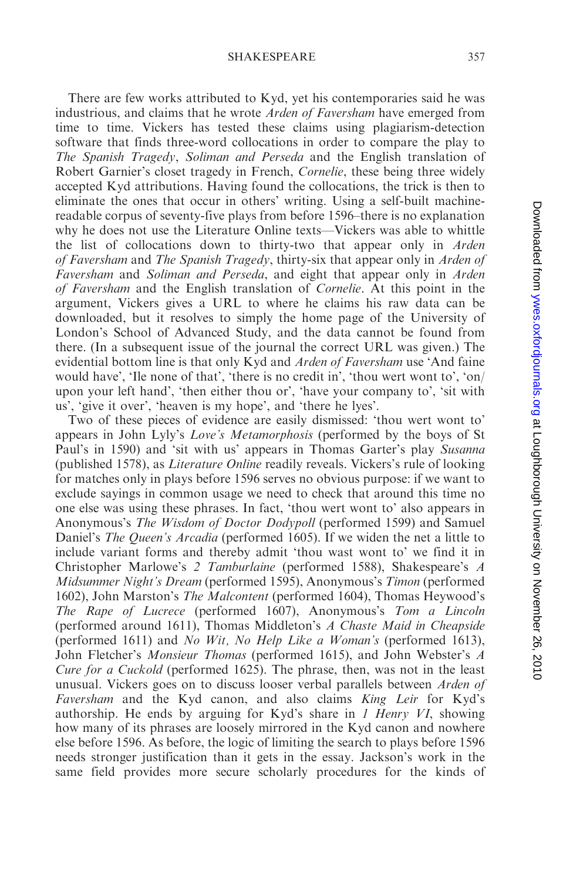There are few works attributed to Kyd, yet his contemporaries said he was industrious, and claims that he wrote *Arden of Faversham* have emerged from time to time. Vickers has tested these claims using plagiarism-detection software that finds three-word collocations in order to compare the play to *The Spanish Tragedy*, *Soliman and Perseda* and the English translation of Robert Garnier's closet tragedy in French, *Cornelie*, these being three widely accepted Kyd attributions. Having found the collocations, the trick is then to eliminate the ones that occur in others' writing. Using a self-built machine-readable corpus of seventy-five plays from before 1596–there is no explanation why he does not use the Literature Online texts—Vickers was able to whittle the list of collocations down to thirty-two that appear only in *Arden of Faversham* and *The Spanish Tragedy*, thirty-six that appear only in *Arden of Faversham* and *Soliman and Perseda*, and eight that appear only in *Arden of Faversham* and the English translation of *Cornelie*. At this point in the argument, Vickers gives a URL to where he claims his raw data can be downloaded, but it resolves to simply the home page of the University of London's School of Advanced Study, and the data cannot be found from there. (In a subsequent issue of the journal the correct URL was given.) The evidential bottom line is that only Kyd and *Arden of Faversham* use 'And faine would have', 'Ile none of that', 'there is no credit in', 'thou wert wont to', 'on/upon your left hand', 'then either thou or', 'have your company to', 'sit with us', 'give it over', 'heaven is my hope', and 'there he lyes'.

Two of these pieces of evidence are easily dismissed: 'thou wert wont to' appears in John Lyly's *Love's Metamorphosis* (performed by the boys of St Paul's in 1590) and 'sit with us' appears in Thomas Garter's play *Susanna* (published 1578), as *Literature Online* readily reveals. Vickers's rule of looking for matches only in plays before 1596 serves no obvious purpose: if we want to exclude sayings in common usage we need to check that around this time no one else was using these phrases. In fact, 'thou wert wont to' also appears in Anonymous's *The Wisdom of Doctor Dodypoll* (performed 1599) and Samuel Daniel's *The Queen's Arcadia* (performed 1605). If we widen the net a little to include variant forms and thereby admit 'thou wast wont to' we find it in Christopher Marlowe's *2 Tamburlaine* (performed 1588), Shakespeare's *A Midsummer Night's Dream* (performed 1595), Anonymous's *Timon* (performed 1602), John Marston's *The Malcontent* (performed 1604), Thomas Heywood's *The Rape of Lucrece* (performed 1607), Anonymous's *Tom a Lincoln* (performed around 1611), Thomas Middleton's *A Chaste Maid in Cheapside* (performed 1611) and *No Wit, No Help Like a Woman's* (performed 1613), John Fletcher's *Monsieur Thomas* (performed 1615), and John Webster's *A Cure for a Cuckold* (performed 1625). The phrase, then, was not in the least unusual. Vickers goes on to discuss looser verbal parallels between *Arden of Faversham* and the Kyd canon, and also claims *King Leir* for Kyd's authorship. He ends by arguing for Kyd's share in *1 Henry VI*, showing how many of its phrases are loosely mirrored in the Kyd canon and nowhere else before 1596. As before, the logic of limiting the search to plays before 1596 needs stronger justification than it gets in the essay. Jackson's work in the same field provides more secure scholarly procedures for the kinds of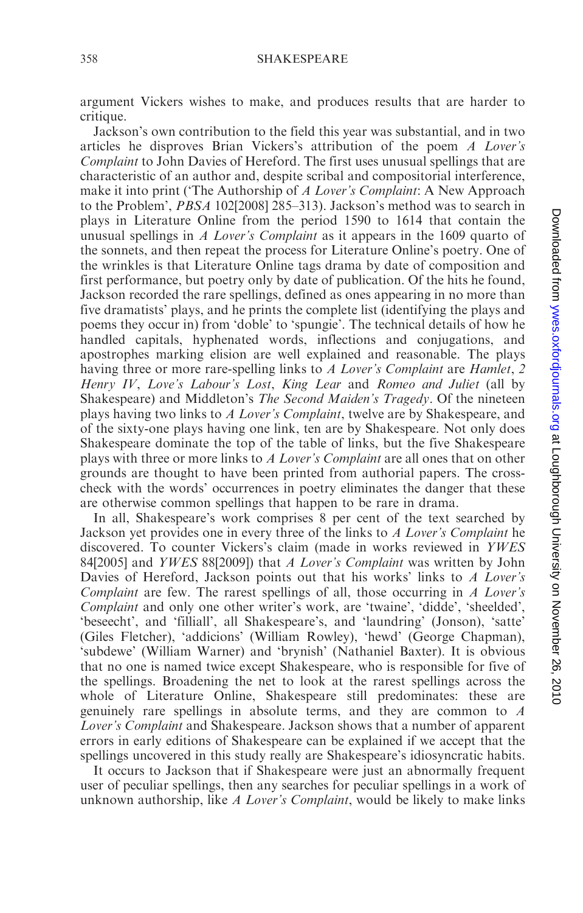argument Vickers wishes to make, and produces results that are harder to critique.

Jackson's own contribution to the field this year was substantial, and in two articles he disproves Brian Vickers's attribution of the poem *A Lover's Complaint* to John Davies of Hereford. The first uses unusual spellings that are characteristic of an author and, despite scribal and compositorial interference, make it into print ('The Authorship of *A Lover's Complaint*: A New Approach to the Problem', *PBSA* 102[2008] 285–313). Jackson's method was to search in plays in Literature Online from the period 1590 to 1614 that contain the unusual spellings in *A Lover's Complaint* as it appears in the 1609 quarto of the sonnets, and then repeat the process for Literature Online's poetry. One of the wrinkles is that Literature Online tags drama by date of composition and first performance, but poetry only by date of publication. Of the hits he found, Jackson recorded the rare spellings, defined as ones appearing in no more than five dramatists' plays, and he prints the complete list (identifying the plays and poems they occur in) from 'doble' to 'spungie'. The technical details of how he handled capitals, hyphenated words, inflections and conjugations, and apostrophes marking elision are well explained and reasonable. The plays having three or more rare-spelling links to *A Lover's Complaint* are *Hamlet*, *2 Henry IV*, *Love's Labour's Lost*, *King Lear* and *Romeo and Juliet* (all by Shakespeare) and Middleton's *The Second Maiden's Tragedy*. Of the nineteen plays having two links to *A Lover's Complaint*, twelve are by Shakespeare, and of the sixty-one plays having one link, ten are by Shakespeare. Not only does Shakespeare dominate the top of the table of links, but the five Shakespeare plays with three or more links to *A Lover's Complaint* are all ones that on other grounds are thought to have been printed from authorial papers. The cross-check with the words' occurrences in poetry eliminates the danger that these are otherwise common spellings that happen to be rare in drama.

In all, Shakespeare's work comprises 8 per cent of the text searched by Jackson yet provides one in every three of the links to *A Lover's Complaint* he discovered. To counter Vickers's claim (made in works reviewed in *YWES* 84[2005] and *YWES* 88[2009]) that *A Lover's Complaint* was written by John Davies of Hereford, Jackson points out that his works' links to *A Lover's Complaint* are few. The rarest spellings of all, those occurring in *A Lover's Complaint* and only one other writer's work, are 'twaine', 'didde', 'sheelded', 'beseecht', and 'filliall', all Shakespeare's, and 'laundring' (Jonson), 'satte' (Giles Fletcher), 'addicions' (William Rowley), 'hewd' (George Chapman), 'subdewe' (William Warner) and 'brynish' (Nathaniel Baxter). It is obvious that no one is named twice except Shakespeare, who is responsible for five of the spellings. Broadening the net to look at the rarest spellings across the whole of Literature Online, Shakespeare still predominates: these are genuinely rare spellings in absolute terms, and they are common to *A Lover's Complaint* and Shakespeare. Jackson shows that a number of apparent errors in early editions of Shakespeare can be explained if we accept that the spellings uncovered in this study really are Shakespeare's idiosyncratic habits.

It occurs to Jackson that if Shakespeare were just an abnormally frequent user of peculiar spellings, then any searches for peculiar spellings in a work of unknown authorship, like *A Lover's Complaint*, would be likely to make links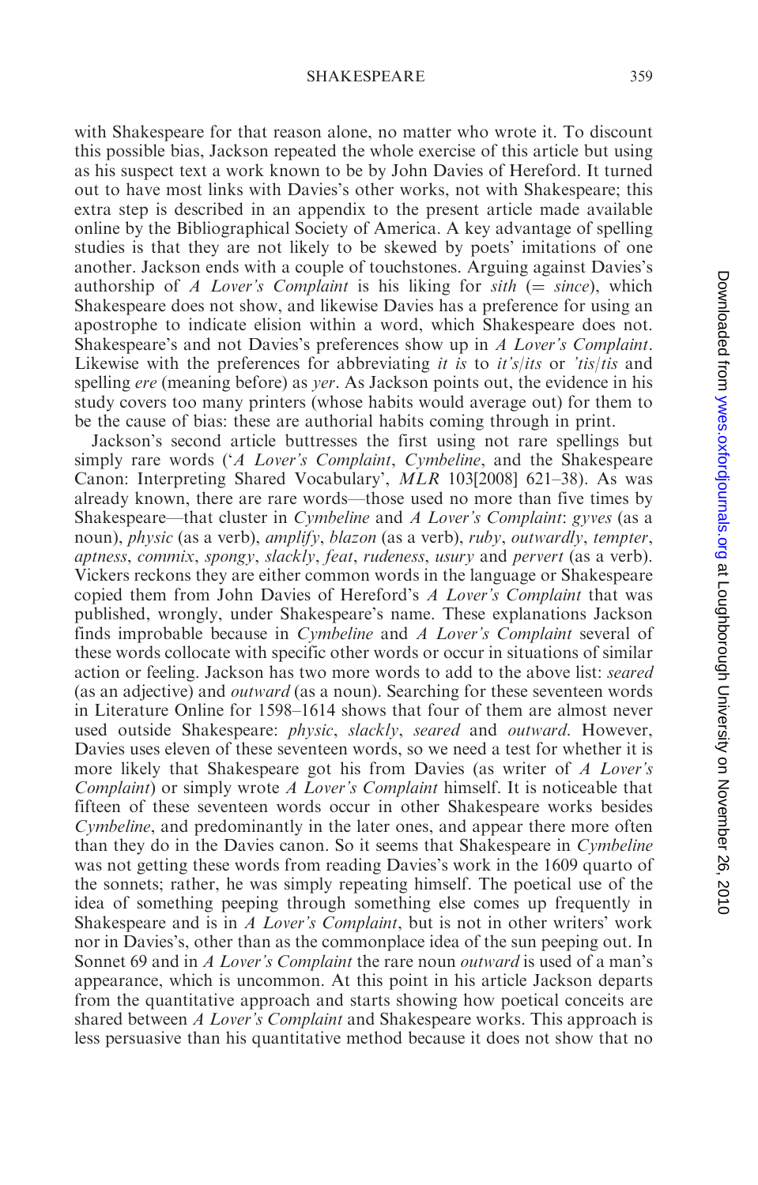with Shakespeare for that reason alone, no matter who wrote it. To discount this possible bias, Jackson repeated the whole exercise of this article but using as his suspect text a work known to be by John Davies of Hereford. It turned out to have most links with Davies's other works, not with Shakespeare; this extra step is described in an appendix to the present article made available online by the Bibliographical Society of America. A key advantage of spelling studies is that they are not likely to be skewed by poets' imitations of one another. Jackson ends with a couple of touchstones. Arguing against Davies's authorship of *A Lover's Complaint* is his liking for *sith* (= *since*), which Shakespeare does not show, and likewise Davies has a preference for using an apostrophe to indicate elision within a word, which Shakespeare does not. Shakespeare's and not Davies's preferences show up in *A Lover's Complaint*. Likewise with the preferences for abbreviating *it is* to *it's*/*its* or *'tis*/*tis* and spelling *ere* (meaning before) as *yer*. As Jackson points out, the evidence in his study covers too many printers (whose habits would average out) for them to be the cause of bias: these are authorial habits coming through in print.

Jackson's second article buttresses the first using not rare spellings but simply rare words ('*A Lover's Complaint*, *Cymbeline*, and the Shakespeare Canon: Interpreting Shared Vocabulary', *MLR* 103[2008] 621–38). As was already known, there are rare words—those used no more than five times by Shakespeare—that cluster in *Cymbeline* and *A Lover's Complaint*: *gyves* (as a noun), *physic* (as a verb), *amplify*, *blazon* (as a verb), *ruby*, *outwardly*, *tempter*, *aptness*, *commix*, *spongy*, *slackly*, *feat*, *rudeness*, *usury* and *pervert* (as a verb). Vickers reckons they are either common words in the language or Shakespeare copied them from John Davies of Hereford's *A Lover's Complaint* that was published, wrongly, under Shakespeare's name. These explanations Jackson finds improbable because in *Cymbeline* and *A Lover's Complaint* several of these words collocate with specific other words or occur in situations of similar action or feeling. Jackson has two more words to add to the above list: *seared* (as an adjective) and *outward* (as a noun). Searching for these seventeen words in Literature Online for 1598–1614 shows that four of them are almost never used outside Shakespeare: *physic*, *slackly*, *seared* and *outward*. However, Davies uses eleven of these seventeen words, so we need a test for whether it is more likely that Shakespeare got his from Davies (as writer of *A Lover's Complaint*) or simply wrote *A Lover's Complaint* himself. It is noticeable that fifteen of these seventeen words occur in other Shakespeare works besides *Cymbeline*, and predominantly in the later ones, and appear there more often than they do in the Davies canon. So it seems that Shakespeare in *Cymbeline* was not getting these words from reading Davies's work in the 1609 quarto of the sonnets; rather, he was simply repeating himself. The poetical use of the idea of something peeping through something else comes up frequently in Shakespeare and is in *A Lover's Complaint*, but is not in other writers' work nor in Davies's, other than as the commonplace idea of the sun peeping out. In Sonnet 69 and in *A Lover's Complaint* the rare noun *outward* is used of a man's appearance, which is uncommon. At this point in his article Jackson departs from the quantitative approach and starts showing how poetical conceits are shared between *A Lover's Complaint* and Shakespeare works. This approach is less persuasive than his quantitative method because it does not show that no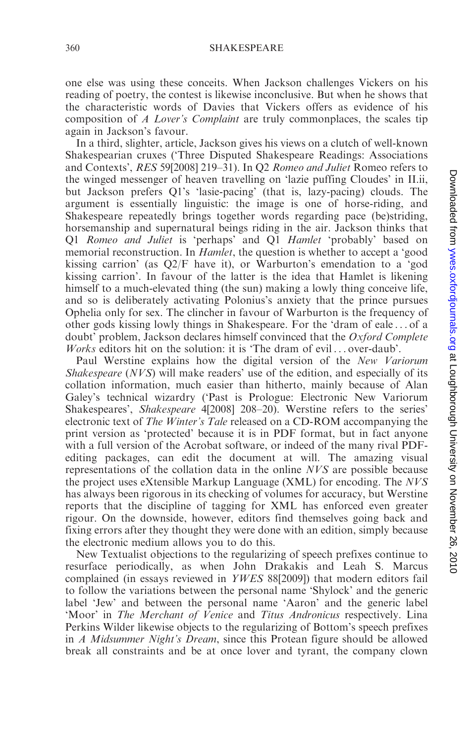one else was using these conceits. When Jackson challenges Vickers on his reading of poetry, the contest is likewise inconclusive. But when he shows that the characteristic words of Davies that Vickers offers as evidence of his composition of *A Lover's Complaint* are truly commonplaces, the scales tip again in Jackson's favour.

In a third, slighter, article, Jackson gives his views on a clutch of well-known Shakespearian cruxes ('Three Disputed Shakespeare Readings: Associations and Contexts', *RES* 59[2008] 219–31). In Q2 *Romeo and Juliet* Romeo refers to the winged messenger of heaven travelling on 'lazie puffing Cloudes' in II.ii, but Jackson prefers Q1's 'lasie-pacing' (that is, lazy-pacing) clouds. The argument is essentially linguistic: the image is one of horse-riding, and Shakespeare repeatedly brings together words regarding pace (be)striding, horsemanship and supernatural beings riding in the air. Jackson thinks that Q1 *Romeo and Juliet* is 'perhaps' and Q1 *Hamlet* 'probably' based on memorial reconstruction. In *Hamlet*, the question is whether to accept a 'good kissing carrion' (as Q2/F have it), or Warburton's emendation to a 'god kissing carrion'. In favour of the latter is the idea that Hamlet is likening himself to a much-elevated thing (the sun) making a lowly thing conceive life, and so is deliberately activating Polonius's anxiety that the prince pursues Ophelia only for sex. The clincher in favour of Warburton is the frequency of other gods kissing lowly things in Shakespeare. For the 'dram of eale . . . of a doubt' problem, Jackson declares himself convinced that the *Oxford Complete Works* editors hit on the solution: it is 'The dram of evil . . . over-daub'.

Paul Werstine explains how the digital version of the *New Variorum Shakespeare* (*NVS*) will make readers' use of the edition, and especially of its collation information, much easier than hitherto, mainly because of Alan Galey's technical wizardry ('Past is Prologue: Electronic New Variorum Shakespeares', *Shakespeare* 4[2008] 208–20). Werstine refers to the series' electronic text of *The Winter's Tale* released on a CD-ROM accompanying the print version as 'protected' because it is in PDF format, but in fact anyone with a full version of the Acrobat software, or indeed of the many rival PDF-editing packages, can edit the document at will. The amazing visual representations of the collation data in the online *NVS* are possible because the project uses eXtensible Markup Language (XML) for encoding. The *NVS* has always been rigorous in its checking of volumes for accuracy, but Werstine reports that the discipline of tagging for XML has enforced even greater rigour. On the downside, however, editors find themselves going back and fixing errors after they thought they were done with an edition, simply because the electronic medium allows you to do this.

New Textualist objections to the regularizing of speech prefixes continue to resurface periodically, as when John Drakakis and Leah S. Marcus complained (in essays reviewed in *YWES* 88[2009]) that modern editors fail to follow the variations between the personal name 'Shylock' and the generic label 'Jew' and between the personal name 'Aaron' and the generic label 'Moor' in *The Merchant of Venice* and *Titus Andronicus* respectively. Lina Perkins Wilder likewise objects to the regularizing of Bottom's speech prefixes in *A Midsummer Night's Dream*, since this Protean figure should be allowed break all constraints and be at once lover and tyrant, the company clown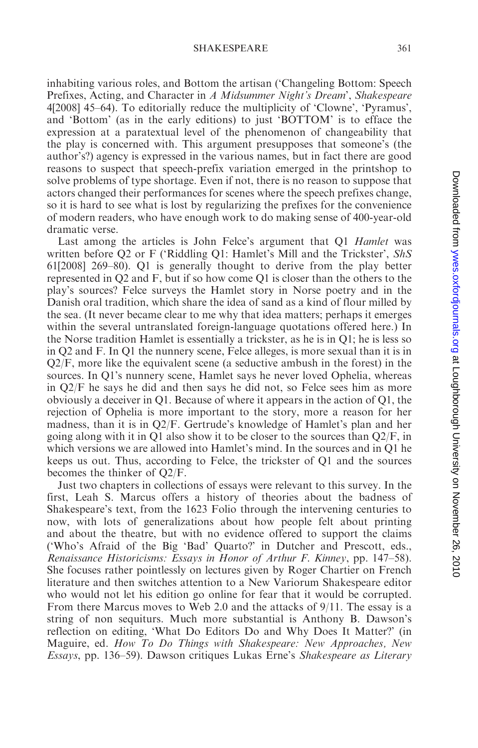inhabiting various roles, and Bottom the artisan ('Changeling Bottom: Speech Prefixes, Acting, and Character in *A Midsummer Night's Dream*', *Shakespeare* 4[2008] 45–64). To editorially reduce the multiplicity of 'Clowne', 'Pyramus', and 'Bottom' (as in the early editions) to just 'BOTTOM' is to efface the expression at a paratextual level of the phenomenon of changeability that the play is concerned with. This argument presupposes that someone's (the author's?) agency is expressed in the various names, but in fact there are good reasons to suspect that speech-prefix variation emerged in the printshop to solve problems of type shortage. Even if not, there is no reason to suppose that actors changed their performances for scenes where the speech prefixes change, so it is hard to see what is lost by regularizing the prefixes for the convenience of modern readers, who have enough work to do making sense of 400-year-old dramatic verse.

Last among the articles is John Felce's argument that Q1 *Hamlet* was written before Q2 or F ('Riddling Q1: Hamlet's Mill and the Trickster', *ShS* 61[2008] 269–80). Q1 is generally thought to derive from the play better represented in Q2 and F, but if so how come Q1 is closer than the others to the play's sources? Felce surveys the Hamlet story in Norse poetry and in the Danish oral tradition, which share the idea of sand as a kind of flour milled by the sea. (It never became clear to me why that idea matters; perhaps it emerges within the several untranslated foreign-language quotations offered here.) In the Norse tradition Hamlet is essentially a trickster, as he is in Q1; he is less so in Q2 and F. In Q1 the nunnery scene, Felce alleges, is more sexual than it is in Q2/F, more like the equivalent scene (a seductive ambush in the forest) in the sources. In Q1's nunnery scene, Hamlet says he never loved Ophelia, whereas in Q2/F he says he did and then says he did not, so Felce sees him as more obviously a deceiver in Q1. Because of where it appears in the action of Q1, the rejection of Ophelia is more important to the story, more a reason for her madness, than it is in Q2/F. Gertrude's knowledge of Hamlet's plan and her going along with it in Q1 also show it to be closer to the sources than Q2/F, in which versions we are allowed into Hamlet's mind. In the sources and in Q1 he keeps us out. Thus, according to Felce, the trickster of Q1 and the sources becomes the thinker of Q2/F.

Just two chapters in collections of essays were relevant to this survey. In the first, Leah S. Marcus offers a history of theories about the badness of Shakespeare's text, from the 1623 Folio through the intervening centuries to now, with lots of generalizations about how people felt about printing and about the theatre, but with no evidence offered to support the claims ('Who's Afraid of the Big 'Bad' Quarto?' in Dutcher and Prescott, eds., *Renaissance Historicisms: Essays in Honor of Arthur F. Kinney*, pp. 147–58). She focuses rather pointlessly on lectures given by Roger Chartier on French literature and then switches attention to a New Variorum Shakespeare editor who would not let his edition go online for fear that it would be corrupted. From there Marcus moves to Web 2.0 and the attacks of 9/11. The essay is a string of non sequiturs. Much more substantial is Anthony B. Dawson's reflection on editing, 'What Do Editors Do and Why Does It Matter?' (in Maguire, ed. *How To Do Things with Shakespeare: New Approaches, New Essays*, pp. 136–59). Dawson critiques Lukas Erne's *Shakespeare as Literary*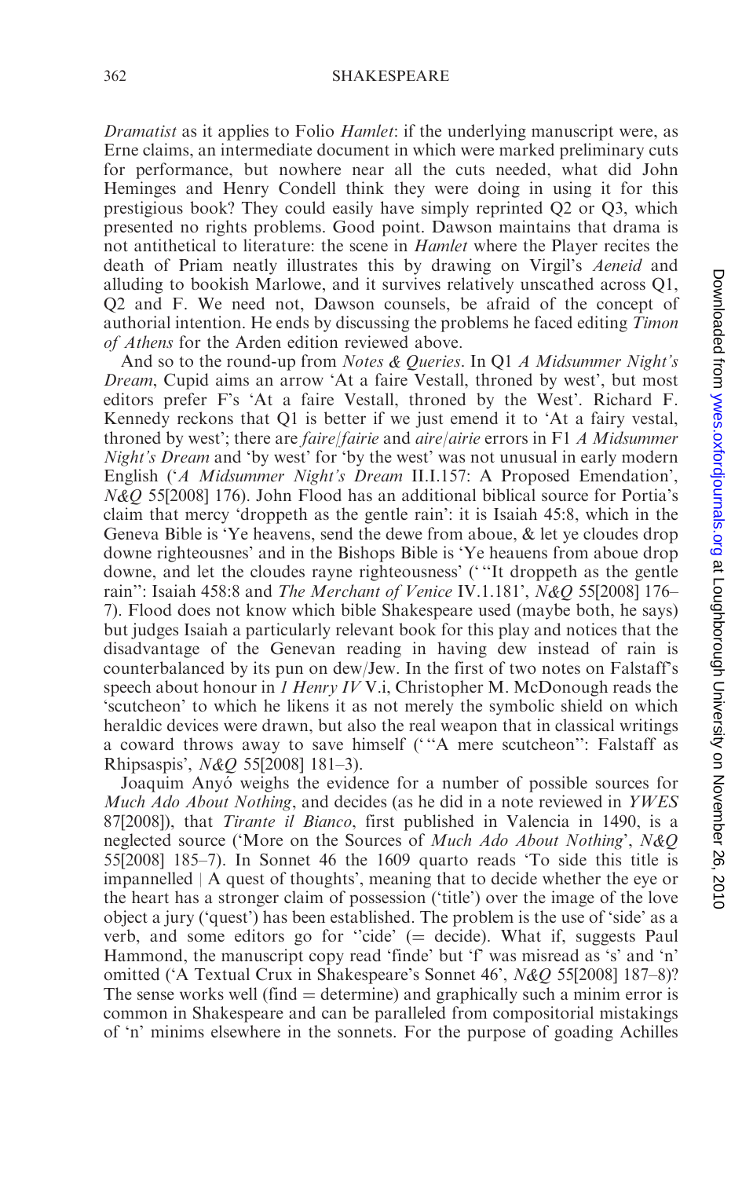*Dramatist* as it applies to Folio *Hamlet*: if the underlying manuscript were, as Erne claims, an intermediate document in which were marked preliminary cuts for performance, but nowhere near all the cuts needed, what did John Heminges and Henry Condell think they were doing in using it for this prestigious book? They could easily have simply reprinted Q2 or Q3, which presented no rights problems. Good point. Dawson maintains that drama is not antithetical to literature: the scene in *Hamlet* where the Player recites the death of Priam neatly illustrates this by drawing on Virgil's *Aeneid* and alluding to bookish Marlowe, and it survives relatively unscathed across Q1, Q2 and F. We need not, Dawson counsels, be afraid of the concept of authorial intention. He ends by discussing the problems he faced editing *Timon of Athens* for the Arden edition reviewed above.

And so to the round-up from *Notes & Queries*. In Q1 *A Midsummer Night's Dream*, Cupid aims an arrow 'At a faire Vestall, throned by west', but most editors prefer F's 'At a faire Vestall, throned by the West'. Richard F. Kennedy reckons that Q1 is better if we just emend it to 'At a fairy vestal, throned by west'; there are *faire*/*fairie* and *aire*/*airie* errors in F1 *A Midsummer Night's Dream* and 'by west' for 'by the west' was not unusual in early modern English ('*A Midsummer Night's Dream* II.I.157: A Proposed Emendation', *N&Q* 55[2008] 176). John Flood has an additional biblical source for Portia's claim that mercy 'droppeth as the gentle rain': it is Isaiah 45:8, which in the Geneva Bible is 'Ye heavens, send the dewe from aboue, & let ye cloudes drop downe righteousnes' and in the Bishops Bible is 'Ye heauens from aboue drop downe, and let the cloudes rayne righteousness' ('"It droppeth as the gentle rain": Isaiah 458:8 and *The Merchant of Venice* IV.1.181', *N&Q* 55[2008] 176–7). Flood does not know which bible Shakespeare used (maybe both, he says) but judges Isaiah a particularly relevant book for this play and notices that the disadvantage of the Genevan reading in having dew instead of rain is counterbalanced by its pun on dew/Jew. In the first of two notes on Falstaff's speech about honour in *1 Henry IV* V.i, Christopher M. McDonough reads the 'scutcheon' to which he likens it as not merely the symbolic shield on which heraldic devices were drawn, but also the real weapon that in classical writings a coward throws away to save himself ('"A mere scutcheon": Falstaff as Rhipsaspis', *N&Q* 55[2008] 181–3).

Joaquim Anyó weighs the evidence for a number of possible sources for *Much Ado About Nothing*, and decides (as he did in a note reviewed in *YWES* 87[2008]), that *Tirante il Bianco*, first published in Valencia in 1490, is a neglected source ('More on the Sources of *Much Ado About Nothing*', *N&Q* 55[2008] 185–7). In Sonnet 46 the 1609 quarto reads 'To side this title is impannelled | A quest of thoughts', meaning that to decide whether the eye or the heart has a stronger claim of possession ('title') over the image of the love object a jury ('quest') has been established. The problem is the use of 'side' as a verb, and some editors go for ''cide' (= decide). What if, suggests Paul Hammond, the manuscript copy read 'finde' but 'f' was misread as 's' and 'n' omitted ('A Textual Crux in Shakespeare's Sonnet 46', *N&Q* 55[2008] 187–8)? The sense works well (find = determine) and graphically such a minim error is common in Shakespeare and can be paralleled from compositorial mistakings of 'n' minims elsewhere in the sonnets. For the purpose of goading Achilles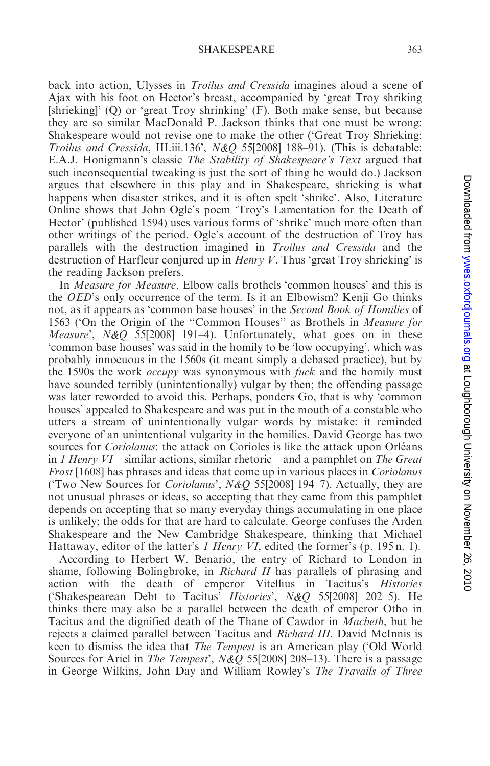back into action, Ulysses in *Troilus and Cressida* imagines aloud a scene of Ajax with his foot on Hector's breast, accompanied by 'great Troy shriking [shrieking]' (Q) or 'great Troy shrinking' (F). Both make sense, but because they are so similar MacDonald P. Jackson thinks that one must be wrong: Shakespeare would not revise one to make the other ('Great Troy Shrieking: *Troilus and Cressida*, III.iii.136', *N&Q* 55[2008] 188–91). (This is debatable: E.A.J. Honigmann's classic *The Stability of Shakespeare's Text* argued that such inconsequential tweaking is just the sort of thing he would do.) Jackson argues that elsewhere in this play and in Shakespeare, shrieking is what happens when disaster strikes, and it is often spelt 'shrike'. Also, Literature Online shows that John Ogle's poem 'Troy's Lamentation for the Death of Hector' (published 1594) uses various forms of 'shrike' much more often than other writings of the period. Ogle's account of the destruction of Troy has parallels with the destruction imagined in *Troilus and Cressida* and the destruction of Harfleur conjured up in *Henry V*. Thus 'great Troy shrieking' is the reading Jackson prefers.

In *Measure for Measure*, Elbow calls brothels 'common houses' and this is the *OED*'s only occurrence of the term. Is it an Elbowism? Kenji Go thinks not, as it appears as 'common base houses' in the *Second Book of Homilies* of 1563 ('On the Origin of the "Common Houses" as Brothels in *Measure for Measure*', *N&Q* 55[2008] 191–4). Unfortunately, what goes on in these 'common base houses' was said in the homily to be 'low occupying', which was probably innocuous in the 1560s (it meant simply a debased practice), but by the 1590s the work *occupy* was synonymous with *fuck* and the homily must have sounded terribly (unintentionally) vulgar by then; the offending passage was later reworded to avoid this. Perhaps, ponders Go, that is why 'common houses' appealed to Shakespeare and was put in the mouth of a constable who utters a stream of unintentionally vulgar words by mistake: it reminded everyone of an unintentional vulgarity in the homilies. David George has two sources for *Coriolanus*: the attack on Corioles is like the attack upon Orléans in *1 Henry VI*—similar actions, similar rhetoric—and a pamphlet on *The Great Frost* [1608] has phrases and ideas that come up in various places in *Coriolanus* ('Two New Sources for *Coriolanus*', *N&Q* 55[2008] 194–7). Actually, they are not unusual phrases or ideas, so accepting that they came from this pamphlet depends on accepting that so many everyday things accumulating in one place is unlikely; the odds for that are hard to calculate. George confuses the Arden Shakespeare and the New Cambridge Shakespeare, thinking that Michael Hattaway, editor of the latter's *1 Henry VI*, edited the former's (p. 195 n. 1).

According to Herbert W. Benario, the entry of Richard to London in shame, following Bolingbroke, in *Richard II* has parallels of phrasing and action with the death of emperor Vitellius in Tacitus's *Histories* ('Shakespearean Debt to Tacitus' *Histories*', *N&Q* 55[2008] 202–5). He thinks there may also be a parallel between the death of emperor Otho in Tacitus and the dignified death of the Thane of Cawdor in *Macbeth*, but he rejects a claimed parallel between Tacitus and *Richard III*. David McInnis is keen to dismiss the idea that *The Tempest* is an American play ('Old World Sources for Ariel in *The Tempest*', *N&Q* 55[2008] 208–13). There is a passage in George Wilkins, John Day and William Rowley's *The Travails of Three*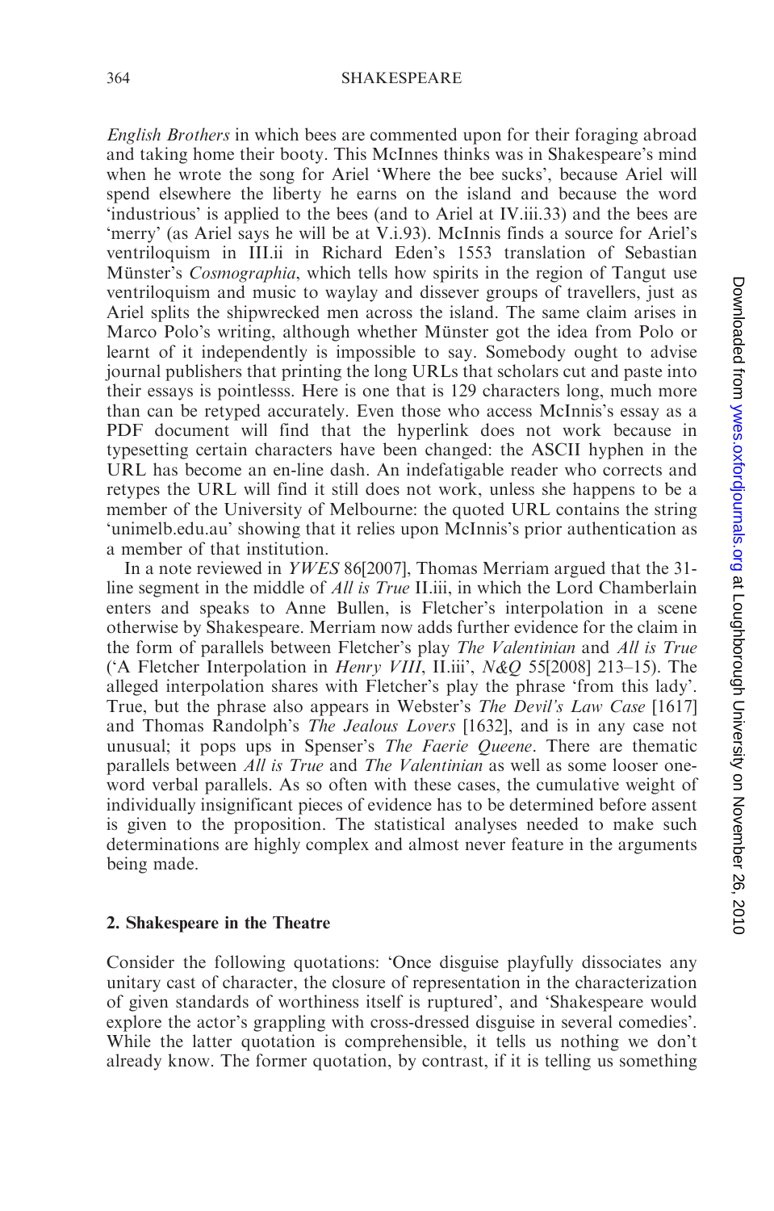*English Brothers* in which bees are commented upon for their foraging abroad and taking home their booty. This McInnes thinks was in Shakespeare's mind when he wrote the song for Ariel 'Where the bee sucks', because Ariel will spend elsewhere the liberty he earns on the island and because the word 'industrious' is applied to the bees (and to Ariel at IV.iii.33) and the bees are 'merry' (as Ariel says he will be at V.i.93). McInnis finds a source for Ariel's ventriloquism in III.ii in Richard Eden's 1553 translation of Sebastian Münster's *Cosmographia*, which tells how spirits in the region of Tangut use ventriloquism and music to waylay and dissever groups of travellers, just as Ariel splits the shipwrecked men across the island. The same claim arises in Marco Polo's writing, although whether Münster got the idea from Polo or learnt of it independently is impossible to say. Somebody ought to advise journal publishers that printing the long URLs that scholars cut and paste into their essays is pointlesss. Here is one that is 129 characters long, much more than can be retyped accurately. Even those who access McInnis's essay as a PDF document will find that the hyperlink does not work because in typesetting certain characters have been changed: the ASCII hyphen in the URL has become an en-line dash. An indefatigable reader who corrects and retypes the URL will find it still does not work, unless she happens to be a member of the University of Melbourne: the quoted URL contains the string 'unimelb.edu.au' showing that it relies upon McInnis's prior authentication as a member of that institution.

In a note reviewed in *YWES* 86[2007], Thomas Merriam argued that the 31-line segment in the middle of *All is True* II.iii, in which the Lord Chamberlain enters and speaks to Anne Bullen, is Fletcher's interpolation in a scene otherwise by Shakespeare. Merriam now adds further evidence for the claim in the form of parallels between Fletcher's play *The Valentinian* and *All is True* ('A Fletcher Interpolation in *Henry VIII*, II.iii', *N&Q* 55[2008] 213–15). The alleged interpolation shares with Fletcher's play the phrase 'from this lady'. True, but the phrase also appears in Webster's *The Devil's Law Case* [1617] and Thomas Randolph's *The Jealous Lovers* [1632], and is in any case not unusual; it pops ups in Spenser's *The Faerie Queene*. There are thematic parallels between *All is True* and *The Valentinian* as well as some looser one-word verbal parallels. As so often with these cases, the cumulative weight of individually insignificant pieces of evidence has to be determined before assent is given to the proposition. The statistical analyses needed to make such determinations are highly complex and almost never feature in the arguments being made.

## 2. Shakespeare in the Theatre

Consider the following quotations: 'Once disguise playfully dissociates any unitary cast of character, the closure of representation in the characterization of given standards of worthiness itself is ruptured', and 'Shakespeare would explore the actor's grappling with cross-dressed disguise in several comedies'. While the latter quotation is comprehensible, it tells us nothing we don't already know. The former quotation, by contrast, if it is telling us something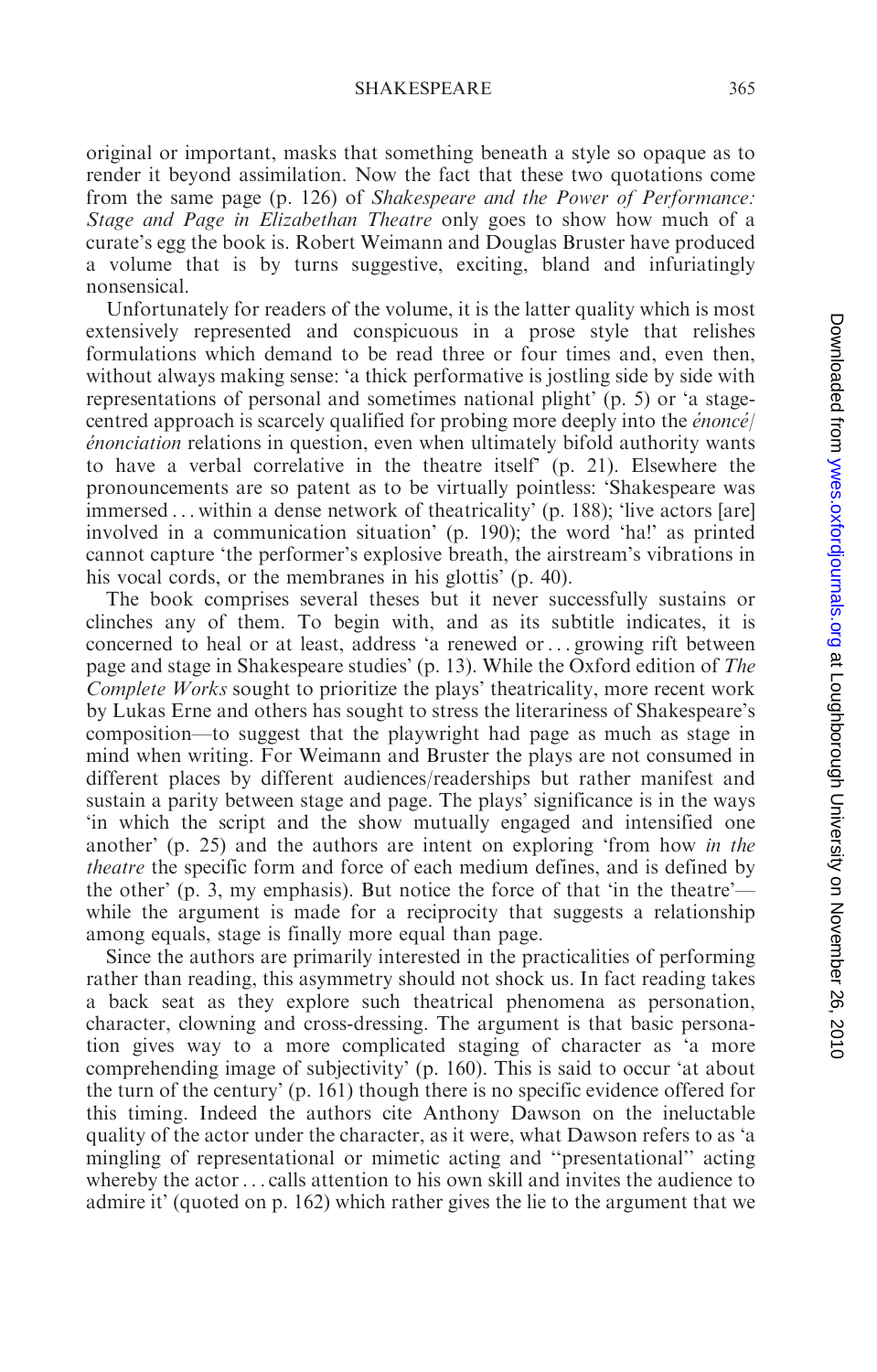original or important, masks that something beneath a style so opaque as to render it beyond assimilation. Now the fact that these two quotations come from the same page (p. 126) of *Shakespeare and the Power of Performance: Stage and Page in Elizabethan Theatre* only goes to show how much of a curate's egg the book is. Robert Weimann and Douglas Bruster have produced a volume that is by turns suggestive, exciting, bland and infuriatingly nonsensical.

Unfortunately for readers of the volume, it is the latter quality which is most extensively represented and conspicuous in a prose style that relishes formulations which demand to be read three or four times and, even then, without always making sense: 'a thick performative is jostling side by side with representations of personal and sometimes national plight' (p. 5) or 'a stage-centred approach is scarcely qualified for probing more deeply into the *énoncé/énonciation* relations in question, even when ultimately bifold authority wants to have a verbal correlative in the theatre itself' (p. 21). Elsewhere the pronouncements are so patent as to be virtually pointless: 'Shakespeare was immersed . . . within a dense network of theatricality' (p. 188); 'live actors [are] involved in a communication situation' (p. 190); the word 'ha!' as printed cannot capture 'the performer's explosive breath, the airstream's vibrations in his vocal cords, or the membranes in his glottis' (p. 40).

The book comprises several theses but it never successfully sustains or clinches any of them. To begin with, and as its subtitle indicates, it is concerned to heal or at least, address 'a renewed or . . . growing rift between page and stage in Shakespeare studies' (p. 13). While the Oxford edition of *The Complete Works* sought to prioritize the plays' theatricality, more recent work by Lukas Erne and others has sought to stress the literariness of Shakespeare's composition—to suggest that the playwright had page as much as stage in mind when writing. For Weimann and Bruster the plays are not consumed in different places by different audiences/readerships but rather manifest and sustain a parity between stage and page. The plays' significance is in the ways 'in which the script and the show mutually engaged and intensified one another' (p. 25) and the authors are intent on exploring 'from how *in the theatre* the specific form and force of each medium defines, and is defined by the other' (p. 3, my emphasis). But notice the force of that 'in the theatre'—while the argument is made for a reciprocity that suggests a relationship among equals, stage is finally more equal than page.

Since the authors are primarily interested in the practicalities of performing rather than reading, this asymmetry should not shock us. In fact reading takes a back seat as they explore such theatrical phenomena as personation, character, clowning and cross-dressing. The argument is that basic personation gives way to a more complicated staging of character as 'a more comprehending image of subjectivity' (p. 160). This is said to occur 'at about the turn of the century' (p. 161) though there is no specific evidence offered for this timing. Indeed the authors cite Anthony Dawson on the ineluctable quality of the actor under the character, as it were, what Dawson refers to as 'a mingling of representational or mimetic acting and "presentational" acting whereby the actor . . . calls attention to his own skill and invites the audience to admire it' (quoted on p. 162) which rather gives the lie to the argument that we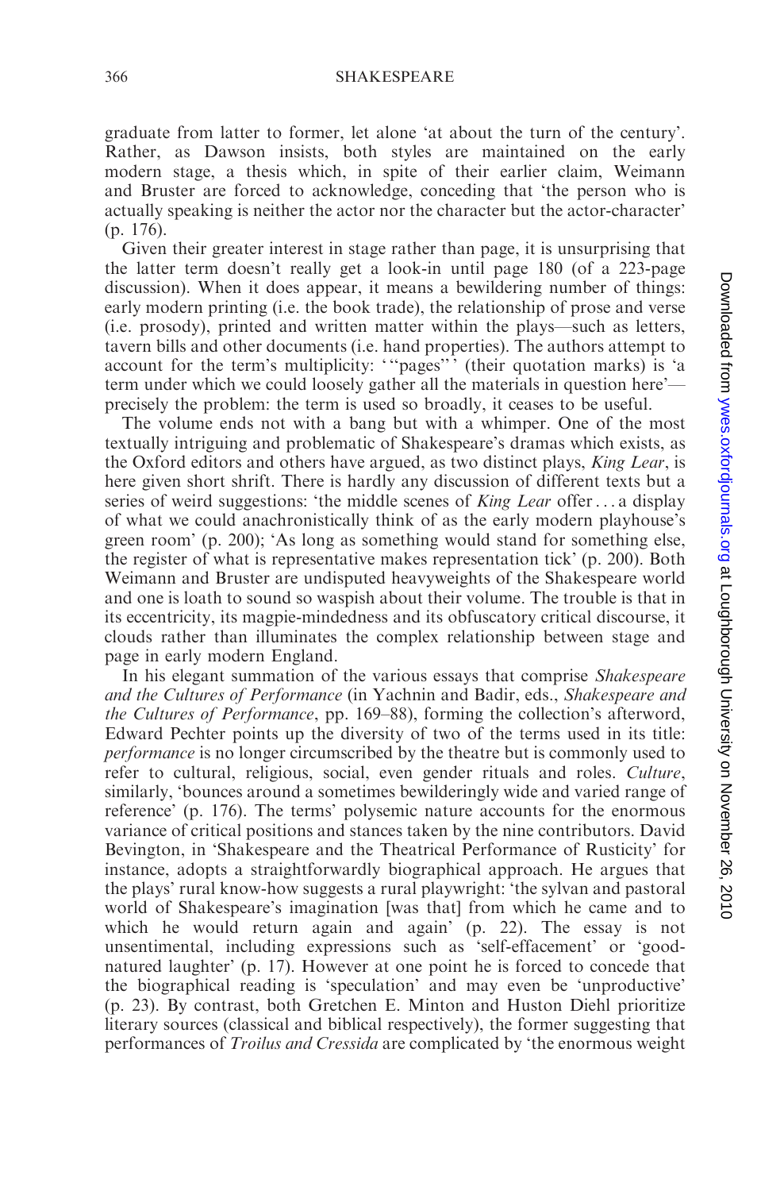graduate from latter to former, let alone 'at about the turn of the century'. Rather, as Dawson insists, both styles are maintained on the early modern stage, a thesis which, in spite of their earlier claim, Weimann and Bruster are forced to acknowledge, conceding that 'the person who is actually speaking is neither the actor nor the character but the actor-character' (p. 176).

Given their greater interest in stage rather than page, it is unsurprising that the latter term doesn't really get a look-in until page 180 (of a 223-page discussion). When it does appear, it means a bewildering number of things: early modern printing (i.e. the book trade), the relationship of prose and verse (i.e. prosody), printed and written matter within the plays—such as letters, tavern bills and other documents (i.e. hand properties). The authors attempt to account for the term's multiplicity: '"pages"' (their quotation marks) is 'a term under which we could loosely gather all the materials in question here'—precisely the problem: the term is used so broadly, it ceases to be useful.

The volume ends not with a bang but with a whimper. One of the most textually intriguing and problematic of Shakespeare's dramas which exists, as the Oxford editors and others have argued, as two distinct plays, *King Lear*, is here given short shrift. There is hardly any discussion of different texts but a series of weird suggestions: 'the middle scenes of *King Lear* offer . . . a display of what we could anachronistically think of as the early modern playhouse's green room' (p. 200); 'As long as something would stand for something else, the register of what is representative makes representation tick' (p. 200). Both Weimann and Bruster are undisputed heavyweights of the Shakespeare world and one is loath to sound so waspish about their volume. The trouble is that in its eccentricity, its magpie-mindedness and its obfuscatory critical discourse, it clouds rather than illuminates the complex relationship between stage and page in early modern England.

In his elegant summation of the various essays that comprise *Shakespeare and the Cultures of Performance* (in Yachnin and Badir, eds., *Shakespeare and the Cultures of Performance*, pp. 169–88), forming the collection's afterword, Edward Pechter points up the diversity of two of the terms used in its title: *performance* is no longer circumscribed by the theatre but is commonly used to refer to cultural, religious, social, even gender rituals and roles. *Culture*, similarly, 'bounces around a sometimes bewilderingly wide and varied range of reference' (p. 176). The terms' polysemic nature accounts for the enormous variance of critical positions and stances taken by the nine contributors. David Bevington, in 'Shakespeare and the Theatrical Performance of Rusticity' for instance, adopts a straightforwardly biographical approach. He argues that the plays' rural know-how suggests a rural playwright: 'the sylvan and pastoral world of Shakespeare's imagination [was that] from which he came and to which he would return again and again' (p. 22). The essay is not unsentimental, including expressions such as 'self-effacement' or 'good-natured laughter' (p. 17). However at one point he is forced to concede that the biographical reading is 'speculation' and may even be 'unproductive' (p. 23). By contrast, both Gretchen E. Minton and Huston Diehl prioritize literary sources (classical and biblical respectively), the former suggesting that performances of *Troilus and Cressida* are complicated by 'the enormous weight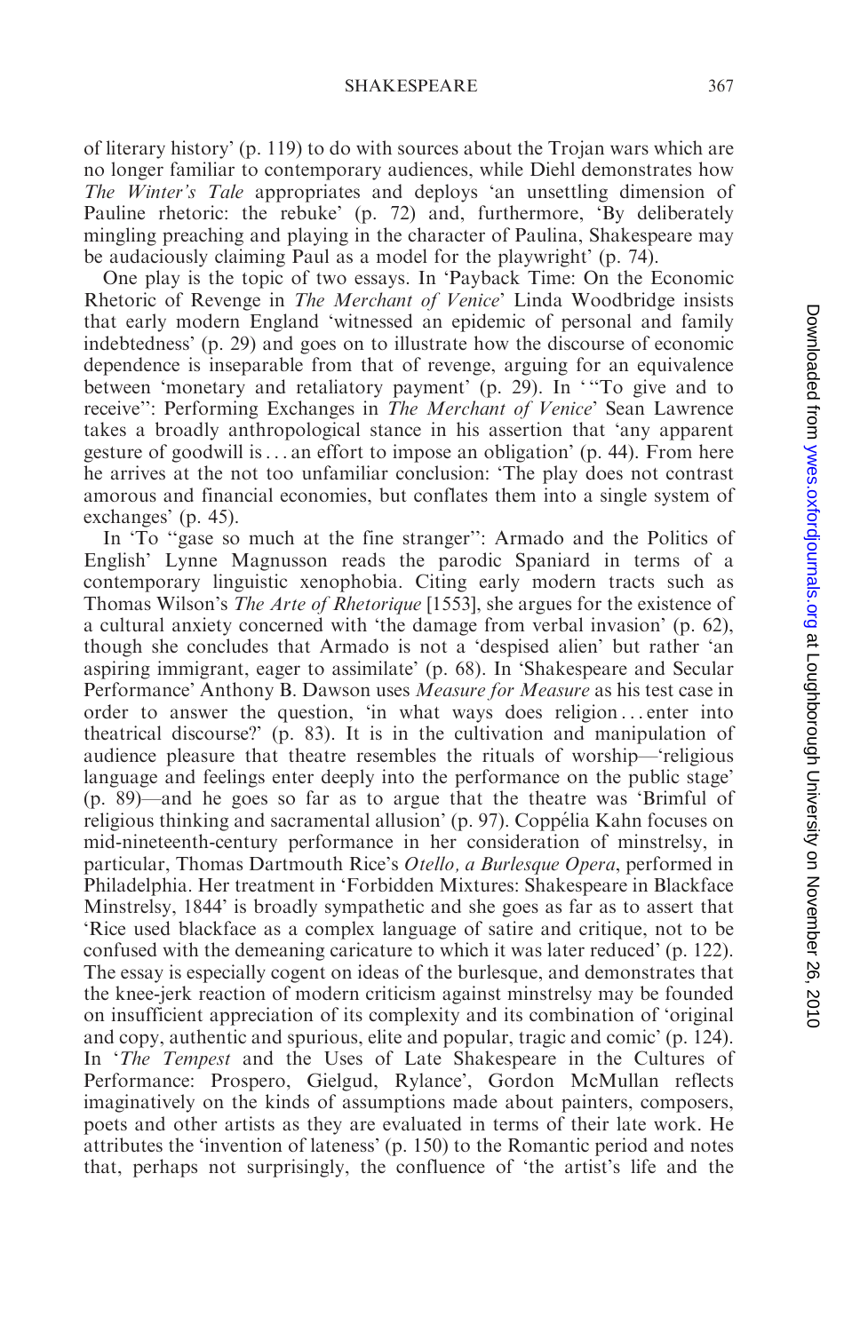of literary history' (p. 119) to do with sources about the Trojan wars which are no longer familiar to contemporary audiences, while Diehl demonstrates how *The Winter's Tale* appropriates and deploys 'an unsettling dimension of Pauline rhetoric: the rebuke' (p. 72) and, furthermore, 'By deliberately mingling preaching and playing in the character of Paulina, Shakespeare may be audaciously claiming Paul as a model for the playwright' (p. 74).

One play is the topic of two essays. In 'Payback Time: On the Economic Rhetoric of Revenge in *The Merchant of Venice*' Linda Woodbridge insists that early modern England 'witnessed an epidemic of personal and family indebtedness' (p. 29) and goes on to illustrate how the discourse of economic dependence is inseparable from that of revenge, arguing for an equivalence between 'monetary and retaliatory payment' (p. 29). In '"To give and to receive": Performing Exchanges in *The Merchant of Venice*' Sean Lawrence takes a broadly anthropological stance in his assertion that 'any apparent gesture of goodwill is . . . an effort to impose an obligation' (p. 44). From here he arrives at the not too unfamiliar conclusion: 'The play does not contrast amorous and financial economies, but conflates them into a single system of exchanges' (p. 45).

In 'To "gase so much at the fine stranger": Armado and the Politics of English' Lynne Magnusson reads the parodic Spaniard in terms of a contemporary linguistic xenophobia. Citing early modern tracts such as Thomas Wilson's *The Arte of Rhetorique* [1553], she argues for the existence of a cultural anxiety concerned with 'the damage from verbal invasion' (p. 62), though she concludes that Armado is not a 'despised alien' but rather 'an aspiring immigrant, eager to assimilate' (p. 68). In 'Shakespeare and Secular Performance' Anthony B. Dawson uses *Measure for Measure* as his test case in order to answer the question, 'in what ways does religion . . . enter into theatrical discourse?' (p. 83). It is in the cultivation and manipulation of audience pleasure that theatre resembles the rituals of worship—'religious language and feelings enter deeply into the performance on the public stage' (p. 89)—and he goes so far as to argue that the theatre was 'Brimful of religious thinking and sacramental allusion' (p. 97). Coppélia Kahn focuses on mid-nineteenth-century performance in her consideration of minstrelsy, in particular, Thomas Dartmouth Rice's *Otello, a Burlesque Opera*, performed in Philadelphia. Her treatment in 'Forbidden Mixtures: Shakespeare in Blackface Minstrelsy, 1844' is broadly sympathetic and she goes as far as to assert that 'Rice used blackface as a complex language of satire and critique, not to be confused with the demeaning caricature to which it was later reduced' (p. 122). The essay is especially cogent on ideas of the burlesque, and demonstrates that the knee-jerk reaction of modern criticism against minstrelsy may be founded on insufficient appreciation of its complexity and its combination of 'original and copy, authentic and spurious, elite and popular, tragic and comic' (p. 124). In '*The Tempest* and the Uses of Late Shakespeare in the Cultures of Performance: Prospero, Gielgud, Rylance', Gordon McMullan reflects imaginatively on the kinds of assumptions made about painters, composers, poets and other artists as they are evaluated in terms of their late work. He attributes the 'invention of lateness' (p. 150) to the Romantic period and notes that, perhaps not surprisingly, the confluence of 'the artist's life and the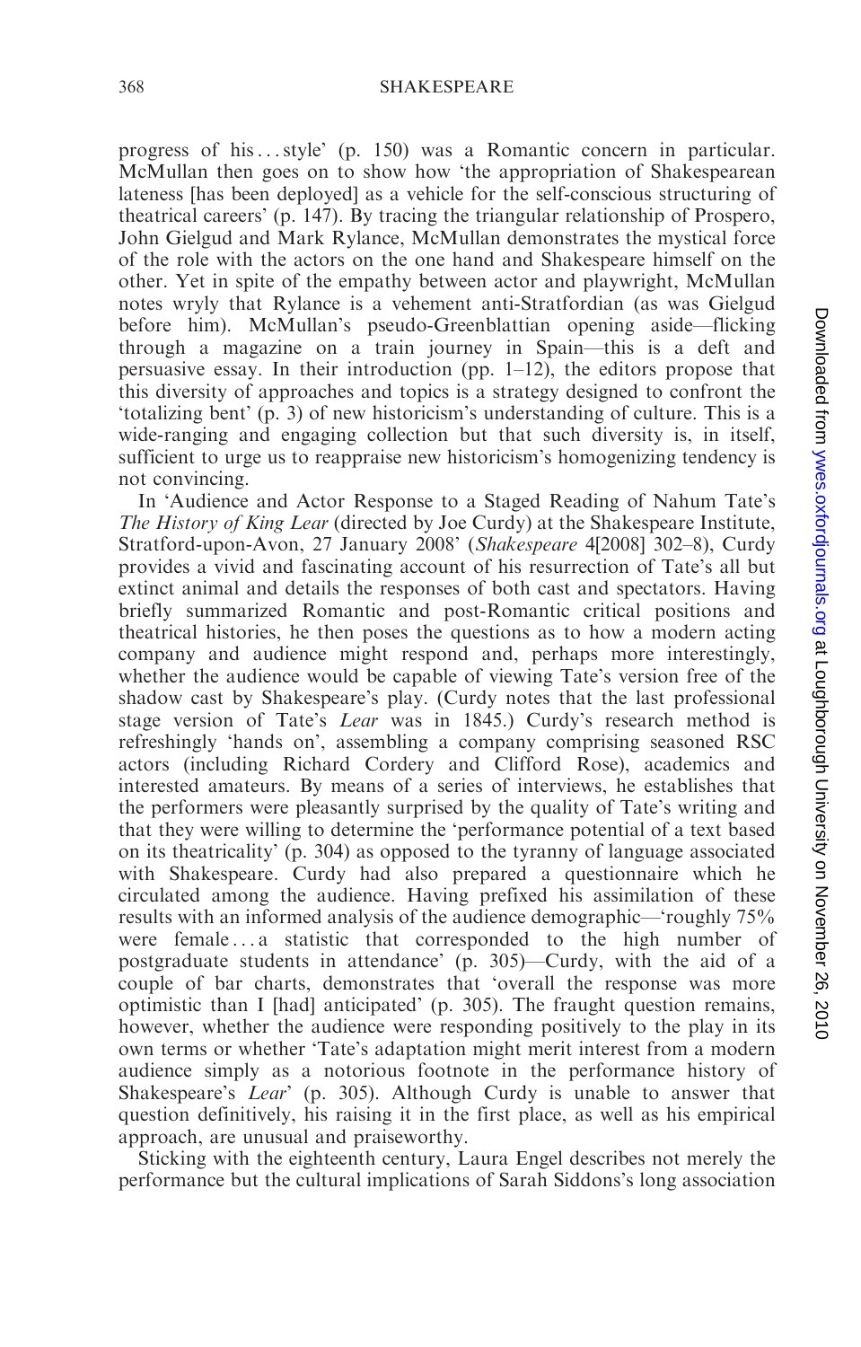progress of his . . . style' (p. 150) was a Romantic concern in particular. McMullan then goes on to show how 'the appropriation of Shakespearean lateness [has been deployed] as a vehicle for the self-conscious structuring of theatrical careers' (p. 147). By tracing the triangular relationship of Prospero, John Gielgud and Mark Rylance, McMullan demonstrates the mystical force of the role with the actors on the one hand and Shakespeare himself on the other. Yet in spite of the empathy between actor and playwright, McMullan notes wryly that Rylance is a vehement anti-Stratfordian (as was Gielgud before him). McMullan's pseudo-Greenblattian opening aside—flicking through a magazine on a train journey in Spain—this is a deft and persuasive essay. In their introduction (pp. 1–12), the editors propose that this diversity of approaches and topics is a strategy designed to confront the 'totalizing bent' (p. 3) of new historicism's understanding of culture. This is a wide-ranging and engaging collection but that such diversity is, in itself, sufficient to urge us to reappraise new historicism's homogenizing tendency is not convincing.

In 'Audience and Actor Response to a Staged Reading of Nahum Tate's *The History of King Lear* (directed by Joe Curdy) at the Shakespeare Institute, Stratford-upon-Avon, 27 January 2008' (*Shakespeare* 4[2008] 302–8), Curdy provides a vivid and fascinating account of his resurrection of Tate's all but extinct animal and details the responses of both cast and spectators. Having briefly summarized Romantic and post-Romantic critical positions and theatrical histories, he then poses the questions as to how a modern acting company and audience might respond and, perhaps more interestingly, whether the audience would be capable of viewing Tate's version free of the shadow cast by Shakespeare's play. (Curdy notes that the last professional stage version of Tate's *Lear* was in 1845.) Curdy's research method is refreshingly 'hands on', assembling a company comprising seasoned RSC actors (including Richard Cordery and Clifford Rose), academics and interested amateurs. By means of a series of interviews, he establishes that the performers were pleasantly surprised by the quality of Tate's writing and that they were willing to determine the 'performance potential of a text based on its theatricality' (p. 304) as opposed to the tyranny of language associated with Shakespeare. Curdy had also prepared a questionnaire which he circulated among the audience. Having prefixed his assimilation of these results with an informed analysis of the audience demographic—'roughly 75% were female . . . a statistic that corresponded to the high number of postgraduate students in attendance' (p. 305)—Curdy, with the aid of a couple of bar charts, demonstrates that 'overall the response was more optimistic than I [had] anticipated' (p. 305). The fraught question remains, however, whether the audience were responding positively to the play in its own terms or whether 'Tate's adaptation might merit interest from a modern audience simply as a notorious footnote in the performance history of Shakespeare's *Lear*' (p. 305). Although Curdy is unable to answer that question definitively, his raising it in the first place, as well as his empirical approach, are unusual and praiseworthy.

Sticking with the eighteenth century, Laura Engel describes not merely the performance but the cultural implications of Sarah Siddons's long association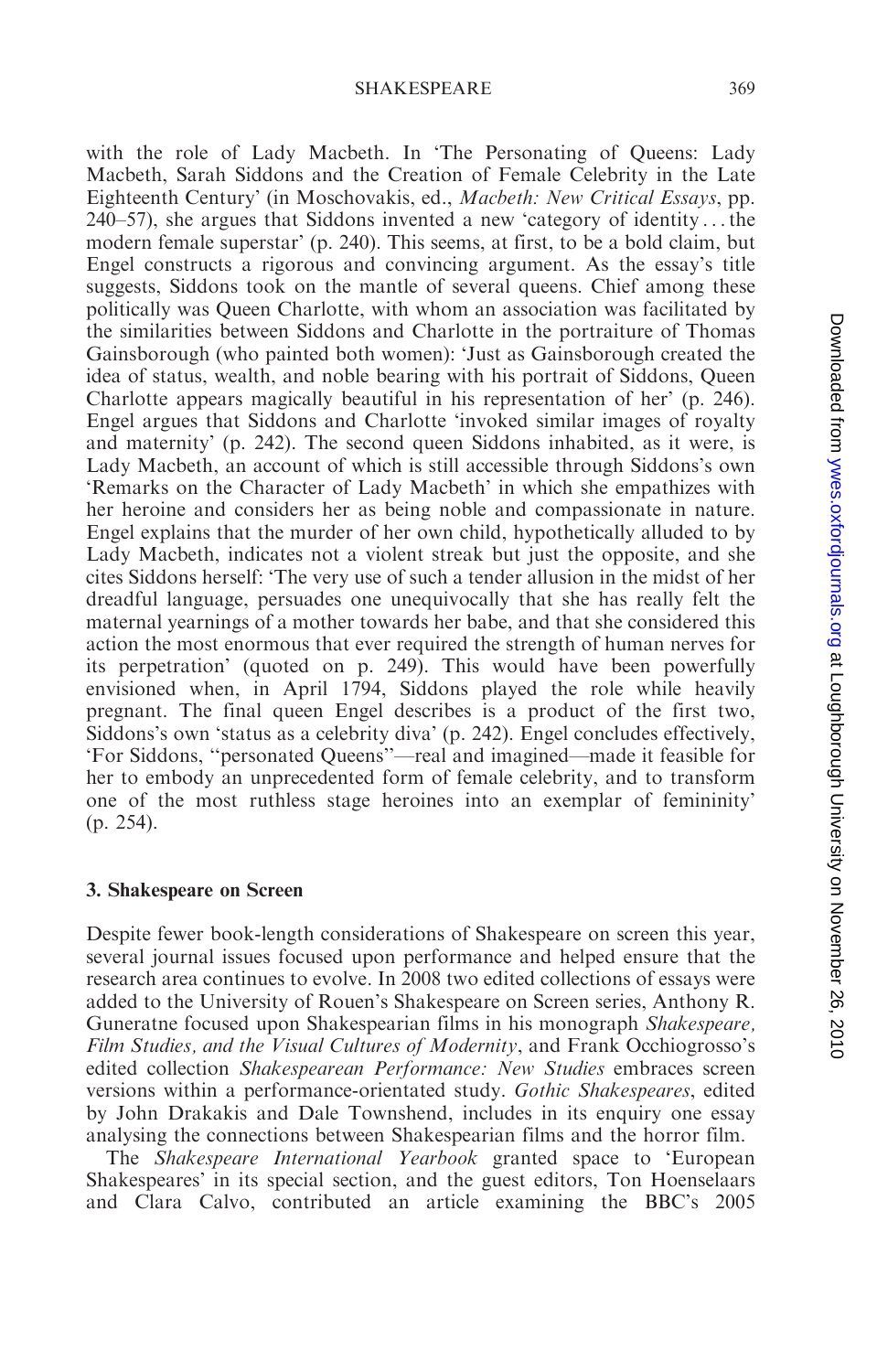with the role of Lady Macbeth. In 'The Personating of Queens: Lady Macbeth, Sarah Siddons and the Creation of Female Celebrity in the Late Eighteenth Century' (in Moschovakis, ed., *Macbeth: New Critical Essays*, pp. 240–57), she argues that Siddons invented a new 'category of identity . . . the modern female superstar' (p. 240). This seems, at first, to be a bold claim, but Engel constructs a rigorous and convincing argument. As the essay's title suggests, Siddons took on the mantle of several queens. Chief among these politically was Queen Charlotte, with whom an association was facilitated by the similarities between Siddons and Charlotte in the portraiture of Thomas Gainsborough (who painted both women): 'Just as Gainsborough created the idea of status, wealth, and noble bearing with his portrait of Siddons, Queen Charlotte appears magically beautiful in his representation of her' (p. 246). Engel argues that Siddons and Charlotte 'invoked similar images of royalty and maternity' (p. 242). The second queen Siddons inhabited, as it were, is Lady Macbeth, an account of which is still accessible through Siddons's own 'Remarks on the Character of Lady Macbeth' in which she empathizes with her heroine and considers her as being noble and compassionate in nature. Engel explains that the murder of her own child, hypothetically alluded to by Lady Macbeth, indicates not a violent streak but just the opposite, and she cites Siddons herself: 'The very use of such a tender allusion in the midst of her dreadful language, persuades one unequivocally that she has really felt the maternal yearnings of a mother towards her babe, and that she considered this action the most enormous that ever required the strength of human nerves for its perpetration' (quoted on p. 249). This would have been powerfully envisioned when, in April 1794, Siddons played the role while heavily pregnant. The final queen Engel describes is a product of the first two, Siddons's own 'status as a celebrity diva' (p. 242). Engel concludes effectively, 'For Siddons, "personated Queens"—real and imagined—made it feasible for her to embody an unprecedented form of female celebrity, and to transform one of the most ruthless stage heroines into an exemplar of femininity' (p. 254).

### 3. Shakespeare on Screen

Despite fewer book-length considerations of Shakespeare on screen this year, several journal issues focused upon performance and helped ensure that the research area continues to evolve. In 2008 two edited collections of essays were added to the University of Rouen's Shakespeare on Screen series, Anthony R. Guneratne focused upon Shakespearian films in his monograph *Shakespeare, Film Studies, and the Visual Cultures of Modernity*, and Frank Occhiogrosso's edited collection *Shakespearean Performance: New Studies* embraces screen versions within a performance-orientated study. *Gothic Shakespeares*, edited by John Drakakis and Dale Townshend, includes in its enquiry one essay analysing the connections between Shakespearian films and the horror film.

The *Shakespeare International Yearbook* granted space to 'European Shakespeares' in its special section, and the guest editors, Ton Hoenselaars and Clara Calvo, contributed an article examining the BBC's 2005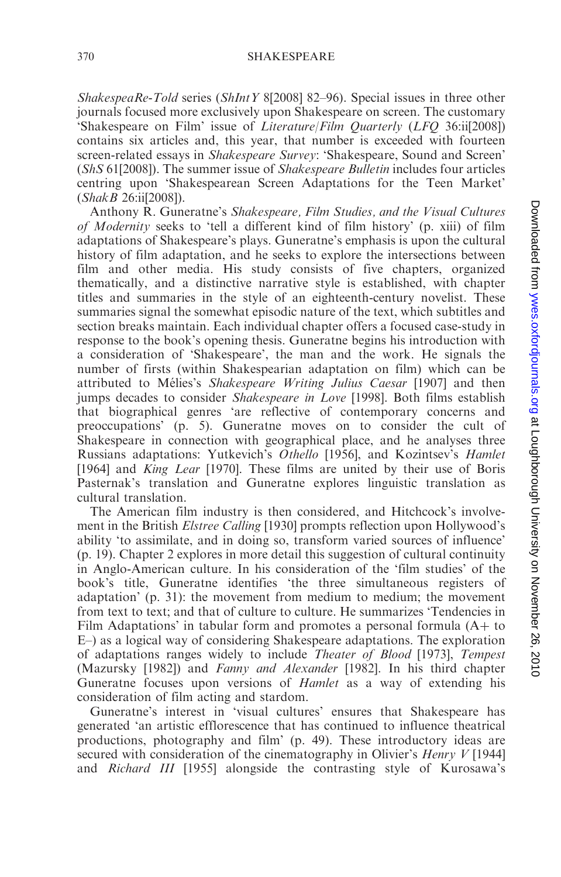*ShakespeaRe-Told* series (*ShIntY* 8[2008] 82–96). Special issues in three other journals focused more exclusively upon Shakespeare on screen. The customary 'Shakespeare on Film' issue of *Literature/Film Quarterly* (*LFQ* 36:ii[2008]) contains six articles and, this year, that number is exceeded with fourteen screen-related essays in *Shakespeare Survey*: 'Shakespeare, Sound and Screen' (*ShS* 61[2008]). The summer issue of *Shakespeare Bulletin* includes four articles centring upon 'Shakespearean Screen Adaptations for the Teen Market' (*ShakB* 26:ii[2008]).

Anthony R. Guneratne's *Shakespeare, Film Studies, and the Visual Cultures of Modernity* seeks to 'tell a different kind of film history' (p. xiii) of film adaptations of Shakespeare's plays. Guneratne's emphasis is upon the cultural history of film adaptation, and he seeks to explore the intersections between film and other media. His study consists of five chapters, organized thematically, and a distinctive narrative style is established, with chapter titles and summaries in the style of an eighteenth-century novelist. These summaries signal the somewhat episodic nature of the text, which subtitles and section breaks maintain. Each individual chapter offers a focused case-study in response to the book's opening thesis. Guneratne begins his introduction with a consideration of 'Shakespeare', the man and the work. He signals the number of firsts (within Shakespearian adaptation on film) which can be attributed to Mélies's *Shakespeare Writing Julius Caesar* [1907] and then jumps decades to consider *Shakespeare in Love* [1998]. Both films establish that biographical genres 'are reflective of contemporary concerns and preoccupations' (p. 5). Guneratne moves on to consider the cult of Shakespeare in connection with geographical place, and he analyses three Russians adaptations: Yutkevich's *Othello* [1956], and Kozintsev's *Hamlet* [1964] and *King Lear* [1970]. These films are united by their use of Boris Pasternak's translation and Guneratne explores linguistic translation as cultural translation.

The American film industry is then considered, and Hitchcock's involvement in the British *Elstree Calling* [1930] prompts reflection upon Hollywood's ability 'to assimilate, and in doing so, transform varied sources of influence' (p. 19). Chapter 2 explores in more detail this suggestion of cultural continuity in Anglo-American culture. In his consideration of the 'film studies' of the book's title, Guneratne identifies 'the three simultaneous registers of adaptation' (p. 31): the movement from medium to medium; the movement from text to text; and that of culture to culture. He summarizes 'Tendencies in Film Adaptations' in tabular form and promotes a personal formula (A+ to E–) as a logical way of considering Shakespeare adaptations. The exploration of adaptations ranges widely to include *Theater of Blood* [1973], *Tempest* (Mazursky [1982]) and *Fanny and Alexander* [1982]. In his third chapter Guneratne focuses upon versions of *Hamlet* as a way of extending his consideration of film acting and stardom.

Guneratne's interest in 'visual cultures' ensures that Shakespeare has generated 'an artistic efflorescence that has continued to influence theatrical productions, photography and film' (p. 49). These introductory ideas are secured with consideration of the cinematography in Olivier's *Henry V* [1944] and *Richard III* [1955] alongside the contrasting style of Kurosawa's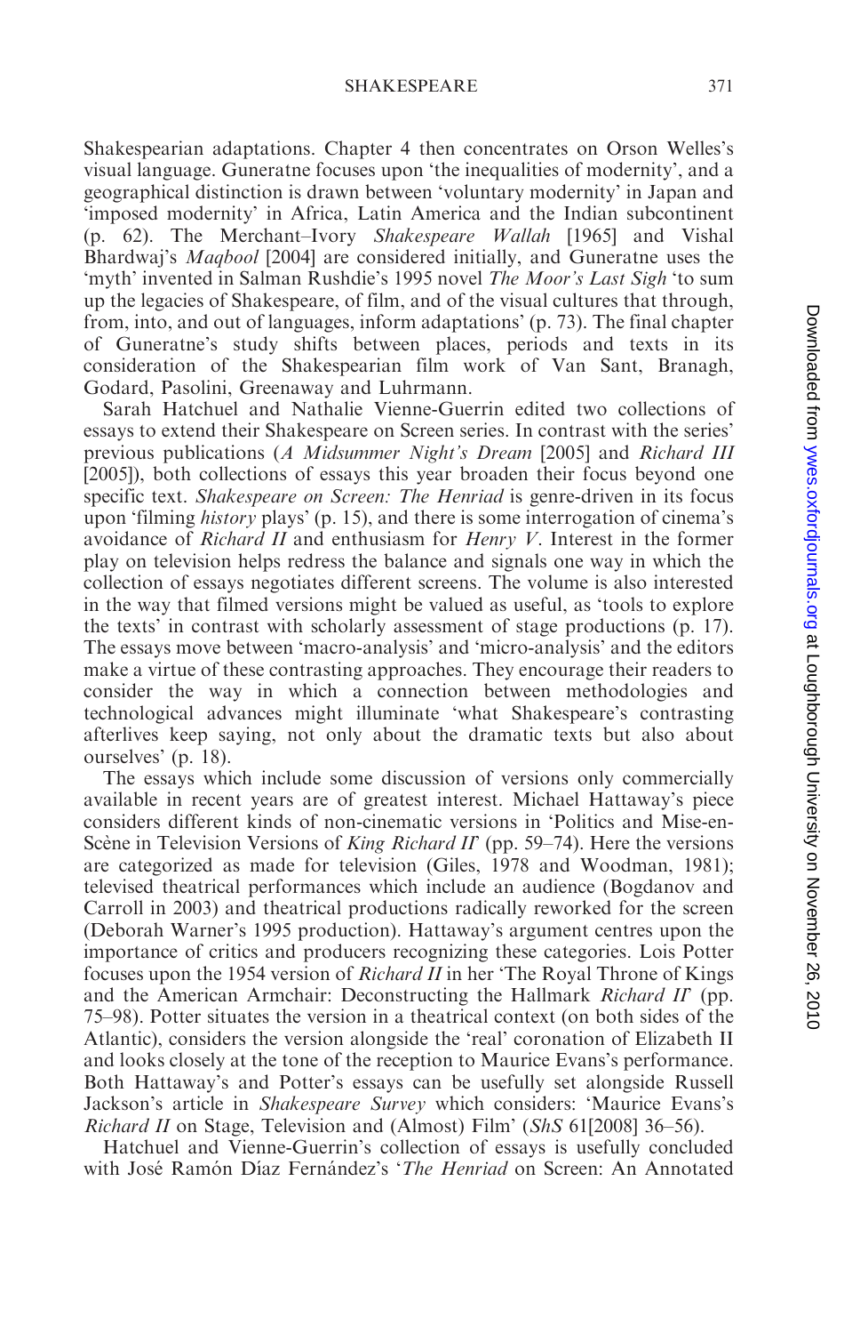Shakespearian adaptations. Chapter 4 then concentrates on Orson Welles's visual language. Guneratne focuses upon 'the inequalities of modernity', and a geographical distinction is drawn between 'voluntary modernity' in Japan and 'imposed modernity' in Africa, Latin America and the Indian subcontinent (p. 62). The Merchant–Ivory *Shakespeare Wallah* [1965] and Vishal Bhardwaj's *Maqbool* [2004] are considered initially, and Guneratne uses the 'myth' invented in Salman Rushdie's 1995 novel *The Moor's Last Sigh* 'to sum up the legacies of Shakespeare, of film, and of the visual cultures that through, from, into, and out of languages, inform adaptations' (p. 73). The final chapter of Guneratne's study shifts between places, periods and texts in its consideration of the Shakespearian film work of Van Sant, Branagh, Godard, Pasolini, Greenaway and Luhrmann.

Sarah Hatchuel and Nathalie Vienne-Guerrin edited two collections of essays to extend their Shakespeare on Screen series. In contrast with the series' previous publications (*A Midsummer Night's Dream* [2005] and *Richard III* [2005]), both collections of essays this year broaden their focus beyond one specific text. *Shakespeare on Screen: The Henriad* is genre-driven in its focus upon 'filming *history* plays' (p. 15), and there is some interrogation of cinema's avoidance of *Richard II* and enthusiasm for *Henry V*. Interest in the former play on television helps redress the balance and signals one way in which the collection of essays negotiates different screens. The volume is also interested in the way that filmed versions might be valued as useful, as 'tools to explore the texts' in contrast with scholarly assessment of stage productions (p. 17). The essays move between 'macro-analysis' and 'micro-analysis' and the editors make a virtue of these contrasting approaches. They encourage their readers to consider the way in which a connection between methodologies and technological advances might illuminate 'what Shakespeare's contrasting afterlives keep saying, not only about the dramatic texts but also about ourselves' (p. 18).

The essays which include some discussion of versions only commercially available in recent years are of greatest interest. Michael Hattaway's piece considers different kinds of non-cinematic versions in 'Politics and Mise-en-Scène in Television Versions of *King Richard II*' (pp. 59–74). Here the versions are categorized as made for television (Giles, 1978 and Woodman, 1981); televised theatrical performances which include an audience (Bogdanov and Carroll in 2003) and theatrical productions radically reworked for the screen (Deborah Warner's 1995 production). Hattaway's argument centres upon the importance of critics and producers recognizing these categories. Lois Potter focuses upon the 1954 version of *Richard II* in her 'The Royal Throne of Kings and the American Armchair: Deconstructing the Hallmark *Richard II*' (pp. 75–98). Potter situates the version in a theatrical context (on both sides of the Atlantic), considers the version alongside the 'real' coronation of Elizabeth II and looks closely at the tone of the reception to Maurice Evans's performance. Both Hattaway's and Potter's essays can be usefully set alongside Russell Jackson's article in *Shakespeare Survey* which considers: 'Maurice Evans's *Richard II* on Stage, Television and (Almost) Film' (*ShS* 61[2008] 36–56).

Hatchuel and Vienne-Guerrin's collection of essays is usefully concluded with José Ramón Díaz Fernández's '*The Henriad* on Screen: An Annotated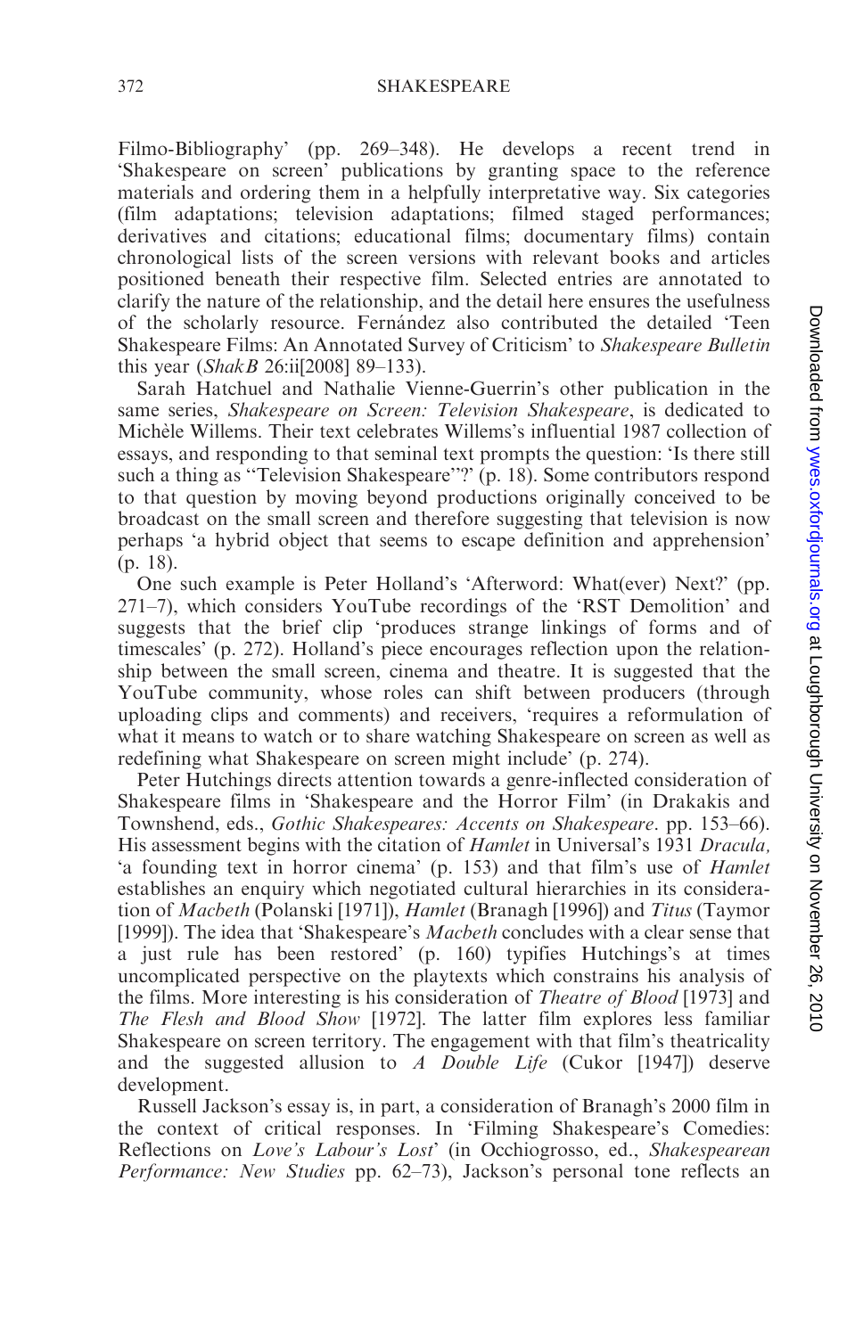Filmo-Bibliography' (pp. 269–348). He develops a recent trend in 'Shakespeare on screen' publications by granting space to the reference materials and ordering them in a helpfully interpretative way. Six categories (film adaptations; television adaptations; filmed staged performances; derivatives and citations; educational films; documentary films) contain chronological lists of the screen versions with relevant books and articles positioned beneath their respective film. Selected entries are annotated to clarify the nature of the relationship, and the detail here ensures the usefulness of the scholarly resource. Fernández also contributed the detailed 'Teen Shakespeare Films: An Annotated Survey of Criticism' to *Shakespeare Bulletin* this year (*ShakB* 26:ii[2008] 89–133).

Sarah Hatchuel and Nathalie Vienne-Guerrin's other publication in the same series, *Shakespeare on Screen: Television Shakespeare*, is dedicated to Michèle Willems. Their text celebrates Willems's influential 1987 collection of essays, and responding to that seminal text prompts the question: 'Is there still such a thing as "Television Shakespeare"?' (p. 18). Some contributors respond to that question by moving beyond productions originally conceived to be broadcast on the small screen and therefore suggesting that television is now perhaps 'a hybrid object that seems to escape definition and apprehension' (p. 18).

One such example is Peter Holland's 'Afterword: What(ever) Next?' (pp. 271–7), which considers YouTube recordings of the 'RST Demolition' and suggests that the brief clip 'produces strange linkings of forms and of timescales' (p. 272). Holland's piece encourages reflection upon the relationship between the small screen, cinema and theatre. It is suggested that the YouTube community, whose roles can shift between producers (through uploading clips and comments) and receivers, 'requires a reformulation of what it means to watch or to share watching Shakespeare on screen as well as redefining what Shakespeare on screen might include' (p. 274).

Peter Hutchings directs attention towards a genre-inflected consideration of Shakespeare films in 'Shakespeare and the Horror Film' (in Drakakis and Townshend, eds., *Gothic Shakespeares: Accents on Shakespeare*. pp. 153–66). His assessment begins with the citation of *Hamlet* in Universal's 1931 *Dracula*, 'a founding text in horror cinema' (p. 153) and that film's use of *Hamlet* establishes an enquiry which negotiated cultural hierarchies in its consideration of *Macbeth* (Polanski [1971]), *Hamlet* (Branagh [1996]) and *Titus* (Taymor [1999]). The idea that 'Shakespeare's *Macbeth* concludes with a clear sense that a just rule has been restored' (p. 160) typifies Hutchings's at times uncomplicated perspective on the playtexts which constrains his analysis of the films. More interesting is his consideration of *Theatre of Blood* [1973] and *The Flesh and Blood Show* [1972]. The latter film explores less familiar Shakespeare on screen territory. The engagement with that film's theatricality and the suggested allusion to *A Double Life* (Cukor [1947]) deserve development.

Russell Jackson's essay is, in part, a consideration of Branagh's 2000 film in the context of critical responses. In 'Filming Shakespeare's Comedies: Reflections on *Love's Labour's Lost*' (in Occhiogrosso, ed., *Shakespearean Performance: New Studies* pp. 62–73), Jackson's personal tone reflects an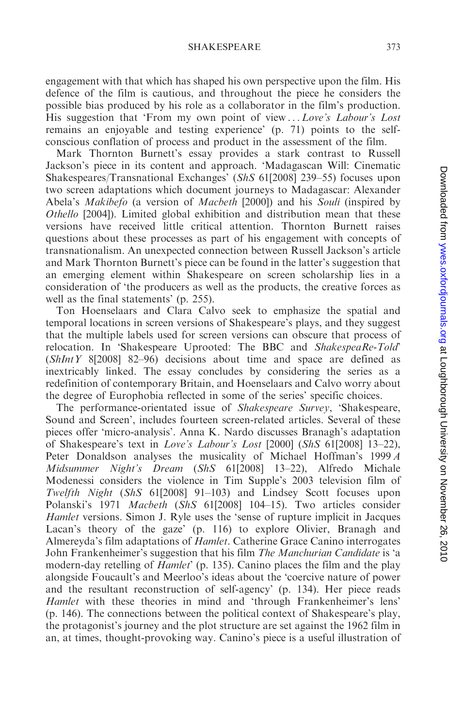engagement with that which has shaped his own perspective upon the film. His defence of the film is cautious, and throughout the piece he considers the possible bias produced by his role as a collaborator in the film's production. His suggestion that 'From my own point of view ... *Love's Labour's Lost* remains an enjoyable and testing experience' (p. 71) points to the self-conscious conflation of process and product in the assessment of the film.

Mark Thornton Burnett's essay provides a stark contrast to Russell Jackson's piece in its content and approach. 'Madagascan Will: Cinematic Shakespeares/Transnational Exchanges' (*ShS* 61[2008] 239–55) focuses upon two screen adaptations which document journeys to Madagascar: Alexander Abela's *Makibefo* (a version of *Macbeth* [2000]) and his *Souli* (inspired by *Othello* [2004]). Limited global exhibition and distribution mean that these versions have received little critical attention. Thornton Burnett raises questions about these processes as part of his engagement with concepts of transnationalism. An unexpected connection between Russell Jackson's article and Mark Thornton Burnett's piece can be found in the latter's suggestion that an emerging element within Shakespeare on screen scholarship lies in a consideration of 'the producers as well as the products, the creative forces as well as the final statements' (p. 255).

Ton Hoenselaars and Clara Calvo seek to emphasize the spatial and temporal locations in screen versions of Shakespeare's plays, and they suggest that the multiple labels used for screen versions can obscure that process of relocation. In 'Shakespeare Uprooted: The BBC and *ShakespeaRe-Told*' (*ShIntY* 8[2008] 82–96) decisions about time and space are defined as inextricably linked. The essay concludes by considering the series as a redefinition of contemporary Britain, and Hoenselaars and Calvo worry about the degree of Europhobia reflected in some of the series' specific choices.

The performance-orientated issue of *Shakespeare Survey*, 'Shakespeare, Sound and Screen', includes fourteen screen-related articles. Several of these pieces offer 'micro-analysis'. Anna K. Nardo discusses Branagh's adaptation of Shakespeare's text in *Love's Labour's Lost* [2000] (*ShS* 61[2008] 13–22), Peter Donaldson analyses the musicality of Michael Hoffman's 1999 *A Midsummer Night's Dream* (*ShS* 61[2008] 13–22), Alfredo Michale Modenessi considers the violence in Tim Supple's 2003 television film of *Twelfth Night* (*ShS* 61[2008] 91–103) and Lindsey Scott focuses upon Polanski's 1971 *Macbeth* (*ShS* 61[2008] 104–15). Two articles consider *Hamlet* versions. Simon J. Ryle uses the 'sense of rupture implicit in Jacques Lacan's theory of the gaze' (p. 116) to explore Olivier, Branagh and Almereyda's film adaptations of *Hamlet*. Catherine Grace Canino interrogates John Frankenheimer's suggestion that his film *The Manchurian Candidate* is 'a modern-day retelling of *Hamlet*' (p. 135). Canino places the film and the play alongside Foucault's and Meerloo's ideas about the 'coercive nature of power and the resultant reconstruction of self-agency' (p. 134). Her piece reads *Hamlet* with these theories in mind and 'through Frankenheimer's lens' (p. 146). The connections between the political context of Shakespeare's play, the protagonist's journey and the plot structure are set against the 1962 film in an, at times, thought-provoking way. Canino's piece is a useful illustration of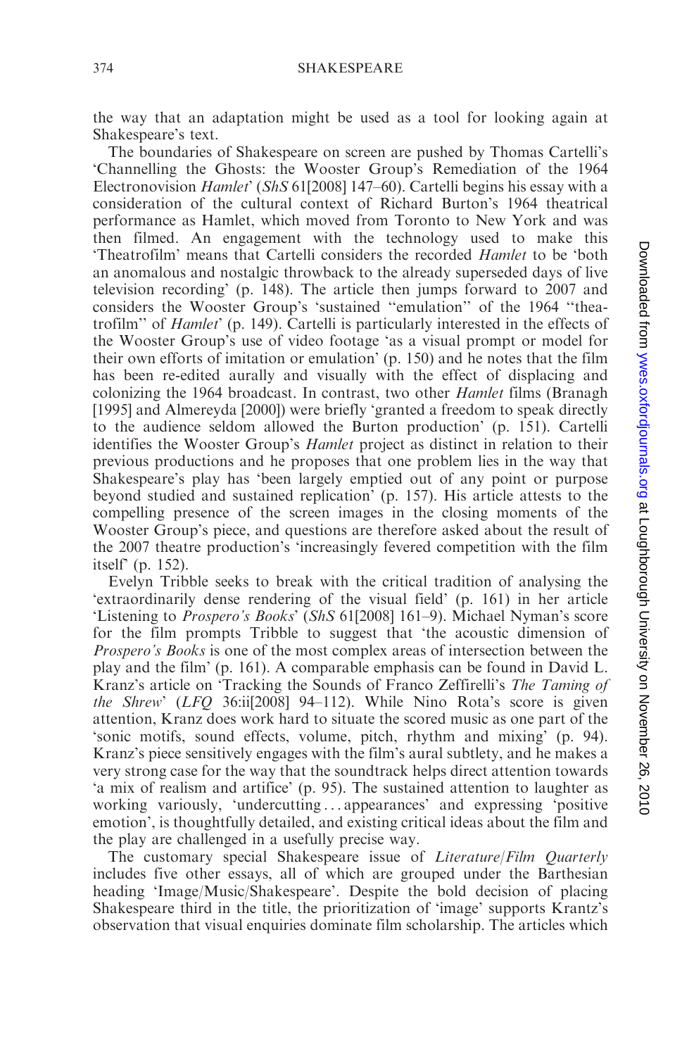the way that an adaptation might be used as a tool for looking again at Shakespeare's text.

The boundaries of Shakespeare on screen are pushed by Thomas Cartelli's 'Channelling the Ghosts: the Wooster Group's Remediation of the 1964 Electronovision *Hamlet*' (*ShS* 61[2008] 147–60). Cartelli begins his essay with a consideration of the cultural context of Richard Burton's 1964 theatrical performance as Hamlet, which moved from Toronto to New York and was then filmed. An engagement with the technology used to make this 'Theatrofilm' means that Cartelli considers the recorded *Hamlet* to be 'both an anomalous and nostalgic throwback to the already superseded days of live television recording' (p. 148). The article then jumps forward to 2007 and considers the Wooster Group's 'sustained "emulation" of the 1964 "theatrofilm" of *Hamlet*' (p. 149). Cartelli is particularly interested in the effects of the Wooster Group's use of video footage 'as a visual prompt or model for their own efforts of imitation or emulation' (p. 150) and he notes that the film has been re-edited aurally and visually with the effect of displacing and colonizing the 1964 broadcast. In contrast, two other *Hamlet* films (Branagh [1995] and Almereyda [2000]) were briefly 'granted a freedom to speak directly to the audience seldom allowed the Burton production' (p. 151). Cartelli identifies the Wooster Group's *Hamlet* project as distinct in relation to their previous productions and he proposes that one problem lies in the way that Shakespeare's play has 'been largely emptied out of any point or purpose beyond studied and sustained replication' (p. 157). His article attests to the compelling presence of the screen images in the closing moments of the Wooster Group's piece, and questions are therefore asked about the result of the 2007 theatre production's 'increasingly fevered competition with the film itself' (p. 152).

Evelyn Tribble seeks to break with the critical tradition of analysing the 'extraordinarily dense rendering of the visual field' (p. 161) in her article 'Listening to *Prospero's Books*' (*ShS* 61[2008] 161–9). Michael Nyman's score for the film prompts Tribble to suggest that 'the acoustic dimension of *Prospero's Books* is one of the most complex areas of intersection between the play and the film' (p. 161). A comparable emphasis can be found in David L. Kranz's article on 'Tracking the Sounds of Franco Zeffirelli's *The Taming of the Shrew*' (*LFQ* 36:ii[2008] 94–112). While Nino Rota's score is given attention, Kranz does work hard to situate the scored music as one part of the 'sonic motifs, sound effects, volume, pitch, rhythm and mixing' (p. 94). Kranz's piece sensitively engages with the film's aural subtlety, and he makes a very strong case for the way that the soundtrack helps direct attention towards 'a mix of realism and artifice' (p. 95). The sustained attention to laughter as working variously, 'undercutting . . . appearances' and expressing 'positive emotion', is thoughtfully detailed, and existing critical ideas about the film and the play are challenged in a usefully precise way.

The customary special Shakespeare issue of *Literature/Film Quarterly* includes five other essays, all of which are grouped under the Barthesian heading 'Image/Music/Shakespeare'. Despite the bold decision of placing Shakespeare third in the title, the prioritization of 'image' supports Krantz's observation that visual enquiries dominate film scholarship. The articles which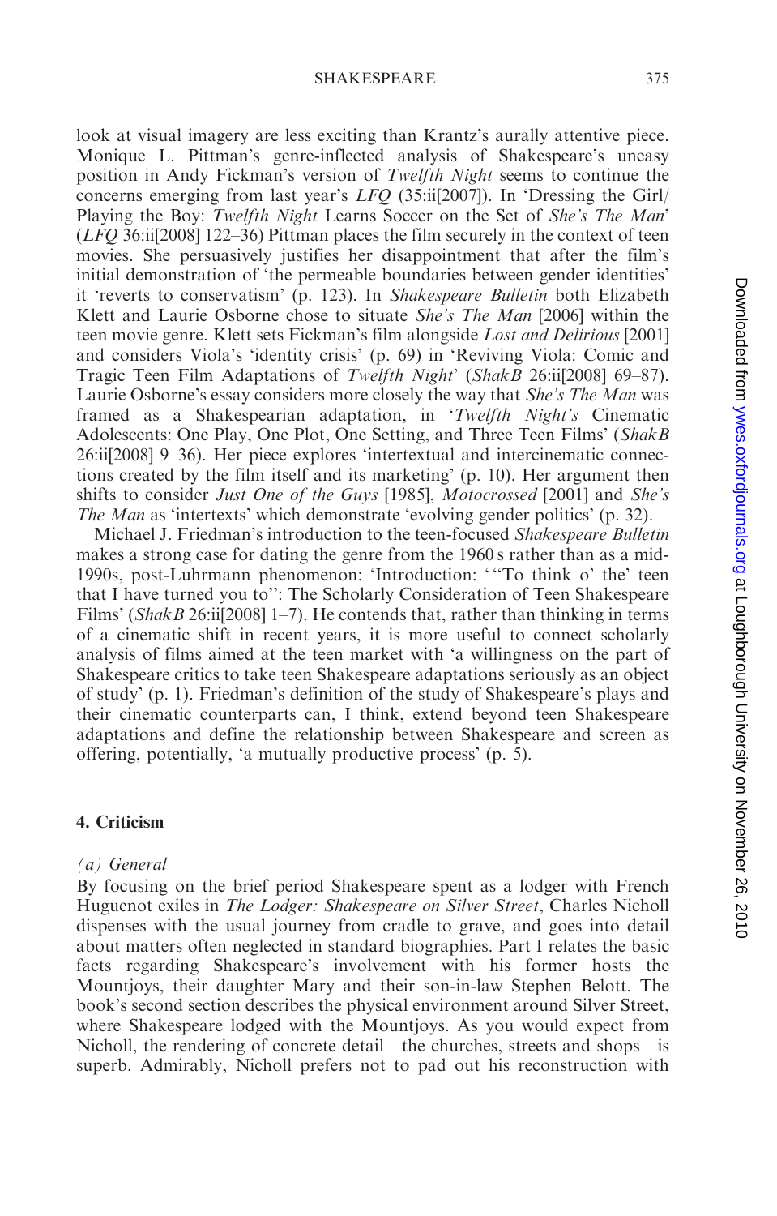look at visual imagery are less exciting than Krantz's aurally attentive piece. Monique L. Pittman's genre-inflected analysis of Shakespeare's uneasy position in Andy Fickman's version of *Twelfth Night* seems to continue the concerns emerging from last year's *LFQ* (35:ii[2007]). In 'Dressing the Girl/Playing the Boy: *Twelfth Night* Learns Soccer on the Set of *She's The Man*' (*LFQ* 36:ii[2008] 122–36) Pittman places the film securely in the context of teen movies. She persuasively justifies her disappointment that after the film's initial demonstration of 'the permeable boundaries between gender identities' it 'reverts to conservatism' (p. 123). In *Shakespeare Bulletin* both Elizabeth Klett and Laurie Osborne chose to situate *She's The Man* [2006] within the teen movie genre. Klett sets Fickman's film alongside *Lost and Delirious* [2001] and considers Viola's 'identity crisis' (p. 69) in 'Reviving Viola: Comic and Tragic Teen Film Adaptations of *Twelfth Night*' (*ShakB* 26:ii[2008] 69–87). Laurie Osborne's essay considers more closely the way that *She's The Man* was framed as a Shakespearian adaptation, in '*Twelfth Night's* Cinematic Adolescents: One Play, One Plot, One Setting, and Three Teen Films' (*ShakB* 26:ii[2008] 9–36). Her piece explores 'intertextual and intercinematic connections created by the film itself and its marketing' (p. 10). Her argument then shifts to consider *Just One of the Guys* [1985], *Motocrossed* [2001] and *She's The Man* as 'intertexts' which demonstrate 'evolving gender politics' (p. 32).

Michael J. Friedman's introduction to the teen-focused *Shakespeare Bulletin* makes a strong case for dating the genre from the 1960 s rather than as a mid-1990s, post-Luhrmann phenomenon: 'Introduction: ' "To think o' the' teen that I have turned you to": The Scholarly Consideration of Teen Shakespeare Films' (*ShakB* 26:ii[2008] 1–7). He contends that, rather than thinking in terms of a cinematic shift in recent years, it is more useful to connect scholarly analysis of films aimed at the teen market with 'a willingness on the part of Shakespeare critics to take teen Shakespeare adaptations seriously as an object of study' (p. 1). Friedman's definition of the study of Shakespeare's plays and their cinematic counterparts can, I think, extend beyond teen Shakespeare adaptations and define the relationship between Shakespeare and screen as offering, potentially, 'a mutually productive process' (p. 5).

## 4. Criticism

### *(a) General*

By focusing on the brief period Shakespeare spent as a lodger with French Huguenot exiles in *The Lodger: Shakespeare on Silver Street*, Charles Nicholl dispenses with the usual journey from cradle to grave, and goes into detail about matters often neglected in standard biographies. Part I relates the basic facts regarding Shakespeare's involvement with his former hosts the Mountjoys, their daughter Mary and their son-in-law Stephen Belott. The book's second section describes the physical environment around Silver Street, where Shakespeare lodged with the Mountjoys. As you would expect from Nicholl, the rendering of concrete detail—the churches, streets and shops—is superb. Admirably, Nicholl prefers not to pad out his reconstruction with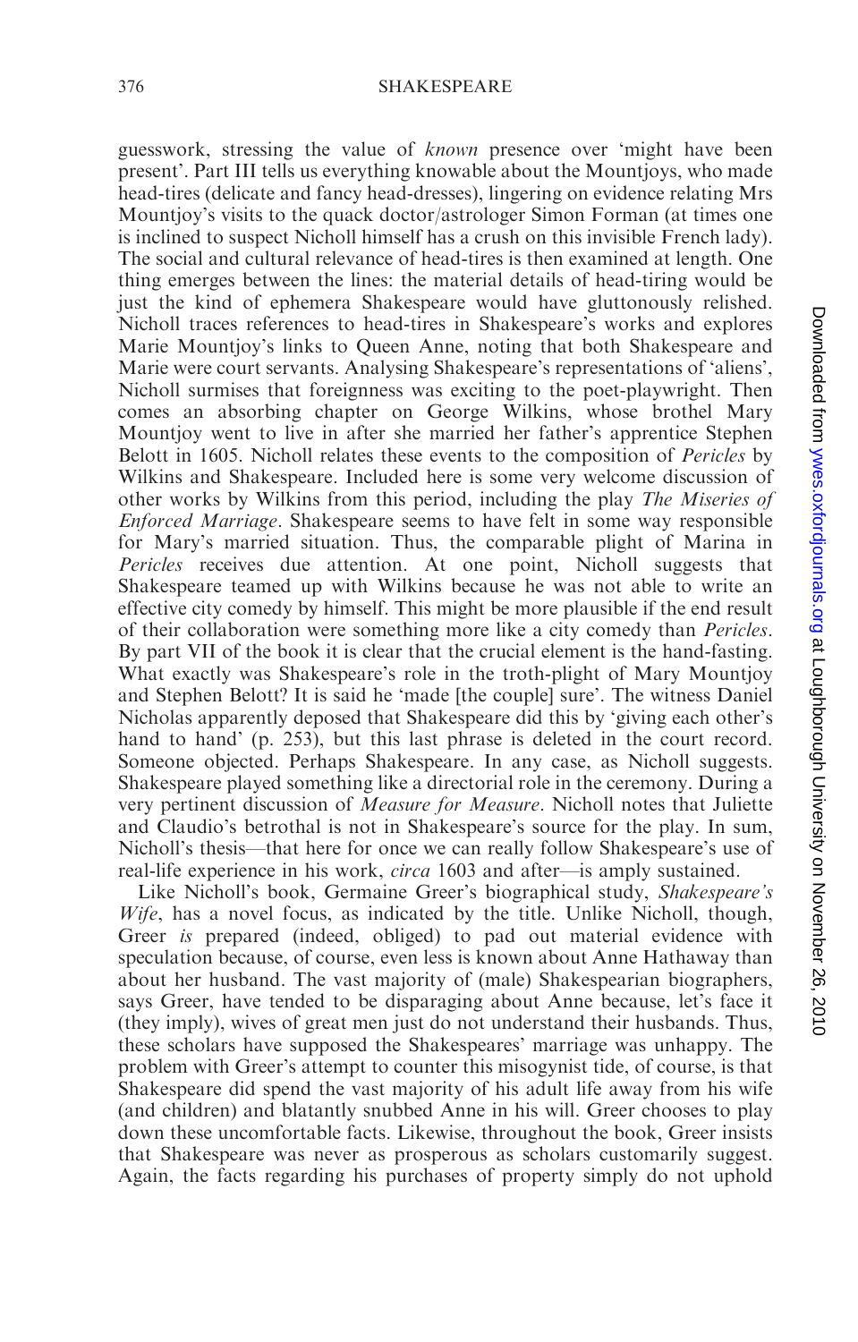guesswork, stressing the value of *known* presence over 'might have been present'. Part III tells us everything knowable about the Mountjoys, who made head-tires (delicate and fancy head-dresses), lingering on evidence relating Mrs Mountjoy's visits to the quack doctor/astrologer Simon Forman (at times one is inclined to suspect Nicholl himself has a crush on this invisible French lady). The social and cultural relevance of head-tires is then examined at length. One thing emerges between the lines: the material details of head-tiring would be just the kind of ephemera Shakespeare would have gluttonously relished. Nicholl traces references to head-tires in Shakespeare's works and explores Marie Mountjoy's links to Queen Anne, noting that both Shakespeare and Marie were court servants. Analysing Shakespeare's representations of 'aliens', Nicholl surmises that foreignness was exciting to the poet-playwright. Then comes an absorbing chapter on George Wilkins, whose brothel Mary Mountjoy went to live in after she married her father's apprentice Stephen Belott in 1605. Nicholl relates these events to the composition of *Pericles* by Wilkins and Shakespeare. Included here is some very welcome discussion of other works by Wilkins from this period, including the play *The Miseries of Enforced Marriage*. Shakespeare seems to have felt in some way responsible for Mary's married situation. Thus, the comparable plight of Marina in *Pericles* receives due attention. At one point, Nicholl suggests that Shakespeare teamed up with Wilkins because he was not able to write an effective city comedy by himself. This might be more plausible if the end result of their collaboration were something more like a city comedy than *Pericles*. By part VII of the book it is clear that the crucial element is the hand-fasting. What exactly was Shakespeare's role in the troth-plight of Mary Mountjoy and Stephen Belott? It is said he 'made [the couple] sure'. The witness Daniel Nicholas apparently deposed that Shakespeare did this by 'giving each other's hand to hand' (p. 253), but this last phrase is deleted in the court record. Someone objected. Perhaps Shakespeare. In any case, as Nicholl suggests. Shakespeare played something like a directorial role in the ceremony. During a very pertinent discussion of *Measure for Measure*. Nicholl notes that Juliette and Claudio's betrothal is not in Shakespeare's source for the play. In sum, Nicholl's thesis—that here for once we can really follow Shakespeare's use of real-life experience in his work, *circa* 1603 and after—is amply sustained.

Like Nicholl's book, Germaine Greer's biographical study, *Shakespeare's Wife*, has a novel focus, as indicated by the title. Unlike Nicholl, though, Greer *is* prepared (indeed, obliged) to pad out material evidence with speculation because, of course, even less is known about Anne Hathaway than about her husband. The vast majority of (male) Shakespearian biographers, says Greer, have tended to be disparaging about Anne because, let's face it (they imply), wives of great men just do not understand their husbands. Thus, these scholars have supposed the Shakespeares' marriage was unhappy. The problem with Greer's attempt to counter this misogynist tide, of course, is that Shakespeare did spend the vast majority of his adult life away from his wife (and children) and blatantly snubbed Anne in his will. Greer chooses to play down these uncomfortable facts. Likewise, throughout the book, Greer insists that Shakespeare was never as prosperous as scholars customarily suggest. Again, the facts regarding his purchases of property simply do not uphold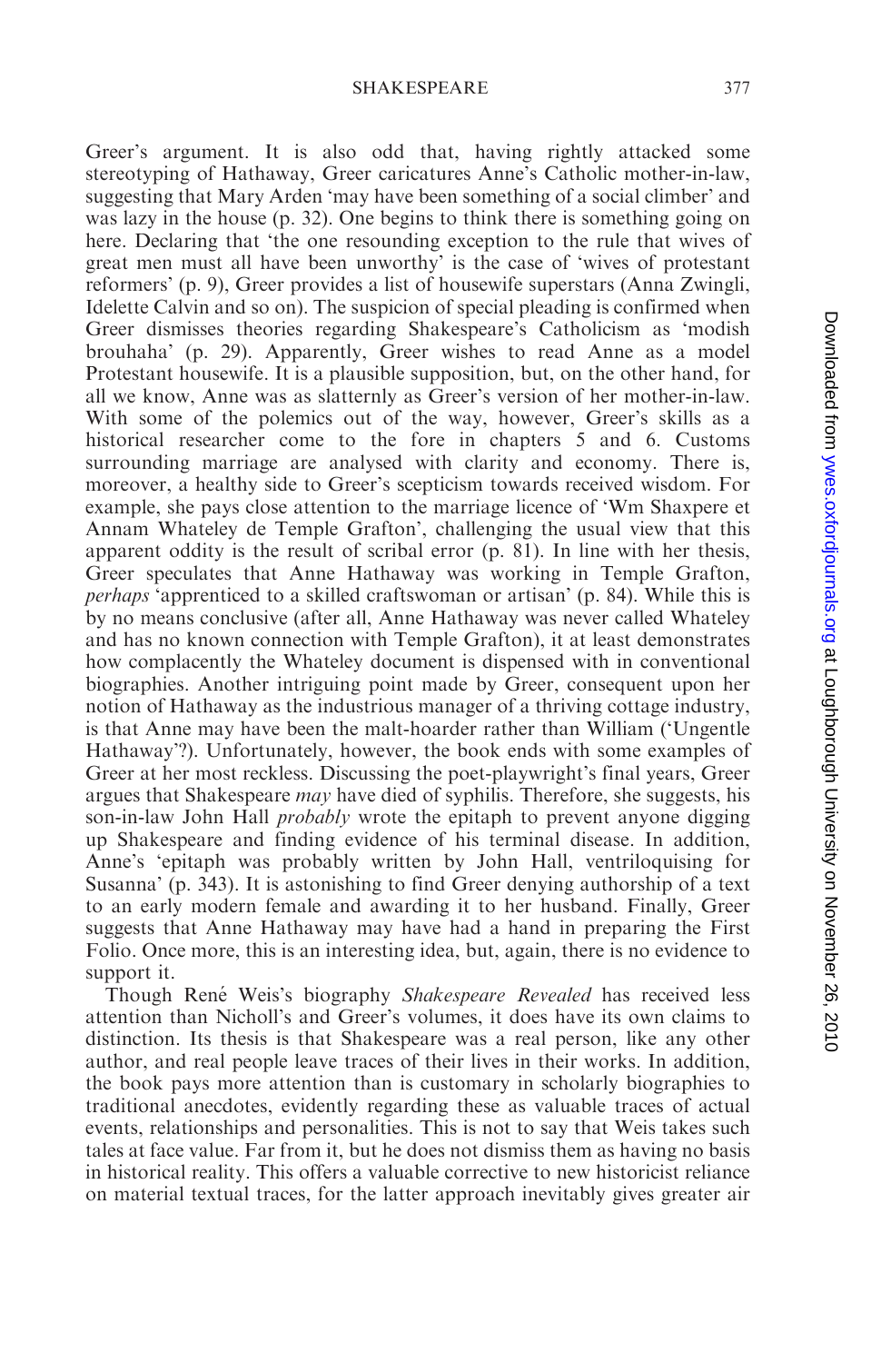Greer's argument. It is also odd that, having rightly attacked some stereotyping of Hathaway, Greer caricatures Anne's Catholic mother-in-law, suggesting that Mary Arden 'may have been something of a social climber' and was lazy in the house (p. 32). One begins to think there is something going on here. Declaring that 'the one resounding exception to the rule that wives of great men must all have been unworthy' is the case of 'wives of protestant reformers' (p. 9), Greer provides a list of housewife superstars (Anna Zwingli, Idelette Calvin and so on). The suspicion of special pleading is confirmed when Greer dismisses theories regarding Shakespeare's Catholicism as 'modish brouhaha' (p. 29). Apparently, Greer wishes to read Anne as a model Protestant housewife. It is a plausible supposition, but, on the other hand, for all we know, Anne was as slatternly as Greer's version of her mother-in-law. With some of the polemics out of the way, however, Greer's skills as a historical researcher come to the fore in chapters 5 and 6. Customs surrounding marriage are analysed with clarity and economy. There is, moreover, a healthy side to Greer's scepticism towards received wisdom. For example, she pays close attention to the marriage licence of 'Wm Shaxpere et Annam Whateley de Temple Grafton', challenging the usual view that this apparent oddity is the result of scribal error (p. 81). In line with her thesis, Greer speculates that Anne Hathaway was working in Temple Grafton, *perhaps* 'apprenticed to a skilled craftswoman or artisan' (p. 84). While this is by no means conclusive (after all, Anne Hathaway was never called Whateley and has no known connection with Temple Grafton), it at least demonstrates how complacently the Whateley document is dispensed with in conventional biographies. Another intriguing point made by Greer, consequent upon her notion of Hathaway as the industrious manager of a thriving cottage industry, is that Anne may have been the malt-hoarder rather than William ('Ungentle Hathaway'?). Unfortunately, however, the book ends with some examples of Greer at her most reckless. Discussing the poet-playwright's final years, Greer argues that Shakespeare *may* have died of syphilis. Therefore, she suggests, his son-in-law John Hall *probably* wrote the epitaph to prevent anyone digging up Shakespeare and finding evidence of his terminal disease. In addition, Anne's 'epitaph was probably written by John Hall, ventriloquising for Susanna' (p. 343). It is astonishing to find Greer denying authorship of a text to an early modern female and awarding it to her husband. Finally, Greer suggests that Anne Hathaway may have had a hand in preparing the First Folio. Once more, this is an interesting idea, but, again, there is no evidence to support it.

Though René Weis's biography *Shakespeare Revealed* has received less attention than Nicholl's and Greer's volumes, it does have its own claims to distinction. Its thesis is that Shakespeare was a real person, like any other author, and real people leave traces of their lives in their works. In addition, the book pays more attention than is customary in scholarly biographies to traditional anecdotes, evidently regarding these as valuable traces of actual events, relationships and personalities. This is not to say that Weis takes such tales at face value. Far from it, but he does not dismiss them as having no basis in historical reality. This offers a valuable corrective to new historicist reliance on material textual traces, for the latter approach inevitably gives greater air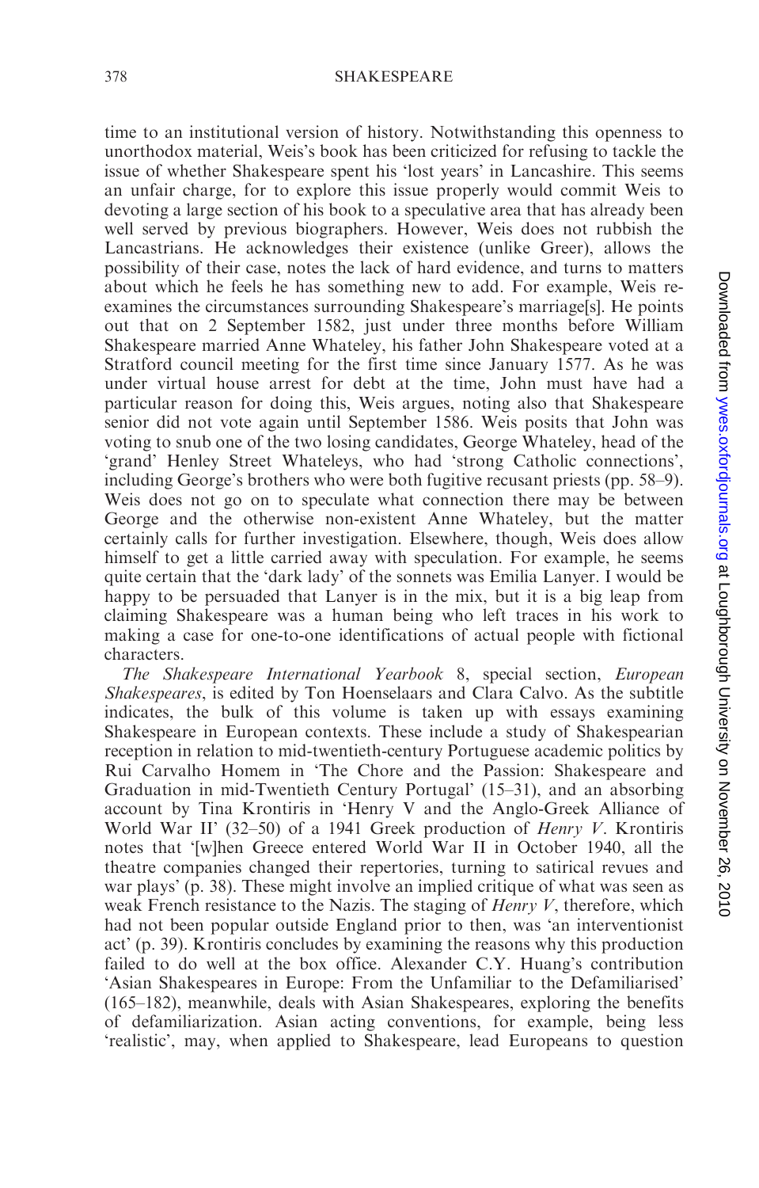time to an institutional version of history. Notwithstanding this openness to unorthodox material, Weis's book has been criticized for refusing to tackle the issue of whether Shakespeare spent his 'lost years' in Lancashire. This seems an unfair charge, for to explore this issue properly would commit Weis to devoting a large section of his book to a speculative area that has already been well served by previous biographers. However, Weis does not rubbish the Lancastrians. He acknowledges their existence (unlike Greer), allows the possibility of their case, notes the lack of hard evidence, and turns to matters about which he feels he has something new to add. For example, Weis re-examines the circumstances surrounding Shakespeare's marriage[s]. He points out that on 2 September 1582, just under three months before William Shakespeare married Anne Whateley, his father John Shakespeare voted at a Stratford council meeting for the first time since January 1577. As he was under virtual house arrest for debt at the time, John must have had a particular reason for doing this, Weis argues, noting also that Shakespeare senior did not vote again until September 1586. Weis posits that John was voting to snub one of the two losing candidates, George Whateley, head of the 'grand' Henley Street Whateleys, who had 'strong Catholic connections', including George's brothers who were both fugitive recusant priests (pp. 58–9). Weis does not go on to speculate what connection there may be between George and the otherwise non-existent Anne Whateley, but the matter certainly calls for further investigation. Elsewhere, though, Weis does allow himself to get a little carried away with speculation. For example, he seems quite certain that the 'dark lady' of the sonnets was Emilia Lanyer. I would be happy to be persuaded that Lanyer is in the mix, but it is a big leap from claiming Shakespeare was a human being who left traces in his work to making a case for one-to-one identifications of actual people with fictional characters.

*The Shakespeare International Yearbook* 8, special section, *European Shakespeares*, is edited by Ton Hoenselaars and Clara Calvo. As the subtitle indicates, the bulk of this volume is taken up with essays examining Shakespeare in European contexts. These include a study of Shakespearian reception in relation to mid-twentieth-century Portuguese academic politics by Rui Carvalho Homem in 'The Chore and the Passion: Shakespeare and Graduation in mid-Twentieth Century Portugal' (15–31), and an absorbing account by Tina Krontiris in 'Henry V and the Anglo-Greek Alliance of World War II' (32–50) of a 1941 Greek production of *Henry V*. Krontiris notes that '[w]hen Greece entered World War II in October 1940, all the theatre companies changed their repertories, turning to satirical revues and war plays' (p. 38). These might involve an implied critique of what was seen as weak French resistance to the Nazis. The staging of *Henry V*, therefore, which had not been popular outside England prior to then, was 'an interventionist act' (p. 39). Krontiris concludes by examining the reasons why this production failed to do well at the box office. Alexander C.Y. Huang's contribution 'Asian Shakespeares in Europe: From the Unfamiliar to the Defamiliarised' (165–182), meanwhile, deals with Asian Shakespeares, exploring the benefits of defamiliarization. Asian acting conventions, for example, being less 'realistic', may, when applied to Shakespeare, lead Europeans to question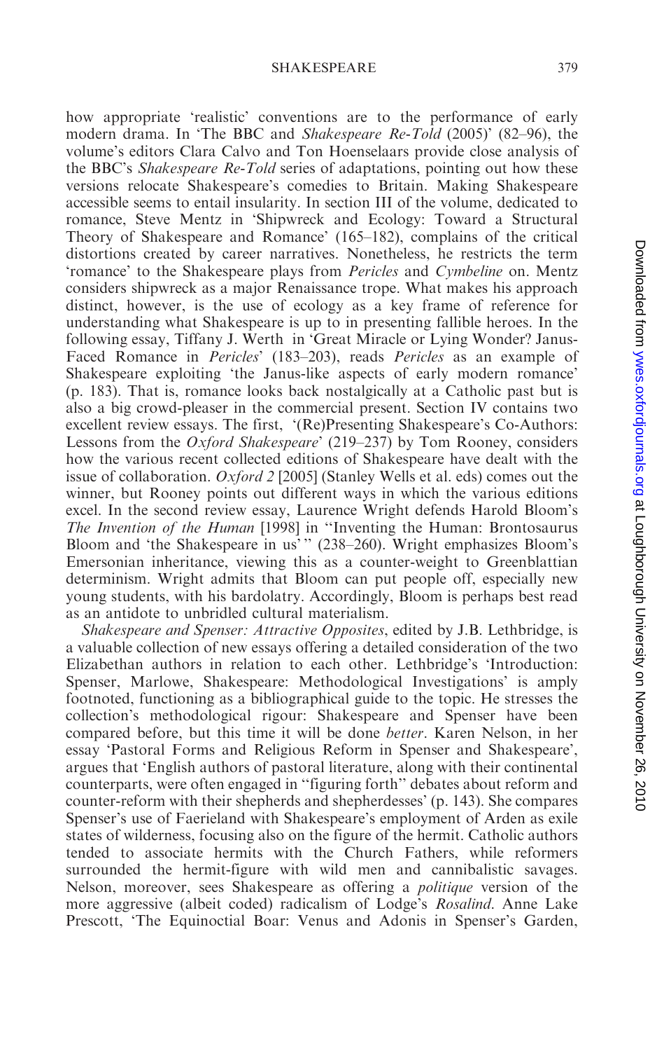how appropriate 'realistic' conventions are to the performance of early modern drama. In 'The BBC and *Shakespeare Re-Told* (2005)' (82–96), the volume's editors Clara Calvo and Ton Hoenselaars provide close analysis of the BBC's *Shakespeare Re-Told* series of adaptations, pointing out how these versions relocate Shakespeare's comedies to Britain. Making Shakespeare accessible seems to entail insularity. In section III of the volume, dedicated to romance, Steve Mentz in 'Shipwreck and Ecology: Toward a Structural Theory of Shakespeare and Romance' (165–182), complains of the critical distortions created by career narratives. Nonetheless, he restricts the term 'romance' to the Shakespeare plays from *Pericles* and *Cymbeline* on. Mentz considers shipwreck as a major Renaissance trope. What makes his approach distinct, however, is the use of ecology as a key frame of reference for understanding what Shakespeare is up to in presenting fallible heroes. In the following essay, Tiffany J. Werth in 'Great Miracle or Lying Wonder? Janus-Faced Romance in *Pericles*' (183–203), reads *Pericles* as an example of Shakespeare exploiting 'the Janus-like aspects of early modern romance' (p. 183). That is, romance looks back nostalgically at a Catholic past but is also a big crowd-pleaser in the commercial present. Section IV contains two excellent review essays. The first, '(Re)Presenting Shakespeare's Co-Authors: Lessons from the *Oxford Shakespeare*' (219–237) by Tom Rooney, considers how the various recent collected editions of Shakespeare have dealt with the issue of collaboration. *Oxford 2* [2005] (Stanley Wells et al. eds) comes out the winner, but Rooney points out different ways in which the various editions excel. In the second review essay, Laurence Wright defends Harold Bloom's *The Invention of the Human* [1998] in ''Inventing the Human: Brontosaurus Bloom and 'the Shakespeare in us' '' (238–260). Wright emphasizes Bloom's Emersonian inheritance, viewing this as a counter-weight to Greenblattian determinism. Wright admits that Bloom can put people off, especially new young students, with his bardolatry. Accordingly, Bloom is perhaps best read as an antidote to unbridled cultural materialism.

*Shakespeare and Spenser: Attractive Opposites*, edited by J.B. Lethbridge, is a valuable collection of new essays offering a detailed consideration of the two Elizabethan authors in relation to each other. Lethbridge's 'Introduction: Spenser, Marlowe, Shakespeare: Methodological Investigations' is amply footnoted, functioning as a bibliographical guide to the topic. He stresses the collection's methodological rigour: Shakespeare and Spenser have been compared before, but this time it will be done *better*. Karen Nelson, in her essay 'Pastoral Forms and Religious Reform in Spenser and Shakespeare', argues that 'English authors of pastoral literature, along with their continental counterparts, were often engaged in ''figuring forth'' debates about reform and counter-reform with their shepherds and shepherdesses' (p. 143). She compares Spenser's use of Faerieland with Shakespeare's employment of Arden as exile states of wilderness, focusing also on the figure of the hermit. Catholic authors tended to associate hermits with the Church Fathers, while reformers surrounded the hermit-figure with wild men and cannibalistic savages. Nelson, moreover, sees Shakespeare as offering a *politique* version of the more aggressive (albeit coded) radicalism of Lodge's *Rosalind*. Anne Lake Prescott, 'The Equinoctial Boar: Venus and Adonis in Spenser's Garden,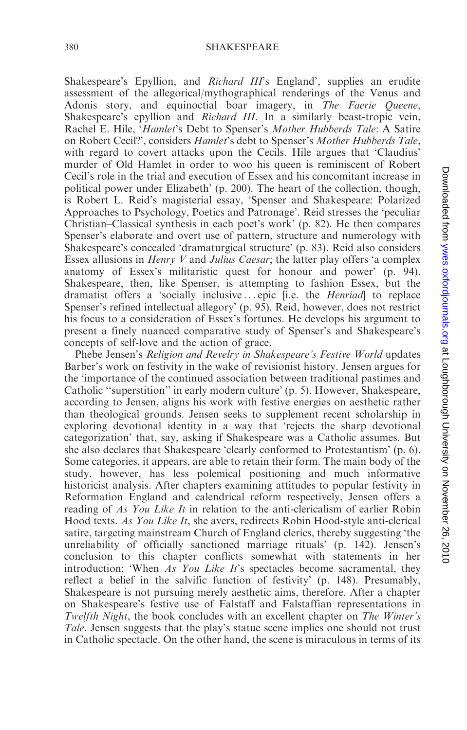Shakespeare's Epyllion, and *Richard III*'s England', supplies an erudite assessment of the allegorical/mythographical renderings of the Venus and Adonis story, and equinoctial boar imagery, in *The Faerie Queene*, Shakespeare's epyllion and *Richard III*. In a similarly beast-tropic vein, Rachel E. Hile, '*Hamlet*'s Debt to Spenser's *Mother Hubberds Tale*: A Satire on Robert Cecil?', considers *Hamlet*'s debt to Spenser's *Mother Hubberds Tale*, with regard to covert attacks upon the Cecils. Hile argues that 'Claudius' murder of Old Hamlet in order to woo his queen is reminiscent of Robert Cecil's role in the trial and execution of Essex and his concomitant increase in political power under Elizabeth' (p. 200). The heart of the collection, though, is Robert L. Reid's magisterial essay, 'Spenser and Shakespeare: Polarized Approaches to Psychology, Poetics and Patronage'. Reid stresses the 'peculiar Christian–Classical synthesis in each poet's work' (p. 82). He then compares Spenser's elaborate and overt use of pattern, structure and numerology with Shakespeare's concealed 'dramaturgical structure' (p. 83). Reid also considers Essex allusions in *Henry V* and *Julius Caesar*; the latter play offers 'a complex anatomy of Essex's militaristic quest for honour and power' (p. 94). Shakespeare, then, like Spenser, is attempting to fashion Essex, but the dramatist offers a 'socially inclusive . . . epic [i.e. the *Henriad*] to replace Spenser's refined intellectual allegory' (p. 95). Reid, however, does not restrict his focus to a consideration of Essex's fortunes. He develops his argument to present a finely nuanced comparative study of Spenser's and Shakespeare's concepts of self-love and the action of grace.

Phebe Jensen's *Religion and Revelry in Shakespeare's Festive World* updates Barber's work on festivity in the wake of revisionist history. Jensen argues for the 'importance of the continued association between traditional pastimes and Catholic "superstition" in early modern culture' (p. 5). However, Shakespeare, according to Jensen, aligns his work with festive energies on aesthetic rather than theological grounds. Jensen seeks to supplement recent scholarship in exploring devotional identity in a way that 'rejects the sharp devotional categorization' that, say, asking if Shakespeare was a Catholic assumes. But she also declares that Shakespeare 'clearly conformed to Protestantism' (p. 6). Some categories, it appears, are able to retain their form. The main body of the study, however, has less polemical positioning and much informative historicist analysis. After chapters examining attitudes to popular festivity in Reformation England and calendrical reform respectively, Jensen offers a reading of *As You Like It* in relation to the anti-clericalism of earlier Robin Hood texts. *As You Like It*, she avers, redirects Robin Hood-style anti-clerical satire, targeting mainstream Church of England clerics, thereby suggesting 'the unreliability of officially sanctioned marriage rituals' (p. 142). Jensen's conclusion to this chapter conflicts somewhat with statements in her introduction: 'When *As You Like It*'s spectacles become sacramental, they reflect a belief in the salvific function of festivity' (p. 148). Presumably, Shakespeare is not pursuing merely aesthetic aims, therefore. After a chapter on Shakespeare's festive use of Falstaff and Falstaffian representations in *Twelfth Night*, the book concludes with an excellent chapter on *The Winter's Tale*. Jensen suggests that the play's statue scene implies one should not trust in Catholic spectacle. On the other hand, the scene is miraculous in terms of its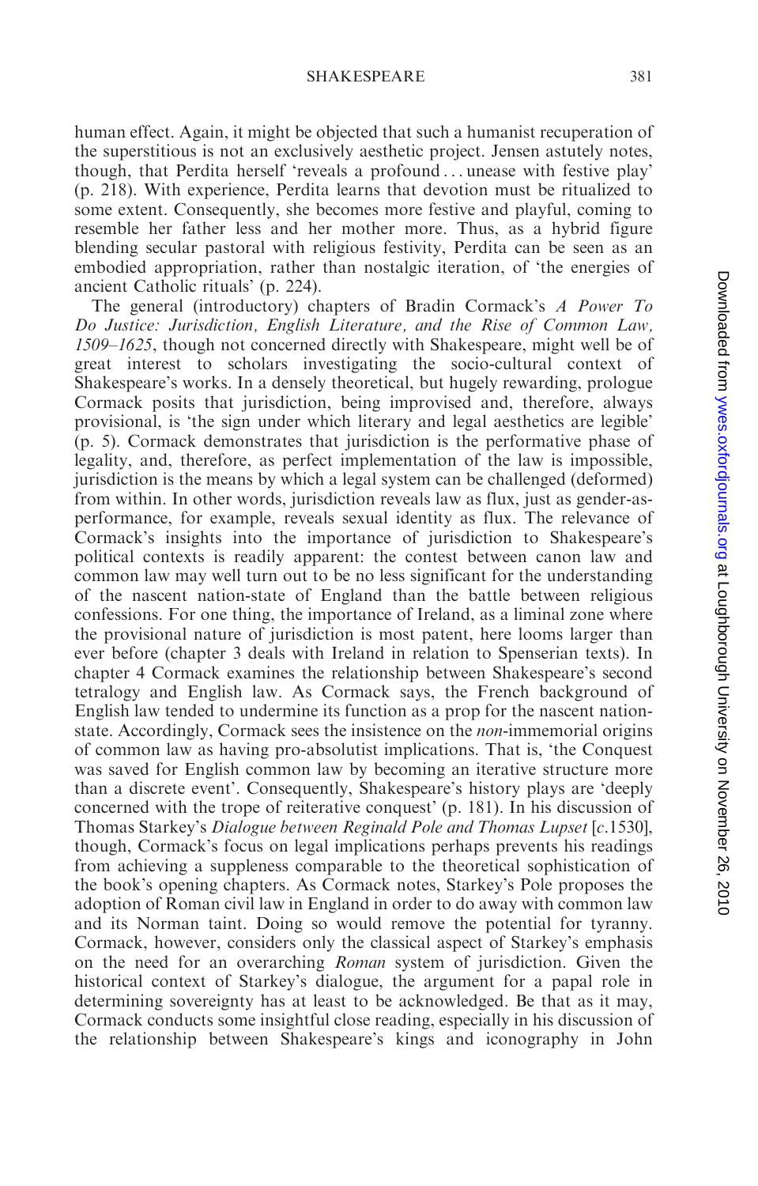human effect. Again, it might be objected that such a humanist recuperation of the superstitious is not an exclusively aesthetic project. Jensen astutely notes, though, that Perdita herself 'reveals a profound ... unease with festive play' (p. 218). With experience, Perdita learns that devotion must be ritualized to some extent. Consequently, she becomes more festive and playful, coming to resemble her father less and her mother more. Thus, as a hybrid figure blending secular pastoral with religious festivity, Perdita can be seen as an embodied appropriation, rather than nostalgic iteration, of 'the energies of ancient Catholic rituals' (p. 224).

The general (introductory) chapters of Bradin Cormack's *A Power To Do Justice: Jurisdiction, English Literature, and the Rise of Common Law, 1509–1625*, though not concerned directly with Shakespeare, might well be of great interest to scholars investigating the socio-cultural context of Shakespeare's works. In a densely theoretical, but hugely rewarding, prologue Cormack posits that jurisdiction, being improvised and, therefore, always provisional, is 'the sign under which literary and legal aesthetics are legible' (p. 5). Cormack demonstrates that jurisdiction is the performative phase of legality, and, therefore, as perfect implementation of the law is impossible, jurisdiction is the means by which a legal system can be challenged (deformed) from within. In other words, jurisdiction reveals law as flux, just as gender-as-performance, for example, reveals sexual identity as flux. The relevance of Cormack's insights into the importance of jurisdiction to Shakespeare's political contexts is readily apparent: the contest between canon law and common law may well turn out to be no less significant for the understanding of the nascent nation-state of England than the battle between religious confessions. For one thing, the importance of Ireland, as a liminal zone where the provisional nature of jurisdiction is most patent, here looms larger than ever before (chapter 3 deals with Ireland in relation to Spenserian texts). In chapter 4 Cormack examines the relationship between Shakespeare's second tetralogy and English law. As Cormack says, the French background of English law tended to undermine its function as a prop for the nascent nation-state. Accordingly, Cormack sees the insistence on the *non*-immemorial origins of common law as having pro-absolutist implications. That is, 'the Conquest was saved for English common law by becoming an iterative structure more than a discrete event'. Consequently, Shakespeare's history plays are 'deeply concerned with the trope of reiterative conquest' (p. 181). In his discussion of Thomas Starkey's *Dialogue between Reginald Pole and Thomas Lupset* [*c*.1530], though, Cormack's focus on legal implications perhaps prevents his readings from achieving a suppleness comparable to the theoretical sophistication of the book's opening chapters. As Cormack notes, Starkey's Pole proposes the adoption of Roman civil law in England in order to do away with common law and its Norman taint. Doing so would remove the potential for tyranny. Cormack, however, considers only the classical aspect of Starkey's emphasis on the need for an overarching *Roman* system of jurisdiction. Given the historical context of Starkey's dialogue, the argument for a papal role in determining sovereignty has at least to be acknowledged. Be that as it may, Cormack conducts some insightful close reading, especially in his discussion of the relationship between Shakespeare's kings and iconography in John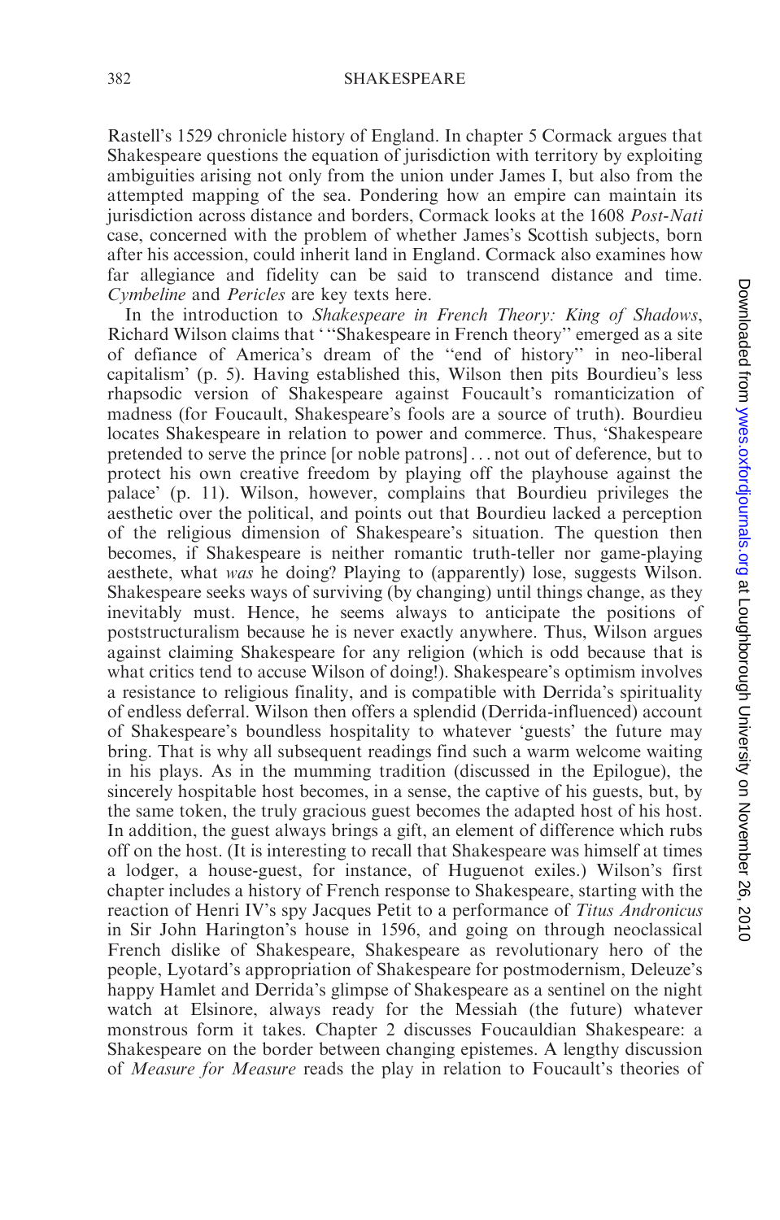Rastell's 1529 chronicle history of England. In chapter 5 Cormack argues that Shakespeare questions the equation of jurisdiction with territory by exploiting ambiguities arising not only from the union under James I, but also from the attempted mapping of the sea. Pondering how an empire can maintain its jurisdiction across distance and borders, Cormack looks at the 1608 *Post-Nati* case, concerned with the problem of whether James's Scottish subjects, born after his accession, could inherit land in England. Cormack also examines how far allegiance and fidelity can be said to transcend distance and time. *Cymbeline* and *Pericles* are key texts here.

In the introduction to *Shakespeare in French Theory: King of Shadows*, Richard Wilson claims that '"Shakespeare in French theory" emerged as a site of defiance of America's dream of the "end of history" in neo-liberal capitalism' (p. 5). Having established this, Wilson then pits Bourdieu's less rhapsodic version of Shakespeare against Foucault's romanticization of madness (for Foucault, Shakespeare's fools are a source of truth). Bourdieu locates Shakespeare in relation to power and commerce. Thus, 'Shakespeare pretended to serve the prince [or noble patrons] . . . not out of deference, but to protect his own creative freedom by playing off the playhouse against the palace' (p. 11). Wilson, however, complains that Bourdieu privileges the aesthetic over the political, and points out that Bourdieu lacked a perception of the religious dimension of Shakespeare's situation. The question then becomes, if Shakespeare is neither romantic truth-teller nor game-playing aesthete, what *was* he doing? Playing to (apparently) lose, suggests Wilson. Shakespeare seeks ways of surviving (by changing) until things change, as they inevitably must. Hence, he seems always to anticipate the positions of poststructuralism because he is never exactly anywhere. Thus, Wilson argues against claiming Shakespeare for any religion (which is odd because that is what critics tend to accuse Wilson of doing!). Shakespeare's optimism involves a resistance to religious finality, and is compatible with Derrida's spirituality of endless deferral. Wilson then offers a splendid (Derrida-influenced) account of Shakespeare's boundless hospitality to whatever 'guests' the future may bring. That is why all subsequent readings find such a warm welcome waiting in his plays. As in the mumming tradition (discussed in the Epilogue), the sincerely hospitable host becomes, in a sense, the captive of his guests, but, by the same token, the truly gracious guest becomes the adapted host of his host. In addition, the guest always brings a gift, an element of difference which rubs off on the host. (It is interesting to recall that Shakespeare was himself at times a lodger, a house-guest, for instance, of Huguenot exiles.) Wilson's first chapter includes a history of French response to Shakespeare, starting with the reaction of Henri IV's spy Jacques Petit to a performance of *Titus Andronicus* in Sir John Harington's house in 1596, and going on through neoclassical French dislike of Shakespeare, Shakespeare as revolutionary hero of the people, Lyotard's appropriation of Shakespeare for postmodernism, Deleuze's happy Hamlet and Derrida's glimpse of Shakespeare as a sentinel on the night watch at Elsinore, always ready for the Messiah (the future) whatever monstrous form it takes. Chapter 2 discusses Foucauldian Shakespeare: a Shakespeare on the border between changing epistemes. A lengthy discussion of *Measure for Measure* reads the play in relation to Foucault's theories of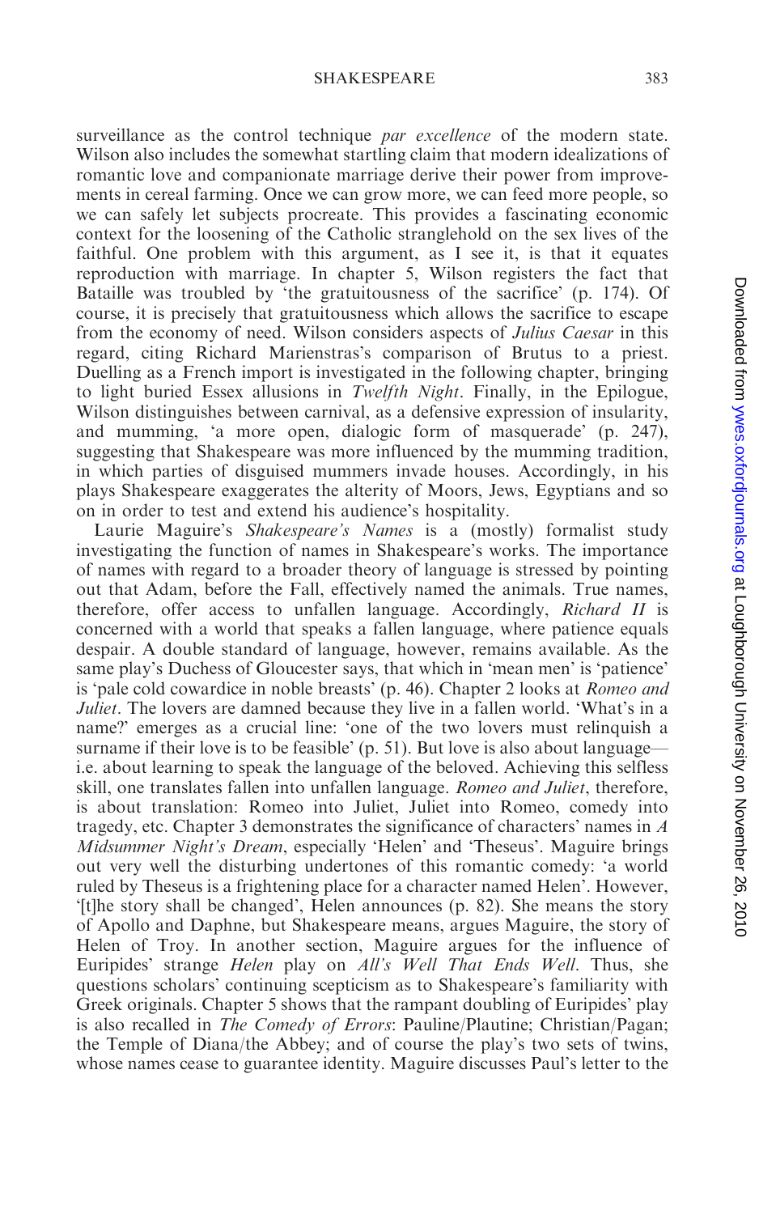surveillance as the control technique *par excellence* of the modern state. Wilson also includes the somewhat startling claim that modern idealizations of romantic love and companionate marriage derive their power from improvements in cereal farming. Once we can grow more, we can feed more people, so we can safely let subjects procreate. This provides a fascinating economic context for the loosening of the Catholic stranglehold on the sex lives of the faithful. One problem with this argument, as I see it, is that it equates reproduction with marriage. In chapter 5, Wilson registers the fact that Bataille was troubled by 'the gratuitousness of the sacrifice' (p. 174). Of course, it is precisely that gratuitousness which allows the sacrifice to escape from the economy of need. Wilson considers aspects of *Julius Caesar* in this regard, citing Richard Marienstras's comparison of Brutus to a priest. Duelling as a French import is investigated in the following chapter, bringing to light buried Essex allusions in *Twelfth Night*. Finally, in the Epilogue, Wilson distinguishes between carnival, as a defensive expression of insularity, and mumming, 'a more open, dialogic form of masquerade' (p. 247), suggesting that Shakespeare was more influenced by the mumming tradition, in which parties of disguised mummers invade houses. Accordingly, in his plays Shakespeare exaggerates the alterity of Moors, Jews, Egyptians and so on in order to test and extend his audience's hospitality.

Laurie Maguire's *Shakespeare's Names* is a (mostly) formalist study investigating the function of names in Shakespeare's works. The importance of names with regard to a broader theory of language is stressed by pointing out that Adam, before the Fall, effectively named the animals. True names, therefore, offer access to unfallen language. Accordingly, *Richard II* is concerned with a world that speaks a fallen language, where patience equals despair. A double standard of language, however, remains available. As the same play's Duchess of Gloucester says, that which in 'mean men' is 'patience' is 'pale cold cowardice in noble breasts' (p. 46). Chapter 2 looks at *Romeo and Juliet*. The lovers are damned because they live in a fallen world. 'What's in a name?' emerges as a crucial line: 'one of the two lovers must relinquish a surname if their love is to be feasible' (p. 51). But love is also about language—i.e. about learning to speak the language of the beloved. Achieving this selfless skill, one translates fallen into unfallen language. *Romeo and Juliet*, therefore, is about translation: Romeo into Juliet, Juliet into Romeo, comedy into tragedy, etc. Chapter 3 demonstrates the significance of characters' names in *A Midsummer Night's Dream*, especially 'Helen' and 'Theseus'. Maguire brings out very well the disturbing undertones of this romantic comedy: 'a world ruled by Theseus is a frightening place for a character named Helen'. However, '[t]he story shall be changed', Helen announces (p. 82). She means the story of Apollo and Daphne, but Shakespeare means, argues Maguire, the story of Helen of Troy. In another section, Maguire argues for the influence of Euripides' strange *Helen* play on *All's Well That Ends Well*. Thus, she questions scholars' continuing scepticism as to Shakespeare's familiarity with Greek originals. Chapter 5 shows that the rampant doubling of Euripides' play is also recalled in *The Comedy of Errors*: Pauline/Plautine; Christian/Pagan; the Temple of Diana/the Abbey; and of course the play's two sets of twins, whose names cease to guarantee identity. Maguire discusses Paul's letter to the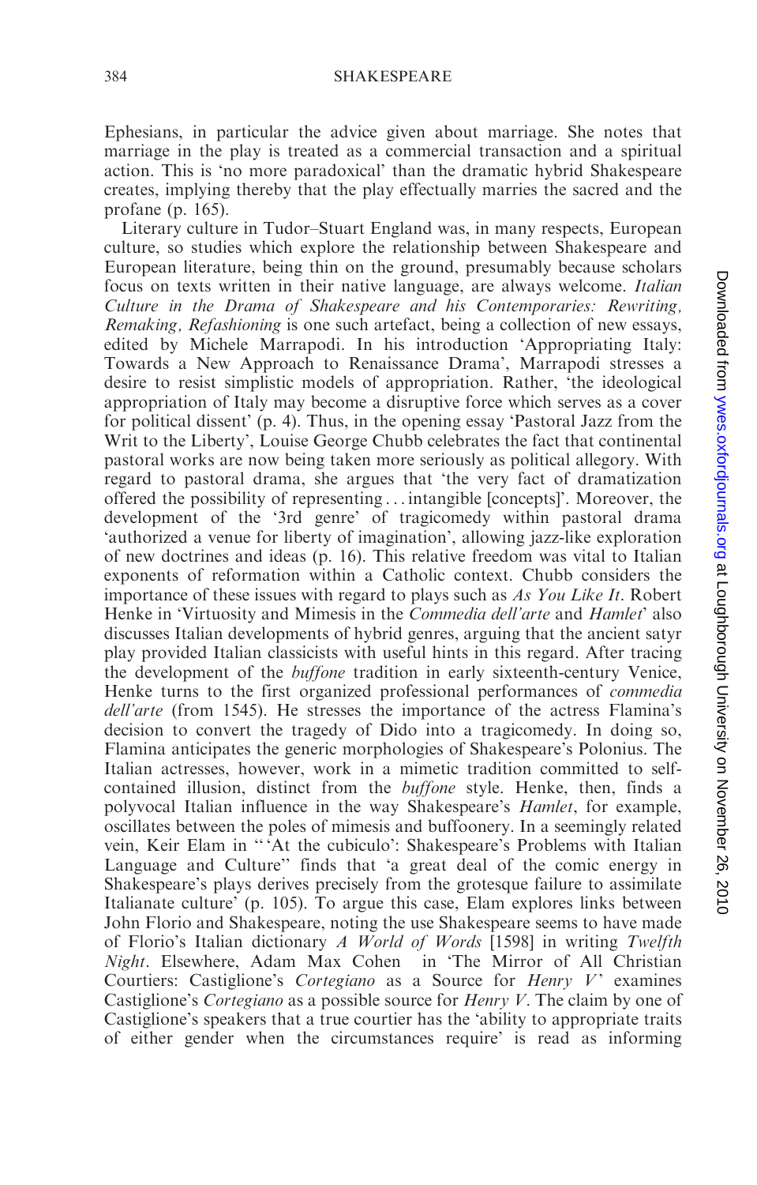Ephesians, in particular the advice given about marriage. She notes that marriage in the play is treated as a commercial transaction and a spiritual action. This is 'no more paradoxical' than the dramatic hybrid Shakespeare creates, implying thereby that the play effectually marries the sacred and the profane (p. 165).

Literary culture in Tudor–Stuart England was, in many respects, European culture, so studies which explore the relationship between Shakespeare and European literature, being thin on the ground, presumably because scholars focus on texts written in their native language, are always welcome. *Italian Culture in the Drama of Shakespeare and his Contemporaries: Rewriting, Remaking, Refashioning* is one such artefact, being a collection of new essays, edited by Michele Marrapodi. In his introduction 'Appropriating Italy: Towards a New Approach to Renaissance Drama', Marrapodi stresses a desire to resist simplistic models of appropriation. Rather, 'the ideological appropriation of Italy may become a disruptive force which serves as a cover for political dissent' (p. 4). Thus, in the opening essay 'Pastoral Jazz from the Writ to the Liberty', Louise George Chubb celebrates the fact that continental pastoral works are now being taken more seriously as political allegory. With regard to pastoral drama, she argues that 'the very fact of dramatization offered the possibility of representing . . . intangible [concepts]'. Moreover, the development of the '3rd genre' of tragicomedy within pastoral drama 'authorized a venue for liberty of imagination', allowing jazz-like exploration of new doctrines and ideas (p. 16). This relative freedom was vital to Italian exponents of reformation within a Catholic context. Chubb considers the importance of these issues with regard to plays such as *As You Like It*. Robert Henke in 'Virtuosity and Mimesis in the *Commedia dell'arte* and *Hamlet*' also discusses Italian developments of hybrid genres, arguing that the ancient satyr play provided Italian classicists with useful hints in this regard. After tracing the development of the *buffone* tradition in early sixteenth-century Venice, Henke turns to the first organized professional performances of *commedia dell'arte* (from 1545). He stresses the importance of the actress Flamina's decision to convert the tragedy of Dido into a tragicomedy. In doing so, Flamina anticipates the generic morphologies of Shakespeare's Polonius. The Italian actresses, however, work in a mimetic tradition committed to self-contained illusion, distinct from the *buffone* style. Henke, then, finds a polyvocal Italian influence in the way Shakespeare's *Hamlet*, for example, oscillates between the poles of mimesis and buffoonery. In a seemingly related vein, Keir Elam in "'At the cubiculo': Shakespeare's Problems with Italian Language and Culture" finds that 'a great deal of the comic energy in Shakespeare's plays derives precisely from the grotesque failure to assimilate Italianate culture' (p. 105). To argue this case, Elam explores links between John Florio and Shakespeare, noting the use Shakespeare seems to have made of Florio's Italian dictionary *A World of Words* [1598] in writing *Twelfth Night*. Elsewhere, Adam Max Cohen in 'The Mirror of All Christian Courtiers: Castiglione's *Cortegiano* as a Source for *Henry V*' examines Castiglione's *Cortegiano* as a possible source for *Henry V*. The claim by one of Castiglione's speakers that a true courtier has the 'ability to appropriate traits of either gender when the circumstances require' is read as informing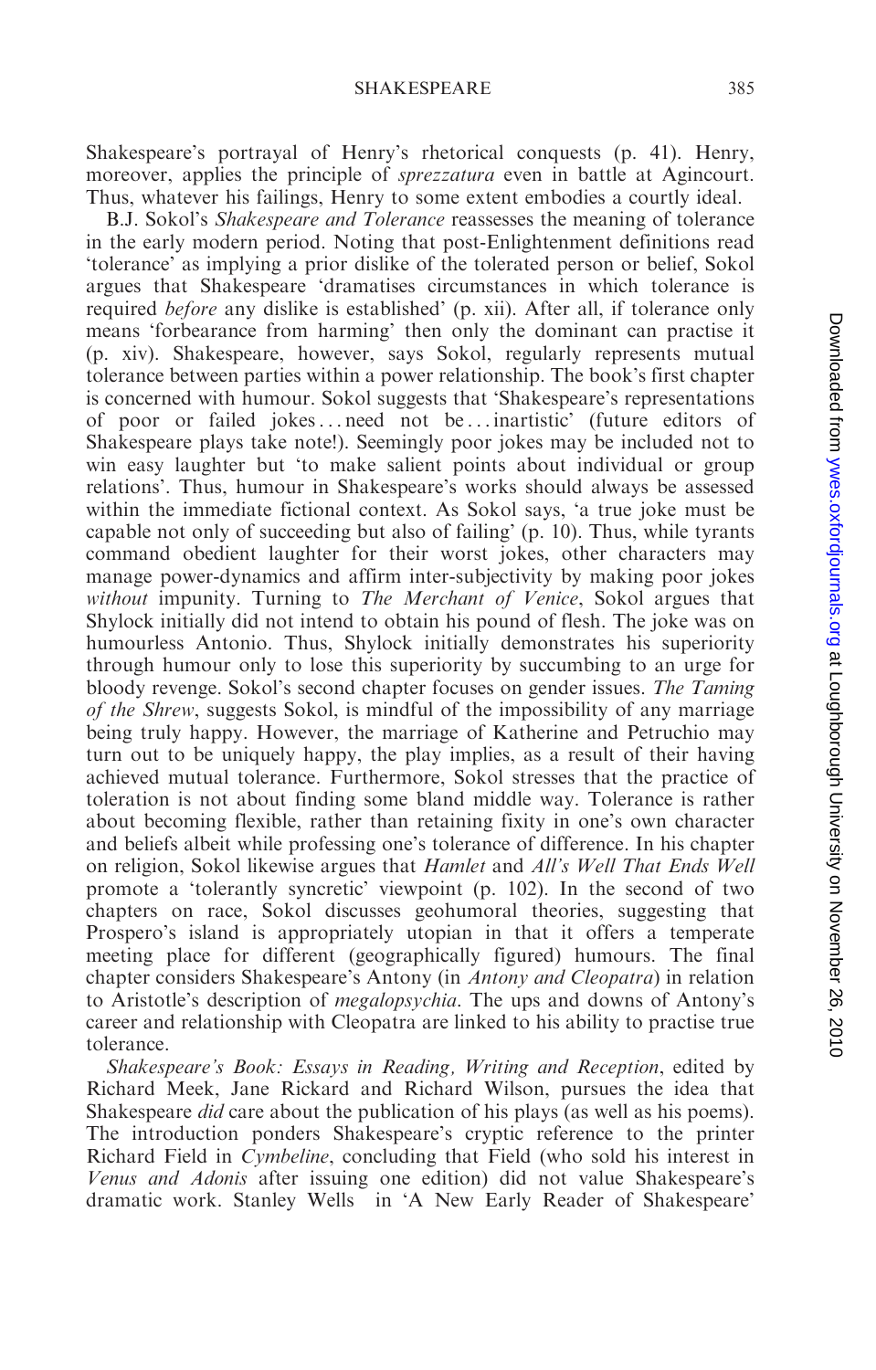Shakespeare's portrayal of Henry's rhetorical conquests (p. 41). Henry, moreover, applies the principle of *sprezzatura* even in battle at Agincourt. Thus, whatever his failings, Henry to some extent embodies a courtly ideal.

B.J. Sokol's *Shakespeare and Tolerance* reassesses the meaning of tolerance in the early modern period. Noting that post-Enlightenment definitions read 'tolerance' as implying a prior dislike of the tolerated person or belief, Sokol argues that Shakespeare 'dramatises circumstances in which tolerance is required *before* any dislike is established' (p. xii). After all, if tolerance only means 'forbearance from harming' then only the dominant can practise it (p. xiv). Shakespeare, however, says Sokol, regularly represents mutual tolerance between parties within a power relationship. The book's first chapter is concerned with humour. Sokol suggests that 'Shakespeare's representations of poor or failed jokes . . . need not be . . . inartistic' (future editors of Shakespeare plays take note!). Seemingly poor jokes may be included not to win easy laughter but 'to make salient points about individual or group relations'. Thus, humour in Shakespeare's works should always be assessed within the immediate fictional context. As Sokol says, 'a true joke must be capable not only of succeeding but also of failing' (p. 10). Thus, while tyrants command obedient laughter for their worst jokes, other characters may manage power-dynamics and affirm inter-subjectivity by making poor jokes *without* impunity. Turning to *The Merchant of Venice*, Sokol argues that Shylock initially did not intend to obtain his pound of flesh. The joke was on humourless Antonio. Thus, Shylock initially demonstrates his superiority through humour only to lose this superiority by succumbing to an urge for bloody revenge. Sokol's second chapter focuses on gender issues. *The Taming of the Shrew*, suggests Sokol, is mindful of the impossibility of any marriage being truly happy. However, the marriage of Katherine and Petruchio may turn out to be uniquely happy, the play implies, as a result of their having achieved mutual tolerance. Furthermore, Sokol stresses that the practice of toleration is not about finding some bland middle way. Tolerance is rather about becoming flexible, rather than retaining fixity in one's own character and beliefs albeit while professing one's tolerance of difference. In his chapter on religion, Sokol likewise argues that *Hamlet* and *All's Well That Ends Well* promote a 'tolerantly syncretic' viewpoint (p. 102). In the second of two chapters on race, Sokol discusses geohumoral theories, suggesting that Prospero's island is appropriately utopian in that it offers a temperate meeting place for different (geographically figured) humours. The final chapter considers Shakespeare's Antony (in *Antony and Cleopatra*) in relation to Aristotle's description of *megalopsychia*. The ups and downs of Antony's career and relationship with Cleopatra are linked to his ability to practise true tolerance.

*Shakespeare's Book: Essays in Reading, Writing and Reception*, edited by Richard Meek, Jane Rickard and Richard Wilson, pursues the idea that Shakespeare *did* care about the publication of his plays (as well as his poems). The introduction ponders Shakespeare's cryptic reference to the printer Richard Field in *Cymbeline*, concluding that Field (who sold his interest in *Venus and Adonis* after issuing one edition) did not value Shakespeare's dramatic work. Stanley Wells in 'A New Early Reader of Shakespeare'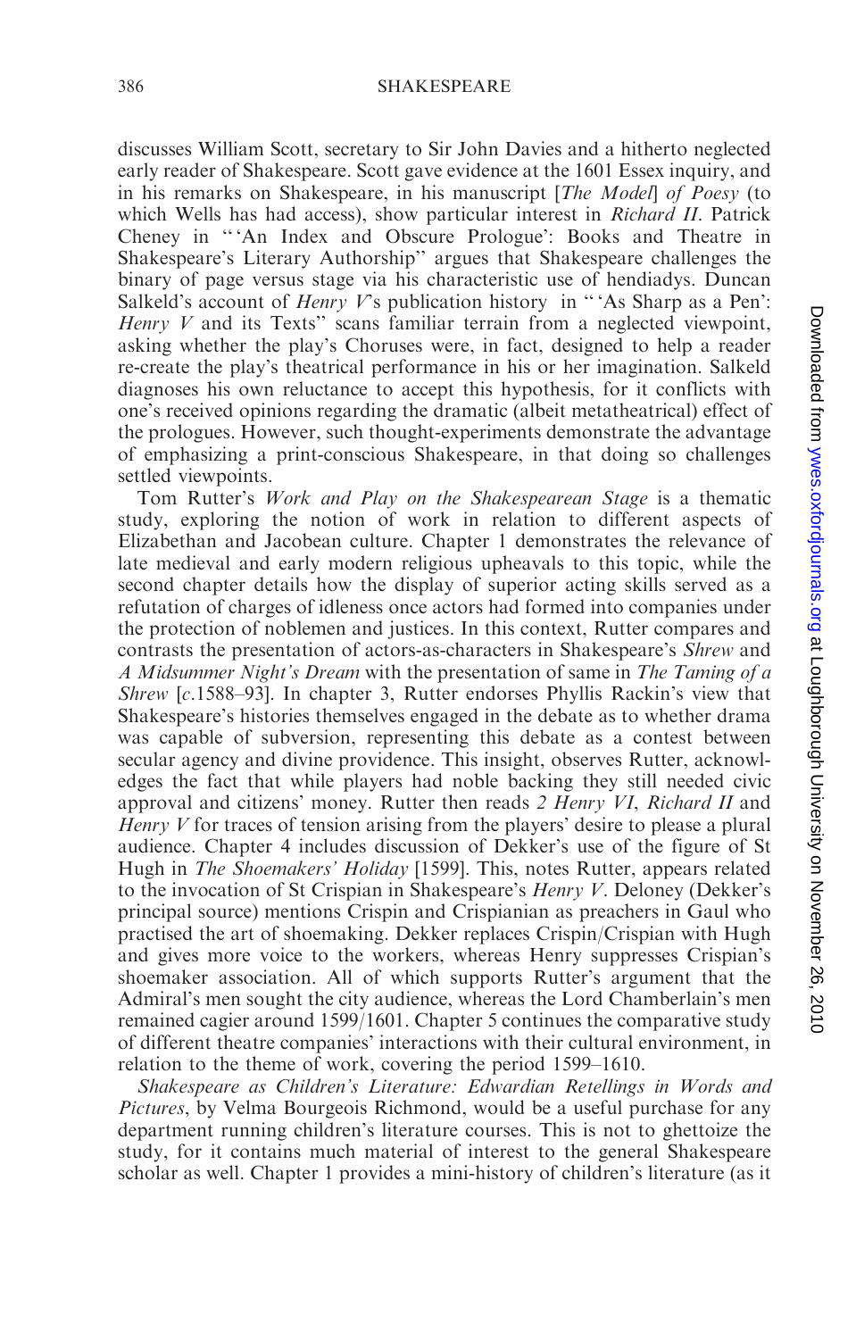discusses William Scott, secretary to Sir John Davies and a hitherto neglected early reader of Shakespeare. Scott gave evidence at the 1601 Essex inquiry, and in his remarks on Shakespeare, in his manuscript [*The Model*] *of Poesy* (to which Wells has had access), show particular interest in *Richard II*. Patrick Cheney in "'An Index and Obscure Prologue': Books and Theatre in Shakespeare's Literary Authorship" argues that Shakespeare challenges the binary of page versus stage via his characteristic use of hendiadys. Duncan Salkeld's account of *Henry V*'s publication history in "'As Sharp as a Pen': *Henry V* and its Texts" scans familiar terrain from a neglected viewpoint, asking whether the play's Choruses were, in fact, designed to help a reader re-create the play's theatrical performance in his or her imagination. Salkeld diagnoses his own reluctance to accept this hypothesis, for it conflicts with one's received opinions regarding the dramatic (albeit metatheatrical) effect of the prologues. However, such thought-experiments demonstrate the advantage of emphasizing a print-conscious Shakespeare, in that doing so challenges settled viewpoints.

Tom Rutter's *Work and Play on the Shakespearean Stage* is a thematic study, exploring the notion of work in relation to different aspects of Elizabethan and Jacobean culture. Chapter 1 demonstrates the relevance of late medieval and early modern religious upheavals to this topic, while the second chapter details how the display of superior acting skills served as a refutation of charges of idleness once actors had formed into companies under the protection of noblemen and justices. In this context, Rutter compares and contrasts the presentation of actors-as-characters in Shakespeare's *Shrew* and *A Midsummer Night's Dream* with the presentation of same in *The Taming of a Shrew* [*c*.1588–93]. In chapter 3, Rutter endorses Phyllis Rackin's view that Shakespeare's histories themselves engaged in the debate as to whether drama was capable of subversion, representing this debate as a contest between secular agency and divine providence. This insight, observes Rutter, acknowledges the fact that while players had noble backing they still needed civic approval and citizens' money. Rutter then reads *2 Henry VI*, *Richard II* and *Henry V* for traces of tension arising from the players' desire to please a plural audience. Chapter 4 includes discussion of Dekker's use of the figure of St Hugh in *The Shoemakers' Holiday* [1599]. This, notes Rutter, appears related to the invocation of St Crispian in Shakespeare's *Henry V*. Deloney (Dekker's principal source) mentions Crispin and Crispianian as preachers in Gaul who practised the art of shoemaking. Dekker replaces Crispin/Crispian with Hugh and gives more voice to the workers, whereas Henry suppresses Crispian's shoemaker association. All of which supports Rutter's argument that the Admiral's men sought the city audience, whereas the Lord Chamberlain's men remained cagier around 1599/1601. Chapter 5 continues the comparative study of different theatre companies' interactions with their cultural environment, in relation to the theme of work, covering the period 1599–1610.

*Shakespeare as Children's Literature: Edwardian Retellings in Words and Pictures*, by Velma Bourgeois Richmond, would be a useful purchase for any department running children's literature courses. This is not to ghettoize the study, for it contains much material of interest to the general Shakespeare scholar as well. Chapter 1 provides a mini-history of children's literature (as it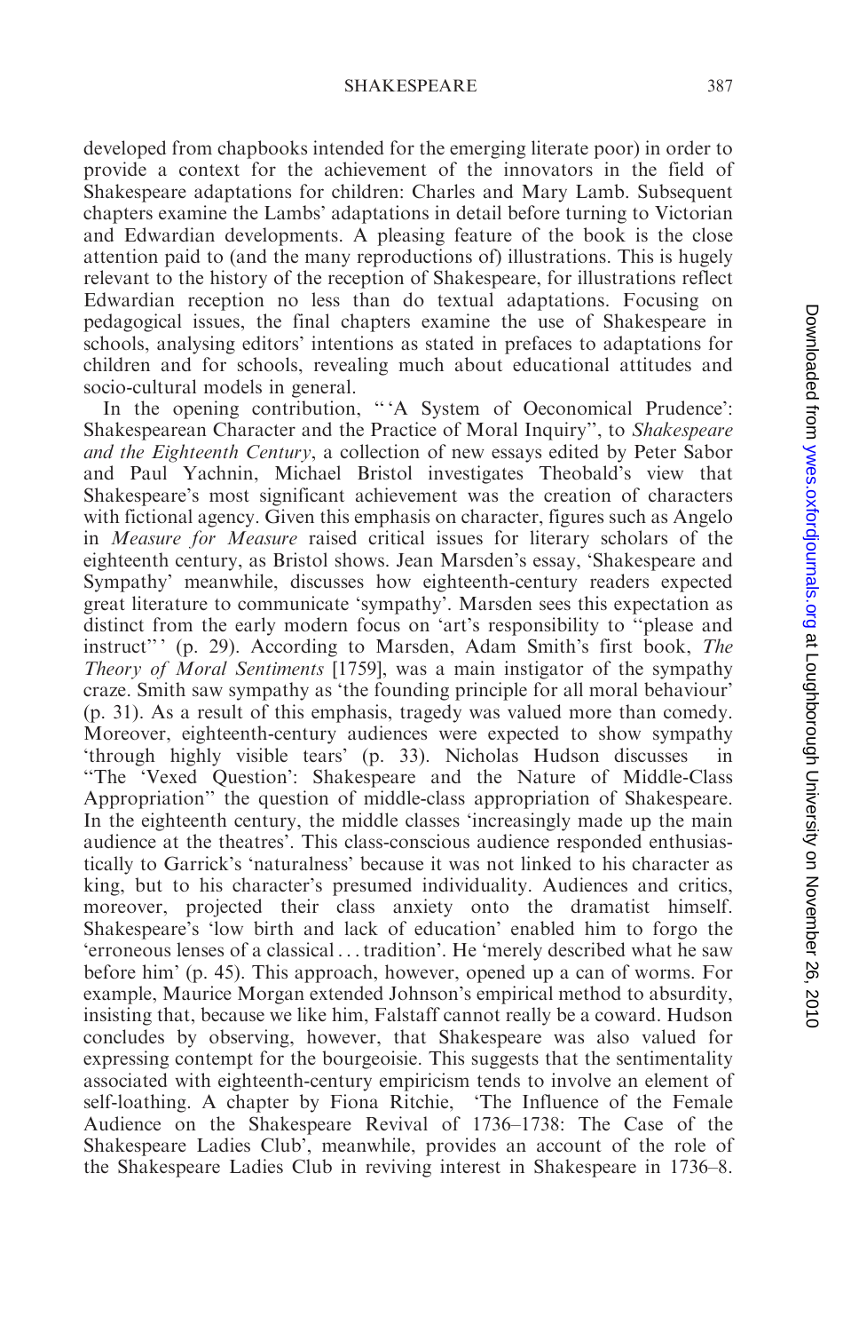developed from chapbooks intended for the emerging literate poor) in order to provide a context for the achievement of the innovators in the field of Shakespeare adaptations for children: Charles and Mary Lamb. Subsequent chapters examine the Lambs' adaptations in detail before turning to Victorian and Edwardian developments. A pleasing feature of the book is the close attention paid to (and the many reproductions of) illustrations. This is hugely relevant to the history of the reception of Shakespeare, for illustrations reflect Edwardian reception no less than do textual adaptations. Focusing on pedagogical issues, the final chapters examine the use of Shakespeare in schools, analysing editors' intentions as stated in prefaces to adaptations for children and for schools, revealing much about educational attitudes and socio-cultural models in general.

In the opening contribution, "'A System of Oeconomical Prudence': Shakespearean Character and the Practice of Moral Inquiry", to *Shakespeare and the Eighteenth Century*, a collection of new essays edited by Peter Sabor and Paul Yachnin, Michael Bristol investigates Theobald's view that Shakespeare's most significant achievement was the creation of characters with fictional agency. Given this emphasis on character, figures such as Angelo in *Measure for Measure* raised critical issues for literary scholars of the eighteenth century, as Bristol shows. Jean Marsden's essay, 'Shakespeare and Sympathy' meanwhile, discusses how eighteenth-century readers expected great literature to communicate 'sympathy'. Marsden sees this expectation as distinct from the early modern focus on 'art's responsibility to "please and instruct"' (p. 29). According to Marsden, Adam Smith's first book, *The Theory of Moral Sentiments* [1759], was a main instigator of the sympathy craze. Smith saw sympathy as 'the founding principle for all moral behaviour' (p. 31). As a result of this emphasis, tragedy was valued more than comedy. Moreover, eighteenth-century audiences were expected to show sympathy 'through highly visible tears' (p. 33). Nicholas Hudson discusses in "The 'Vexed Question': Shakespeare and the Nature of Middle-Class Appropriation" the question of middle-class appropriation of Shakespeare. In the eighteenth century, the middle classes 'increasingly made up the main audience at the theatres'. This class-conscious audience responded enthusiastically to Garrick's 'naturalness' because it was not linked to his character as king, but to his character's presumed individuality. Audiences and critics, moreover, projected their class anxiety onto the dramatist himself. Shakespeare's 'low birth and lack of education' enabled him to forgo the 'erroneous lenses of a classical . . . tradition'. He 'merely described what he saw before him' (p. 45). This approach, however, opened up a can of worms. For example, Maurice Morgan extended Johnson's empirical method to absurdity, insisting that, because we like him, Falstaff cannot really be a coward. Hudson concludes by observing, however, that Shakespeare was also valued for expressing contempt for the bourgeoisie. This suggests that the sentimentality associated with eighteenth-century empiricism tends to involve an element of self-loathing. A chapter by Fiona Ritchie, 'The Influence of the Female Audience on the Shakespeare Revival of 1736–1738: The Case of the Shakespeare Ladies Club', meanwhile, provides an account of the role of the Shakespeare Ladies Club in reviving interest in Shakespeare in 1736–8.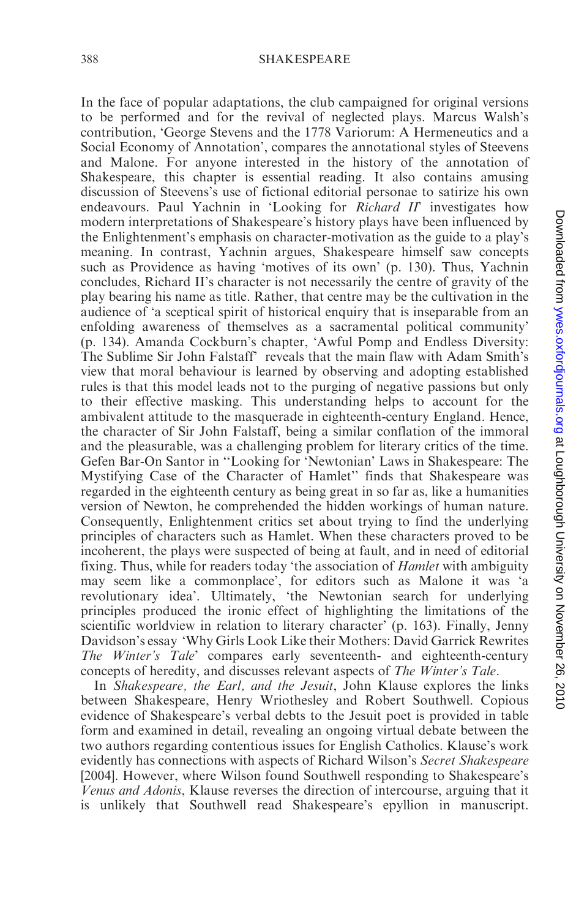In the face of popular adaptations, the club campaigned for original versions to be performed and for the revival of neglected plays. Marcus Walsh's contribution, 'George Stevens and the 1778 Variorum: A Hermeneutics and a Social Economy of Annotation', compares the annotational styles of Steevens and Malone. For anyone interested in the history of the annotation of Shakespeare, this chapter is essential reading. It also contains amusing discussion of Steevens's use of fictional editorial personae to satirize his own endeavours. Paul Yachnin in 'Looking for *Richard II*' investigates how modern interpretations of Shakespeare's history plays have been influenced by the Enlightenment's emphasis on character-motivation as the guide to a play's meaning. In contrast, Yachnin argues, Shakespeare himself saw concepts such as Providence as having 'motives of its own' (p. 130). Thus, Yachnin concludes, Richard II's character is not necessarily the centre of gravity of the play bearing his name as title. Rather, that centre may be the cultivation in the audience of 'a sceptical spirit of historical enquiry that is inseparable from an enfolding awareness of themselves as a sacramental political community' (p. 134). Amanda Cockburn's chapter, 'Awful Pomp and Endless Diversity: The Sublime Sir John Falstaff' reveals that the main flaw with Adam Smith's view that moral behaviour is learned by observing and adopting established rules is that this model leads not to the purging of negative passions but only to their effective masking. This understanding helps to account for the ambivalent attitude to the masquerade in eighteenth-century England. Hence, the character of Sir John Falstaff, being a similar conflation of the immoral and the pleasurable, was a challenging problem for literary critics of the time. Gefen Bar-On Santor in ''Looking for 'Newtonian' Laws in Shakespeare: The Mystifying Case of the Character of Hamlet'' finds that Shakespeare was regarded in the eighteenth century as being great in so far as, like a humanities version of Newton, he comprehended the hidden workings of human nature. Consequently, Enlightenment critics set about trying to find the underlying principles of characters such as Hamlet. When these characters proved to be incoherent, the plays were suspected of being at fault, and in need of editorial fixing. Thus, while for readers today 'the association of *Hamlet* with ambiguity may seem like a commonplace', for editors such as Malone it was 'a revolutionary idea'. Ultimately, 'the Newtonian search for underlying principles produced the ironic effect of highlighting the limitations of the scientific worldview in relation to literary character' (p. 163). Finally, Jenny Davidson's essay 'Why Girls Look Like their Mothers: David Garrick Rewrites *The Winter's Tale*' compares early seventeenth- and eighteenth-century concepts of heredity, and discusses relevant aspects of *The Winter's Tale*.

In *Shakespeare, the Earl, and the Jesuit*, John Klause explores the links between Shakespeare, Henry Wriothesley and Robert Southwell. Copious evidence of Shakespeare's verbal debts to the Jesuit poet is provided in table form and examined in detail, revealing an ongoing virtual debate between the two authors regarding contentious issues for English Catholics. Klause's work evidently has connections with aspects of Richard Wilson's *Secret Shakespeare* [2004]. However, where Wilson found Southwell responding to Shakespeare's *Venus and Adonis*, Klause reverses the direction of intercourse, arguing that it is unlikely that Southwell read Shakespeare's epyllion in manuscript.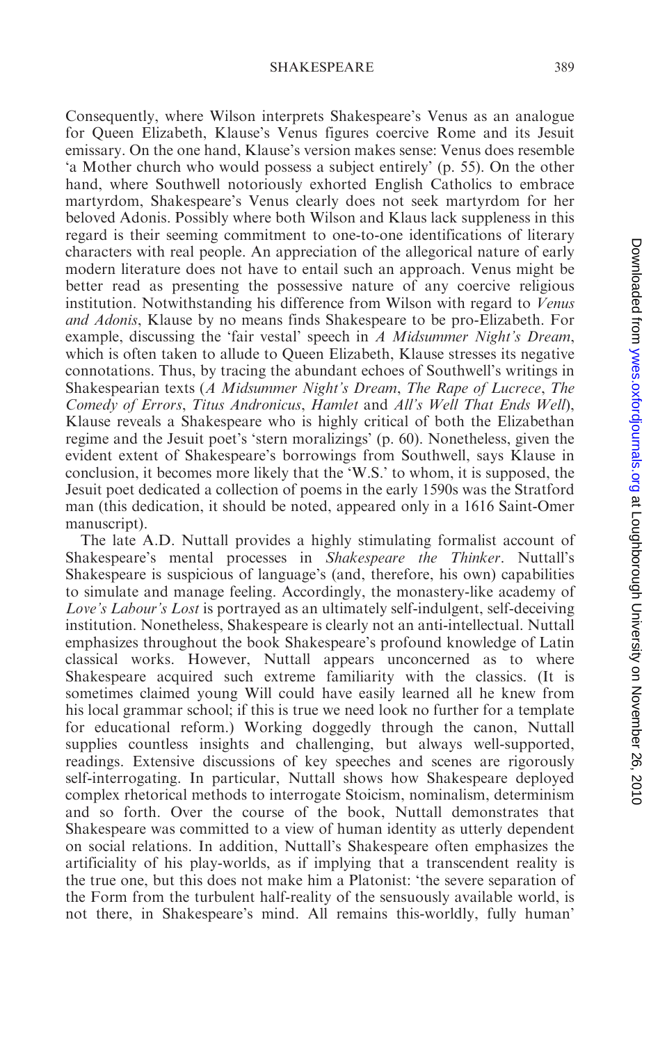Consequently, where Wilson interprets Shakespeare's Venus as an analogue for Queen Elizabeth, Klause's Venus figures coercive Rome and its Jesuit emissary. On the one hand, Klause's version makes sense: Venus does resemble 'a Mother church who would possess a subject entirely' (p. 55). On the other hand, where Southwell notoriously exhorted English Catholics to embrace martyrdom, Shakespeare's Venus clearly does not seek martyrdom for her beloved Adonis. Possibly where both Wilson and Klaus lack suppleness in this regard is their seeming commitment to one-to-one identifications of literary characters with real people. An appreciation of the allegorical nature of early modern literature does not have to entail such an approach. Venus might be better read as presenting the possessive nature of any coercive religious institution. Notwithstanding his difference from Wilson with regard to *Venus and Adonis*, Klause by no means finds Shakespeare to be pro-Elizabeth. For example, discussing the 'fair vestal' speech in *A Midsummer Night's Dream*, which is often taken to allude to Queen Elizabeth, Klause stresses its negative connotations. Thus, by tracing the abundant echoes of Southwell's writings in Shakespearian texts (*A Midsummer Night's Dream*, *The Rape of Lucrece*, *The Comedy of Errors*, *Titus Andronicus*, *Hamlet* and *All's Well That Ends Well*), Klause reveals a Shakespeare who is highly critical of both the Elizabethan regime and the Jesuit poet's 'stern moralizings' (p. 60). Nonetheless, given the evident extent of Shakespeare's borrowings from Southwell, says Klause in conclusion, it becomes more likely that the 'W.S.' to whom, it is supposed, the Jesuit poet dedicated a collection of poems in the early 1590s was the Stratford man (this dedication, it should be noted, appeared only in a 1616 Saint-Omer manuscript).

The late A.D. Nuttall provides a highly stimulating formalist account of Shakespeare's mental processes in *Shakespeare the Thinker*. Nuttall's Shakespeare is suspicious of language's (and, therefore, his own) capabilities to simulate and manage feeling. Accordingly, the monastery-like academy of *Love's Labour's Lost* is portrayed as an ultimately self-indulgent, self-deceiving institution. Nonetheless, Shakespeare is clearly not an anti-intellectual. Nuttall emphasizes throughout the book Shakespeare's profound knowledge of Latin classical works. However, Nuttall appears unconcerned as to where Shakespeare acquired such extreme familiarity with the classics. (It is sometimes claimed young Will could have easily learned all he knew from his local grammar school; if this is true we need look no further for a template for educational reform.) Working doggedly through the canon, Nuttall supplies countless insights and challenging, but always well-supported, readings. Extensive discussions of key speeches and scenes are rigorously self-interrogating. In particular, Nuttall shows how Shakespeare deployed complex rhetorical methods to interrogate Stoicism, nominalism, determinism and so forth. Over the course of the book, Nuttall demonstrates that Shakespeare was committed to a view of human identity as utterly dependent on social relations. In addition, Nuttall's Shakespeare often emphasizes the artificiality of his play-worlds, as if implying that a transcendent reality is the true one, but this does not make him a Platonist: 'the severe separation of the Form from the turbulent half-reality of the sensuously available world, is not there, in Shakespeare's mind. All remains this-worldly, fully human'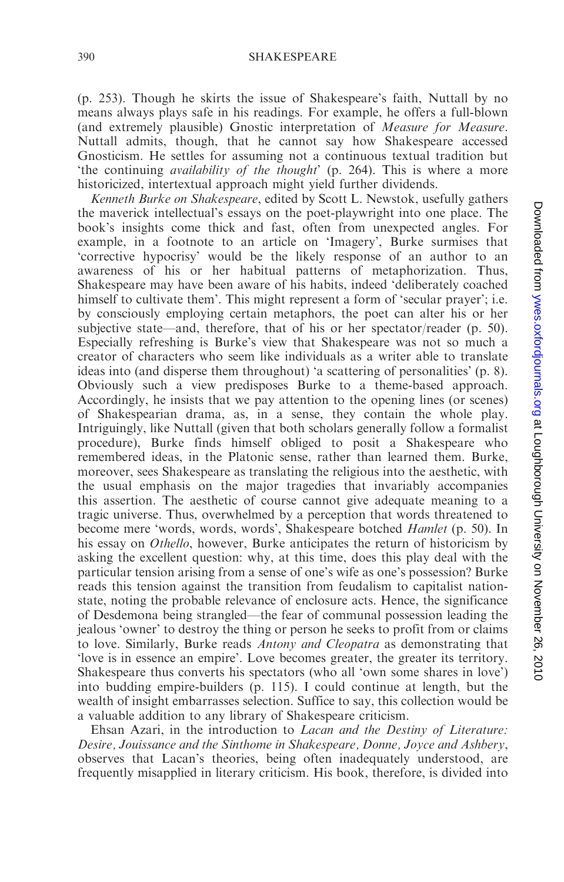(p. 253). Though he skirts the issue of Shakespeare's faith, Nuttall by no means always plays safe in his readings. For example, he offers a full-blown (and extremely plausible) Gnostic interpretation of *Measure for Measure*. Nuttall admits, though, that he cannot say how Shakespeare accessed Gnosticism. He settles for assuming not a continuous textual tradition but 'the continuing *availability of the thought*' (p. 264). This is where a more historicized, intertextual approach might yield further dividends.

*Kenneth Burke on Shakespeare*, edited by Scott L. Newstok, usefully gathers the maverick intellectual's essays on the poet-playwright into one place. The book's insights come thick and fast, often from unexpected angles. For example, in a footnote to an article on 'Imagery', Burke surmises that 'corrective hypocrisy' would be the likely response of an author to an awareness of his or her habitual patterns of metaphorization. Thus, Shakespeare may have been aware of his habits, indeed 'deliberately coached himself to cultivate them'. This might represent a form of 'secular prayer'; i.e. by consciously employing certain metaphors, the poet can alter his or her subjective state—and, therefore, that of his or her spectator/reader (p. 50). Especially refreshing is Burke's view that Shakespeare was not so much a creator of characters who seem like individuals as a writer able to translate ideas into (and disperse them throughout) 'a scattering of personalities' (p. 8). Obviously such a view predisposes Burke to a theme-based approach. Accordingly, he insists that we pay attention to the opening lines (or scenes) of Shakespearian drama, as, in a sense, they contain the whole play. Intriguingly, like Nuttall (given that both scholars generally follow a formalist procedure), Burke finds himself obliged to posit a Shakespeare who remembered ideas, in the Platonic sense, rather than learned them. Burke, moreover, sees Shakespeare as translating the religious into the aesthetic, with the usual emphasis on the major tragedies that invariably accompanies this assertion. The aesthetic of course cannot give adequate meaning to a tragic universe. Thus, overwhelmed by a perception that words threatened to become mere 'words, words, words', Shakespeare botched *Hamlet* (p. 50). In his essay on *Othello*, however, Burke anticipates the return of historicism by asking the excellent question: why, at this time, does this play deal with the particular tension arising from a sense of one's wife as one's possession? Burke reads this tension against the transition from feudalism to capitalist nation-state, noting the probable relevance of enclosure acts. Hence, the significance of Desdemona being strangled—the fear of communal possession leading the jealous 'owner' to destroy the thing or person he seeks to profit from or claims to love. Similarly, Burke reads *Antony and Cleopatra* as demonstrating that 'love is in essence an empire'. Love becomes greater, the greater its territory. Shakespeare thus converts his spectators (who all 'own some shares in love') into budding empire-builders (p. 115). I could continue at length, but the wealth of insight embarrasses selection. Suffice to say, this collection would be a valuable addition to any library of Shakespeare criticism.

Ehsan Azari, in the introduction to *Lacan and the Destiny of Literature: Desire, Jouissance and the Sinthome in Shakespeare, Donne, Joyce and Ashbery*, observes that Lacan's theories, being often inadequately understood, are frequently misapplied in literary criticism. His book, therefore, is divided into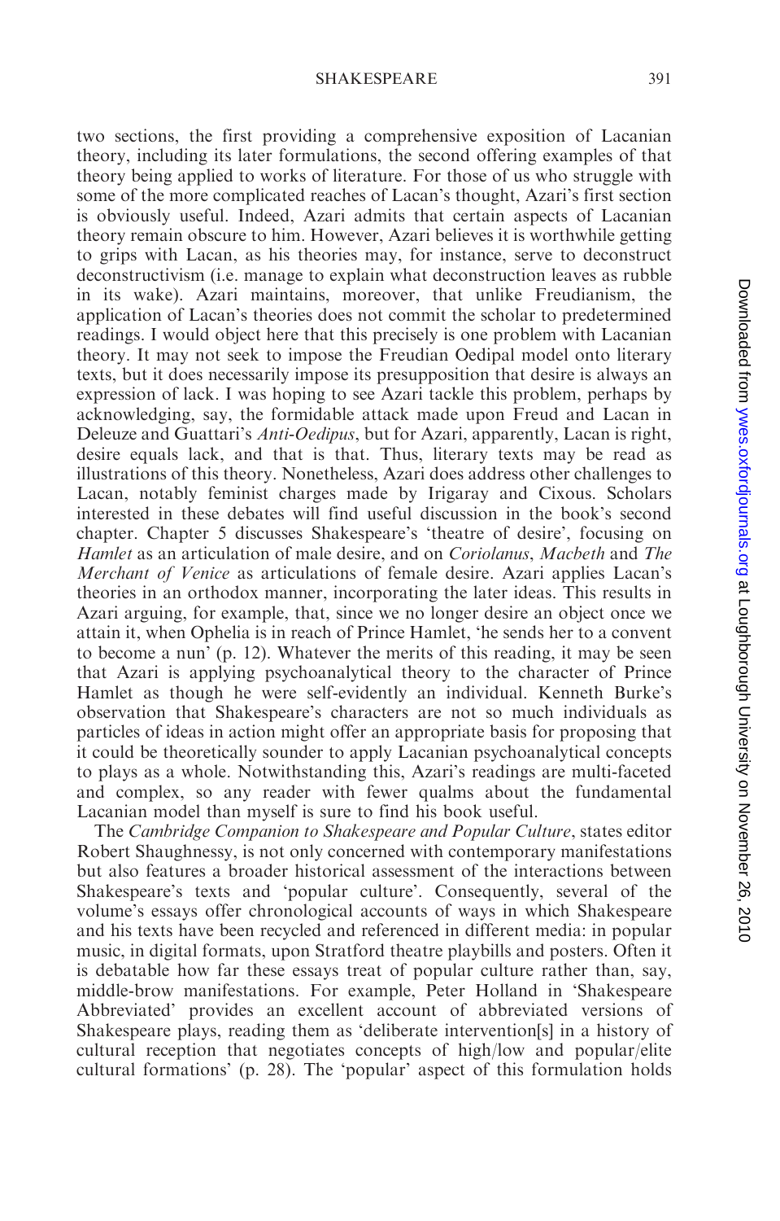two sections, the first providing a comprehensive exposition of Lacanian theory, including its later formulations, the second offering examples of that theory being applied to works of literature. For those of us who struggle with some of the more complicated reaches of Lacan's thought, Azari's first section is obviously useful. Indeed, Azari admits that certain aspects of Lacanian theory remain obscure to him. However, Azari believes it is worthwhile getting to grips with Lacan, as his theories may, for instance, serve to deconstruct deconstructivism (i.e. manage to explain what deconstruction leaves as rubble in its wake). Azari maintains, moreover, that unlike Freudianism, the application of Lacan's theories does not commit the scholar to predetermined readings. I would object here that this precisely is one problem with Lacanian theory. It may not seek to impose the Freudian Oedipal model onto literary texts, but it does necessarily impose its presupposition that desire is always an expression of lack. I was hoping to see Azari tackle this problem, perhaps by acknowledging, say, the formidable attack made upon Freud and Lacan in Deleuze and Guattari's *Anti-Oedipus*, but for Azari, apparently, Lacan is right, desire equals lack, and that is that. Thus, literary texts may be read as illustrations of this theory. Nonetheless, Azari does address other challenges to Lacan, notably feminist charges made by Irigaray and Cixous. Scholars interested in these debates will find useful discussion in the book's second chapter. Chapter 5 discusses Shakespeare's 'theatre of desire', focusing on *Hamlet* as an articulation of male desire, and on *Coriolanus*, *Macbeth* and *The Merchant of Venice* as articulations of female desire. Azari applies Lacan's theories in an orthodox manner, incorporating the later ideas. This results in Azari arguing, for example, that, since we no longer desire an object once we attain it, when Ophelia is in reach of Prince Hamlet, 'he sends her to a convent to become a nun' (p. 12). Whatever the merits of this reading, it may be seen that Azari is applying psychoanalytical theory to the character of Prince Hamlet as though he were self-evidently an individual. Kenneth Burke's observation that Shakespeare's characters are not so much individuals as particles of ideas in action might offer an appropriate basis for proposing that it could be theoretically sounder to apply Lacanian psychoanalytical concepts to plays as a whole. Notwithstanding this, Azari's readings are multi-faceted and complex, so any reader with fewer qualms about the fundamental Lacanian model than myself is sure to find his book useful.

The *Cambridge Companion to Shakespeare and Popular Culture*, states editor Robert Shaughnessy, is not only concerned with contemporary manifestations but also features a broader historical assessment of the interactions between Shakespeare's texts and 'popular culture'. Consequently, several of the volume's essays offer chronological accounts of ways in which Shakespeare and his texts have been recycled and referenced in different media: in popular music, in digital formats, upon Stratford theatre playbills and posters. Often it is debatable how far these essays treat of popular culture rather than, say, middle-brow manifestations. For example, Peter Holland in 'Shakespeare Abbreviated' provides an excellent account of abbreviated versions of Shakespeare plays, reading them as 'deliberate intervention[s] in a history of cultural reception that negotiates concepts of high/low and popular/elite cultural formations' (p. 28). The 'popular' aspect of this formulation holds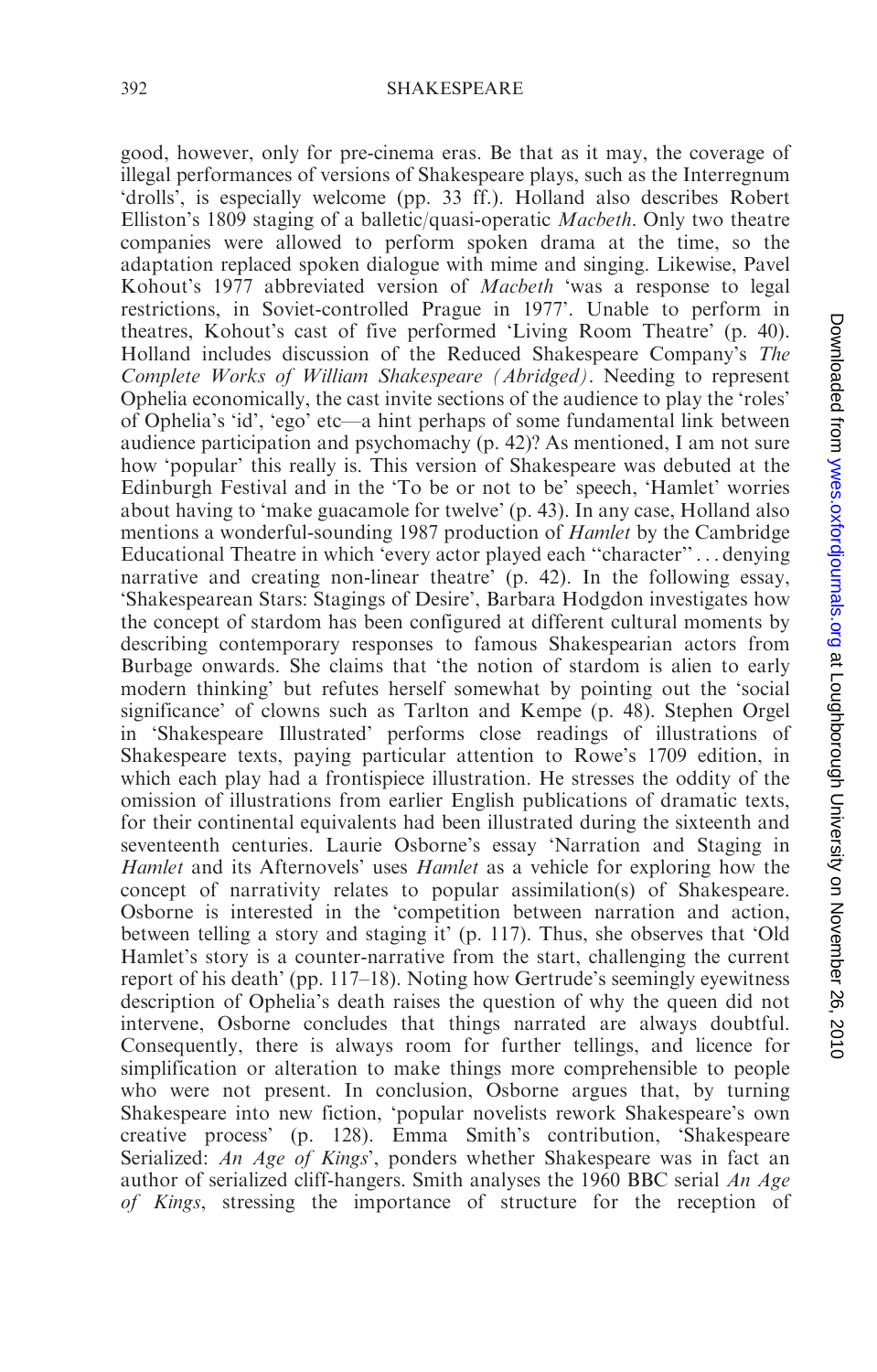good, however, only for pre-cinema eras. Be that as it may, the coverage of illegal performances of versions of Shakespeare plays, such as the Interregnum 'drolls', is especially welcome (pp. 33 ff.). Holland also describes Robert Elliston's 1809 staging of a balletic/quasi-operatic *Macbeth*. Only two theatre companies were allowed to perform spoken drama at the time, so the adaptation replaced spoken dialogue with mime and singing. Likewise, Pavel Kohout's 1977 abbreviated version of *Macbeth* 'was a response to legal restrictions, in Soviet-controlled Prague in 1977'. Unable to perform in theatres, Kohout's cast of five performed 'Living Room Theatre' (p. 40). Holland includes discussion of the Reduced Shakespeare Company's *The Complete Works of William Shakespeare (Abridged)*. Needing to represent Ophelia economically, the cast invite sections of the audience to play the 'roles' of Ophelia's 'id', 'ego' etc—a hint perhaps of some fundamental link between audience participation and psychomachy (p. 42)? As mentioned, I am not sure how 'popular' this really is. This version of Shakespeare was debuted at the Edinburgh Festival and in the 'To be or not to be' speech, 'Hamlet' worries about having to 'make guacamole for twelve' (p. 43). In any case, Holland also mentions a wonderful-sounding 1987 production of *Hamlet* by the Cambridge Educational Theatre in which 'every actor played each "character" ... denying narrative and creating non-linear theatre' (p. 42). In the following essay, 'Shakespearean Stars: Stagings of Desire', Barbara Hodgdon investigates how the concept of stardom has been configured at different cultural moments by describing contemporary responses to famous Shakespearian actors from Burbage onwards. She claims that 'the notion of stardom is alien to early modern thinking' but refutes herself somewhat by pointing out the 'social significance' of clowns such as Tarlton and Kempe (p. 48). Stephen Orgel in 'Shakespeare Illustrated' performs close readings of illustrations of Shakespeare texts, paying particular attention to Rowe's 1709 edition, in which each play had a frontispiece illustration. He stresses the oddity of the omission of illustrations from earlier English publications of dramatic texts, for their continental equivalents had been illustrated during the sixteenth and seventeenth centuries. Laurie Osborne's essay 'Narration and Staging in *Hamlet* and its Afternovels' uses *Hamlet* as a vehicle for exploring how the concept of narrativity relates to popular assimilation(s) of Shakespeare. Osborne is interested in the 'competition between narration and action, between telling a story and staging it' (p. 117). Thus, she observes that 'Old Hamlet's story is a counter-narrative from the start, challenging the current report of his death' (pp. 117–18). Noting how Gertrude's seemingly eyewitness description of Ophelia's death raises the question of why the queen did not intervene, Osborne concludes that things narrated are always doubtful. Consequently, there is always room for further tellings, and licence for simplification or alteration to make things more comprehensible to people who were not present. In conclusion, Osborne argues that, by turning Shakespeare into new fiction, 'popular novelists rework Shakespeare's own creative process' (p. 128). Emma Smith's contribution, 'Shakespeare Serialized: *An Age of Kings*', ponders whether Shakespeare was in fact an author of serialized cliff-hangers. Smith analyses the 1960 BBC serial *An Age of Kings*, stressing the importance of structure for the reception of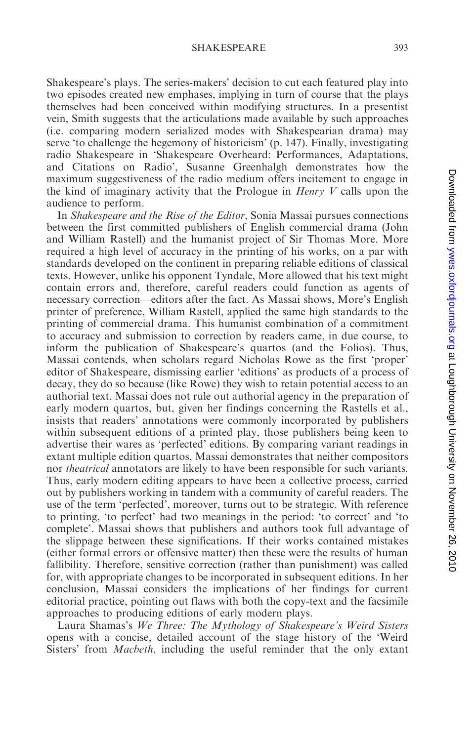Shakespeare's plays. The series-makers' decision to cut each featured play into two episodes created new emphases, implying in turn of course that the plays themselves had been conceived within modifying structures. In a presentist vein, Smith suggests that the articulations made available by such approaches (i.e. comparing modern serialized modes with Shakespearian drama) may serve 'to challenge the hegemony of historicism' (p. 147). Finally, investigating radio Shakespeare in 'Shakespeare Overheard: Performances, Adaptations, and Citations on Radio', Susanne Greenhalgh demonstrates how the maximum suggestiveness of the radio medium offers incitement to engage in the kind of imaginary activity that the Prologue in *Henry V* calls upon the audience to perform.

In *Shakespeare and the Rise of the Editor*, Sonia Massai pursues connections between the first committed publishers of English commercial drama (John and William Rastell) and the humanist project of Sir Thomas More. More required a high level of accuracy in the printing of his works, on a par with standards developed on the continent in preparing reliable editions of classical texts. However, unlike his opponent Tyndale, More allowed that his text might contain errors and, therefore, careful readers could function as agents of necessary correction—editors after the fact. As Massai shows, More's English printer of preference, William Rastell, applied the same high standards to the printing of commercial drama. This humanist combination of a commitment to accuracy and submission to correction by readers came, in due course, to inform the publication of Shakespeare's quartos (and the Folios). Thus, Massai contends, when scholars regard Nicholas Rowe as the first 'proper' editor of Shakespeare, dismissing earlier 'editions' as products of a process of decay, they do so because (like Rowe) they wish to retain potential access to an authorial text. Massai does not rule out authorial agency in the preparation of early modern quartos, but, given her findings concerning the Rastells et al., insists that readers' annotations were commonly incorporated by publishers within subsequent editions of a printed play, those publishers being keen to advertise their wares as 'perfected' editions. By comparing variant readings in extant multiple edition quartos, Massai demonstrates that neither compositors nor *theatrical* annotators are likely to have been responsible for such variants. Thus, early modern editing appears to have been a collective process, carried out by publishers working in tandem with a community of careful readers. The use of the term 'perfected', moreover, turns out to be strategic. With reference to printing, 'to perfect' had two meanings in the period: 'to correct' and 'to complete'. Massai shows that publishers and authors took full advantage of the slippage between these significations. If their works contained mistakes (either formal errors or offensive matter) then these were the results of human fallibility. Therefore, sensitive correction (rather than punishment) was called for, with appropriate changes to be incorporated in subsequent editions. In her conclusion, Massai considers the implications of her findings for current editorial practice, pointing out flaws with both the copy-text and the facsimile approaches to producing editions of early modern plays.

Laura Shamas's *We Three: The Mythology of Shakespeare's Weird Sisters* opens with a concise, detailed account of the stage history of the 'Weird Sisters' from *Macbeth*, including the useful reminder that the only extant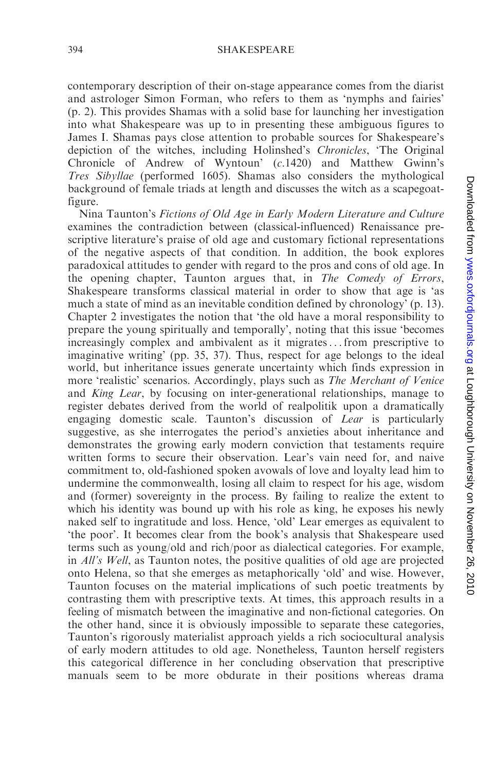contemporary description of their on-stage appearance comes from the diarist and astrologer Simon Forman, who refers to them as 'nymphs and fairies' (p. 2). This provides Shamas with a solid base for launching her investigation into what Shakespeare was up to in presenting these ambiguous figures to James I. Shamas pays close attention to probable sources for Shakespeare's depiction of the witches, including Holinshed's *Chronicles*, 'The Original Chronicle of Andrew of Wyntoun' (*c*.1420) and Matthew Gwinn's *Tres Sibyllae* (performed 1605). Shamas also considers the mythological background of female triads at length and discusses the witch as a scapegoat-figure.

Nina Taunton's *Fictions of Old Age in Early Modern Literature and Culture* examines the contradiction between (classical-influenced) Renaissance prescriptive literature's praise of old age and customary fictional representations of the negative aspects of that condition. In addition, the book explores paradoxical attitudes to gender with regard to the pros and cons of old age. In the opening chapter, Taunton argues that, in *The Comedy of Errors*, Shakespeare transforms classical material in order to show that age is 'as much a state of mind as an inevitable condition defined by chronology' (p. 13). Chapter 2 investigates the notion that 'the old have a moral responsibility to prepare the young spiritually and temporally', noting that this issue 'becomes increasingly complex and ambivalent as it migrates . . . from prescriptive to imaginative writing' (pp. 35, 37). Thus, respect for age belongs to the ideal world, but inheritance issues generate uncertainty which finds expression in more 'realistic' scenarios. Accordingly, plays such as *The Merchant of Venice* and *King Lear*, by focusing on inter-generational relationships, manage to register debates derived from the world of realpolitik upon a dramatically engaging domestic scale. Taunton's discussion of *Lear* is particularly suggestive, as she interrogates the period's anxieties about inheritance and demonstrates the growing early modern conviction that testaments require written forms to secure their observation. Lear's vain need for, and naive commitment to, old-fashioned spoken avowals of love and loyalty lead him to undermine the commonwealth, losing all claim to respect for his age, wisdom and (former) sovereignty in the process. By failing to realize the extent to which his identity was bound up with his role as king, he exposes his newly naked self to ingratitude and loss. Hence, 'old' Lear emerges as equivalent to 'the poor'. It becomes clear from the book's analysis that Shakespeare used terms such as young/old and rich/poor as dialectical categories. For example, in *All's Well*, as Taunton notes, the positive qualities of old age are projected onto Helena, so that she emerges as metaphorically 'old' and wise. However, Taunton focuses on the material implications of such poetic treatments by contrasting them with prescriptive texts. At times, this approach results in a feeling of mismatch between the imaginative and non-fictional categories. On the other hand, since it is obviously impossible to separate these categories, Taunton's rigorously materialist approach yields a rich sociocultural analysis of early modern attitudes to old age. Nonetheless, Taunton herself registers this categorical difference in her concluding observation that prescriptive manuals seem to be more obdurate in their positions whereas drama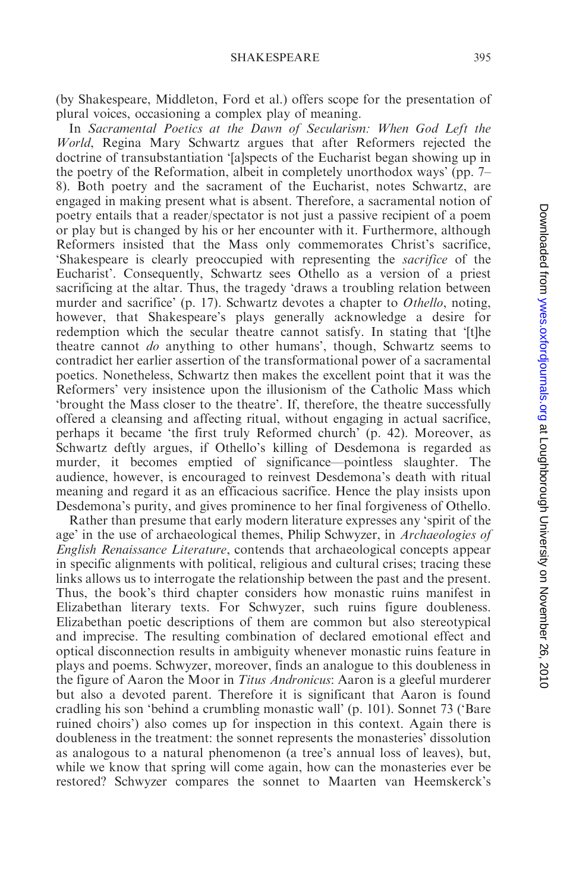(by Shakespeare, Middleton, Ford et al.) offers scope for the presentation of plural voices, occasioning a complex play of meaning.

In *Sacramental Poetics at the Dawn of Secularism: When God Left the World*, Regina Mary Schwartz argues that after Reformers rejected the doctrine of transubstantiation '[a]spects of the Eucharist began showing up in the poetry of the Reformation, albeit in completely unorthodox ways' (pp. 7–8). Both poetry and the sacrament of the Eucharist, notes Schwartz, are engaged in making present what is absent. Therefore, a sacramental notion of poetry entails that a reader/spectator is not just a passive recipient of a poem or play but is changed by his or her encounter with it. Furthermore, although Reformers insisted that the Mass only commemorates Christ's sacrifice, 'Shakespeare is clearly preoccupied with representing the *sacrifice* of the Eucharist'. Consequently, Schwartz sees Othello as a version of a priest sacrificing at the altar. Thus, the tragedy 'draws a troubling relation between murder and sacrifice' (p. 17). Schwartz devotes a chapter to *Othello*, noting, however, that Shakespeare's plays generally acknowledge a desire for redemption which the secular theatre cannot satisfy. In stating that '[t]he theatre cannot *do* anything to other humans', though, Schwartz seems to contradict her earlier assertion of the transformational power of a sacramental poetics. Nonetheless, Schwartz then makes the excellent point that it was the Reformers' very insistence upon the illusionism of the Catholic Mass which 'brought the Mass closer to the theatre'. If, therefore, the theatre successfully offered a cleansing and affecting ritual, without engaging in actual sacrifice, perhaps it became 'the first truly Reformed church' (p. 42). Moreover, as Schwartz deftly argues, if Othello's killing of Desdemona is regarded as murder, it becomes emptied of significance—pointless slaughter. The audience, however, is encouraged to reinvest Desdemona's death with ritual meaning and regard it as an efficacious sacrifice. Hence the play insists upon Desdemona's purity, and gives prominence to her final forgiveness of Othello.

Rather than presume that early modern literature expresses any 'spirit of the age' in the use of archaeological themes, Philip Schwyzer, in *Archaeologies of English Renaissance Literature*, contends that archaeological concepts appear in specific alignments with political, religious and cultural crises; tracing these links allows us to interrogate the relationship between the past and the present. Thus, the book's third chapter considers how monastic ruins manifest in Elizabethan literary texts. For Schwyzer, such ruins figure doubleness. Elizabethan poetic descriptions of them are common but also stereotypical and imprecise. The resulting combination of declared emotional effect and optical disconnection results in ambiguity whenever monastic ruins feature in plays and poems. Schwyzer, moreover, finds an analogue to this doubleness in the figure of Aaron the Moor in *Titus Andronicus*: Aaron is a gleeful murderer but also a devoted parent. Therefore it is significant that Aaron is found cradling his son 'behind a crumbling monastic wall' (p. 101). Sonnet 73 ('Bare ruined choirs') also comes up for inspection in this context. Again there is doubleness in the treatment: the sonnet represents the monasteries' dissolution as analogous to a natural phenomenon (a tree's annual loss of leaves), but, while we know that spring will come again, how can the monasteries ever be restored? Schwyzer compares the sonnet to Maarten van Heemskerck's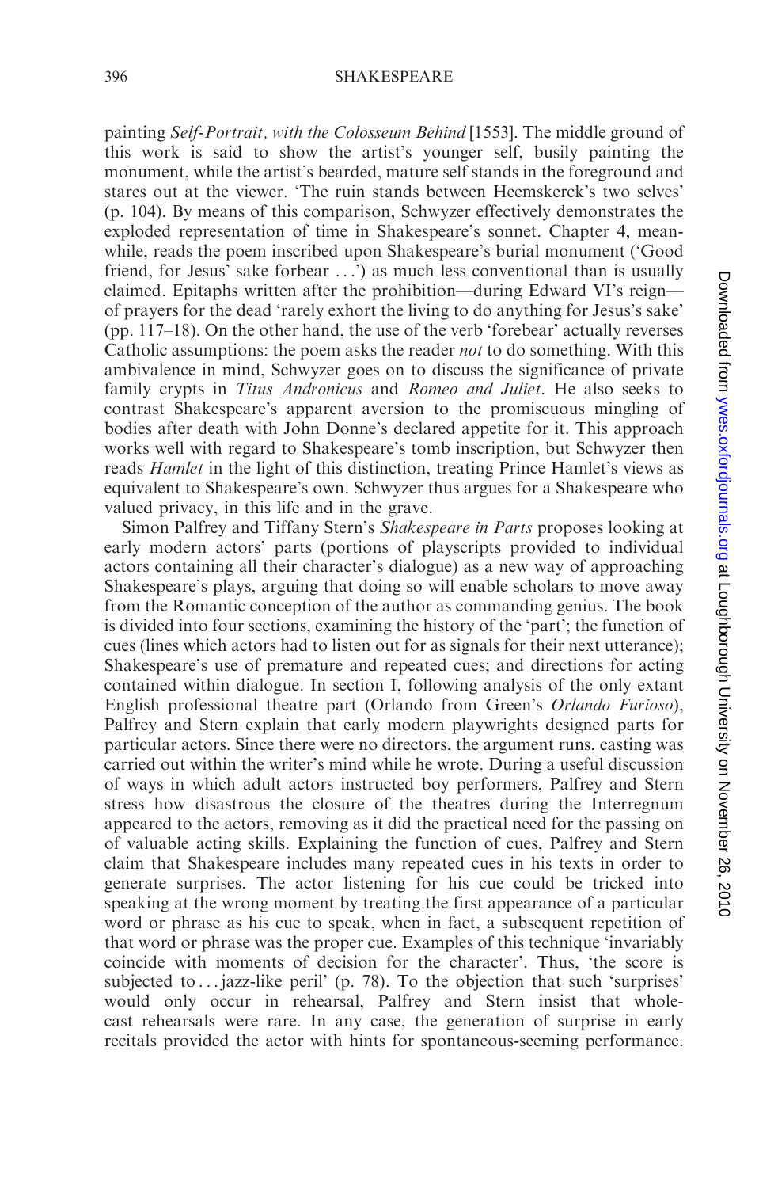painting *Self-Portrait, with the Colosseum Behind* [1553]. The middle ground of this work is said to show the artist's younger self, busily painting the monument, while the artist's bearded, mature self stands in the foreground and stares out at the viewer. 'The ruin stands between Heemskerck's two selves' (p. 104). By means of this comparison, Schwyzer effectively demonstrates the exploded representation of time in Shakespeare's sonnet. Chapter 4, meanwhile, reads the poem inscribed upon Shakespeare's burial monument ('Good friend, for Jesus' sake forbear . . .') as much less conventional than is usually claimed. Epitaphs written after the prohibition—during Edward VI's reign—of prayers for the dead 'rarely exhort the living to do anything for Jesus's sake' (pp. 117–18). On the other hand, the use of the verb 'forebear' actually reverses Catholic assumptions: the poem asks the reader *not* to do something. With this ambivalence in mind, Schwyzer goes on to discuss the significance of private family crypts in *Titus Andronicus* and *Romeo and Juliet*. He also seeks to contrast Shakespeare's apparent aversion to the promiscuous mingling of bodies after death with John Donne's declared appetite for it. This approach works well with regard to Shakespeare's tomb inscription, but Schwyzer then reads *Hamlet* in the light of this distinction, treating Prince Hamlet's views as equivalent to Shakespeare's own. Schwyzer thus argues for a Shakespeare who valued privacy, in this life and in the grave.

Simon Palfrey and Tiffany Stern's *Shakespeare in Parts* proposes looking at early modern actors' parts (portions of playscripts provided to individual actors containing all their character's dialogue) as a new way of approaching Shakespeare's plays, arguing that doing so will enable scholars to move away from the Romantic conception of the author as commanding genius. The book is divided into four sections, examining the history of the 'part'; the function of cues (lines which actors had to listen out for as signals for their next utterance); Shakespeare's use of premature and repeated cues; and directions for acting contained within dialogue. In section I, following analysis of the only extant English professional theatre part (Orlando from Green's *Orlando Furioso*), Palfrey and Stern explain that early modern playwrights designed parts for particular actors. Since there were no directors, the argument runs, casting was carried out within the writer's mind while he wrote. During a useful discussion of ways in which adult actors instructed boy performers, Palfrey and Stern stress how disastrous the closure of the theatres during the Interregnum appeared to the actors, removing as it did the practical need for the passing on of valuable acting skills. Explaining the function of cues, Palfrey and Stern claim that Shakespeare includes many repeated cues in his texts in order to generate surprises. The actor listening for his cue could be tricked into speaking at the wrong moment by treating the first appearance of a particular word or phrase as his cue to speak, when in fact, a subsequent repetition of that word or phrase was the proper cue. Examples of this technique 'invariably coincide with moments of decision for the character'. Thus, 'the score is subjected to . . . jazz-like peril' (p. 78). To the objection that such 'surprises' would only occur in rehearsal, Palfrey and Stern insist that whole-cast rehearsals were rare. In any case, the generation of surprise in early recitals provided the actor with hints for spontaneous-seeming performance.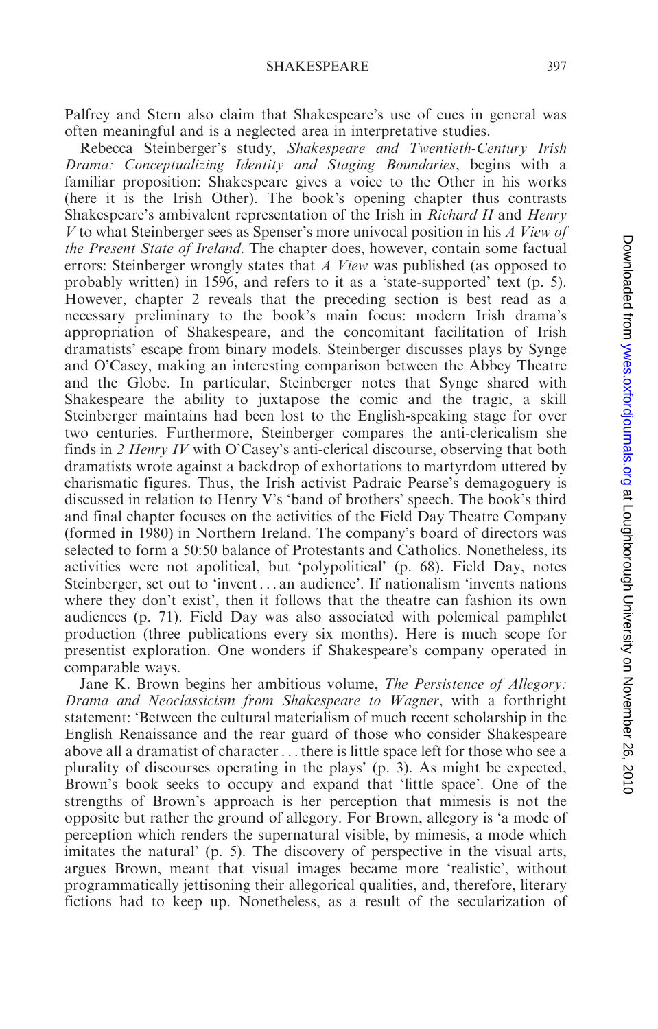Palfrey and Stern also claim that Shakespeare's use of cues in general was often meaningful and is a neglected area in interpretative studies.

Rebecca Steinberger's study, *Shakespeare and Twentieth-Century Irish Drama: Conceptualizing Identity and Staging Boundaries*, begins with a familiar proposition: Shakespeare gives a voice to the Other in his works (here it is the Irish Other). The book's opening chapter thus contrasts Shakespeare's ambivalent representation of the Irish in *Richard II* and *Henry V* to what Steinberger sees as Spenser's more univocal position in his *A View of the Present State of Ireland*. The chapter does, however, contain some factual errors: Steinberger wrongly states that *A View* was published (as opposed to probably written) in 1596, and refers to it as a 'state-supported' text (p. 5). However, chapter 2 reveals that the preceding section is best read as a necessary preliminary to the book's main focus: modern Irish drama's appropriation of Shakespeare, and the concomitant facilitation of Irish dramatists' escape from binary models. Steinberger discusses plays by Synge and O'Casey, making an interesting comparison between the Abbey Theatre and the Globe. In particular, Steinberger notes that Synge shared with Shakespeare the ability to juxtapose the comic and the tragic, a skill Steinberger maintains had been lost to the English-speaking stage for over two centuries. Furthermore, Steinberger compares the anti-clericalism she finds in *2 Henry IV* with O'Casey's anti-clerical discourse, observing that both dramatists wrote against a backdrop of exhortations to martyrdom uttered by charismatic figures. Thus, the Irish activist Padraic Pearse's demagoguery is discussed in relation to Henry V's 'band of brothers' speech. The book's third and final chapter focuses on the activities of the Field Day Theatre Company (formed in 1980) in Northern Ireland. The company's board of directors was selected to form a 50:50 balance of Protestants and Catholics. Nonetheless, its activities were not apolitical, but 'polypolitical' (p. 68). Field Day, notes Steinberger, set out to 'invent . . . an audience'. If nationalism 'invents nations where they don't exist', then it follows that the theatre can fashion its own audiences (p. 71). Field Day was also associated with polemical pamphlet production (three publications every six months). Here is much scope for presentist exploration. One wonders if Shakespeare's company operated in comparable ways.

Jane K. Brown begins her ambitious volume, *The Persistence of Allegory: Drama and Neoclassicism from Shakespeare to Wagner*, with a forthright statement: 'Between the cultural materialism of much recent scholarship in the English Renaissance and the rear guard of those who consider Shakespeare above all a dramatist of character . . . there is little space left for those who see a plurality of discourses operating in the plays' (p. 3). As might be expected, Brown's book seeks to occupy and expand that 'little space'. One of the strengths of Brown's approach is her perception that mimesis is not the opposite but rather the ground of allegory. For Brown, allegory is 'a mode of perception which renders the supernatural visible, by mimesis, a mode which imitates the natural' (p. 5). The discovery of perspective in the visual arts, argues Brown, meant that visual images became more 'realistic', without programmatically jettisoning their allegorical qualities, and, therefore, literary fictions had to keep up. Nonetheless, as a result of the secularization of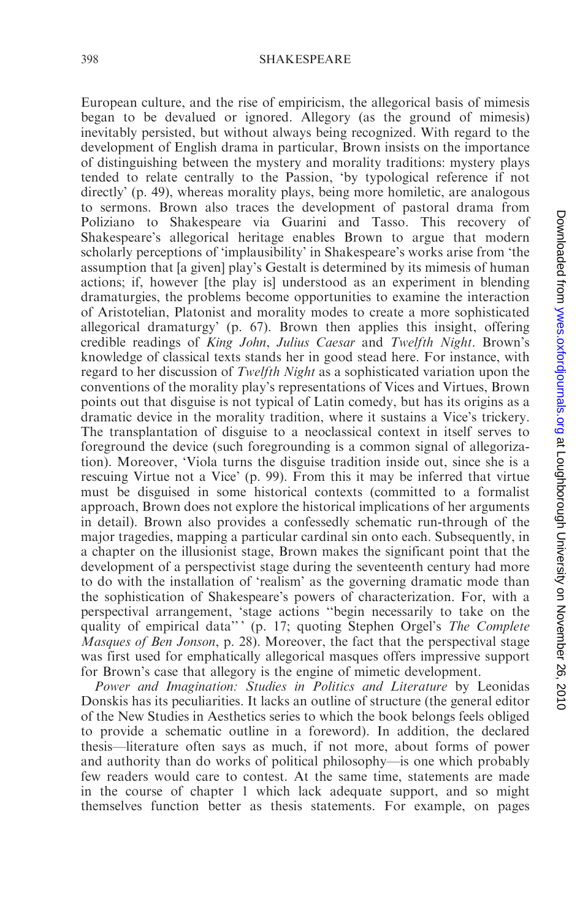European culture, and the rise of empiricism, the allegorical basis of mimesis began to be devalued or ignored. Allegory (as the ground of mimesis) inevitably persisted, but without always being recognized. With regard to the development of English drama in particular, Brown insists on the importance of distinguishing between the mystery and morality traditions: mystery plays tended to relate centrally to the Passion, 'by typological reference if not directly' (p. 49), whereas morality plays, being more homiletic, are analogous to sermons. Brown also traces the development of pastoral drama from Poliziano to Shakespeare via Guarini and Tasso. This recovery of Shakespeare's allegorical heritage enables Brown to argue that modern scholarly perceptions of 'implausibility' in Shakespeare's works arise from 'the assumption that [a given] play's Gestalt is determined by its mimesis of human actions; if, however [the play is] understood as an experiment in blending dramaturgies, the problems become opportunities to examine the interaction of Aristotelian, Platonist and morality modes to create a more sophisticated allegorical dramaturgy' (p. 67). Brown then applies this insight, offering credible readings of *King John*, *Julius Caesar* and *Twelfth Night*. Brown's knowledge of classical texts stands her in good stead here. For instance, with regard to her discussion of *Twelfth Night* as a sophisticated variation upon the conventions of the morality play's representations of Vices and Virtues, Brown points out that disguise is not typical of Latin comedy, but has its origins as a dramatic device in the morality tradition, where it sustains a Vice's trickery. The transplantation of disguise to a neoclassical context in itself serves to foreground the device (such foregrounding is a common signal of allegorization). Moreover, 'Viola turns the disguise tradition inside out, since she is a rescuing Virtue not a Vice' (p. 99). From this it may be inferred that virtue must be disguised in some historical contexts (committed to a formalist approach, Brown does not explore the historical implications of her arguments in detail). Brown also provides a confessedly schematic run-through of the major tragedies, mapping a particular cardinal sin onto each. Subsequently, in a chapter on the illusionist stage, Brown makes the significant point that the development of a perspectivist stage during the seventeenth century had more to do with the installation of 'realism' as the governing dramatic mode than the sophistication of Shakespeare's powers of characterization. For, with a perspectival arrangement, 'stage actions "begin necessarily to take on the quality of empirical data"' (p. 17; quoting Stephen Orgel's *The Complete Masques of Ben Jonson*, p. 28). Moreover, the fact that the perspectival stage was first used for emphatically allegorical masques offers impressive support for Brown's case that allegory is the engine of mimetic development.

*Power and Imagination: Studies in Politics and Literature* by Leonidas Donskis has its peculiarities. It lacks an outline of structure (the general editor of the New Studies in Aesthetics series to which the book belongs feels obliged to provide a schematic outline in a foreword). In addition, the declared thesis—literature often says as much, if not more, about forms of power and authority than do works of political philosophy—is one which probably few readers would care to contest. At the same time, statements are made in the course of chapter 1 which lack adequate support, and so might themselves function better as thesis statements. For example, on pages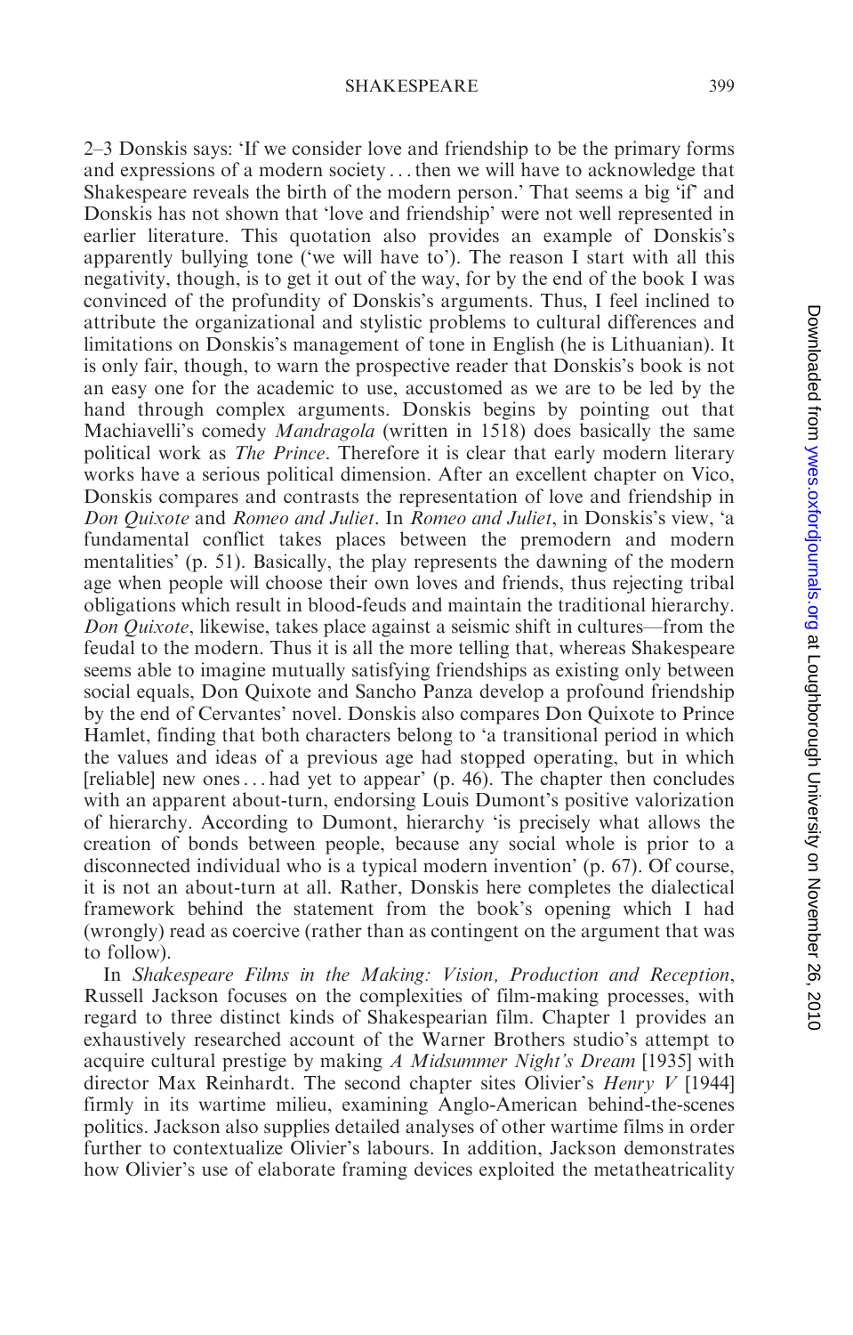2–3 Donskis says: 'If we consider love and friendship to be the primary forms and expressions of a modern society . . . then we will have to acknowledge that Shakespeare reveals the birth of the modern person.' That seems a big 'if' and Donskis has not shown that 'love and friendship' were not well represented in earlier literature. This quotation also provides an example of Donskis's apparently bullying tone ('we will have to'). The reason I start with all this negativity, though, is to get it out of the way, for by the end of the book I was convinced of the profundity of Donskis's arguments. Thus, I feel inclined to attribute the organizational and stylistic problems to cultural differences and limitations on Donskis's management of tone in English (he is Lithuanian). It is only fair, though, to warn the prospective reader that Donskis's book is not an easy one for the academic to use, accustomed as we are to be led by the hand through complex arguments. Donskis begins by pointing out that Machiavelli's comedy *Mandragola* (written in 1518) does basically the same political work as *The Prince*. Therefore it is clear that early modern literary works have a serious political dimension. After an excellent chapter on Vico, Donskis compares and contrasts the representation of love and friendship in *Don Quixote* and *Romeo and Juliet*. In *Romeo and Juliet*, in Donskis's view, 'a fundamental conflict takes places between the premodern and modern mentalities' (p. 51). Basically, the play represents the dawning of the modern age when people will choose their own loves and friends, thus rejecting tribal obligations which result in blood-feuds and maintain the traditional hierarchy. *Don Quixote*, likewise, takes place against a seismic shift in cultures—from the feudal to the modern. Thus it is all the more telling that, whereas Shakespeare seems able to imagine mutually satisfying friendships as existing only between social equals, Don Quixote and Sancho Panza develop a profound friendship by the end of Cervantes' novel. Donskis also compares Don Quixote to Prince Hamlet, finding that both characters belong to 'a transitional period in which the values and ideas of a previous age had stopped operating, but in which [reliable] new ones . . . had yet to appear' (p. 46). The chapter then concludes with an apparent about-turn, endorsing Louis Dumont's positive valorization of hierarchy. According to Dumont, hierarchy 'is precisely what allows the creation of bonds between people, because any social whole is prior to a disconnected individual who is a typical modern invention' (p. 67). Of course, it is not an about-turn at all. Rather, Donskis here completes the dialectical framework behind the statement from the book's opening which I had (wrongly) read as coercive (rather than as contingent on the argument that was to follow).

In *Shakespeare Films in the Making: Vision, Production and Reception*, Russell Jackson focuses on the complexities of film-making processes, with regard to three distinct kinds of Shakespearian film. Chapter 1 provides an exhaustively researched account of the Warner Brothers studio's attempt to acquire cultural prestige by making *A Midsummer Night's Dream* [1935] with director Max Reinhardt. The second chapter sites Olivier's *Henry V* [1944] firmly in its wartime milieu, examining Anglo-American behind-the-scenes politics. Jackson also supplies detailed analyses of other wartime films in order further to contextualize Olivier's labours. In addition, Jackson demonstrates how Olivier's use of elaborate framing devices exploited the metatheatricality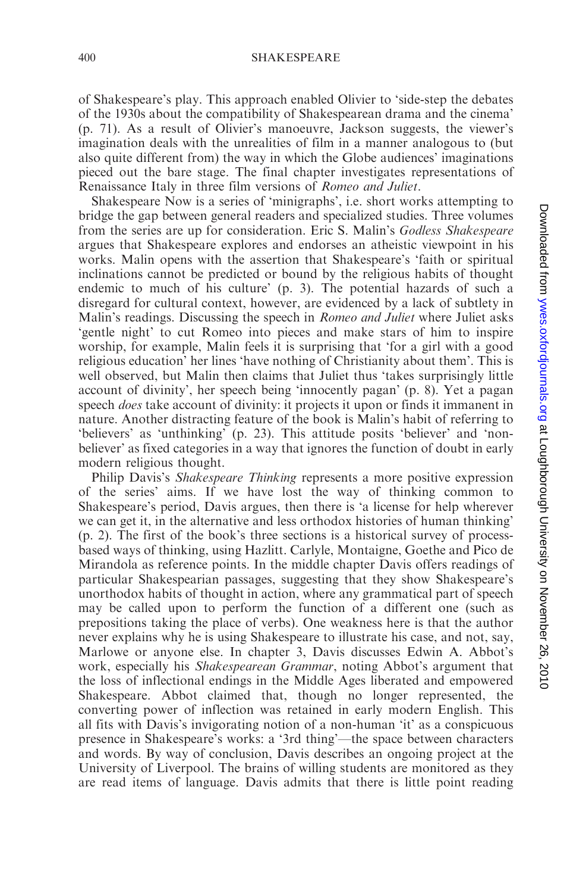of Shakespeare's play. This approach enabled Olivier to 'side-step the debates of the 1930s about the compatibility of Shakespearean drama and the cinema' (p. 71). As a result of Olivier's manoeuvre, Jackson suggests, the viewer's imagination deals with the unrealities of film in a manner analogous to (but also quite different from) the way in which the Globe audiences' imaginations pieced out the bare stage. The final chapter investigates representations of Renaissance Italy in three film versions of *Romeo and Juliet*.

Shakespeare Now is a series of 'minigraphs', i.e. short works attempting to bridge the gap between general readers and specialized studies. Three volumes from the series are up for consideration. Eric S. Malin's *Godless Shakespeare* argues that Shakespeare explores and endorses an atheistic viewpoint in his works. Malin opens with the assertion that Shakespeare's 'faith or spiritual inclinations cannot be predicted or bound by the religious habits of thought endemic to much of his culture' (p. 3). The potential hazards of such a disregard for cultural context, however, are evidenced by a lack of subtlety in Malin's readings. Discussing the speech in *Romeo and Juliet* where Juliet asks 'gentle night' to cut Romeo into pieces and make stars of him to inspire worship, for example, Malin feels it is surprising that 'for a girl with a good religious education' her lines 'have nothing of Christianity about them'. This is well observed, but Malin then claims that Juliet thus 'takes surprisingly little account of divinity', her speech being 'innocently pagan' (p. 8). Yet a pagan speech *does* take account of divinity: it projects it upon or finds it immanent in nature. Another distracting feature of the book is Malin's habit of referring to 'believers' as 'unthinking' (p. 23). This attitude posits 'believer' and 'non-believer' as fixed categories in a way that ignores the function of doubt in early modern religious thought.

Philip Davis's *Shakespeare Thinking* represents a more positive expression of the series' aims. If we have lost the way of thinking common to Shakespeare's period, Davis argues, then there is 'a license for help wherever we can get it, in the alternative and less orthodox histories of human thinking' (p. 2). The first of the book's three sections is a historical survey of process-based ways of thinking, using Hazlitt. Carlyle, Montaigne, Goethe and Pico de Mirandola as reference points. In the middle chapter Davis offers readings of particular Shakespearian passages, suggesting that they show Shakespeare's unorthodox habits of thought in action, where any grammatical part of speech may be called upon to perform the function of a different one (such as prepositions taking the place of verbs). One weakness here is that the author never explains why he is using Shakespeare to illustrate his case, and not, say, Marlowe or anyone else. In chapter 3, Davis discusses Edwin A. Abbot's work, especially his *Shakespearean Grammar*, noting Abbot's argument that the loss of inflectional endings in the Middle Ages liberated and empowered Shakespeare. Abbot claimed that, though no longer represented, the converting power of inflection was retained in early modern English. This all fits with Davis's invigorating notion of a non-human 'it' as a conspicuous presence in Shakespeare's works: a '3rd thing'—the space between characters and words. By way of conclusion, Davis describes an ongoing project at the University of Liverpool. The brains of willing students are monitored as they are read items of language. Davis admits that there is little point reading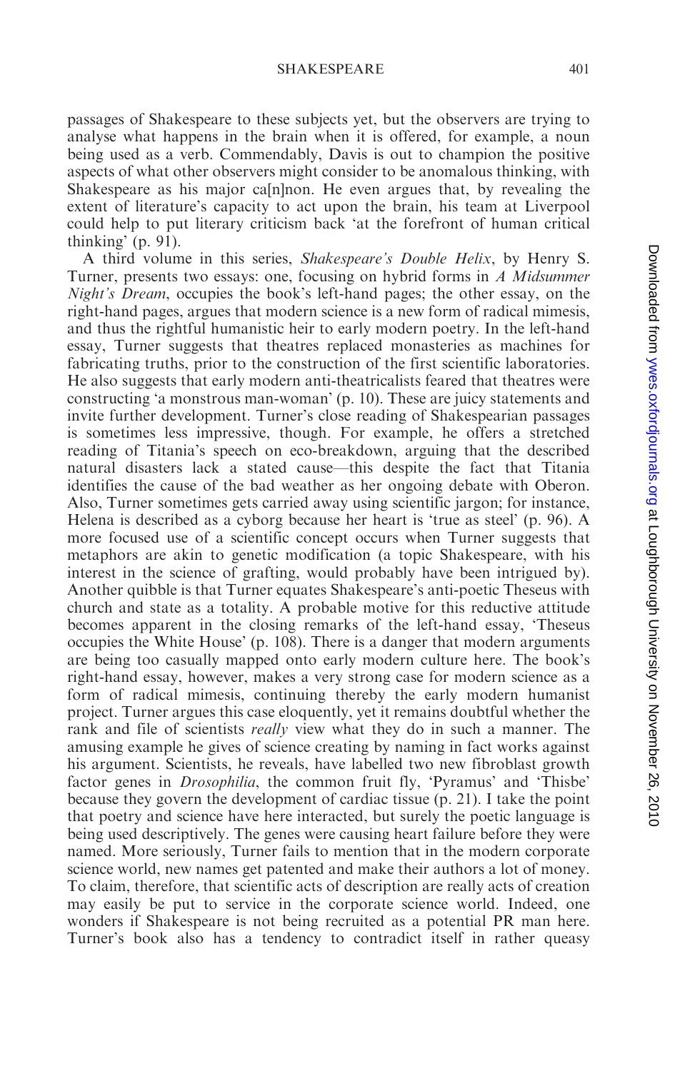passages of Shakespeare to these subjects yet, but the observers are trying to analyse what happens in the brain when it is offered, for example, a noun being used as a verb. Commendably, Davis is out to champion the positive aspects of what other observers might consider to be anomalous thinking, with Shakespeare as his major ca[n]non. He even argues that, by revealing the extent of literature's capacity to act upon the brain, his team at Liverpool could help to put literary criticism back 'at the forefront of human critical thinking' (p. 91).

A third volume in this series, *Shakespeare's Double Helix*, by Henry S. Turner, presents two essays: one, focusing on hybrid forms in *A Midsummer Night's Dream*, occupies the book's left-hand pages; the other essay, on the right-hand pages, argues that modern science is a new form of radical mimesis, and thus the rightful humanistic heir to early modern poetry. In the left-hand essay, Turner suggests that theatres replaced monasteries as machines for fabricating truths, prior to the construction of the first scientific laboratories. He also suggests that early modern anti-theatricalists feared that theatres were constructing 'a monstrous man-woman' (p. 10). These are juicy statements and invite further development. Turner's close reading of Shakespearian passages is sometimes less impressive, though. For example, he offers a stretched reading of Titania's speech on eco-breakdown, arguing that the described natural disasters lack a stated cause—this despite the fact that Titania identifies the cause of the bad weather as her ongoing debate with Oberon. Also, Turner sometimes gets carried away using scientific jargon; for instance, Helena is described as a cyborg because her heart is 'true as steel' (p. 96). A more focused use of a scientific concept occurs when Turner suggests that metaphors are akin to genetic modification (a topic Shakespeare, with his interest in the science of grafting, would probably have been intrigued by). Another quibble is that Turner equates Shakespeare's anti-poetic Theseus with church and state as a totality. A probable motive for this reductive attitude becomes apparent in the closing remarks of the left-hand essay, 'Theseus occupies the White House' (p. 108). There is a danger that modern arguments are being too casually mapped onto early modern culture here. The book's right-hand essay, however, makes a very strong case for modern science as a form of radical mimesis, continuing thereby the early modern humanist project. Turner argues this case eloquently, yet it remains doubtful whether the rank and file of scientists *really* view what they do in such a manner. The amusing example he gives of science creating by naming in fact works against his argument. Scientists, he reveals, have labelled two new fibroblast growth factor genes in *Drosophilia*, the common fruit fly, 'Pyramus' and 'Thisbe' because they govern the development of cardiac tissue (p. 21). I take the point that poetry and science have here interacted, but surely the poetic language is being used descriptively. The genes were causing heart failure before they were named. More seriously, Turner fails to mention that in the modern corporate science world, new names get patented and make their authors a lot of money. To claim, therefore, that scientific acts of description are really acts of creation may easily be put to service in the corporate science world. Indeed, one wonders if Shakespeare is not being recruited as a potential PR man here. Turner's book also has a tendency to contradict itself in rather queasy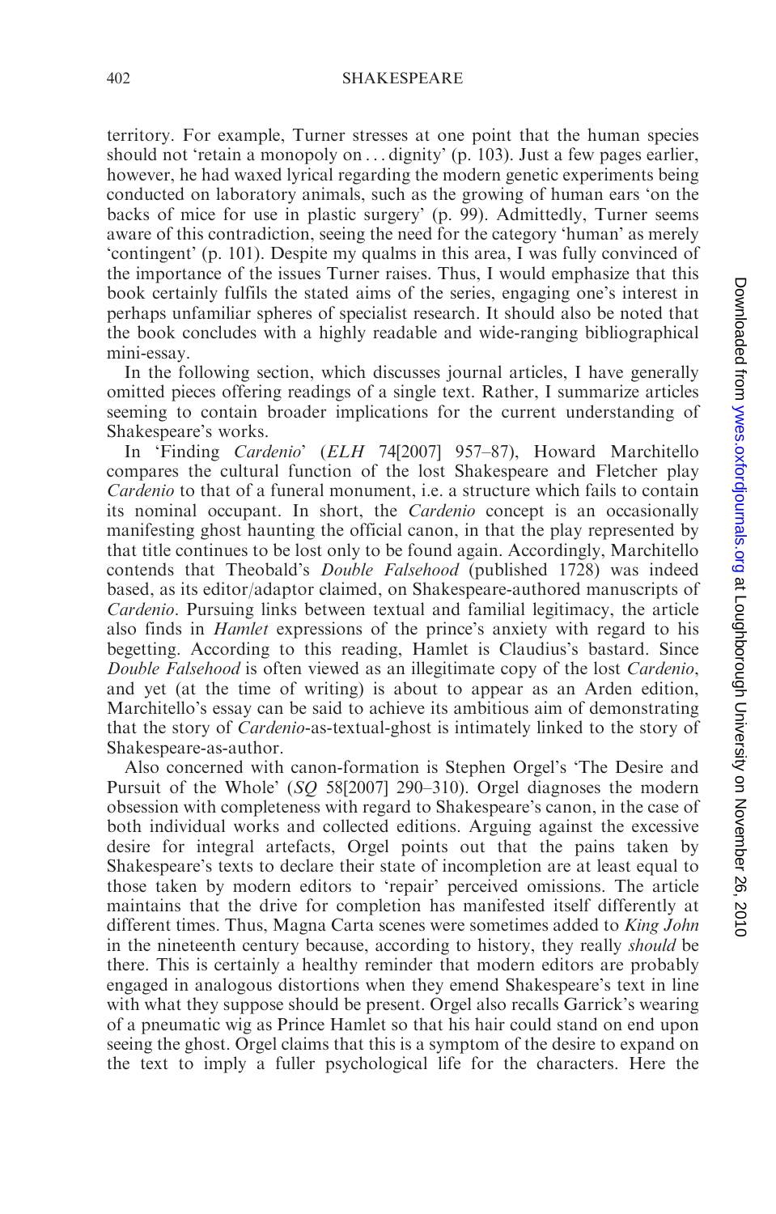territory. For example, Turner stresses at one point that the human species should not 'retain a monopoly on . . . dignity' (p. 103). Just a few pages earlier, however, he had waxed lyrical regarding the modern genetic experiments being conducted on laboratory animals, such as the growing of human ears 'on the backs of mice for use in plastic surgery' (p. 99). Admittedly, Turner seems aware of this contradiction, seeing the need for the category 'human' as merely 'contingent' (p. 101). Despite my qualms in this area, I was fully convinced of the importance of the issues Turner raises. Thus, I would emphasize that this book certainly fulfils the stated aims of the series, engaging one's interest in perhaps unfamiliar spheres of specialist research. It should also be noted that the book concludes with a highly readable and wide-ranging bibliographical mini-essay.

In the following section, which discusses journal articles, I have generally omitted pieces offering readings of a single text. Rather, I summarize articles seeming to contain broader implications for the current understanding of Shakespeare's works.

In 'Finding *Cardenio*' (*ELH* 74[2007] 957–87), Howard Marchitello compares the cultural function of the lost Shakespeare and Fletcher play *Cardenio* to that of a funeral monument, i.e. a structure which fails to contain its nominal occupant. In short, the *Cardenio* concept is an occasionally manifesting ghost haunting the official canon, in that the play represented by that title continues to be lost only to be found again. Accordingly, Marchitello contends that Theobald's *Double Falsehood* (published 1728) was indeed based, as its editor/adaptor claimed, on Shakespeare-authored manuscripts of *Cardenio*. Pursuing links between textual and familial legitimacy, the article also finds in *Hamlet* expressions of the prince's anxiety with regard to his begetting. According to this reading, Hamlet is Claudius's bastard. Since *Double Falsehood* is often viewed as an illegitimate copy of the lost *Cardenio*, and yet (at the time of writing) is about to appear as an Arden edition, Marchitello's essay can be said to achieve its ambitious aim of demonstrating that the story of *Cardenio*-as-textual-ghost is intimately linked to the story of Shakespeare-as-author.

Also concerned with canon-formation is Stephen Orgel's 'The Desire and Pursuit of the Whole' (*SQ* 58[2007] 290–310). Orgel diagnoses the modern obsession with completeness with regard to Shakespeare's canon, in the case of both individual works and collected editions. Arguing against the excessive desire for integral artefacts, Orgel points out that the pains taken by Shakespeare's texts to declare their state of incompletion are at least equal to those taken by modern editors to 'repair' perceived omissions. The article maintains that the drive for completion has manifested itself differently at different times. Thus, Magna Carta scenes were sometimes added to *King John* in the nineteenth century because, according to history, they really *should* be there. This is certainly a healthy reminder that modern editors are probably engaged in analogous distortions when they emend Shakespeare's text in line with what they suppose should be present. Orgel also recalls Garrick's wearing of a pneumatic wig as Prince Hamlet so that his hair could stand on end upon seeing the ghost. Orgel claims that this is a symptom of the desire to expand on the text to imply a fuller psychological life for the characters. Here the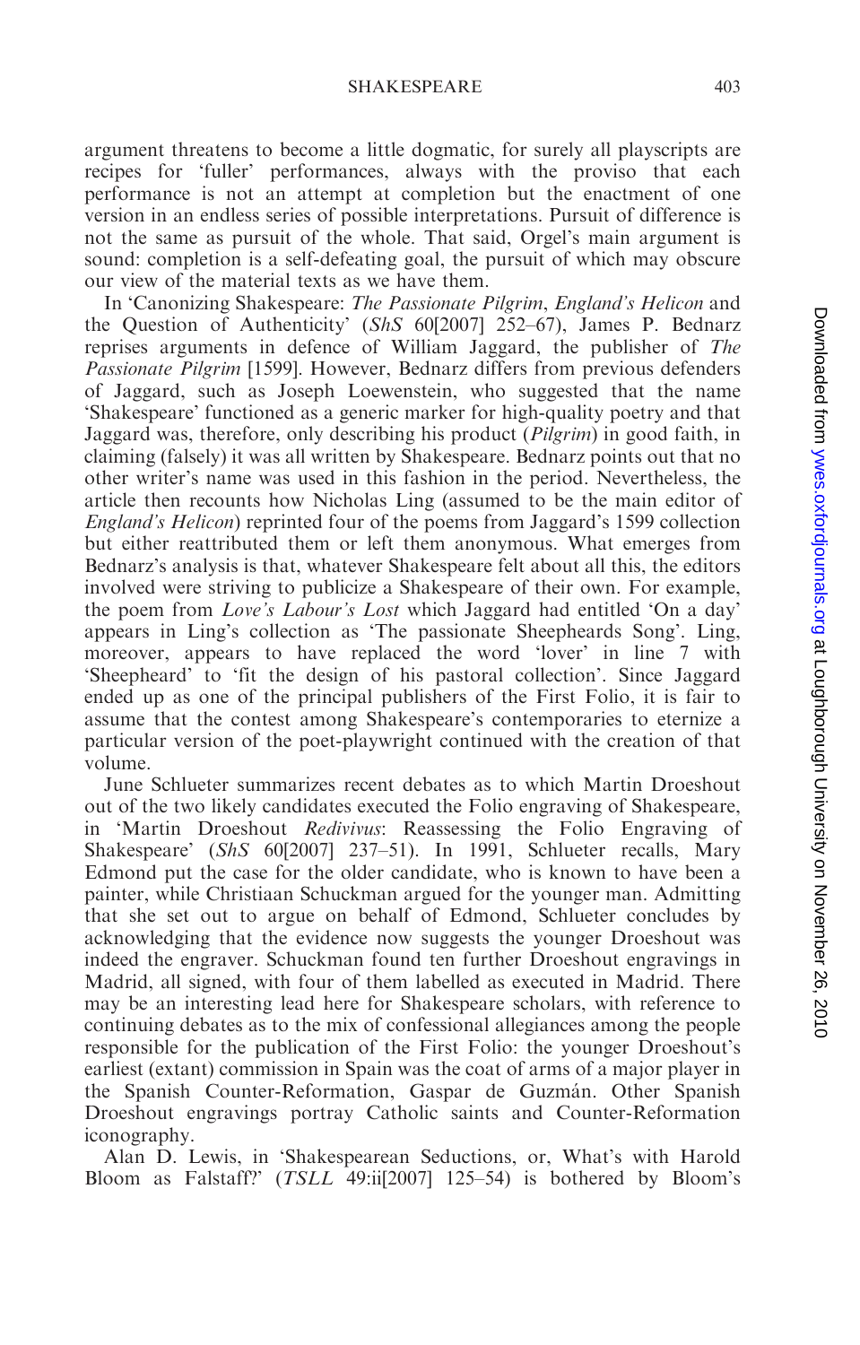argument threatens to become a little dogmatic, for surely all playscripts are recipes for 'fuller' performances, always with the proviso that each performance is not an attempt at completion but the enactment of one version in an endless series of possible interpretations. Pursuit of difference is not the same as pursuit of the whole. That said, Orgel's main argument is sound: completion is a self-defeating goal, the pursuit of which may obscure our view of the material texts as we have them.

In 'Canonizing Shakespeare: *The Passionate Pilgrim*, *England's Helicon* and the Question of Authenticity' (*ShS* 60[2007] 252–67), James P. Bednarz reprises arguments in defence of William Jaggard, the publisher of *The Passionate Pilgrim* [1599]. However, Bednarz differs from previous defenders of Jaggard, such as Joseph Loewenstein, who suggested that the name 'Shakespeare' functioned as a generic marker for high-quality poetry and that Jaggard was, therefore, only describing his product (*Pilgrim*) in good faith, in claiming (falsely) it was all written by Shakespeare. Bednarz points out that no other writer's name was used in this fashion in the period. Nevertheless, the article then recounts how Nicholas Ling (assumed to be the main editor of *England's Helicon*) reprinted four of the poems from Jaggard's 1599 collection but either reattributed them or left them anonymous. What emerges from Bednarz's analysis is that, whatever Shakespeare felt about all this, the editors involved were striving to publicize a Shakespeare of their own. For example, the poem from *Love's Labour's Lost* which Jaggard had entitled 'On a day' appears in Ling's collection as 'The passionate Sheepheards Song'. Ling, moreover, appears to have replaced the word 'lover' in line 7 with 'Sheepheard' to 'fit the design of his pastoral collection'. Since Jaggard ended up as one of the principal publishers of the First Folio, it is fair to assume that the contest among Shakespeare's contemporaries to eternize a particular version of the poet-playwright continued with the creation of that volume.

June Schlueter summarizes recent debates as to which Martin Droeshout out of the two likely candidates executed the Folio engraving of Shakespeare, in 'Martin Droeshout *Redivivus*: Reassessing the Folio Engraving of Shakespeare' (*ShS* 60[2007] 237–51). In 1991, Schlueter recalls, Mary Edmond put the case for the older candidate, who is known to have been a painter, while Christiaan Schuckman argued for the younger man. Admitting that she set out to argue on behalf of Edmond, Schlueter concludes by acknowledging that the evidence now suggests the younger Droeshout was indeed the engraver. Schuckman found ten further Droeshout engravings in Madrid, all signed, with four of them labelled as executed in Madrid. There may be an interesting lead here for Shakespeare scholars, with reference to continuing debates as to the mix of confessional allegiances among the people responsible for the publication of the First Folio: the younger Droeshout's earliest (extant) commission in Spain was the coat of arms of a major player in the Spanish Counter-Reformation, Gaspar de Guzmán. Other Spanish Droeshout engravings portray Catholic saints and Counter-Reformation iconography.

Alan D. Lewis, in 'Shakespearean Seductions, or, What's with Harold Bloom as Falstaff?' (*TSLL* 49:ii[2007] 125–54) is bothered by Bloom's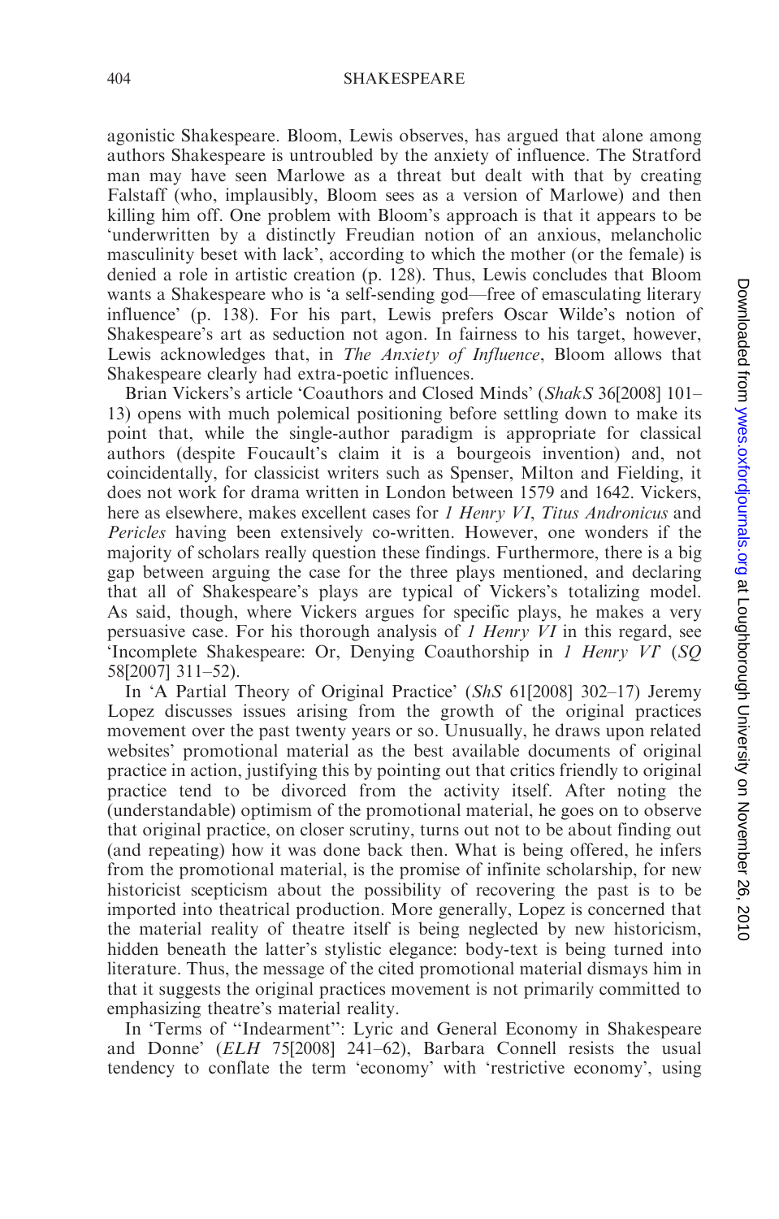agonistic Shakespeare. Bloom, Lewis observes, has argued that alone among authors Shakespeare is untroubled by the anxiety of influence. The Stratford man may have seen Marlowe as a threat but dealt with that by creating Falstaff (who, implausibly, Bloom sees as a version of Marlowe) and then killing him off. One problem with Bloom's approach is that it appears to be 'underwritten by a distinctly Freudian notion of an anxious, melancholic masculinity beset with lack', according to which the mother (or the female) is denied a role in artistic creation (p. 128). Thus, Lewis concludes that Bloom wants a Shakespeare who is 'a self-sending god—free of emasculating literary influence' (p. 138). For his part, Lewis prefers Oscar Wilde's notion of Shakespeare's art as seduction not agon. In fairness to his target, however, Lewis acknowledges that, in *The Anxiety of Influence*, Bloom allows that Shakespeare clearly had extra-poetic influences.

Brian Vickers's article 'Coauthors and Closed Minds' (*ShakS* 36[2008] 101–13) opens with much polemical positioning before settling down to make its point that, while the single-author paradigm is appropriate for classical authors (despite Foucault's claim it is a bourgeois invention) and, not coincidentally, for classicist writers such as Spenser, Milton and Fielding, it does not work for drama written in London between 1579 and 1642. Vickers, here as elsewhere, makes excellent cases for *1 Henry VI*, *Titus Andronicus* and *Pericles* having been extensively co-written. However, one wonders if the majority of scholars really question these findings. Furthermore, there is a big gap between arguing the case for the three plays mentioned, and declaring that all of Shakespeare's plays are typical of Vickers's totalizing model. As said, though, where Vickers argues for specific plays, he makes a very persuasive case. For his thorough analysis of *1 Henry VI* in this regard, see 'Incomplete Shakespeare: Or, Denying Coauthorship in *1 Henry VI*' (*SQ* 58[2007] 311–52).

In 'A Partial Theory of Original Practice' (*ShS* 61[2008] 302–17) Jeremy Lopez discusses issues arising from the growth of the original practices movement over the past twenty years or so. Unusually, he draws upon related websites' promotional material as the best available documents of original practice in action, justifying this by pointing out that critics friendly to original practice tend to be divorced from the activity itself. After noting the (understandable) optimism of the promotional material, he goes on to observe that original practice, on closer scrutiny, turns out not to be about finding out (and repeating) how it was done back then. What is being offered, he infers from the promotional material, is the promise of infinite scholarship, for new historicist scepticism about the possibility of recovering the past is to be imported into theatrical production. More generally, Lopez is concerned that the material reality of theatre itself is being neglected by new historicism, hidden beneath the latter's stylistic elegance: body-text is being turned into literature. Thus, the message of the cited promotional material dismays him in that it suggests the original practices movement is not primarily committed to emphasizing theatre's material reality.

In 'Terms of "Indearment": Lyric and General Economy in Shakespeare and Donne' (*ELH* 75[2008] 241–62), Barbara Connell resists the usual tendency to conflate the term 'economy' with 'restrictive economy', using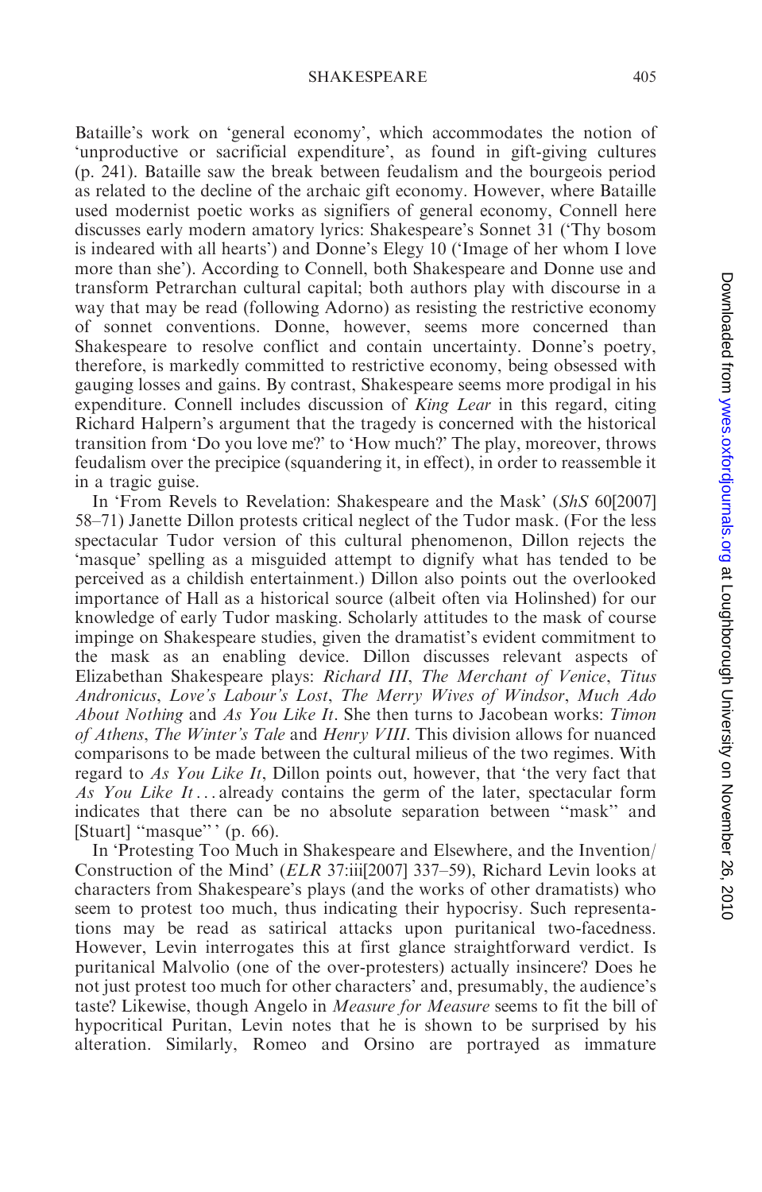Bataille's work on 'general economy', which accommodates the notion of 'unproductive or sacrificial expenditure', as found in gift-giving cultures (p. 241). Bataille saw the break between feudalism and the bourgeois period as related to the decline of the archaic gift economy. However, where Bataille used modernist poetic works as signifiers of general economy, Connell here discusses early modern amatory lyrics: Shakespeare's Sonnet 31 ('Thy bosom is indeared with all hearts') and Donne's Elegy 10 ('Image of her whom I love more than she'). According to Connell, both Shakespeare and Donne use and transform Petrarchan cultural capital; both authors play with discourse in a way that may be read (following Adorno) as resisting the restrictive economy of sonnet conventions. Donne, however, seems more concerned than Shakespeare to resolve conflict and contain uncertainty. Donne's poetry, therefore, is markedly committed to restrictive economy, being obsessed with gauging losses and gains. By contrast, Shakespeare seems more prodigal in his expenditure. Connell includes discussion of *King Lear* in this regard, citing Richard Halpern's argument that the tragedy is concerned with the historical transition from 'Do you love me?' to 'How much?' The play, moreover, throws feudalism over the precipice (squandering it, in effect), in order to reassemble it in a tragic guise.

In 'From Revels to Revelation: Shakespeare and the Mask' (*ShS* 60[2007] 58–71) Janette Dillon protests critical neglect of the Tudor mask. (For the less spectacular Tudor version of this cultural phenomenon, Dillon rejects the 'masque' spelling as a misguided attempt to dignify what has tended to be perceived as a childish entertainment.) Dillon also points out the overlooked importance of Hall as a historical source (albeit often via Holinshed) for our knowledge of early Tudor masking. Scholarly attitudes to the mask of course impinge on Shakespeare studies, given the dramatist's evident commitment to the mask as an enabling device. Dillon discusses relevant aspects of Elizabethan Shakespeare plays: *Richard III*, *The Merchant of Venice*, *Titus Andronicus*, *Love's Labour's Lost*, *The Merry Wives of Windsor*, *Much Ado About Nothing* and *As You Like It*. She then turns to Jacobean works: *Timon of Athens*, *The Winter's Tale* and *Henry VIII*. This division allows for nuanced comparisons to be made between the cultural milieus of the two regimes. With regard to *As You Like It*, Dillon points out, however, that 'the very fact that *As You Like It* ... already contains the germ of the later, spectacular form indicates that there can be no absolute separation between "mask" and [Stuart] "masque"' (p. 66).

In 'Protesting Too Much in Shakespeare and Elsewhere, and the Invention/Construction of the Mind' (*ELR* 37:iii[2007] 337–59), Richard Levin looks at characters from Shakespeare's plays (and the works of other dramatists) who seem to protest too much, thus indicating their hypocrisy. Such representations may be read as satirical attacks upon puritanical two-facedness. However, Levin interrogates this at first glance straightforward verdict. Is puritanical Malvolio (one of the over-protesters) actually insincere? Does he not just protest too much for other characters' and, presumably, the audience's taste? Likewise, though Angelo in *Measure for Measure* seems to fit the bill of hypocritical Puritan, Levin notes that he is shown to be surprised by his alteration. Similarly, Romeo and Orsino are portrayed as immature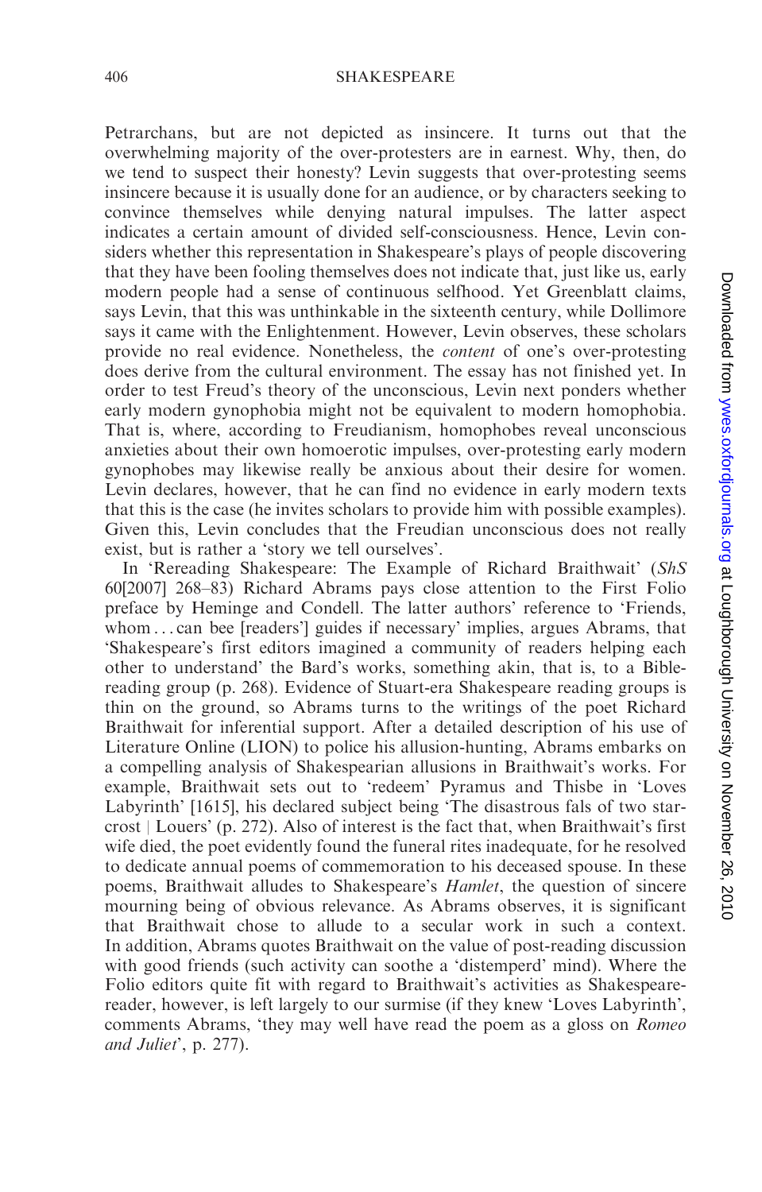Petrarchans, but are not depicted as insincere. It turns out that the overwhelming majority of the over-protesters are in earnest. Why, then, do we tend to suspect their honesty? Levin suggests that over-protesting seems insincere because it is usually done for an audience, or by characters seeking to convince themselves while denying natural impulses. The latter aspect indicates a certain amount of divided self-consciousness. Hence, Levin considers whether this representation in Shakespeare's plays of people discovering that they have been fooling themselves does not indicate that, just like us, early modern people had a sense of continuous selfhood. Yet Greenblatt claims, says Levin, that this was unthinkable in the sixteenth century, while Dollimore says it came with the Enlightenment. However, Levin observes, these scholars provide no real evidence. Nonetheless, the *content* of one's over-protesting does derive from the cultural environment. The essay has not finished yet. In order to test Freud's theory of the unconscious, Levin next ponders whether early modern gynophobia might not be equivalent to modern homophobia. That is, where, according to Freudianism, homophobes reveal unconscious anxieties about their own homoerotic impulses, over-protesting early modern gynophobes may likewise really be anxious about their desire for women. Levin declares, however, that he can find no evidence in early modern texts that this is the case (he invites scholars to provide him with possible examples). Given this, Levin concludes that the Freudian unconscious does not really exist, but is rather a 'story we tell ourselves'.

In 'Rereading Shakespeare: The Example of Richard Braithwait' (*ShS* 60[2007] 268–83) Richard Abrams pays close attention to the First Folio preface by Heminge and Condell. The latter authors' reference to 'Friends, whom . . . can bee [readers'] guides if necessary' implies, argues Abrams, that 'Shakespeare's first editors imagined a community of readers helping each other to understand' the Bard's works, something akin, that is, to a Bible-reading group (p. 268). Evidence of Stuart-era Shakespeare reading groups is thin on the ground, so Abrams turns to the writings of the poet Richard Braithwait for inferential support. After a detailed description of his use of Literature Online (LION) to police his allusion-hunting, Abrams embarks on a compelling analysis of Shakespearian allusions in Braithwait's works. For example, Braithwait sets out to 'redeem' Pyramus and Thisbe in 'Loves Labyrinth' [1615], his declared subject being 'The disastrous fals of two star-crost | Louers' (p. 272). Also of interest is the fact that, when Braithwait's first wife died, the poet evidently found the funeral rites inadequate, for he resolved to dedicate annual poems of commemoration to his deceased spouse. In these poems, Braithwait alludes to Shakespeare's *Hamlet*, the question of sincere mourning being of obvious relevance. As Abrams observes, it is significant that Braithwait chose to allude to a secular work in such a context. In addition, Abrams quotes Braithwait on the value of post-reading discussion with good friends (such activity can soothe a 'distemperd' mind). Where the Folio editors quite fit with regard to Braithwait's activities as Shakespeare-reader, however, is left largely to our surmise (if they knew 'Loves Labyrinth', comments Abrams, 'they may well have read the poem as a gloss on *Romeo and Juliet*', p. 277).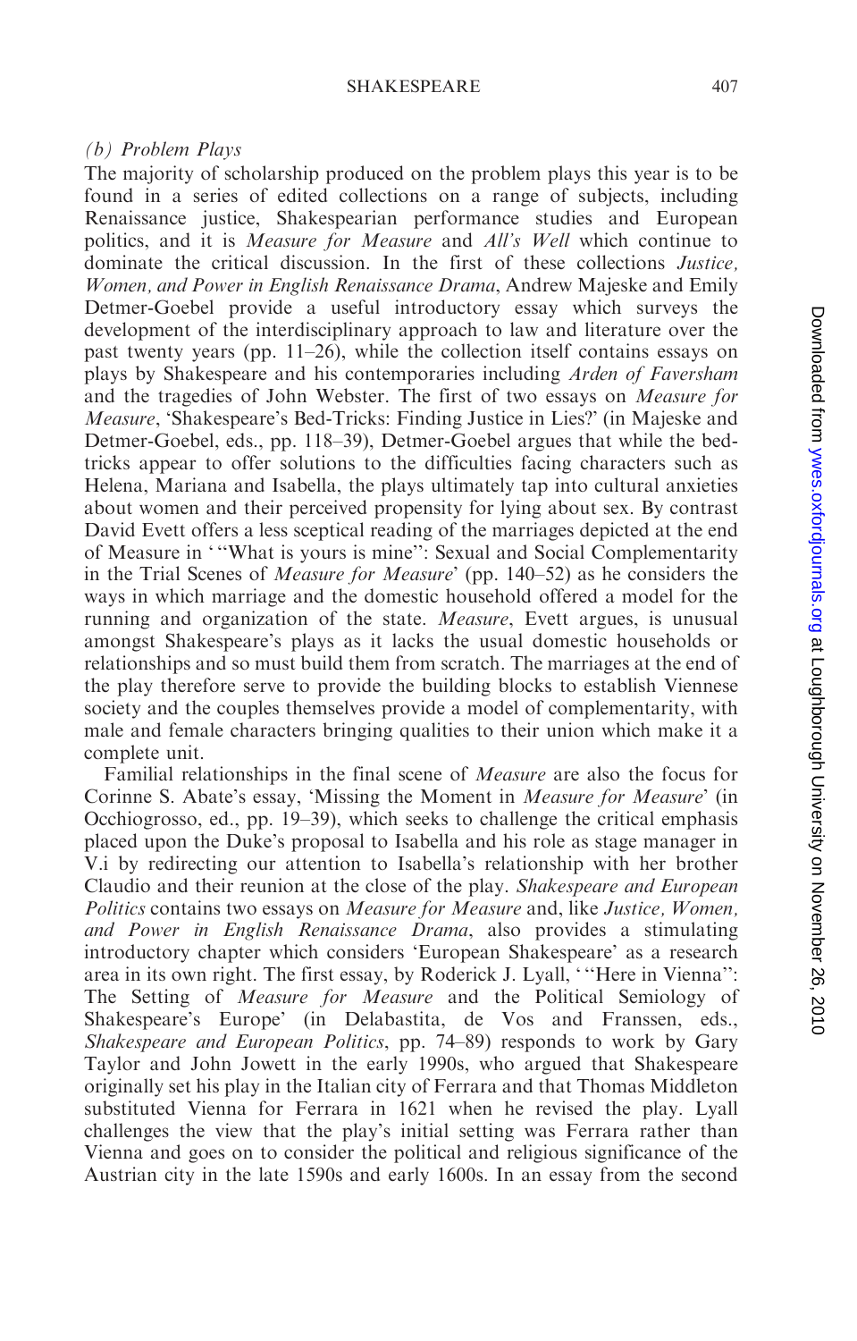*(b) Problem Plays*

The majority of scholarship produced on the problem plays this year is to be found in a series of edited collections on a range of subjects, including Renaissance justice, Shakespearian performance studies and European politics, and it is *Measure for Measure* and *All's Well* which continue to dominate the critical discussion. In the first of these collections *Justice, Women, and Power in English Renaissance Drama*, Andrew Majeske and Emily Detmer-Goebel provide a useful introductory essay which surveys the development of the interdisciplinary approach to law and literature over the past twenty years (pp. 11–26), while the collection itself contains essays on plays by Shakespeare and his contemporaries including *Arden of Faversham* and the tragedies of John Webster. The first of two essays on *Measure for Measure*, 'Shakespeare's Bed-Tricks: Finding Justice in Lies?' (in Majeske and Detmer-Goebel, eds., pp. 118–39), Detmer-Goebel argues that while the bed-tricks appear to offer solutions to the difficulties facing characters such as Helena, Mariana and Isabella, the plays ultimately tap into cultural anxieties about women and their perceived propensity for lying about sex. By contrast David Evett offers a less sceptical reading of the marriages depicted at the end of Measure in ' "What is yours is mine": Sexual and Social Complementarity in the Trial Scenes of *Measure for Measure*' (pp. 140–52) as he considers the ways in which marriage and the domestic household offered a model for the running and organization of the state. *Measure*, Evett argues, is unusual amongst Shakespeare's plays as it lacks the usual domestic households or relationships and so must build them from scratch. The marriages at the end of the play therefore serve to provide the building blocks to establish Viennese society and the couples themselves provide a model of complementarity, with male and female characters bringing qualities to their union which make it a complete unit.

Familial relationships in the final scene of *Measure* are also the focus for Corinne S. Abate's essay, 'Missing the Moment in *Measure for Measure*' (in Occhiogrosso, ed., pp. 19–39), which seeks to challenge the critical emphasis placed upon the Duke's proposal to Isabella and his role as stage manager in V.i by redirecting our attention to Isabella's relationship with her brother Claudio and their reunion at the close of the play. *Shakespeare and European Politics* contains two essays on *Measure for Measure* and, like *Justice, Women, and Power in English Renaissance Drama*, also provides a stimulating introductory chapter which considers 'European Shakespeare' as a research area in its own right. The first essay, by Roderick J. Lyall, ' "Here in Vienna": The Setting of *Measure for Measure* and the Political Semiology of Shakespeare's Europe' (in Delabastita, de Vos and Franssen, eds., *Shakespeare and European Politics*, pp. 74–89) responds to work by Gary Taylor and John Jowett in the early 1990s, who argued that Shakespeare originally set his play in the Italian city of Ferrara and that Thomas Middleton substituted Vienna for Ferrara in 1621 when he revised the play. Lyall challenges the view that the play's initial setting was Ferrara rather than Vienna and goes on to consider the political and religious significance of the Austrian city in the late 1590s and early 1600s. In an essay from the second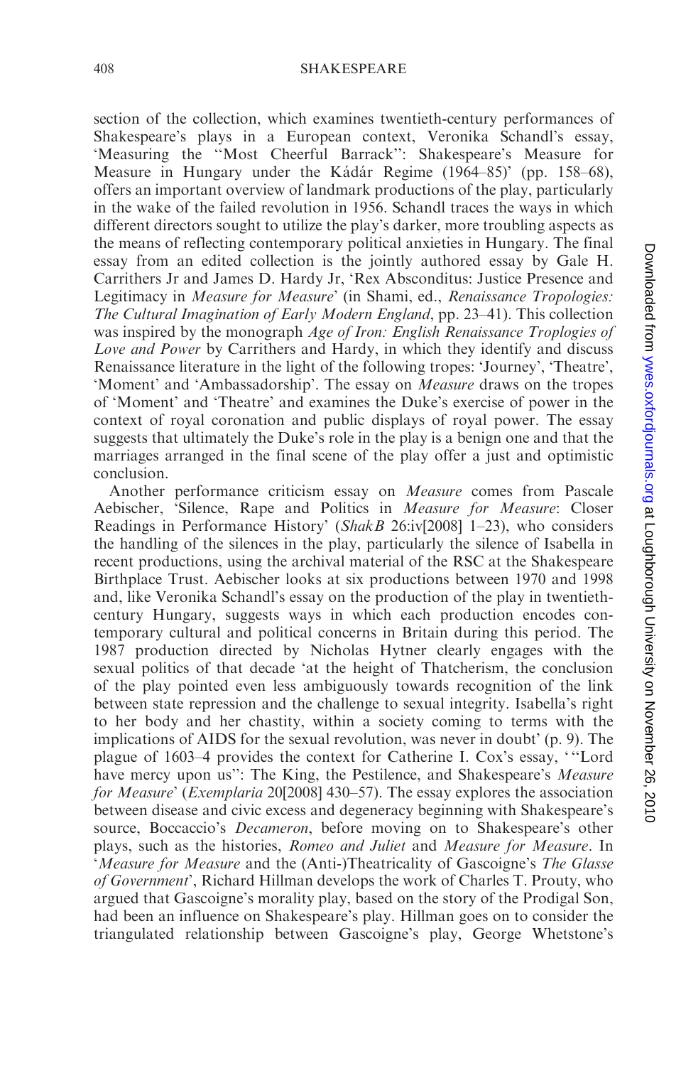section of the collection, which examines twentieth-century performances of Shakespeare's plays in a European context, Veronika Schandl's essay, 'Measuring the "Most Cheerful Barrack": Shakespeare's Measure for Measure in Hungary under the Kádár Regime (1964–85)' (pp. 158–68), offers an important overview of landmark productions of the play, particularly in the wake of the failed revolution in 1956. Schandl traces the ways in which different directors sought to utilize the play's darker, more troubling aspects as the means of reflecting contemporary political anxieties in Hungary. The final essay from an edited collection is the jointly authored essay by Gale H. Carrithers Jr and James D. Hardy Jr, 'Rex Absconditus: Justice Presence and Legitimacy in *Measure for Measure*' (in Shami, ed., *Renaissance Tropologies: The Cultural Imagination of Early Modern England*, pp. 23–41). This collection was inspired by the monograph *Age of Iron: English Renaissance Troplogies of Love and Power* by Carrithers and Hardy, in which they identify and discuss Renaissance literature in the light of the following tropes: 'Journey', 'Theatre', 'Moment' and 'Ambassadorship'. The essay on *Measure* draws on the tropes of 'Moment' and 'Theatre' and examines the Duke's exercise of power in the context of royal coronation and public displays of royal power. The essay suggests that ultimately the Duke's role in the play is a benign one and that the marriages arranged in the final scene of the play offer a just and optimistic conclusion.

Another performance criticism essay on *Measure* comes from Pascale Aebischer, 'Silence, Rape and Politics in *Measure for Measure*: Closer Readings in Performance History' (*ShakB* 26:iv[2008] 1–23), who considers the handling of the silences in the play, particularly the silence of Isabella in recent productions, using the archival material of the RSC at the Shakespeare Birthplace Trust. Aebischer looks at six productions between 1970 and 1998 and, like Veronika Schandl's essay on the production of the play in twentieth-century Hungary, suggests ways in which each production encodes contemporary cultural and political concerns in Britain during this period. The 1987 production directed by Nicholas Hytner clearly engages with the sexual politics of that decade 'at the height of Thatcherism, the conclusion of the play pointed even less ambiguously towards recognition of the link between state repression and the challenge to sexual integrity. Isabella's right to her body and her chastity, within a society coming to terms with the implications of AIDS for the sexual revolution, was never in doubt' (p. 9). The plague of 1603–4 provides the context for Catherine I. Cox's essay, '"Lord have mercy upon us": The King, the Pestilence, and Shakespeare's *Measure for Measure*' (*Exemplaria* 20[2008] 430–57). The essay explores the association between disease and civic excess and degeneracy beginning with Shakespeare's source, Boccaccio's *Decameron*, before moving on to Shakespeare's other plays, such as the histories, *Romeo and Juliet* and *Measure for Measure*. In '*Measure for Measure* and the (Anti-)Theatricality of Gascoigne's *The Glasse of Government*', Richard Hillman develops the work of Charles T. Prouty, who argued that Gascoigne's morality play, based on the story of the Prodigal Son, had been an influence on Shakespeare's play. Hillman goes on to consider the triangulated relationship between Gascoigne's play, George Whetstone's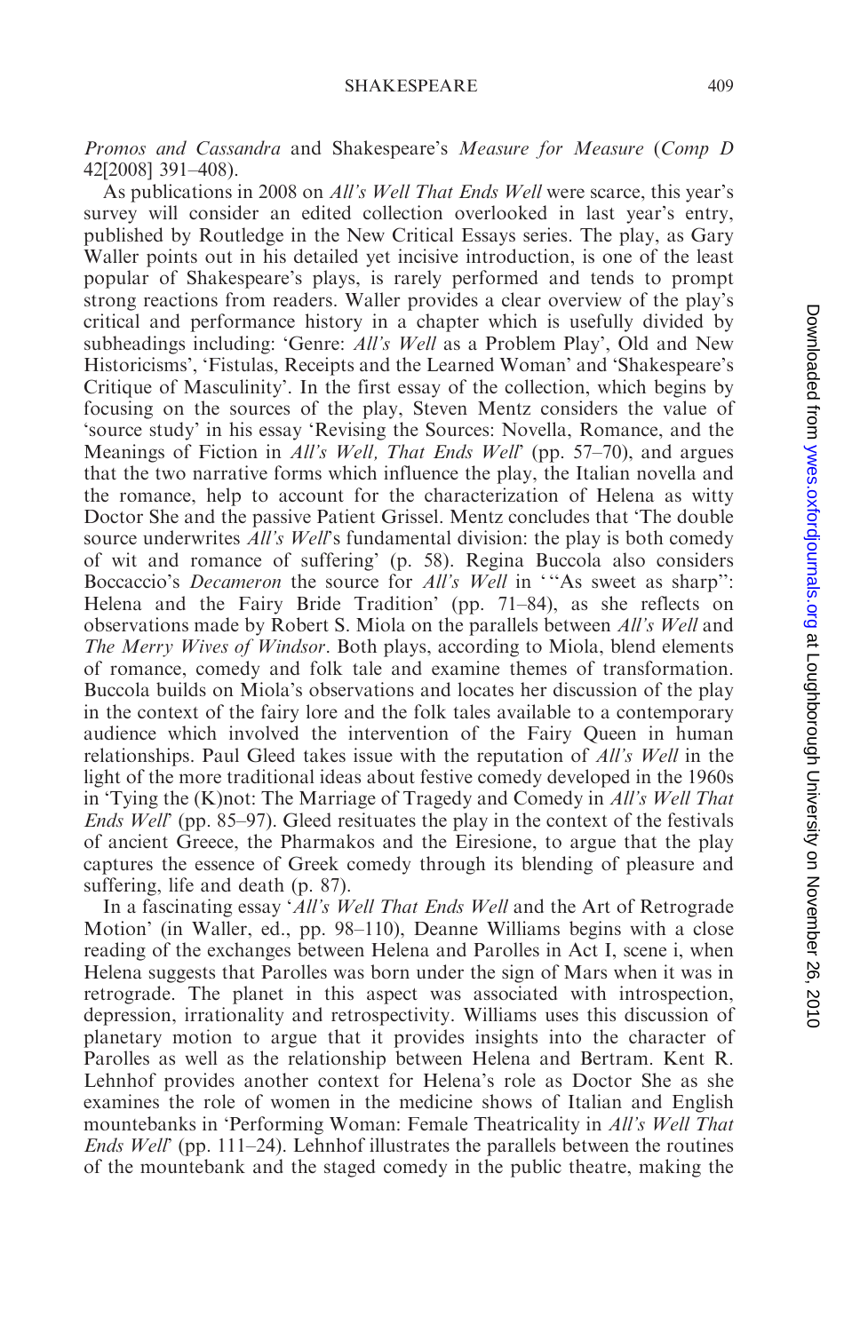*Promos and Cassandra* and Shakespeare's *Measure for Measure* (*Comp D* 42[2008] 391–408).

As publications in 2008 on *All's Well That Ends Well* were scarce, this year's survey will consider an edited collection overlooked in last year's entry, published by Routledge in the New Critical Essays series. The play, as Gary Waller points out in his detailed yet incisive introduction, is one of the least popular of Shakespeare's plays, is rarely performed and tends to prompt strong reactions from readers. Waller provides a clear overview of the play's critical and performance history in a chapter which is usefully divided by subheadings including: 'Genre: *All's Well* as a Problem Play', Old and New Historicisms', 'Fistulas, Receipts and the Learned Woman' and 'Shakespeare's Critique of Masculinity'. In the first essay of the collection, which begins by focusing on the sources of the play, Steven Mentz considers the value of 'source study' in his essay 'Revising the Sources: Novella, Romance, and the Meanings of Fiction in *All's Well, That Ends Well*' (pp. 57–70), and argues that the two narrative forms which influence the play, the Italian novella and the romance, help to account for the characterization of Helena as witty Doctor She and the passive Patient Grissel. Mentz concludes that 'The double source underwrites *All's Well*'s fundamental division: the play is both comedy of wit and romance of suffering' (p. 58). Regina Buccola also considers Boccaccio's *Decameron* the source for *All's Well* in '"As sweet as sharp": Helena and the Fairy Bride Tradition' (pp. 71–84), as she reflects on observations made by Robert S. Miola on the parallels between *All's Well* and *The Merry Wives of Windsor*. Both plays, according to Miola, blend elements of romance, comedy and folk tale and examine themes of transformation. Buccola builds on Miola's observations and locates her discussion of the play in the context of the fairy lore and the folk tales available to a contemporary audience which involved the intervention of the Fairy Queen in human relationships. Paul Gleed takes issue with the reputation of *All's Well* in the light of the more traditional ideas about festive comedy developed in the 1960s in 'Tying the (K)not: The Marriage of Tragedy and Comedy in *All's Well That Ends Well*' (pp. 85–97). Gleed resituates the play in the context of the festivals of ancient Greece, the Pharmakos and the Eiresione, to argue that the play captures the essence of Greek comedy through its blending of pleasure and suffering, life and death (p. 87).

In a fascinating essay '*All's Well That Ends Well* and the Art of Retrograde Motion' (in Waller, ed., pp. 98–110), Deanne Williams begins with a close reading of the exchanges between Helena and Parolles in Act I, scene i, when Helena suggests that Parolles was born under the sign of Mars when it was in retrograde. The planet in this aspect was associated with introspection, depression, irrationality and retrospectivity. Williams uses this discussion of planetary motion to argue that it provides insights into the character of Parolles as well as the relationship between Helena and Bertram. Kent R. Lehnhof provides another context for Helena's role as Doctor She as she examines the role of women in the medicine shows of Italian and English mountebanks in 'Performing Woman: Female Theatricality in *All's Well That Ends Well*' (pp. 111–24). Lehnhof illustrates the parallels between the routines of the mountebank and the staged comedy in the public theatre, making the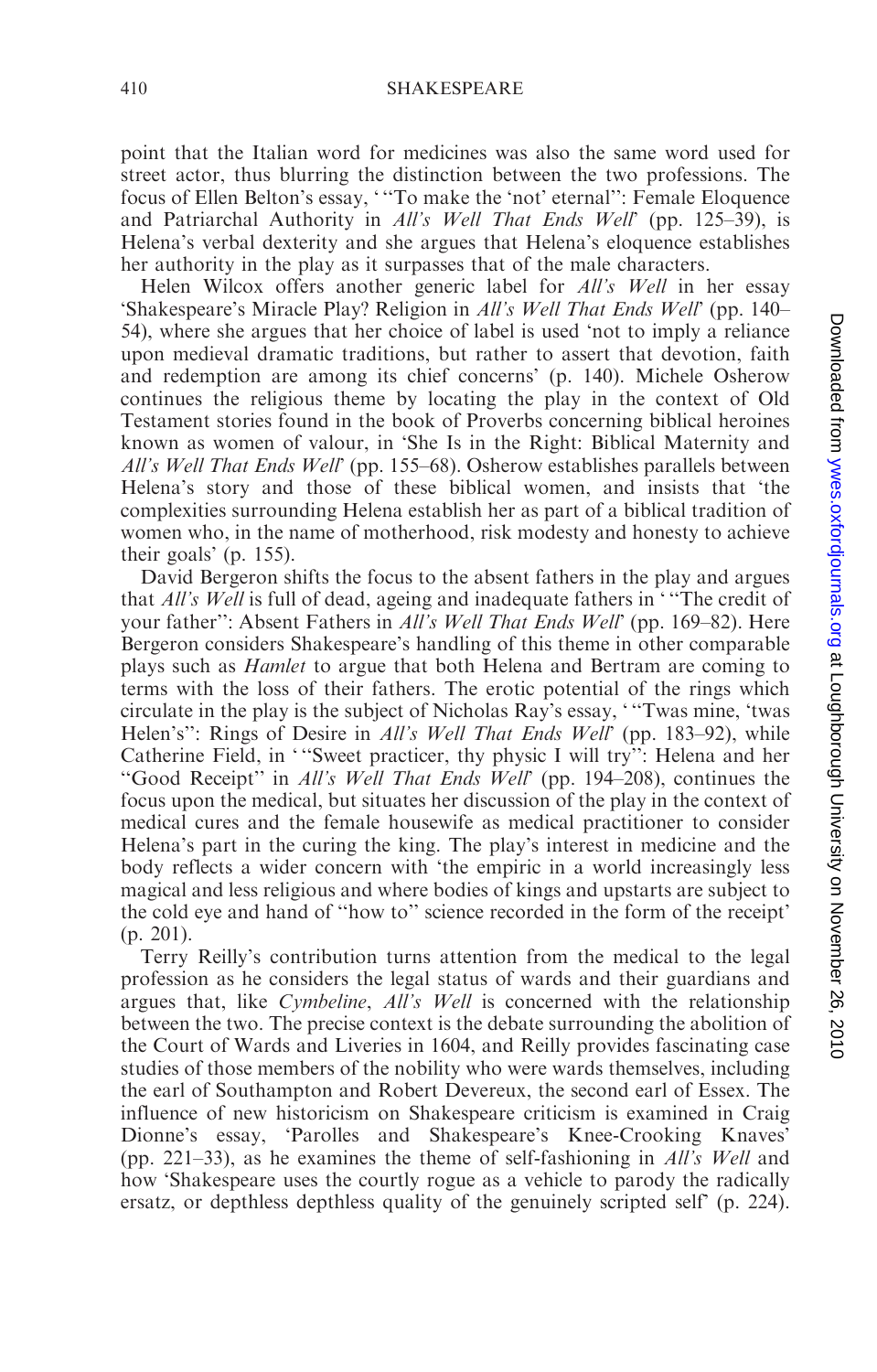point that the Italian word for medicines was also the same word used for street actor, thus blurring the distinction between the two professions. The focus of Ellen Belton's essay, '"To make the 'not' eternal": Female Eloquence and Patriarchal Authority in *All's Well That Ends Well*' (pp. 125–39), is Helena's verbal dexterity and she argues that Helena's eloquence establishes her authority in the play as it surpasses that of the male characters.

Helen Wilcox offers another generic label for *All's Well* in her essay 'Shakespeare's Miracle Play? Religion in *All's Well That Ends Well*' (pp. 140–54), where she argues that her choice of label is used 'not to imply a reliance upon medieval dramatic traditions, but rather to assert that devotion, faith and redemption are among its chief concerns' (p. 140). Michele Osherow continues the religious theme by locating the play in the context of Old Testament stories found in the book of Proverbs concerning biblical heroines known as women of valour, in 'She Is in the Right: Biblical Maternity and *All's Well That Ends Well*' (pp. 155–68). Osherow establishes parallels between Helena's story and those of these biblical women, and insists that 'the complexities surrounding Helena establish her as part of a biblical tradition of women who, in the name of motherhood, risk modesty and honesty to achieve their goals' (p. 155).

David Bergeron shifts the focus to the absent fathers in the play and argues that *All's Well* is full of dead, ageing and inadequate fathers in '"The credit of your father": Absent Fathers in *All's Well That Ends Well*' (pp. 169–82). Here Bergeron considers Shakespeare's handling of this theme in other comparable plays such as *Hamlet* to argue that both Helena and Bertram are coming to terms with the loss of their fathers. The erotic potential of the rings which circulate in the play is the subject of Nicholas Ray's essay, '"Twas mine, 'twas Helen's": Rings of Desire in *All's Well That Ends Well*' (pp. 183–92), while Catherine Field, in '"Sweet practicer, thy physic I will try": Helena and her "Good Receipt" in *All's Well That Ends Well*' (pp. 194–208), continues the focus upon the medical, but situates her discussion of the play in the context of medical cures and the female housewife as medical practitioner to consider Helena's part in the curing the king. The play's interest in medicine and the body reflects a wider concern with 'the empiric in a world increasingly less magical and less religious and where bodies of kings and upstarts are subject to the cold eye and hand of "how to" science recorded in the form of the receipt' (p. 201).

Terry Reilly's contribution turns attention from the medical to the legal profession as he considers the legal status of wards and their guardians and argues that, like *Cymbeline*, *All's Well* is concerned with the relationship between the two. The precise context is the debate surrounding the abolition of the Court of Wards and Liveries in 1604, and Reilly provides fascinating case studies of those members of the nobility who were wards themselves, including the earl of Southampton and Robert Devereux, the second earl of Essex. The influence of new historicism on Shakespeare criticism is examined in Craig Dionne's essay, 'Parolles and Shakespeare's Knee-Crooking Knaves' (pp. 221–33), as he examines the theme of self-fashioning in *All's Well* and how 'Shakespeare uses the courtly rogue as a vehicle to parody the radically ersatz, or depthless depthless quality of the genuinely scripted self' (p. 224).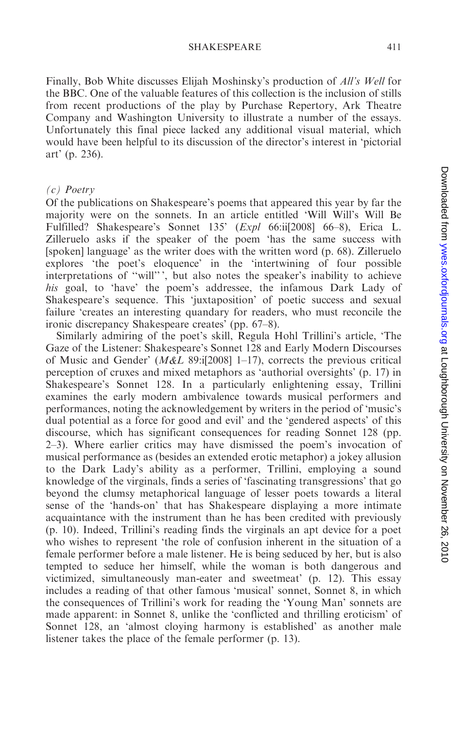Finally, Bob White discusses Elijah Moshinsky's production of *All's Well* for the BBC. One of the valuable features of this collection is the inclusion of stills from recent productions of the play by Purchase Repertory, Ark Theatre Company and Washington University to illustrate a number of the essays. Unfortunately this final piece lacked any additional visual material, which would have been helpful to its discussion of the director's interest in 'pictorial art' (p. 236).

### (c) Poetry

Of the publications on Shakespeare's poems that appeared this year by far the majority were on the sonnets. In an article entitled 'Will Will's Will Be Fulfilled? Shakespeare's Sonnet 135' (*Expl* 66:ii[2008] 66–8), Erica L. Zilleruelo asks if the speaker of the poem 'has the same success with [spoken] language' as the writer does with the written word (p. 68). Zilleruelo explores 'the poet's eloquence' in the 'intertwining of four possible interpretations of "will"', but also notes the speaker's inability to achieve *his* goal, to 'have' the poem's addressee, the infamous Dark Lady of Shakespeare's sequence. This 'juxtaposition' of poetic success and sexual failure 'creates an interesting quandary for readers, who must reconcile the ironic discrepancy Shakespeare creates' (pp. 67–8).

Similarly admiring of the poet's skill, Regula Hohl Trillini's article, 'The Gaze of the Listener: Shakespeare's Sonnet 128 and Early Modern Discourses of Music and Gender' (*M&L* 89:i[2008] 1–17), corrects the previous critical perception of cruxes and mixed metaphors as 'authorial oversights' (p. 17) in Shakespeare's Sonnet 128. In a particularly enlightening essay, Trillini examines the early modern ambivalence towards musical performers and performances, noting the acknowledgement by writers in the period of 'music's dual potential as a force for good and evil' and the 'gendered aspects' of this discourse, which has significant consequences for reading Sonnet 128 (pp. 2–3). Where earlier critics may have dismissed the poem's invocation of musical performance as (besides an extended erotic metaphor) a jokey allusion to the Dark Lady's ability as a performer, Trillini, employing a sound knowledge of the virginals, finds a series of 'fascinating transgressions' that go beyond the clumsy metaphorical language of lesser poets towards a literal sense of the 'hands-on' that has Shakespeare displaying a more intimate acquaintance with the instrument than he has been credited with previously (p. 10). Indeed, Trillini's reading finds the virginals an apt device for a poet who wishes to represent 'the role of confusion inherent in the situation of a female performer before a male listener. He is being seduced by her, but is also tempted to seduce her himself, while the woman is both dangerous and victimized, simultaneously man-eater and sweetmeat' (p. 12). This essay includes a reading of that other famous 'musical' sonnet, Sonnet 8, in which the consequences of Trillini's work for reading the 'Young Man' sonnets are made apparent: in Sonnet 8, unlike the 'conflicted and thrilling eroticism' of Sonnet 128, an 'almost cloying harmony is established' as another male listener takes the place of the female performer (p. 13).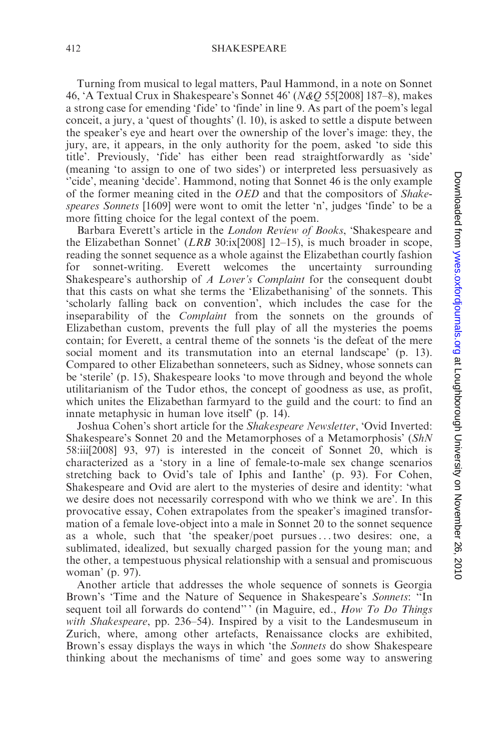Turning from musical to legal matters, Paul Hammond, in a note on Sonnet 46, 'A Textual Crux in Shakespeare's Sonnet 46' (*N&Q* 55[2008] 187–8), makes a strong case for emending 'fide' to 'finde' in line 9. As part of the poem's legal conceit, a jury, a 'quest of thoughts' (l. 10), is asked to settle a dispute between the speaker's eye and heart over the ownership of the lover's image: they, the jury, are, it appears, in the only authority for the poem, asked 'to side this title'. Previously, 'fide' has either been read straightforwardly as 'side' (meaning 'to assign to one of two sides') or interpreted less persuasively as ''cide', meaning 'decide'. Hammond, noting that Sonnet 46 is the only example of the former meaning cited in the *OED* and that the compositors of *Shake-speares Sonnets* [1609] were wont to omit the letter 'n', judges 'finde' to be a more fitting choice for the legal context of the poem.

Barbara Everett's article in the *London Review of Books*, 'Shakespeare and the Elizabethan Sonnet' (*LRB* 30:ix[2008] 12–15), is much broader in scope, reading the sonnet sequence as a whole against the Elizabethan courtly fashion for sonnet-writing. Everett welcomes the uncertainty surrounding Shakespeare's authorship of *A Lover's Complaint* for the consequent doubt that this casts on what she terms the 'Elizabethanising' of the sonnets. This 'scholarly falling back on convention', which includes the case for the inseparability of the *Complaint* from the sonnets on the grounds of Elizabethan custom, prevents the full play of all the mysteries the poems contain; for Everett, a central theme of the sonnets 'is the defeat of the mere social moment and its transmutation into an eternal landscape' (p. 13). Compared to other Elizabethan sonneteers, such as Sidney, whose sonnets can be 'sterile' (p. 15), Shakespeare looks 'to move through and beyond the whole utilitarianism of the Tudor ethos, the concept of goodness as use, as profit, which unites the Elizabethan farmyard to the guild and the court: to find an innate metaphysic in human love itself' (p. 14).

Joshua Cohen's short article for the *Shakespeare Newsletter*, 'Ovid Inverted: Shakespeare's Sonnet 20 and the Metamorphoses of a Metamorphosis' (*ShN* 58:iii[2008] 93, 97) is interested in the conceit of Sonnet 20, which is characterized as a 'story in a line of female-to-male sex change scenarios stretching back to Ovid's tale of Iphis and Ianthe' (p. 93). For Cohen, Shakespeare and Ovid are alert to the mysteries of desire and identity: 'what we desire does not necessarily correspond with who we think we are'. In this provocative essay, Cohen extrapolates from the speaker's imagined transformation of a female love-object into a male in Sonnet 20 to the sonnet sequence as a whole, such that 'the speaker/poet pursues . . . two desires: one, a sublimated, idealized, but sexually charged passion for the young man; and the other, a tempestuous physical relationship with a sensual and promiscuous woman' (p. 97).

Another article that addresses the whole sequence of sonnets is Georgia Brown's 'Time and the Nature of Sequence in Shakespeare's *Sonnets*: "In sequent toil all forwards do contend"' (in Maguire, ed., *How To Do Things with Shakespeare*, pp. 236–54). Inspired by a visit to the Landesmuseum in Zurich, where, among other artefacts, Renaissance clocks are exhibited, Brown's essay displays the ways in which 'the *Sonnets* do show Shakespeare thinking about the mechanisms of time' and goes some way to answering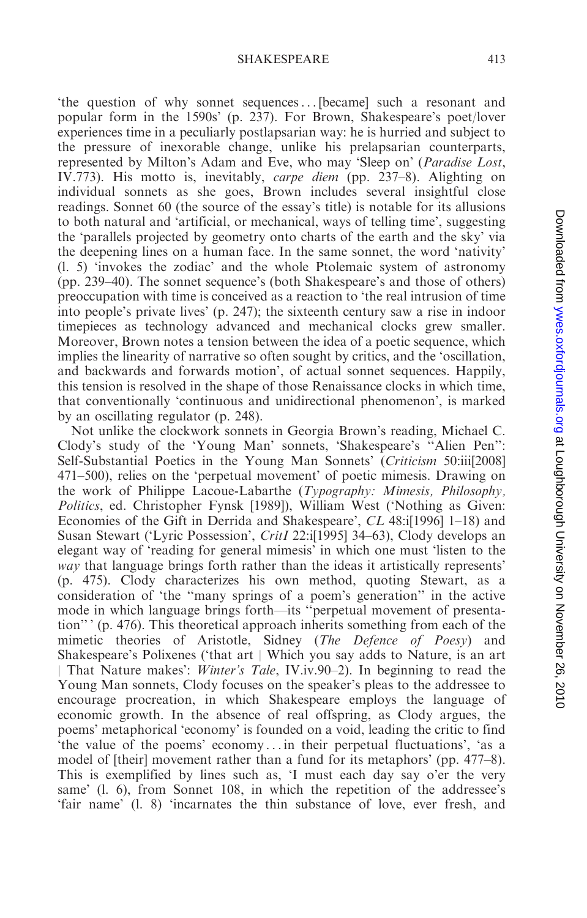'the question of why sonnet sequences ... [became] such a resonant and popular form in the 1590s' (p. 237). For Brown, Shakespeare's poet/lover experiences time in a peculiarly postlapsarian way: he is hurried and subject to the pressure of inexorable change, unlike his prelapsarian counterparts, represented by Milton's Adam and Eve, who may 'Sleep on' (*Paradise Lost*, IV.773). His motto is, inevitably, *carpe diem* (pp. 237–8). Alighting on individual sonnets as she goes, Brown includes several insightful close readings. Sonnet 60 (the source of the essay's title) is notable for its allusions to both natural and 'artificial, or mechanical, ways of telling time', suggesting the 'parallels projected by geometry onto charts of the earth and the sky' via the deepening lines on a human face. In the same sonnet, the word 'nativity' (l. 5) 'invokes the zodiac' and the whole Ptolemaic system of astronomy (pp. 239–40). The sonnet sequence's (both Shakespeare's and those of others) preoccupation with time is conceived as a reaction to 'the real intrusion of time into people's private lives' (p. 247); the sixteenth century saw a rise in indoor timepieces as technology advanced and mechanical clocks grew smaller. Moreover, Brown notes a tension between the idea of a poetic sequence, which implies the linearity of narrative so often sought by critics, and the 'oscillation, and backwards and forwards motion', of actual sonnet sequences. Happily, this tension is resolved in the shape of those Renaissance clocks in which time, that conventionally 'continuous and unidirectional phenomenon', is marked by an oscillating regulator (p. 248).

Not unlike the clockwork sonnets in Georgia Brown's reading, Michael C. Clody's study of the 'Young Man' sonnets, 'Shakespeare's "Alien Pen": Self-Substantial Poetics in the Young Man Sonnets' (*Criticism* 50:iii[2008] 471–500), relies on the 'perpetual movement' of poetic mimesis. Drawing on the work of Philippe Lacoue-Labarthe (*Typography: Mimesis, Philosophy, Politics*, ed. Christopher Fynsk [1989]), William West ('Nothing as Given: Economies of the Gift in Derrida and Shakespeare', *CL* 48:i[1996] 1–18) and Susan Stewart ('Lyric Possession', *CritI* 22:i[1995] 34–63), Clody develops an elegant way of 'reading for general mimesis' in which one must 'listen to the *way* that language brings forth rather than the ideas it artistically represents' (p. 475). Clody characterizes his own method, quoting Stewart, as a consideration of 'the "many springs of a poem's generation" in the active mode in which language brings forth—its "perpetual movement of presentation"' (p. 476). This theoretical approach inherits something from each of the mimetic theories of Aristotle, Sidney (*The Defence of Poesy*) and Shakespeare's Polixenes ('that art | Which you say adds to Nature, is an art | That Nature makes': *Winter's Tale*, IV.iv.90–2). In beginning to read the Young Man sonnets, Clody focuses on the speaker's pleas to the addressee to encourage procreation, in which Shakespeare employs the language of economic growth. In the absence of real offspring, as Clody argues, the poems' metaphorical 'economy' is founded on a void, leading the critic to find 'the value of the poems' economy ... in their perpetual fluctuations', 'as a model of [their] movement rather than a fund for its metaphors' (pp. 477–8). This is exemplified by lines such as, 'I must each day say o'er the very same' (l. 6), from Sonnet 108, in which the repetition of the addressee's 'fair name' (l. 8) 'incarnates the thin substance of love, ever fresh, and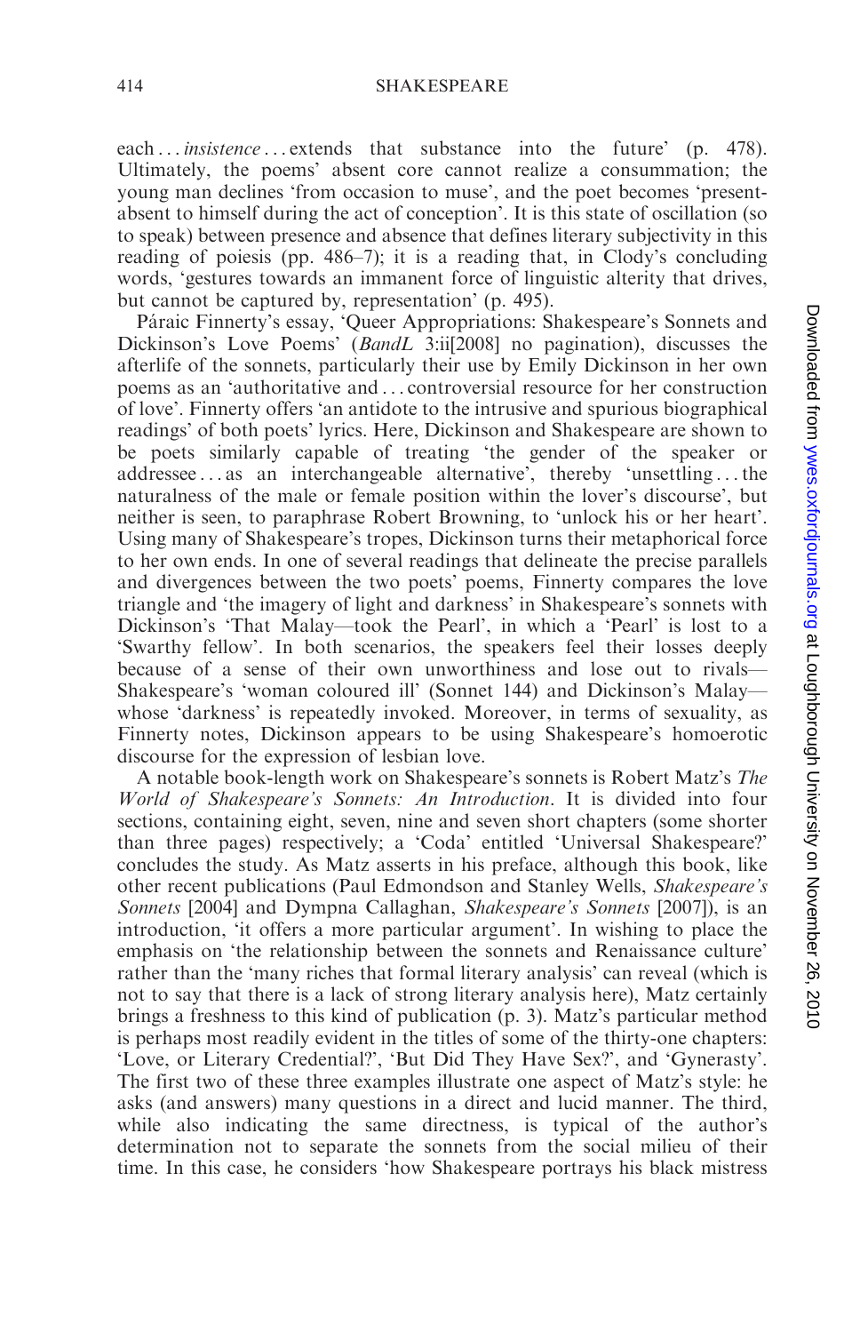each . . . *insistence* . . . extends that substance into the future' (p. 478). Ultimately, the poems' absent core cannot realize a consummation; the young man declines 'from occasion to muse', and the poet becomes 'present-absent to himself during the act of conception'. It is this state of oscillation (so to speak) between presence and absence that defines literary subjectivity in this reading of poiesis (pp. 486–7); it is a reading that, in Clody's concluding words, 'gestures towards an immanent force of linguistic alterity that drives, but cannot be captured by, representation' (p. 495).

Páraic Finnerty's essay, 'Queer Appropriations: Shakespeare's Sonnets and Dickinson's Love Poems' (*BandL* 3:ii[2008] no pagination), discusses the afterlife of the sonnets, particularly their use by Emily Dickinson in her own poems as an 'authoritative and . . . controversial resource for her construction of love'. Finnerty offers 'an antidote to the intrusive and spurious biographical readings' of both poets' lyrics. Here, Dickinson and Shakespeare are shown to be poets similarly capable of treating 'the gender of the speaker or addressee . . . as an interchangeable alternative', thereby 'unsettling . . . the naturalness of the male or female position within the lover's discourse', but neither is seen, to paraphrase Robert Browning, to 'unlock his or her heart'. Using many of Shakespeare's tropes, Dickinson turns their metaphorical force to her own ends. In one of several readings that delineate the precise parallels and divergences between the two poets' poems, Finnerty compares the love triangle and 'the imagery of light and darkness' in Shakespeare's sonnets with Dickinson's 'That Malay—took the Pearl', in which a 'Pearl' is lost to a 'Swarthy fellow'. In both scenarios, the speakers feel their losses deeply because of a sense of their own unworthiness and lose out to rivals—Shakespeare's 'woman coloured ill' (Sonnet 144) and Dickinson's Malay—whose 'darkness' is repeatedly invoked. Moreover, in terms of sexuality, as Finnerty notes, Dickinson appears to be using Shakespeare's homoerotic discourse for the expression of lesbian love.

A notable book-length work on Shakespeare's sonnets is Robert Matz's *The World of Shakespeare's Sonnets: An Introduction*. It is divided into four sections, containing eight, seven, nine and seven short chapters (some shorter than three pages) respectively; a 'Coda' entitled 'Universal Shakespeare?' concludes the study. As Matz asserts in his preface, although this book, like other recent publications (Paul Edmondson and Stanley Wells, *Shakespeare's Sonnets* [2004] and Dympna Callaghan, *Shakespeare's Sonnets* [2007]), is an introduction, 'it offers a more particular argument'. In wishing to place the emphasis on 'the relationship between the sonnets and Renaissance culture' rather than the 'many riches that formal literary analysis' can reveal (which is not to say that there is a lack of strong literary analysis here), Matz certainly brings a freshness to this kind of publication (p. 3). Matz's particular method is perhaps most readily evident in the titles of some of the thirty-one chapters: 'Love, or Literary Credential?', 'But Did They Have Sex?', and 'Gynerasty'. The first two of these three examples illustrate one aspect of Matz's style: he asks (and answers) many questions in a direct and lucid manner. The third, while also indicating the same directness, is typical of the author's determination not to separate the sonnets from the social milieu of their time. In this case, he considers 'how Shakespeare portrays his black mistress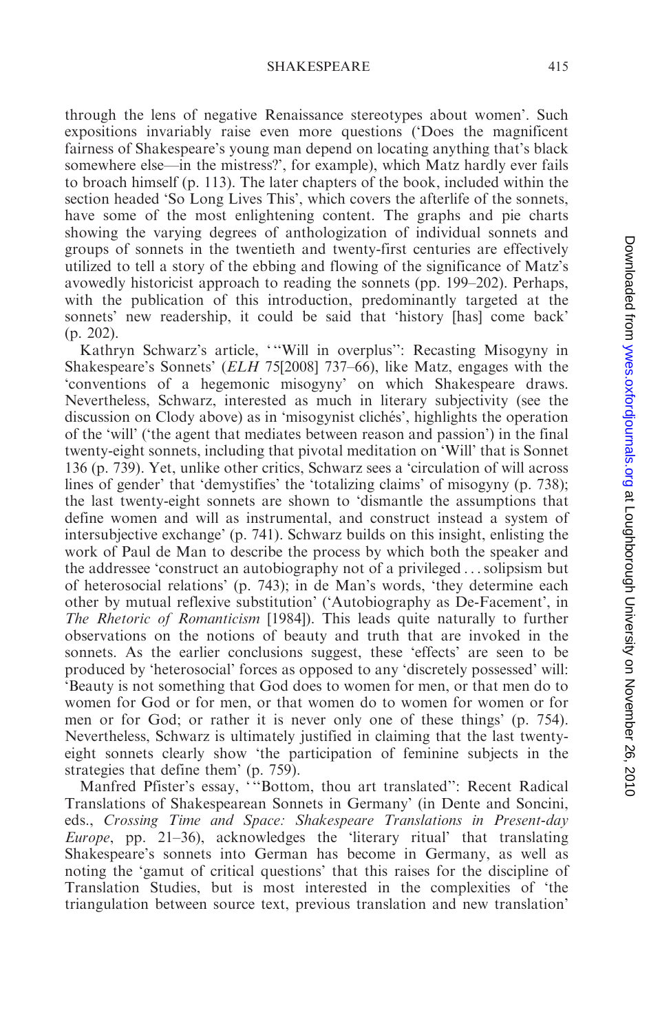through the lens of negative Renaissance stereotypes about women'. Such expositions invariably raise even more questions ('Does the magnificent fairness of Shakespeare's young man depend on locating anything that's black somewhere else—in the mistress?', for example), which Matz hardly ever fails to broach himself (p. 113). The later chapters of the book, included within the section headed 'So Long Lives This', which covers the afterlife of the sonnets, have some of the most enlightening content. The graphs and pie charts showing the varying degrees of anthologization of individual sonnets and groups of sonnets in the twentieth and twenty-first centuries are effectively utilized to tell a story of the ebbing and flowing of the significance of Matz's avowedly historicist approach to reading the sonnets (pp. 199–202). Perhaps, with the publication of this introduction, predominantly targeted at the sonnets' new readership, it could be said that 'history [has] come back' (p. 202).

Kathryn Schwarz's article, '"Will in overplus": Recasting Misogyny in Shakespeare's Sonnets' (*ELH* 75[2008] 737–66), like Matz, engages with the 'conventions of a hegemonic misogyny' on which Shakespeare draws. Nevertheless, Schwarz, interested as much in literary subjectivity (see the discussion on Clody above) as in 'misogynist clichés', highlights the operation of the 'will' ('the agent that mediates between reason and passion') in the final twenty-eight sonnets, including that pivotal meditation on 'Will' that is Sonnet 136 (p. 739). Yet, unlike other critics, Schwarz sees a 'circulation of will across lines of gender' that 'demystifies' the 'totalizing claims' of misogyny (p. 738); the last twenty-eight sonnets are shown to 'dismantle the assumptions that define women and will as instrumental, and construct instead a system of intersubjective exchange' (p. 741). Schwarz builds on this insight, enlisting the work of Paul de Man to describe the process by which both the speaker and the addressee 'construct an autobiography not of a privileged ... solipsism but of heterosocial relations' (p. 743); in de Man's words, 'they determine each other by mutual reflexive substitution' ('Autobiography as De-Facement', in *The Rhetoric of Romanticism* [1984]). This leads quite naturally to further observations on the notions of beauty and truth that are invoked in the sonnets. As the earlier conclusions suggest, these 'effects' are seen to be produced by 'heterosocial' forces as opposed to any 'discretely possessed' will: 'Beauty is not something that God does to women for men, or that men do to women for God or for men, or that women do to women for women or for men or for God; or rather it is never only one of these things' (p. 754). Nevertheless, Schwarz is ultimately justified in claiming that the last twenty-eight sonnets clearly show 'the participation of feminine subjects in the strategies that define them' (p. 759).

Manfred Pfister's essay, '"Bottom, thou art translated": Recent Radical Translations of Shakespearean Sonnets in Germany' (in Dente and Soncini, eds., *Crossing Time and Space: Shakespeare Translations in Present-day Europe*, pp. 21–36), acknowledges the 'literary ritual' that translating Shakespeare's sonnets into German has become in Germany, as well as noting the 'gamut of critical questions' that this raises for the discipline of Translation Studies, but is most interested in the complexities of 'the triangulation between source text, previous translation and new translation'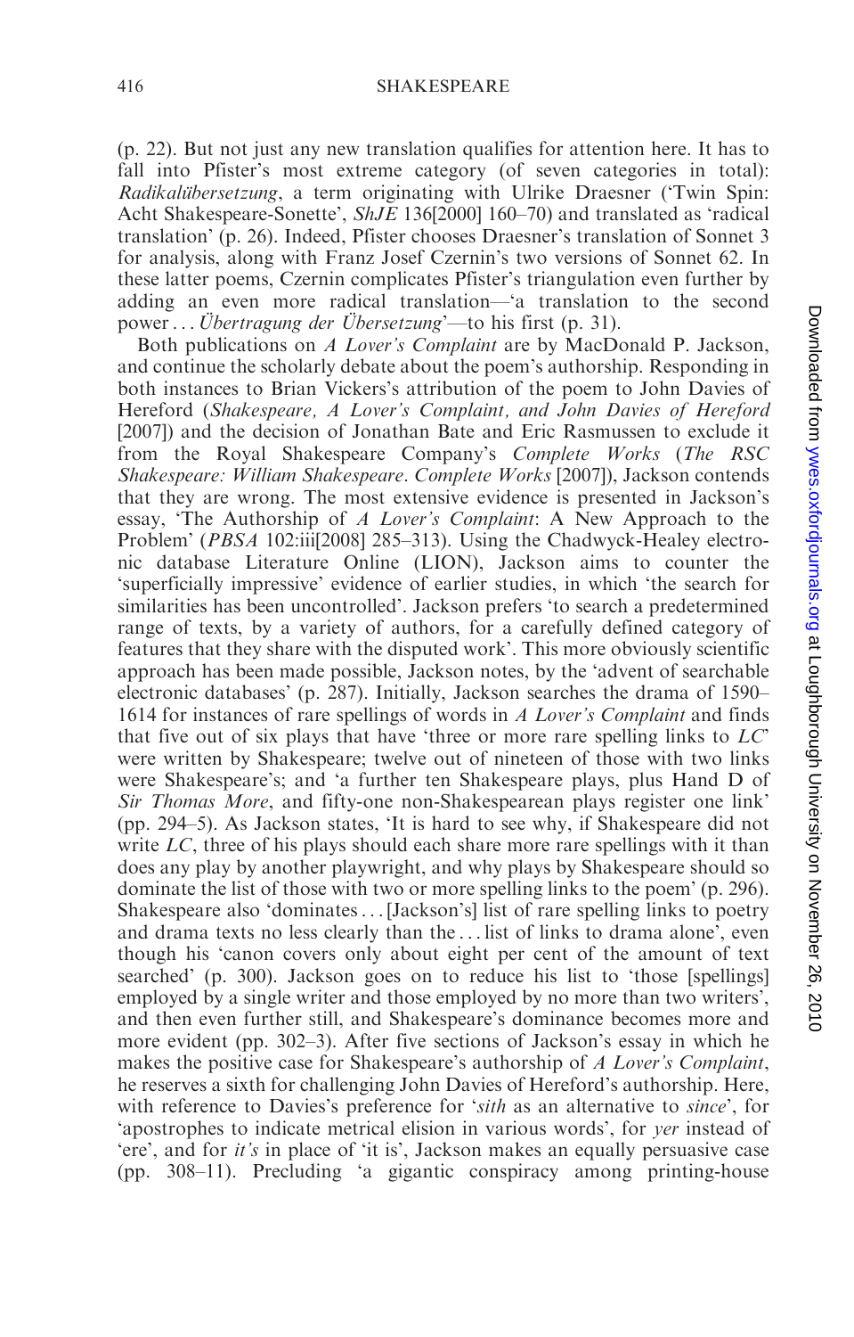(p. 22). But not just any new translation qualifies for attention here. It has to fall into Pfister's most extreme category (of seven categories in total): *Radikalübersetzung*, a term originating with Ulrike Draesner ('Twin Spin: Acht Shakespeare-Sonette', *ShJE* 136[2000] 160–70) and translated as 'radical translation' (p. 26). Indeed, Pfister chooses Draesner's translation of Sonnet 3 for analysis, along with Franz Josef Czernin's two versions of Sonnet 62. In these latter poems, Czernin complicates Pfister's triangulation even further by adding an even more radical translation—'a translation to the second power ... *Übertragung der Übersetzung*'—to his first (p. 31).

Both publications on *A Lover's Complaint* are by MacDonald P. Jackson, and continue the scholarly debate about the poem's authorship. Responding in both instances to Brian Vickers's attribution of the poem to John Davies of Hereford (*Shakespeare, A Lover's Complaint, and John Davies of Hereford* [2007]) and the decision of Jonathan Bate and Eric Rasmussen to exclude it from the Royal Shakespeare Company's *Complete Works* (*The RSC Shakespeare: William Shakespeare. Complete Works* [2007]), Jackson contends that they are wrong. The most extensive evidence is presented in Jackson's essay, 'The Authorship of *A Lover's Complaint*: A New Approach to the Problem' (*PBSA* 102:iii[2008] 285–313). Using the Chadwyck-Healey electronic database Literature Online (LION), Jackson aims to counter the 'superficially impressive' evidence of earlier studies, in which 'the search for similarities has been uncontrolled'. Jackson prefers 'to search a predetermined range of texts, by a variety of authors, for a carefully defined category of features that they share with the disputed work'. This more obviously scientific approach has been made possible, Jackson notes, by the 'advent of searchable electronic databases' (p. 287). Initially, Jackson searches the drama of 1590–1614 for instances of rare spellings of words in *A Lover's Complaint* and finds that five out of six plays that have 'three or more rare spelling links to *LC*' were written by Shakespeare; twelve out of nineteen of those with two links were Shakespeare's; and 'a further ten Shakespeare plays, plus Hand D of *Sir Thomas More*, and fifty-one non-Shakespearean plays register one link' (pp. 294–5). As Jackson states, 'It is hard to see why, if Shakespeare did not write *LC*, three of his plays should each share more rare spellings with it than does any play by another playwright, and why plays by Shakespeare should so dominate the list of those with two or more spelling links to the poem' (p. 296). Shakespeare also 'dominates ... [Jackson's] list of rare spelling links to poetry and drama texts no less clearly than the ... list of links to drama alone', even though his 'canon covers only about eight per cent of the amount of text searched' (p. 300). Jackson goes on to reduce his list to 'those [spellings] employed by a single writer and those employed by no more than two writers', and then even further still, and Shakespeare's dominance becomes more and more evident (pp. 302–3). After five sections of Jackson's essay in which he makes the positive case for Shakespeare's authorship of *A Lover's Complaint*, he reserves a sixth for challenging John Davies of Hereford's authorship. Here, with reference to Davies's preference for '*sith* as an alternative to *since*', for 'apostrophes to indicate metrical elision in various words', for *yer* instead of 'ere', and for *it's* in place of 'it is', Jackson makes an equally persuasive case (pp. 308–11). Precluding 'a gigantic conspiracy among printing-house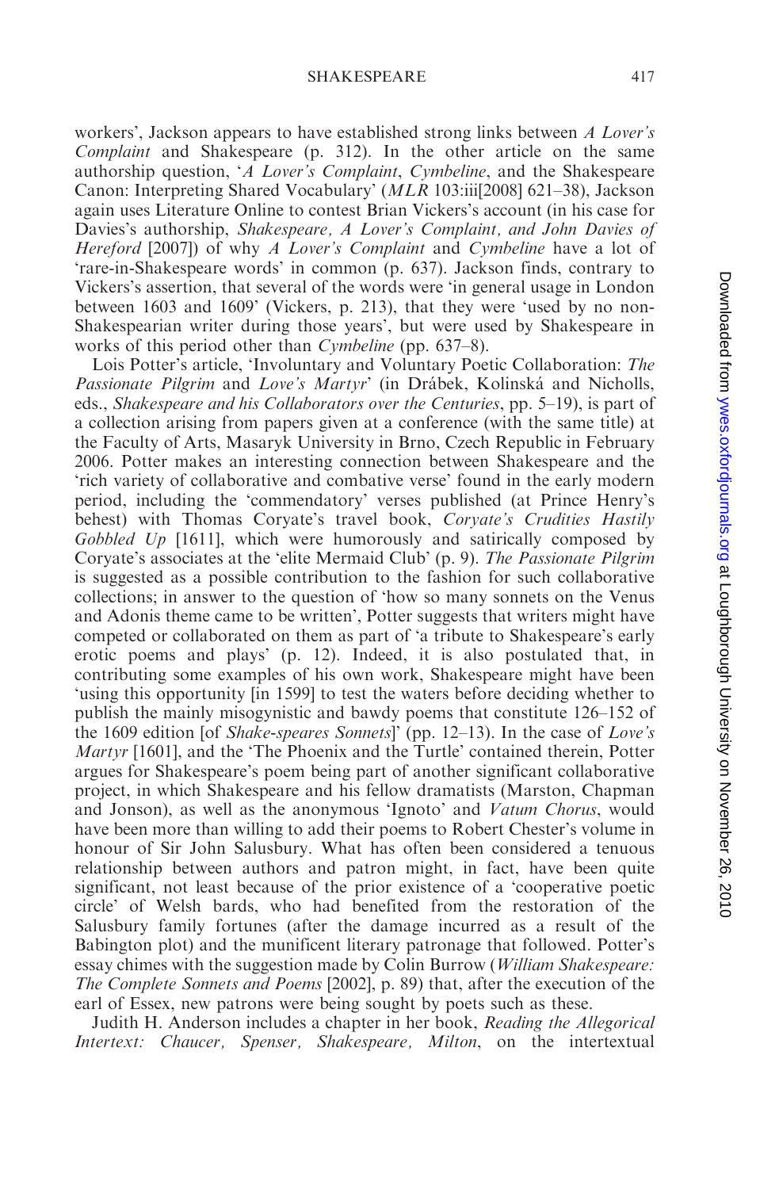workers', Jackson appears to have established strong links between *A Lover's Complaint* and Shakespeare (p. 312). In the other article on the same authorship question, '*A Lover's Complaint*, *Cymbeline*, and the Shakespeare Canon: Interpreting Shared Vocabulary' (*MLR* 103:iii[2008] 621–38), Jackson again uses Literature Online to contest Brian Vickers's account (in his case for Davies's authorship, *Shakespeare, A Lover's Complaint, and John Davies of Hereford* [2007]) of why *A Lover's Complaint* and *Cymbeline* have a lot of 'rare-in-Shakespeare words' in common (p. 637). Jackson finds, contrary to Vickers's assertion, that several of the words were 'in general usage in London between 1603 and 1609' (Vickers, p. 213), that they were 'used by no non-Shakespearian writer during those years', but were used by Shakespeare in works of this period other than *Cymbeline* (pp. 637–8).

Lois Potter's article, 'Involuntary and Voluntary Poetic Collaboration: *The Passionate Pilgrim* and *Love's Martyr*' (in Drábek, Kolinská and Nicholls, eds., *Shakespeare and his Collaborators over the Centuries*, pp. 5–19), is part of a collection arising from papers given at a conference (with the same title) at the Faculty of Arts, Masaryk University in Brno, Czech Republic in February 2006. Potter makes an interesting connection between Shakespeare and the 'rich variety of collaborative and combative verse' found in the early modern period, including the 'commendatory' verses published (at Prince Henry's behest) with Thomas Coryate's travel book, *Coryate's Crudities Hastily Gobbled Up* [1611], which were humorously and satirically composed by Coryate's associates at the 'elite Mermaid Club' (p. 9). *The Passionate Pilgrim* is suggested as a possible contribution to the fashion for such collaborative collections; in answer to the question of 'how so many sonnets on the Venus and Adonis theme came to be written', Potter suggests that writers might have competed or collaborated on them as part of 'a tribute to Shakespeare's early erotic poems and plays' (p. 12). Indeed, it is also postulated that, in contributing some examples of his own work, Shakespeare might have been 'using this opportunity [in 1599] to test the waters before deciding whether to publish the mainly misogynistic and bawdy poems that constitute 126–152 of the 1609 edition [of *Shake-speares Sonnets*]' (pp. 12–13). In the case of *Love's Martyr* [1601], and the 'The Phoenix and the Turtle' contained therein, Potter argues for Shakespeare's poem being part of another significant collaborative project, in which Shakespeare and his fellow dramatists (Marston, Chapman and Jonson), as well as the anonymous 'Ignoto' and *Vatum Chorus*, would have been more than willing to add their poems to Robert Chester's volume in honour of Sir John Salusbury. What has often been considered a tenuous relationship between authors and patron might, in fact, have been quite significant, not least because of the prior existence of a 'cooperative poetic circle' of Welsh bards, who had benefited from the restoration of the Salusbury family fortunes (after the damage incurred as a result of the Babington plot) and the munificent literary patronage that followed. Potter's essay chimes with the suggestion made by Colin Burrow (*William Shakespeare: The Complete Sonnets and Poems* [2002], p. 89) that, after the execution of the earl of Essex, new patrons were being sought by poets such as these.

Judith H. Anderson includes a chapter in her book, *Reading the Allegorical Intertext: Chaucer, Spenser, Shakespeare, Milton*, on the intertextual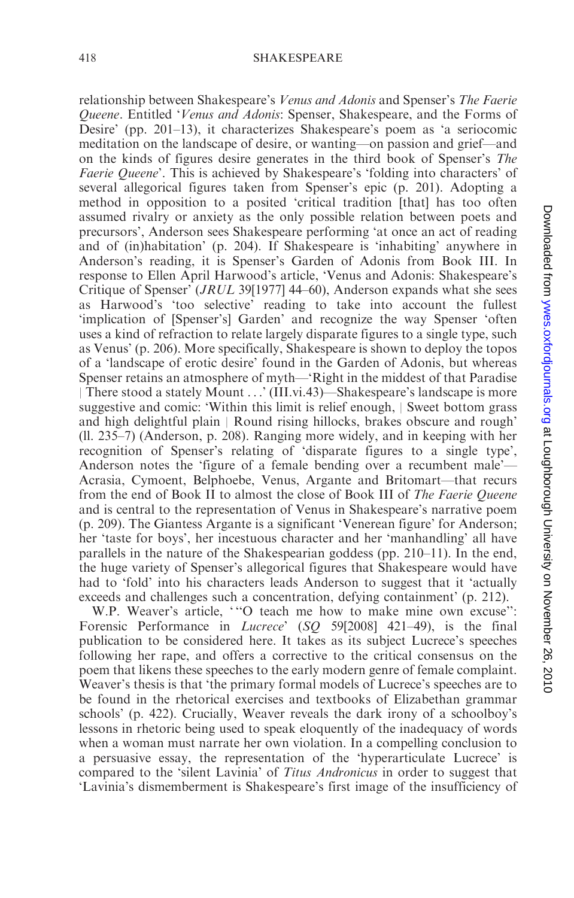relationship between Shakespeare's *Venus and Adonis* and Spenser's *The Faerie Queene*. Entitled '*Venus and Adonis*: Spenser, Shakespeare, and the Forms of Desire' (pp. 201–13), it characterizes Shakespeare's poem as 'a seriocomic meditation on the landscape of desire, or wanting—on passion and grief—and on the kinds of figures desire generates in the third book of Spenser's *The Faerie Queene*'. This is achieved by Shakespeare's 'folding into characters' of several allegorical figures taken from Spenser's epic (p. 201). Adopting a method in opposition to a posited 'critical tradition [that] has too often assumed rivalry or anxiety as the only possible relation between poets and precursors', Anderson sees Shakespeare performing 'at once an act of reading and of (in)habitation' (p. 204). If Shakespeare is 'inhabiting' anywhere in Anderson's reading, it is Spenser's Garden of Adonis from Book III. In response to Ellen April Harwood's article, 'Venus and Adonis: Shakespeare's Critique of Spenser' (*JRUL* 39[1977] 44–60), Anderson expands what she sees as Harwood's 'too selective' reading to take into account the fullest 'implication of [Spenser's] Garden' and recognize the way Spenser 'often uses a kind of refraction to relate largely disparate figures to a single type, such as Venus' (p. 206). More specifically, Shakespeare is shown to deploy the topos of a 'landscape of erotic desire' found in the Garden of Adonis, but whereas Spenser retains an atmosphere of myth—'Right in the middest of that Paradise | There stood a stately Mount . . .' (III.vi.43)—Shakespeare's landscape is more suggestive and comic: 'Within this limit is relief enough, | Sweet bottom grass and high delightful plain | Round rising hillocks, brakes obscure and rough' (ll. 235–7) (Anderson, p. 208). Ranging more widely, and in keeping with her recognition of Spenser's relating of 'disparate figures to a single type', Anderson notes the 'figure of a female bending over a recumbent male'—Acrasia, Cymoent, Belphoebe, Venus, Argante and Britomart—that recurs from the end of Book II to almost the close of Book III of *The Faerie Queene* and is central to the representation of Venus in Shakespeare's narrative poem (p. 209). The Giantess Argante is a significant 'Venerean figure' for Anderson; her 'taste for boys', her incestuous character and her 'manhandling' all have parallels in the nature of the Shakespearian goddess (pp. 210–11). In the end, the huge variety of Spenser's allegorical figures that Shakespeare would have had to 'fold' into his characters leads Anderson to suggest that it 'actually exceeds and challenges such a concentration, defying containment' (p. 212).

W.P. Weaver's article, '"O teach me how to make mine own excuse": Forensic Performance in *Lucrece*' (*SQ* 59[2008] 421–49), is the final publication to be considered here. It takes as its subject Lucrece's speeches following her rape, and offers a corrective to the critical consensus on the poem that likens these speeches to the early modern genre of female complaint. Weaver's thesis is that 'the primary formal models of Lucrece's speeches are to be found in the rhetorical exercises and textbooks of Elizabethan grammar schools' (p. 422). Crucially, Weaver reveals the dark irony of a schoolboy's lessons in rhetoric being used to speak eloquently of the inadequacy of words when a woman must narrate her own violation. In a compelling conclusion to a persuasive essay, the representation of the 'hyperarticulate Lucrece' is compared to the 'silent Lavinia' of *Titus Andronicus* in order to suggest that 'Lavinia's dismemberment is Shakespeare's first image of the insufficiency of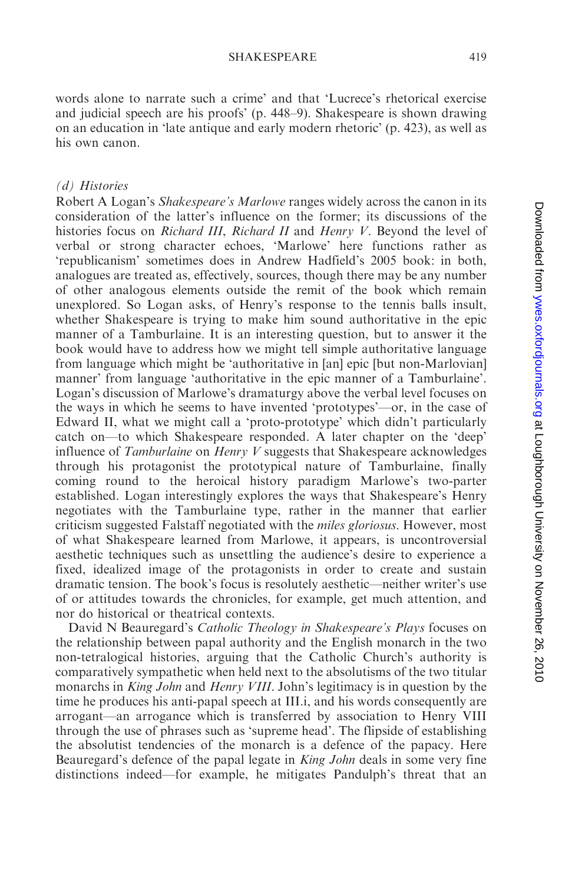words alone to narrate such a crime' and that 'Lucrece's rhetorical exercise and judicial speech are his proofs' (p. 448–9). Shakespeare is shown drawing on an education in 'late antique and early modern rhetoric' (p. 423), as well as his own canon.

### *(d) Histories*

Robert A Logan's *Shakespeare's Marlowe* ranges widely across the canon in its consideration of the latter's influence on the former; its discussions of the histories focus on *Richard III*, *Richard II* and *Henry V*. Beyond the level of verbal or strong character echoes, 'Marlowe' here functions rather as 'republicanism' sometimes does in Andrew Hadfield's 2005 book: in both, analogues are treated as, effectively, sources, though there may be any number of other analogous elements outside the remit of the book which remain unexplored. So Logan asks, of Henry's response to the tennis balls insult, whether Shakespeare is trying to make him sound authoritative in the epic manner of a Tamburlaine. It is an interesting question, but to answer it the book would have to address how we might tell simple authoritative language from language which might be 'authoritative in [an] epic [but non-Marlovian] manner' from language 'authoritative in the epic manner of a Tamburlaine'. Logan's discussion of Marlowe's dramaturgy above the verbal level focuses on the ways in which he seems to have invented 'prototypes'—or, in the case of Edward II, what we might call a 'proto-prototype' which didn't particularly catch on—to which Shakespeare responded. A later chapter on the 'deep' influence of *Tamburlaine* on *Henry V* suggests that Shakespeare acknowledges through his protagonist the prototypical nature of Tamburlaine, finally coming round to the heroical history paradigm Marlowe's two-parter established. Logan interestingly explores the ways that Shakespeare's Henry negotiates with the Tamburlaine type, rather in the manner that earlier criticism suggested Falstaff negotiated with the *miles gloriosus*. However, most of what Shakespeare learned from Marlowe, it appears, is uncontroversial aesthetic techniques such as unsettling the audience's desire to experience a fixed, idealized image of the protagonists in order to create and sustain dramatic tension. The book's focus is resolutely aesthetic—neither writer's use of or attitudes towards the chronicles, for example, get much attention, and nor do historical or theatrical contexts.

David N Beauregard's *Catholic Theology in Shakespeare's Plays* focuses on the relationship between papal authority and the English monarch in the two non-tetralogical histories, arguing that the Catholic Church's authority is comparatively sympathetic when held next to the absolutisms of the two titular monarchs in *King John* and *Henry VIII*. John's legitimacy is in question by the time he produces his anti-papal speech at III.i, and his words consequently are arrogant—an arrogance which is transferred by association to Henry VIII through the use of phrases such as 'supreme head'. The flipside of establishing the absolutist tendencies of the monarch is a defence of the papacy. Here Beauregard's defence of the papal legate in *King John* deals in some very fine distinctions indeed—for example, he mitigates Pandulph's threat that an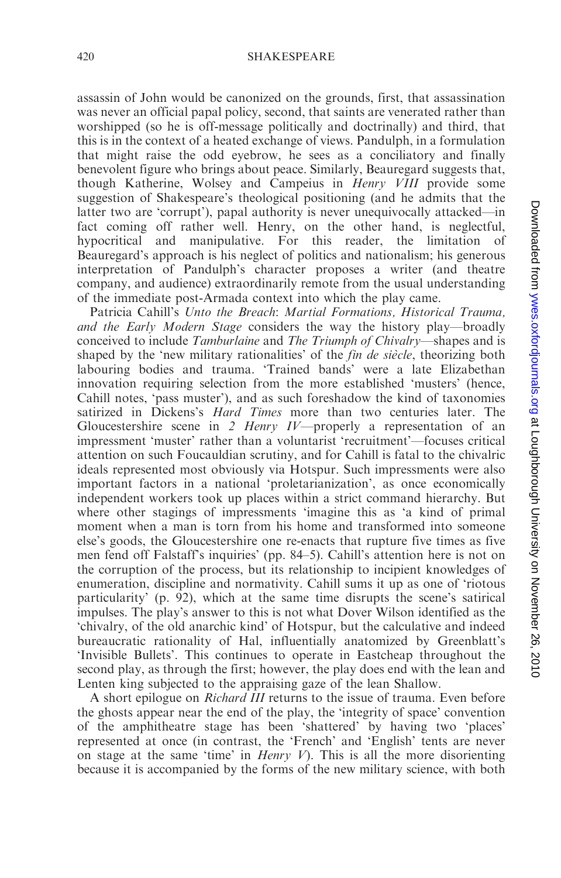assassin of John would be canonized on the grounds, first, that assassination was never an official papal policy, second, that saints are venerated rather than worshipped (so he is off-message politically and doctrinally) and third, that this is in the context of a heated exchange of views. Pandulph, in a formulation that might raise the odd eyebrow, he sees as a conciliatory and finally benevolent figure who brings about peace. Similarly, Beauregard suggests that, though Katherine, Wolsey and Campeius in *Henry VIII* provide some suggestion of Shakespeare's theological positioning (and he admits that the latter two are 'corrupt'), papal authority is never unequivocally attacked—in fact coming off rather well. Henry, on the other hand, is neglectful, hypocritical and manipulative. For this reader, the limitation of Beauregard's approach is his neglect of politics and nationalism; his generous interpretation of Pandulph's character proposes a writer (and theatre company, and audience) extraordinarily remote from the usual understanding of the immediate post-Armada context into which the play came.

Patricia Cahill's *Unto the Breach*: *Martial Formations, Historical Trauma, and the Early Modern Stage* considers the way the history play—broadly conceived to include *Tamburlaine* and *The Triumph of Chivalry*—shapes and is shaped by the 'new military rationalities' of the *fin de siècle*, theorizing both labouring bodies and trauma. 'Trained bands' were a late Elizabethan innovation requiring selection from the more established 'musters' (hence, Cahill notes, 'pass muster'), and as such foreshadow the kind of taxonomies satirized in Dickens's *Hard Times* more than two centuries later. The Gloucestershire scene in *2 Henry IV*—properly a representation of an impressment 'muster' rather than a voluntarist 'recruitment'—focuses critical attention on such Foucauldian scrutiny, and for Cahill is fatal to the chivalric ideals represented most obviously via Hotspur. Such impressments were also important factors in a national 'proletarianization', as once economically independent workers took up places within a strict command hierarchy. But where other stagings of impressments 'imagine this as 'a kind of primal moment when a man is torn from his home and transformed into someone else's goods, the Gloucestershire one re-enacts that rupture five times as five men fend off Falstaff's inquiries' (pp. 84–5). Cahill's attention here is not on the corruption of the process, but its relationship to incipient knowledges of enumeration, discipline and normativity. Cahill sums it up as one of 'riotous particularity' (p. 92), which at the same time disrupts the scene's satirical impulses. The play's answer to this is not what Dover Wilson identified as the 'chivalry, of the old anarchic kind' of Hotspur, but the calculative and indeed bureaucratic rationality of Hal, influentially anatomized by Greenblatt's 'Invisible Bullets'. This continues to operate in Eastcheap throughout the second play, as through the first; however, the play does end with the lean and Lenten king subjected to the appraising gaze of the lean Shallow.

A short epilogue on *Richard III* returns to the issue of trauma. Even before the ghosts appear near the end of the play, the 'integrity of space' convention of the amphitheatre stage has been 'shattered' by having two 'places' represented at once (in contrast, the 'French' and 'English' tents are never on stage at the same 'time' in *Henry V*). This is all the more disorienting because it is accompanied by the forms of the new military science, with both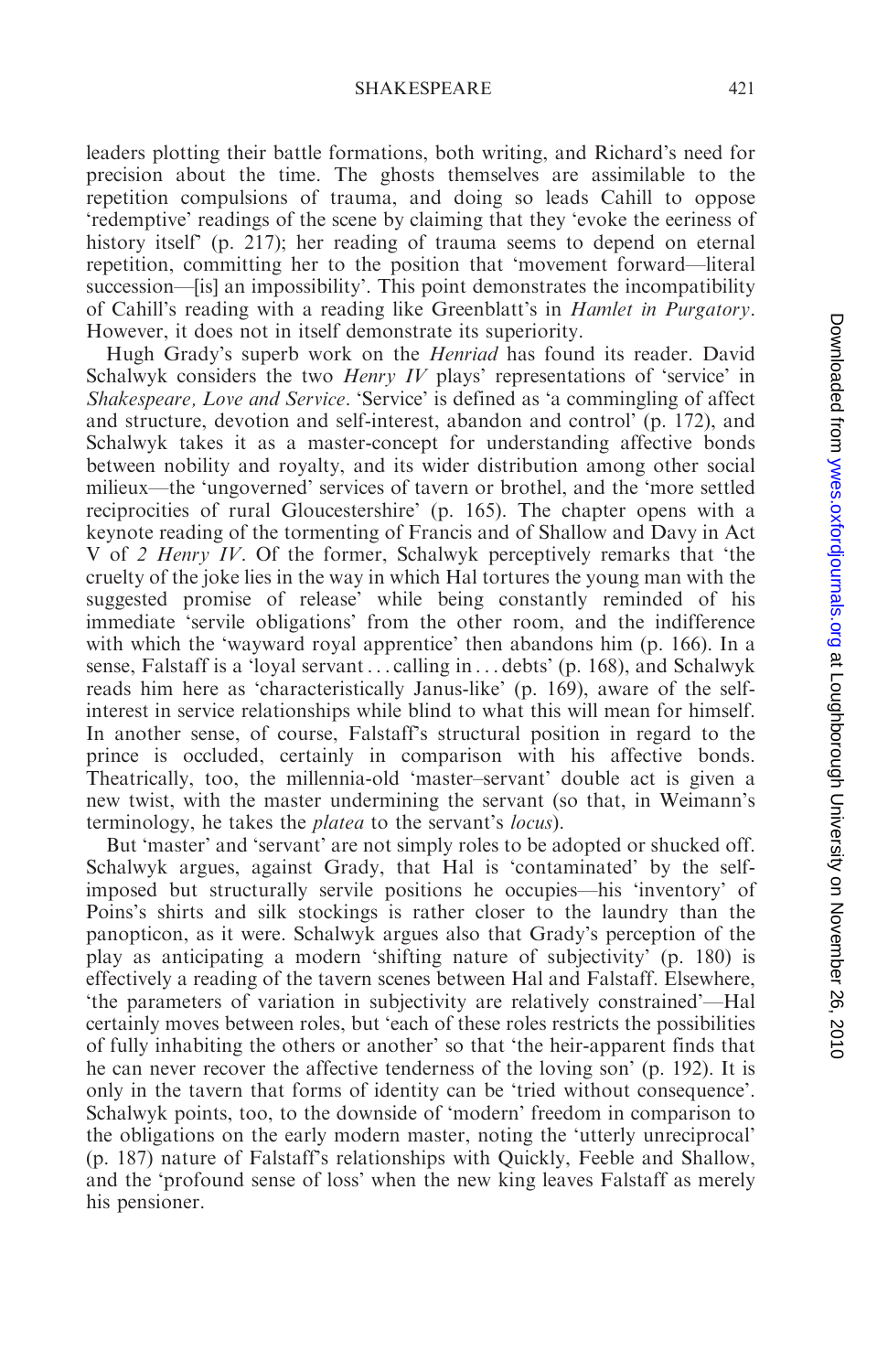leaders plotting their battle formations, both writing, and Richard's need for precision about the time. The ghosts themselves are assimilable to the repetition compulsions of trauma, and doing so leads Cahill to oppose 'redemptive' readings of the scene by claiming that they 'evoke the eeriness of history itself' (p. 217); her reading of trauma seems to depend on eternal repetition, committing her to the position that 'movement forward—literal succession—[is] an impossibility'. This point demonstrates the incompatibility of Cahill's reading with a reading like Greenblatt's in *Hamlet in Purgatory*. However, it does not in itself demonstrate its superiority.

Hugh Grady's superb work on the *Henriad* has found its reader. David Schalwyk considers the two *Henry IV* plays' representations of 'service' in *Shakespeare, Love and Service*. 'Service' is defined as 'a commingling of affect and structure, devotion and self-interest, abandon and control' (p. 172), and Schalwyk takes it as a master-concept for understanding affective bonds between nobility and royalty, and its wider distribution among other social milieux—the 'ungoverned' services of tavern or brothel, and the 'more settled reciprocities of rural Gloucestershire' (p. 165). The chapter opens with a keynote reading of the tormenting of Francis and of Shallow and Davy in Act V of *2 Henry IV*. Of the former, Schalwyk perceptively remarks that 'the cruelty of the joke lies in the way in which Hal tortures the young man with the suggested promise of release' while being constantly reminded of his immediate 'servile obligations' from the other room, and the indifference with which the 'wayward royal apprentice' then abandons him (p. 166). In a sense, Falstaff is a 'loyal servant . . . calling in . . . debts' (p. 168), and Schalwyk reads him here as 'characteristically Janus-like' (p. 169), aware of the self-interest in service relationships while blind to what this will mean for himself. In another sense, of course, Falstaff's structural position in regard to the prince is occluded, certainly in comparison with his affective bonds. Theatrically, too, the millennia-old 'master–servant' double act is given a new twist, with the master undermining the servant (so that, in Weimann's terminology, he takes the *platea* to the servant's *locus*).

But 'master' and 'servant' are not simply roles to be adopted or shucked off. Schalwyk argues, against Grady, that Hal is 'contaminated' by the self-imposed but structurally servile positions he occupies—his 'inventory' of Poins's shirts and silk stockings is rather closer to the laundry than the panopticon, as it were. Schalwyk argues also that Grady's perception of the play as anticipating a modern 'shifting nature of subjectivity' (p. 180) is effectively a reading of the tavern scenes between Hal and Falstaff. Elsewhere, 'the parameters of variation in subjectivity are relatively constrained'—Hal certainly moves between roles, but 'each of these roles restricts the possibilities of fully inhabiting the others or another' so that 'the heir-apparent finds that he can never recover the affective tenderness of the loving son' (p. 192). It is only in the tavern that forms of identity can be 'tried without consequence'. Schalwyk points, too, to the downside of 'modern' freedom in comparison to the obligations on the early modern master, noting the 'utterly unreciprocal' (p. 187) nature of Falstaff's relationships with Quickly, Feeble and Shallow, and the 'profound sense of loss' when the new king leaves Falstaff as merely his pensioner.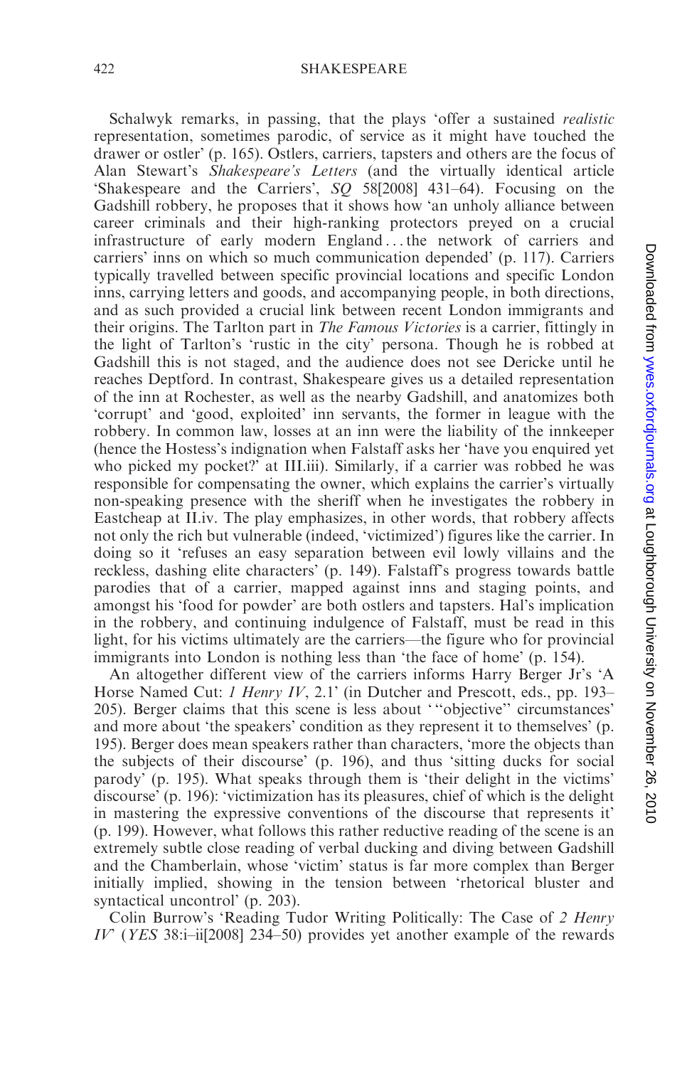Schalwyk remarks, in passing, that the plays 'offer a sustained *realistic* representation, sometimes parodic, of service as it might have touched the drawer or ostler' (p. 165). Ostlers, carriers, tapsters and others are the focus of Alan Stewart's *Shakespeare's Letters* (and the virtually identical article 'Shakespeare and the Carriers', *SQ* 58[2008] 431–64). Focusing on the Gadshill robbery, he proposes that it shows how 'an unholy alliance between career criminals and their high-ranking protectors preyed on a crucial infrastructure of early modern England . . . the network of carriers and carriers' inns on which so much communication depended' (p. 117). Carriers typically travelled between specific provincial locations and specific London inns, carrying letters and goods, and accompanying people, in both directions, and as such provided a crucial link between recent London immigrants and their origins. The Tarlton part in *The Famous Victories* is a carrier, fittingly in the light of Tarlton's 'rustic in the city' persona. Though he is robbed at Gadshill this is not staged, and the audience does not see Dericke until he reaches Deptford. In contrast, Shakespeare gives us a detailed representation of the inn at Rochester, as well as the nearby Gadshill, and anatomizes both 'corrupt' and 'good, exploited' inn servants, the former in league with the robbery. In common law, losses at an inn were the liability of the innkeeper (hence the Hostess's indignation when Falstaff asks her 'have you enquired yet who picked my pocket?' at III.iii). Similarly, if a carrier was robbed he was responsible for compensating the owner, which explains the carrier's virtually non-speaking presence with the sheriff when he investigates the robbery in Eastcheap at II.iv. The play emphasizes, in other words, that robbery affects not only the rich but vulnerable (indeed, 'victimized') figures like the carrier. In doing so it 'refuses an easy separation between evil lowly villains and the reckless, dashing elite characters' (p. 149). Falstaff's progress towards battle parodies that of a carrier, mapped against inns and staging points, and amongst his 'food for powder' are both ostlers and tapsters. Hal's implication in the robbery, and continuing indulgence of Falstaff, must be read in this light, for his victims ultimately are the carriers—the figure who for provincial immigrants into London is nothing less than 'the face of home' (p. 154).

An altogether different view of the carriers informs Harry Berger Jr's 'A Horse Named Cut: *1 Henry IV*, 2.1' (in Dutcher and Prescott, eds., pp. 193–205). Berger claims that this scene is less about '"objective" circumstances' and more about 'the speakers' condition as they represent it to themselves' (p. 195). Berger does mean speakers rather than characters, 'more the objects than the subjects of their discourse' (p. 196), and thus 'sitting ducks for social parody' (p. 195). What speaks through them is 'their delight in the victims' discourse' (p. 196): 'victimization has its pleasures, chief of which is the delight in mastering the expressive conventions of the discourse that represents it' (p. 199). However, what follows this rather reductive reading of the scene is an extremely subtle close reading of verbal ducking and diving between Gadshill and the Chamberlain, whose 'victim' status is far more complex than Berger initially implied, showing in the tension between 'rhetorical bluster and syntactical uncontrol' (p. 203).

Colin Burrow's 'Reading Tudor Writing Politically: The Case of *2 Henry IV*' (*YES* 38:i–ii[2008] 234–50) provides yet another example of the rewards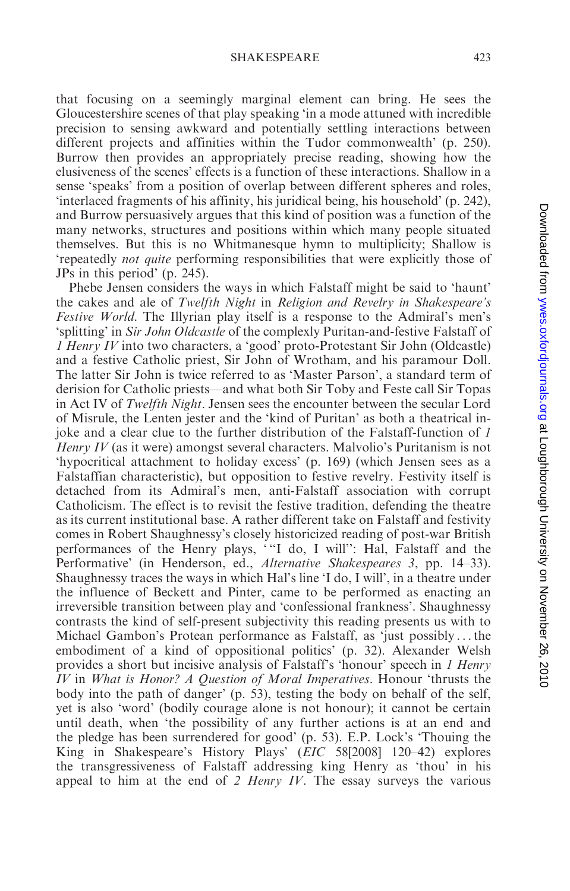that focusing on a seemingly marginal element can bring. He sees the Gloucestershire scenes of that play speaking 'in a mode attuned with incredible precision to sensing awkward and potentially settling interactions between different projects and affinities within the Tudor commonwealth' (p. 250). Burrow then provides an appropriately precise reading, showing how the elusiveness of the scenes' effects is a function of these interactions. Shallow in a sense 'speaks' from a position of overlap between different spheres and roles, 'interlaced fragments of his affinity, his juridical being, his household' (p. 242), and Burrow persuasively argues that this kind of position was a function of the many networks, structures and positions within which many people situated themselves. But this is no Whitmanesque hymn to multiplicity; Shallow is 'repeatedly *not quite* performing responsibilities that were explicitly those of JPs in this period' (p. 245).

Phebe Jensen considers the ways in which Falstaff might be said to 'haunt' the cakes and ale of *Twelfth Night* in *Religion and Revelry in Shakespeare's Festive World*. The Illyrian play itself is a response to the Admiral's men's 'splitting' in *Sir John Oldcastle* of the complexly Puritan-and-festive Falstaff of *1 Henry IV* into two characters, a 'good' proto-Protestant Sir John (Oldcastle) and a festive Catholic priest, Sir John of Wrotham, and his paramour Doll. The latter Sir John is twice referred to as 'Master Parson', a standard term of derision for Catholic priests—and what both Sir Toby and Feste call Sir Topas in Act IV of *Twelfth Night*. Jensen sees the encounter between the secular Lord of Misrule, the Lenten jester and the 'kind of Puritan' as both a theatrical in-joke and a clear clue to the further distribution of the Falstaff-function of *1 Henry IV* (as it were) amongst several characters. Malvolio's Puritanism is not 'hypocritical attachment to holiday excess' (p. 169) (which Jensen sees as a Falstaffian characteristic), but opposition to festive revelry. Festivity itself is detached from its Admiral's men, anti-Falstaff association with corrupt Catholicism. The effect is to revisit the festive tradition, defending the theatre as its current institutional base. A rather different take on Falstaff and festivity comes in Robert Shaughnessy's closely historicized reading of post-war British performances of the Henry plays, '"I do, I will": Hal, Falstaff and the Performative' (in Henderson, ed., *Alternative Shakespeares 3*, pp. 14–33). Shaughnessy traces the ways in which Hal's line 'I do, I will', in a theatre under the influence of Beckett and Pinter, came to be performed as enacting an irreversible transition between play and 'confessional frankness'. Shaughnessy contrasts the kind of self-present subjectivity this reading presents us with to Michael Gambon's Protean performance as Falstaff, as 'just possibly . . . the embodiment of a kind of oppositional politics' (p. 32). Alexander Welsh provides a short but incisive analysis of Falstaff's 'honour' speech in *1 Henry IV* in *What is Honor? A Question of Moral Imperatives*. Honour 'thrusts the body into the path of danger' (p. 53), testing the body on behalf of the self, yet is also 'word' (bodily courage alone is not honour); it cannot be certain until death, when 'the possibility of any further actions is at an end and the pledge has been surrendered for good' (p. 53). E.P. Lock's 'Thouing the King in Shakespeare's History Plays' (*EIC* 58[2008] 120–42) explores the transgressiveness of Falstaff addressing king Henry as 'thou' in his appeal to him at the end of *2 Henry IV*. The essay surveys the various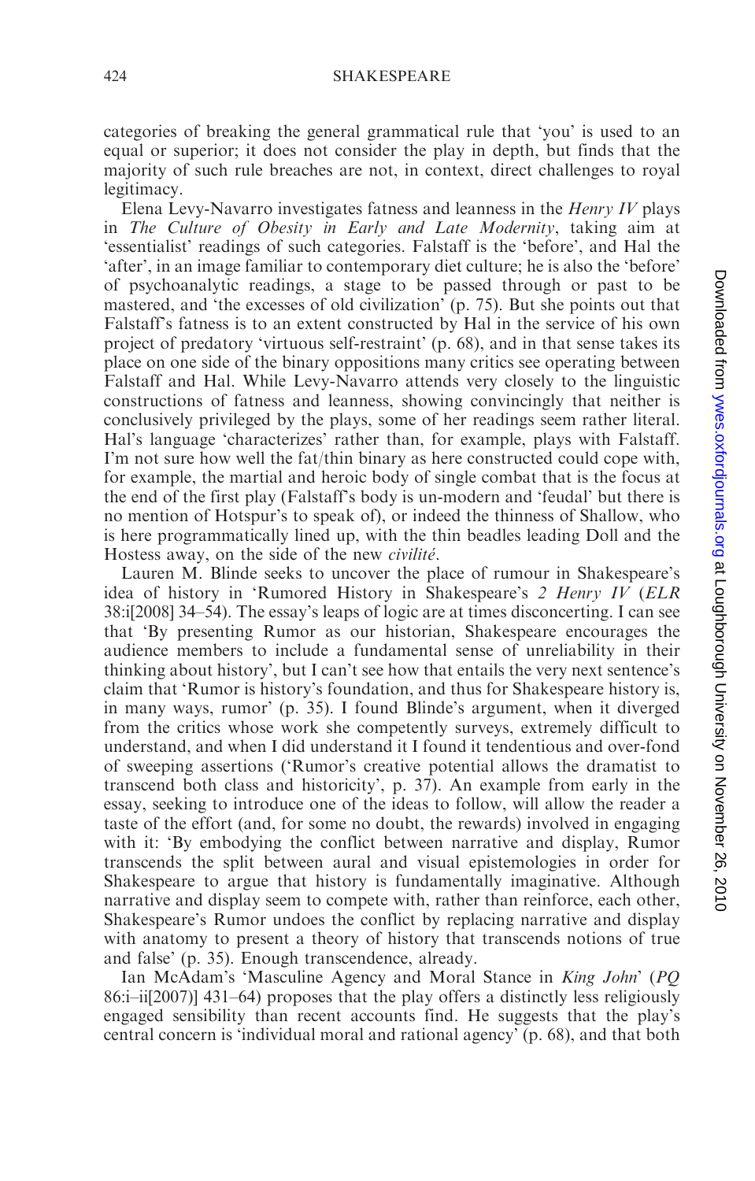categories of breaking the general grammatical rule that 'you' is used to an equal or superior; it does not consider the play in depth, but finds that the majority of such rule breaches are not, in context, direct challenges to royal legitimacy.

Elena Levy-Navarro investigates fatness and leanness in the *Henry IV* plays in *The Culture of Obesity in Early and Late Modernity*, taking aim at 'essentialist' readings of such categories. Falstaff is the 'before', and Hal the 'after', in an image familiar to contemporary diet culture; he is also the 'before' of psychoanalytic readings, a stage to be passed through or past to be mastered, and 'the excesses of old civilization' (p. 75). But she points out that Falstaff's fatness is to an extent constructed by Hal in the service of his own project of predatory 'virtuous self-restraint' (p. 68), and in that sense takes its place on one side of the binary oppositions many critics see operating between Falstaff and Hal. While Levy-Navarro attends very closely to the linguistic constructions of fatness and leanness, showing convincingly that neither is conclusively privileged by the plays, some of her readings seem rather literal. Hal's language 'characterizes' rather than, for example, plays with Falstaff. I'm not sure how well the fat/thin binary as here constructed could cope with, for example, the martial and heroic body of single combat that is the focus at the end of the first play (Falstaff's body is un-modern and 'feudal' but there is no mention of Hotspur's to speak of), or indeed the thinness of Shallow, who is here programmatically lined up, with the thin beadles leading Doll and the Hostess away, on the side of the new *civilité*.

Lauren M. Blinde seeks to uncover the place of rumour in Shakespeare's idea of history in 'Rumored History in Shakespeare's *2 Henry IV* (*ELR* 38:i[2008] 34–54). The essay's leaps of logic are at times disconcerting. I can see that 'By presenting Rumor as our historian, Shakespeare encourages the audience members to include a fundamental sense of unreliability in their thinking about history', but I can't see how that entails the very next sentence's claim that 'Rumor is history's foundation, and thus for Shakespeare history is, in many ways, rumor' (p. 35). I found Blinde's argument, when it diverged from the critics whose work she competently surveys, extremely difficult to understand, and when I did understand it I found it tendentious and over-fond of sweeping assertions ('Rumor's creative potential allows the dramatist to transcend both class and historicity', p. 37). An example from early in the essay, seeking to introduce one of the ideas to follow, will allow the reader a taste of the effort (and, for some no doubt, the rewards) involved in engaging with it: 'By embodying the conflict between narrative and display, Rumor transcends the split between aural and visual epistemologies in order for Shakespeare to argue that history is fundamentally imaginative. Although narrative and display seem to compete with, rather than reinforce, each other, Shakespeare's Rumor undoes the conflict by replacing narrative and display with anatomy to present a theory of history that transcends notions of true and false' (p. 35). Enough transcendence, already.

Ian McAdam's 'Masculine Agency and Moral Stance in *King John*' (*PQ* 86:i–ii[2007)] 431–64) proposes that the play offers a distinctly less religiously engaged sensibility than recent accounts find. He suggests that the play's central concern is 'individual moral and rational agency' (p. 68), and that both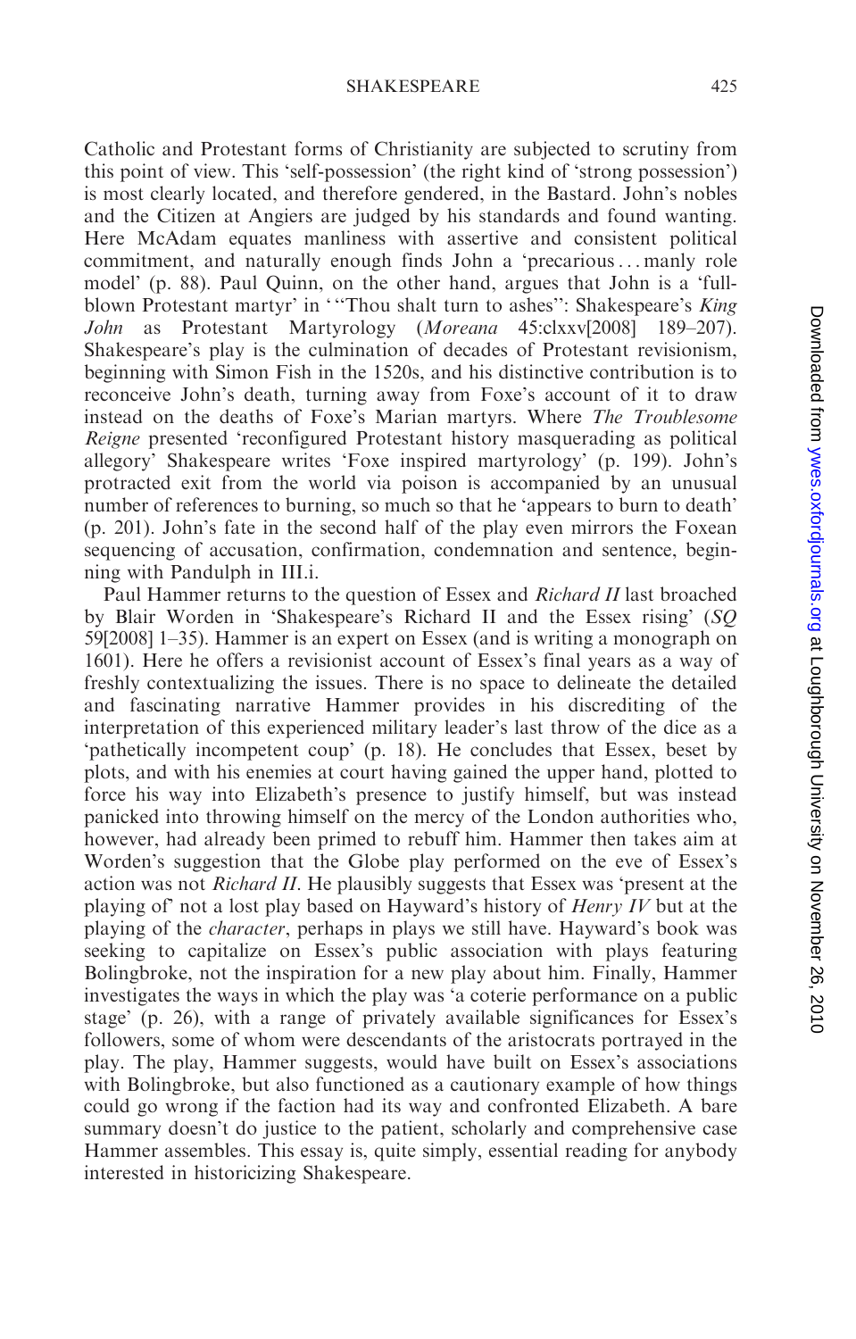Catholic and Protestant forms of Christianity are subjected to scrutiny from this point of view. This 'self-possession' (the right kind of 'strong possession') is most clearly located, and therefore gendered, in the Bastard. John's nobles and the Citizen at Angiers are judged by his standards and found wanting. Here McAdam equates manliness with assertive and consistent political commitment, and naturally enough finds John a 'precarious . . . manly role model' (p. 88). Paul Quinn, on the other hand, argues that John is a 'full-blown Protestant martyr' in ' "Thou shalt turn to ashes": Shakespeare's *King John* as Protestant Martyrology (*Moreana* 45:clxxv[2008] 189–207). Shakespeare's play is the culmination of decades of Protestant revisionism, beginning with Simon Fish in the 1520s, and his distinctive contribution is to reconceive John's death, turning away from Foxe's account of it to draw instead on the deaths of Foxe's Marian martyrs. Where *The Troublesome Reigne* presented 'reconfigured Protestant history masquerading as political allegory' Shakespeare writes 'Foxe inspired martyrology' (p. 199). John's protracted exit from the world via poison is accompanied by an unusual number of references to burning, so much so that he 'appears to burn to death' (p. 201). John's fate in the second half of the play even mirrors the Foxean sequencing of accusation, confirmation, condemnation and sentence, beginning with Pandulph in III.i.

Paul Hammer returns to the question of Essex and *Richard II* last broached by Blair Worden in 'Shakespeare's Richard II and the Essex rising' (*SQ* 59[2008] 1–35). Hammer is an expert on Essex (and is writing a monograph on 1601). Here he offers a revisionist account of Essex's final years as a way of freshly contextualizing the issues. There is no space to delineate the detailed and fascinating narrative Hammer provides in his discrediting of the interpretation of this experienced military leader's last throw of the dice as a 'pathetically incompetent coup' (p. 18). He concludes that Essex, beset by plots, and with his enemies at court having gained the upper hand, plotted to force his way into Elizabeth's presence to justify himself, but was instead panicked into throwing himself on the mercy of the London authorities who, however, had already been primed to rebuff him. Hammer then takes aim at Worden's suggestion that the Globe play performed on the eve of Essex's action was not *Richard II*. He plausibly suggests that Essex was 'present at the playing of' not a lost play based on Hayward's history of *Henry IV* but at the playing of the *character*, perhaps in plays we still have. Hayward's book was seeking to capitalize on Essex's public association with plays featuring Bolingbroke, not the inspiration for a new play about him. Finally, Hammer investigates the ways in which the play was 'a coterie performance on a public stage' (p. 26), with a range of privately available significances for Essex's followers, some of whom were descendants of the aristocrats portrayed in the play. The play, Hammer suggests, would have built on Essex's associations with Bolingbroke, but also functioned as a cautionary example of how things could go wrong if the faction had its way and confronted Elizabeth. A bare summary doesn't do justice to the patient, scholarly and comprehensive case Hammer assembles. This essay is, quite simply, essential reading for anybody interested in historicizing Shakespeare.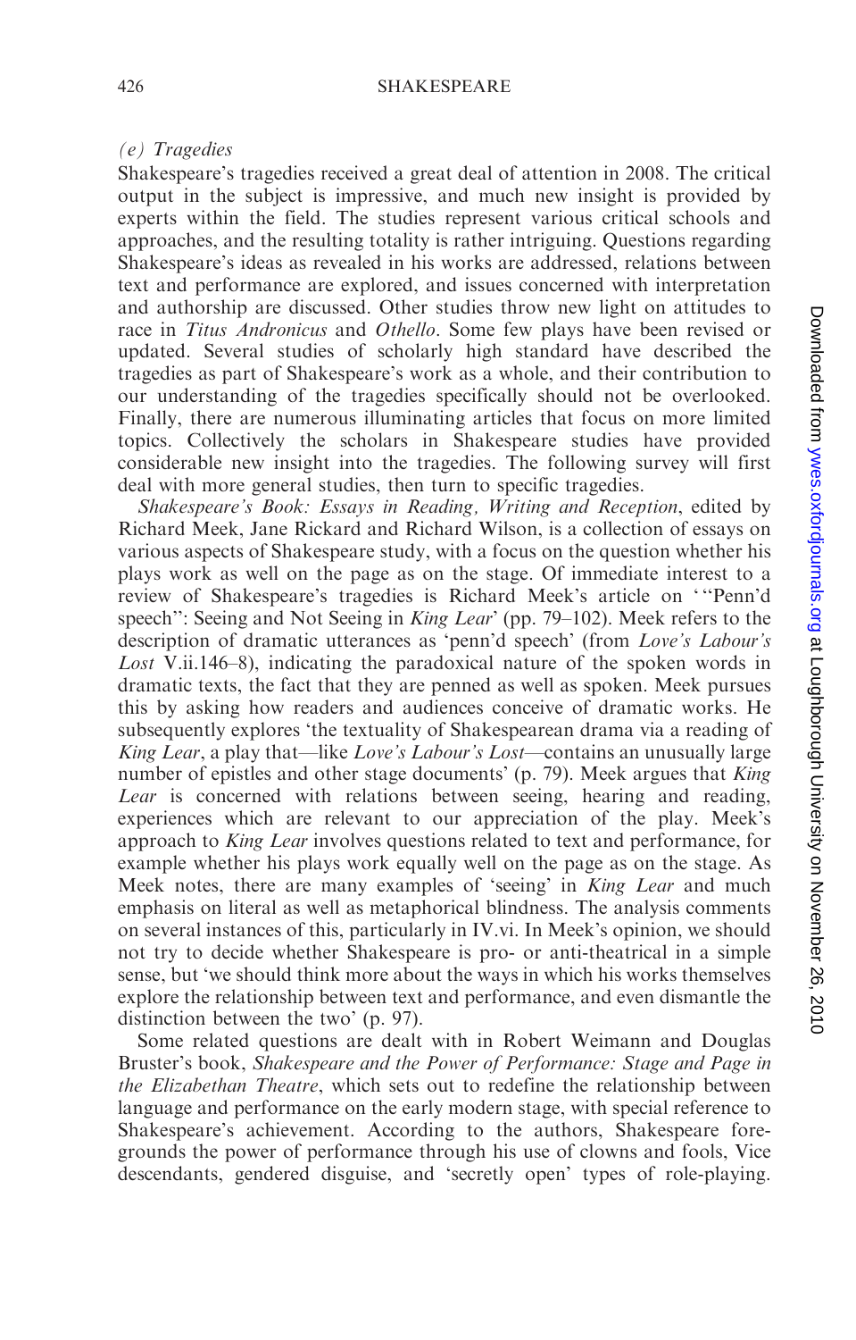### *(e) Tragedies*

Shakespeare's tragedies received a great deal of attention in 2008. The critical output in the subject is impressive, and much new insight is provided by experts within the field. The studies represent various critical schools and approaches, and the resulting totality is rather intriguing. Questions regarding Shakespeare's ideas as revealed in his works are addressed, relations between text and performance are explored, and issues concerned with interpretation and authorship are discussed. Other studies throw new light on attitudes to race in *Titus Andronicus* and *Othello*. Some few plays have been revised or updated. Several studies of scholarly high standard have described the tragedies as part of Shakespeare's work as a whole, and their contribution to our understanding of the tragedies specifically should not be overlooked. Finally, there are numerous illuminating articles that focus on more limited topics. Collectively the scholars in Shakespeare studies have provided considerable new insight into the tragedies. The following survey will first deal with more general studies, then turn to specific tragedies.

*Shakespeare's Book: Essays in Reading, Writing and Reception*, edited by Richard Meek, Jane Rickard and Richard Wilson, is a collection of essays on various aspects of Shakespeare study, with a focus on the question whether his plays work as well on the page as on the stage. Of immediate interest to a review of Shakespeare's tragedies is Richard Meek's article on '"Penn'd speech": Seeing and Not Seeing in *King Lear*' (pp. 79–102). Meek refers to the description of dramatic utterances as 'penn'd speech' (from *Love's Labour's Lost* V.ii.146–8), indicating the paradoxical nature of the spoken words in dramatic texts, the fact that they are penned as well as spoken. Meek pursues this by asking how readers and audiences conceive of dramatic works. He subsequently explores 'the textuality of Shakespearean drama via a reading of *King Lear*, a play that—like *Love's Labour's Lost*—contains an unusually large number of epistles and other stage documents' (p. 79). Meek argues that *King Lear* is concerned with relations between seeing, hearing and reading, experiences which are relevant to our appreciation of the play. Meek's approach to *King Lear* involves questions related to text and performance, for example whether his plays work equally well on the page as on the stage. As Meek notes, there are many examples of 'seeing' in *King Lear* and much emphasis on literal as well as metaphorical blindness. The analysis comments on several instances of this, particularly in IV.vi. In Meek's opinion, we should not try to decide whether Shakespeare is pro- or anti-theatrical in a simple sense, but 'we should think more about the ways in which his works themselves explore the relationship between text and performance, and even dismantle the distinction between the two' (p. 97).

Some related questions are dealt with in Robert Weimann and Douglas Bruster's book, *Shakespeare and the Power of Performance: Stage and Page in the Elizabethan Theatre*, which sets out to redefine the relationship between language and performance on the early modern stage, with special reference to Shakespeare's achievement. According to the authors, Shakespeare foregrounds the power of performance through his use of clowns and fools, Vice descendants, gendered disguise, and 'secretly open' types of role-playing.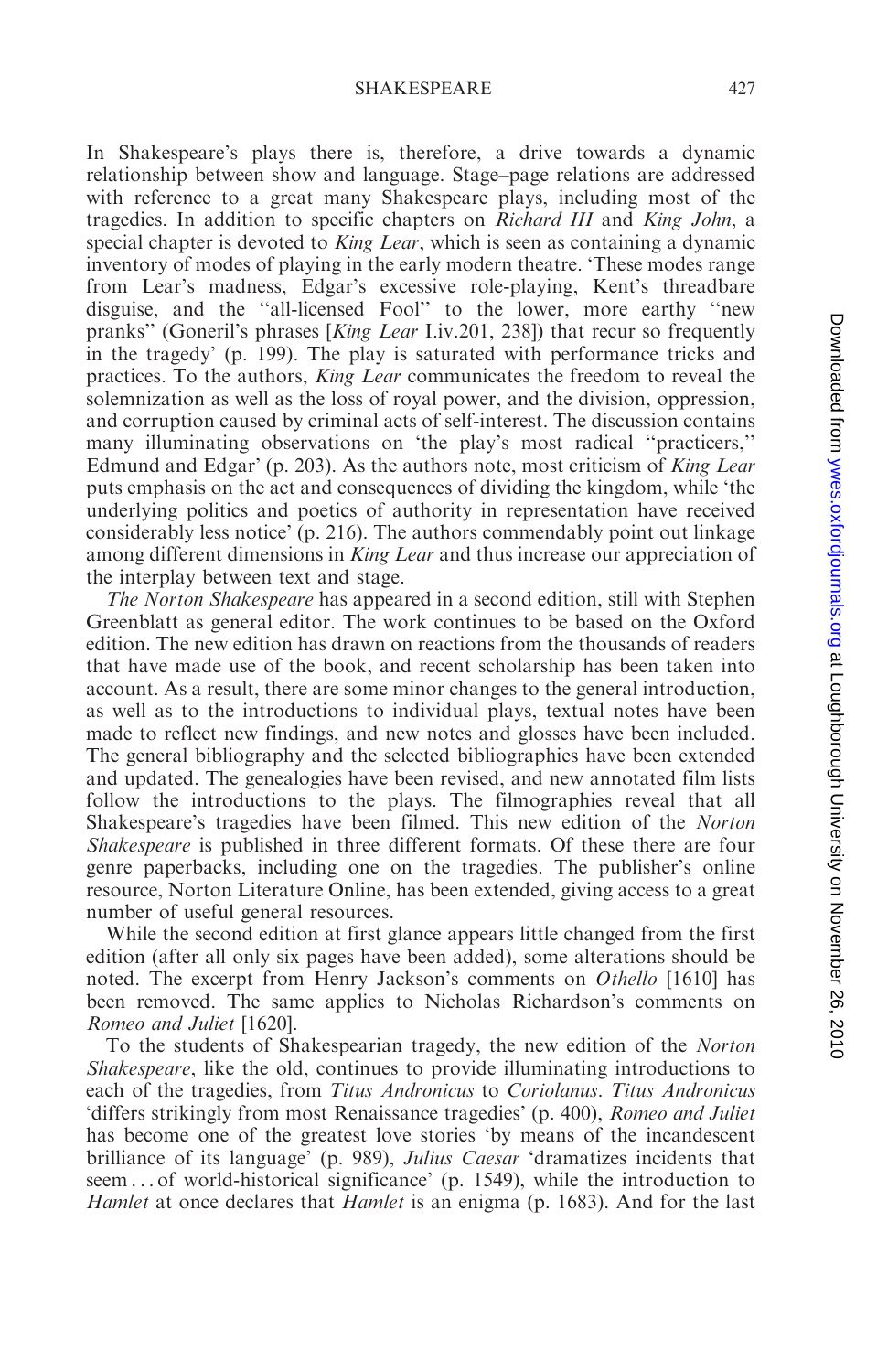In Shakespeare's plays there is, therefore, a drive towards a dynamic relationship between show and language. Stage–page relations are addressed with reference to a great many Shakespeare plays, including most of the tragedies. In addition to specific chapters on *Richard III* and *King John*, a special chapter is devoted to *King Lear*, which is seen as containing a dynamic inventory of modes of playing in the early modern theatre. 'These modes range from Lear's madness, Edgar's excessive role-playing, Kent's threadbare disguise, and the "all-licensed Fool" to the lower, more earthy "new pranks" (Goneril's phrases [*King Lear* I.iv.201, 238]) that recur so frequently in the tragedy' (p. 199). The play is saturated with performance tricks and practices. To the authors, *King Lear* communicates the freedom to reveal the solemnization as well as the loss of royal power, and the division, oppression, and corruption caused by criminal acts of self-interest. The discussion contains many illuminating observations on 'the play's most radical "practicers," Edmund and Edgar' (p. 203). As the authors note, most criticism of *King Lear* puts emphasis on the act and consequences of dividing the kingdom, while 'the underlying politics and poetics of authority in representation have received considerably less notice' (p. 216). The authors commendably point out linkage among different dimensions in *King Lear* and thus increase our appreciation of the interplay between text and stage.

*The Norton Shakespeare* has appeared in a second edition, still with Stephen Greenblatt as general editor. The work continues to be based on the Oxford edition. The new edition has drawn on reactions from the thousands of readers that have made use of the book, and recent scholarship has been taken into account. As a result, there are some minor changes to the general introduction, as well as to the introductions to individual plays, textual notes have been made to reflect new findings, and new notes and glosses have been included. The general bibliography and the selected bibliographies have been extended and updated. The genealogies have been revised, and new annotated film lists follow the introductions to the plays. The filmographies reveal that all Shakespeare's tragedies have been filmed. This new edition of the *Norton Shakespeare* is published in three different formats. Of these there are four genre paperbacks, including one on the tragedies. The publisher's online resource, Norton Literature Online, has been extended, giving access to a great number of useful general resources.

While the second edition at first glance appears little changed from the first edition (after all only six pages have been added), some alterations should be noted. The excerpt from Henry Jackson's comments on *Othello* [1610] has been removed. The same applies to Nicholas Richardson's comments on *Romeo and Juliet* [1620].

To the students of Shakespearian tragedy, the new edition of the *Norton Shakespeare*, like the old, continues to provide illuminating introductions to each of the tragedies, from *Titus Andronicus* to *Coriolanus*. *Titus Andronicus* 'differs strikingly from most Renaissance tragedies' (p. 400), *Romeo and Juliet* has become one of the greatest love stories 'by means of the incandescent brilliance of its language' (p. 989), *Julius Caesar* 'dramatizes incidents that seem . . . of world-historical significance' (p. 1549), while the introduction to *Hamlet* at once declares that *Hamlet* is an enigma (p. 1683). And for the last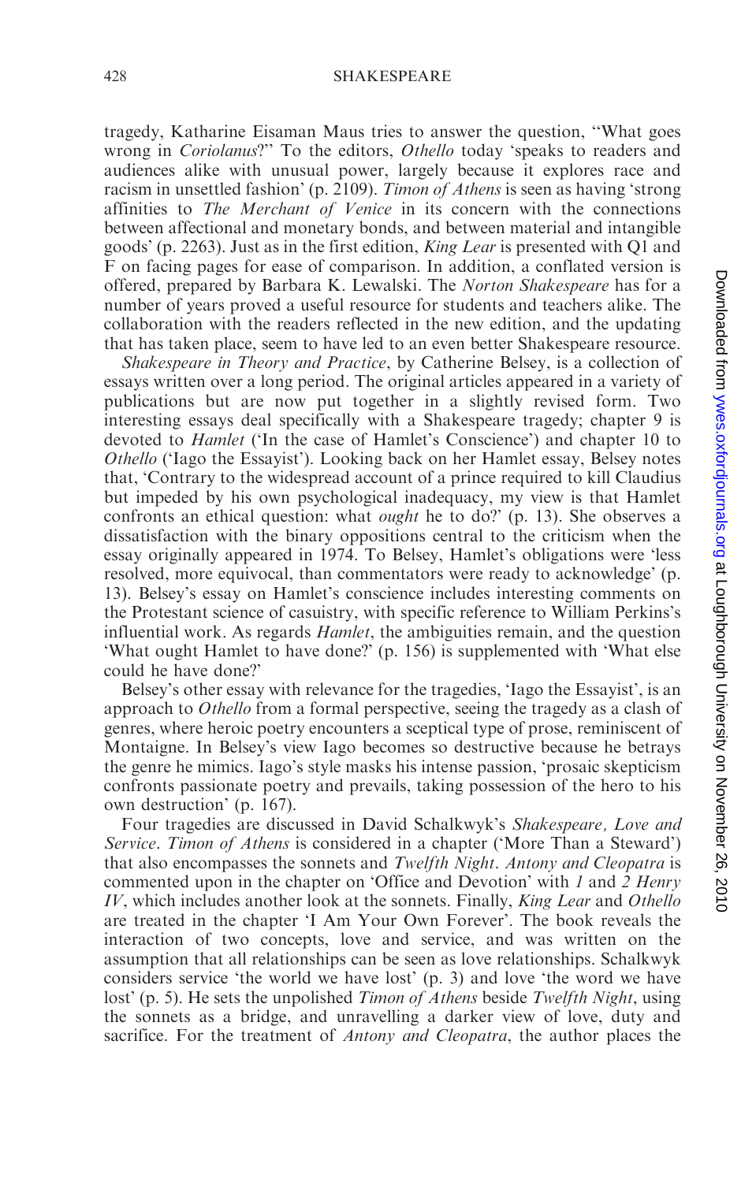tragedy, Katharine Eisaman Maus tries to answer the question, "What goes wrong in *Coriolanus*?" To the editors, *Othello* today 'speaks to readers and audiences alike with unusual power, largely because it explores race and racism in unsettled fashion' (p. 2109). *Timon of Athens* is seen as having 'strong affinities to *The Merchant of Venice* in its concern with the connections between affectional and monetary bonds, and between material and intangible goods' (p. 2263). Just as in the first edition, *King Lear* is presented with Q1 and F on facing pages for ease of comparison. In addition, a conflated version is offered, prepared by Barbara K. Lewalski. The *Norton Shakespeare* has for a number of years proved a useful resource for students and teachers alike. The collaboration with the readers reflected in the new edition, and the updating that has taken place, seem to have led to an even better Shakespeare resource.

*Shakespeare in Theory and Practice*, by Catherine Belsey, is a collection of essays written over a long period. The original articles appeared in a variety of publications but are now put together in a slightly revised form. Two interesting essays deal specifically with a Shakespeare tragedy; chapter 9 is devoted to *Hamlet* ('In the case of Hamlet's Conscience') and chapter 10 to *Othello* ('Iago the Essayist'). Looking back on her Hamlet essay, Belsey notes that, 'Contrary to the widespread account of a prince required to kill Claudius but impeded by his own psychological inadequacy, my view is that Hamlet confronts an ethical question: what *ought* he to do?' (p. 13). She observes a dissatisfaction with the binary oppositions central to the criticism when the essay originally appeared in 1974. To Belsey, Hamlet's obligations were 'less resolved, more equivocal, than commentators were ready to acknowledge' (p. 13). Belsey's essay on Hamlet's conscience includes interesting comments on the Protestant science of casuistry, with specific reference to William Perkins's influential work. As regards *Hamlet*, the ambiguities remain, and the question 'What ought Hamlet to have done?' (p. 156) is supplemented with 'What else could he have done?'

Belsey's other essay with relevance for the tragedies, 'Iago the Essayist', is an approach to *Othello* from a formal perspective, seeing the tragedy as a clash of genres, where heroic poetry encounters a sceptical type of prose, reminiscent of Montaigne. In Belsey's view Iago becomes so destructive because he betrays the genre he mimics. Iago's style masks his intense passion, 'prosaic skepticism confronts passionate poetry and prevails, taking possession of the hero to his own destruction' (p. 167).

Four tragedies are discussed in David Schalkwyk's *Shakespeare, Love and Service*. *Timon of Athens* is considered in a chapter ('More Than a Steward') that also encompasses the sonnets and *Twelfth Night*. *Antony and Cleopatra* is commented upon in the chapter on 'Office and Devotion' with *1* and *2 Henry IV*, which includes another look at the sonnets. Finally, *King Lear* and *Othello* are treated in the chapter 'I Am Your Own Forever'. The book reveals the interaction of two concepts, love and service, and was written on the assumption that all relationships can be seen as love relationships. Schalkwyk considers service 'the world we have lost' (p. 3) and love 'the word we have lost' (p. 5). He sets the unpolished *Timon of Athens* beside *Twelfth Night*, using the sonnets as a bridge, and unravelling a darker view of love, duty and sacrifice. For the treatment of *Antony and Cleopatra*, the author places the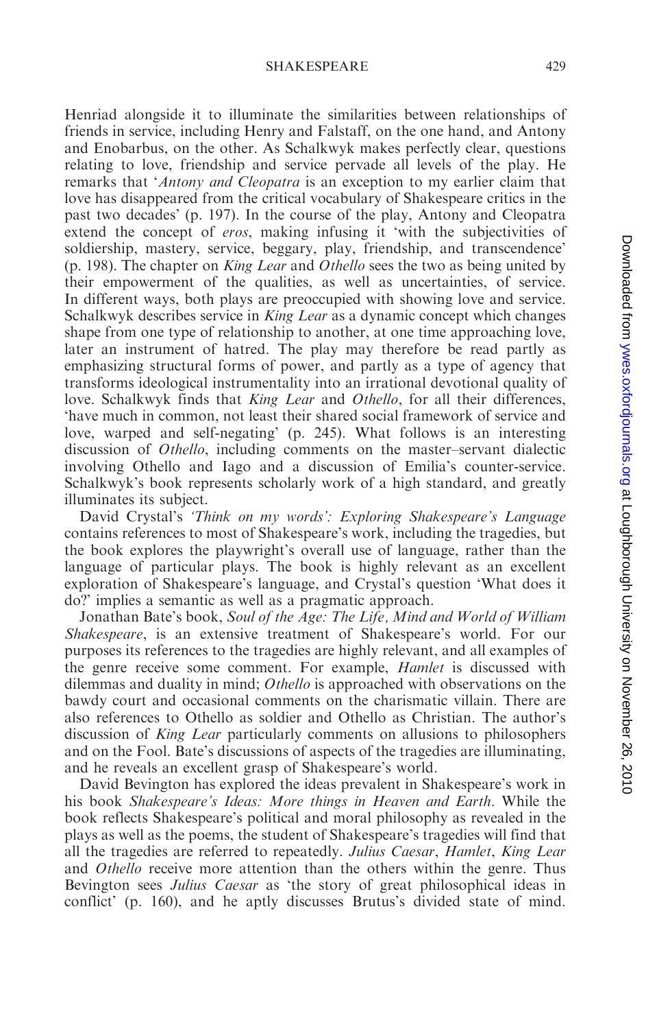Henriad alongside it to illuminate the similarities between relationships of friends in service, including Henry and Falstaff, on the one hand, and Antony and Enobarbus, on the other. As Schalkwyk makes perfectly clear, questions relating to love, friendship and service pervade all levels of the play. He remarks that '*Antony and Cleopatra* is an exception to my earlier claim that love has disappeared from the critical vocabulary of Shakespeare critics in the past two decades' (p. 197). In the course of the play, Antony and Cleopatra extend the concept of *eros*, making infusing it 'with the subjectivities of soldiership, mastery, service, beggary, play, friendship, and transcendence' (p. 198). The chapter on *King Lear* and *Othello* sees the two as being united by their empowerment of the qualities, as well as uncertainties, of service. In different ways, both plays are preoccupied with showing love and service. Schalkwyk describes service in *King Lear* as a dynamic concept which changes shape from one type of relationship to another, at one time approaching love, later an instrument of hatred. The play may therefore be read partly as emphasizing structural forms of power, and partly as a type of agency that transforms ideological instrumentality into an irrational devotional quality of love. Schalkwyk finds that *King Lear* and *Othello*, for all their differences, 'have much in common, not least their shared social framework of service and love, warped and self-negating' (p. 245). What follows is an interesting discussion of *Othello*, including comments on the master–servant dialectic involving Othello and Iago and a discussion of Emilia's counter-service. Schalkwyk's book represents scholarly work of a high standard, and greatly illuminates its subject.

David Crystal's *'Think on my words': Exploring Shakespeare's Language* contains references to most of Shakespeare's work, including the tragedies, but the book explores the playwright's overall use of language, rather than the language of particular plays. The book is highly relevant as an excellent exploration of Shakespeare's language, and Crystal's question 'What does it do?' implies a semantic as well as a pragmatic approach.

Jonathan Bate's book, *Soul of the Age: The Life, Mind and World of William Shakespeare*, is an extensive treatment of Shakespeare's world. For our purposes its references to the tragedies are highly relevant, and all examples of the genre receive some comment. For example, *Hamlet* is discussed with dilemmas and duality in mind; *Othello* is approached with observations on the bawdy court and occasional comments on the charismatic villain. There are also references to Othello as soldier and Othello as Christian. The author's discussion of *King Lear* particularly comments on allusions to philosophers and on the Fool. Bate's discussions of aspects of the tragedies are illuminating, and he reveals an excellent grasp of Shakespeare's world.

David Bevington has explored the ideas prevalent in Shakespeare's work in his book *Shakespeare's Ideas: More things in Heaven and Earth*. While the book reflects Shakespeare's political and moral philosophy as revealed in the plays as well as the poems, the student of Shakespeare's tragedies will find that all the tragedies are referred to repeatedly. *Julius Caesar*, *Hamlet*, *King Lear* and *Othello* receive more attention than the others within the genre. Thus Bevington sees *Julius Caesar* as 'the story of great philosophical ideas in conflict' (p. 160), and he aptly discusses Brutus's divided state of mind.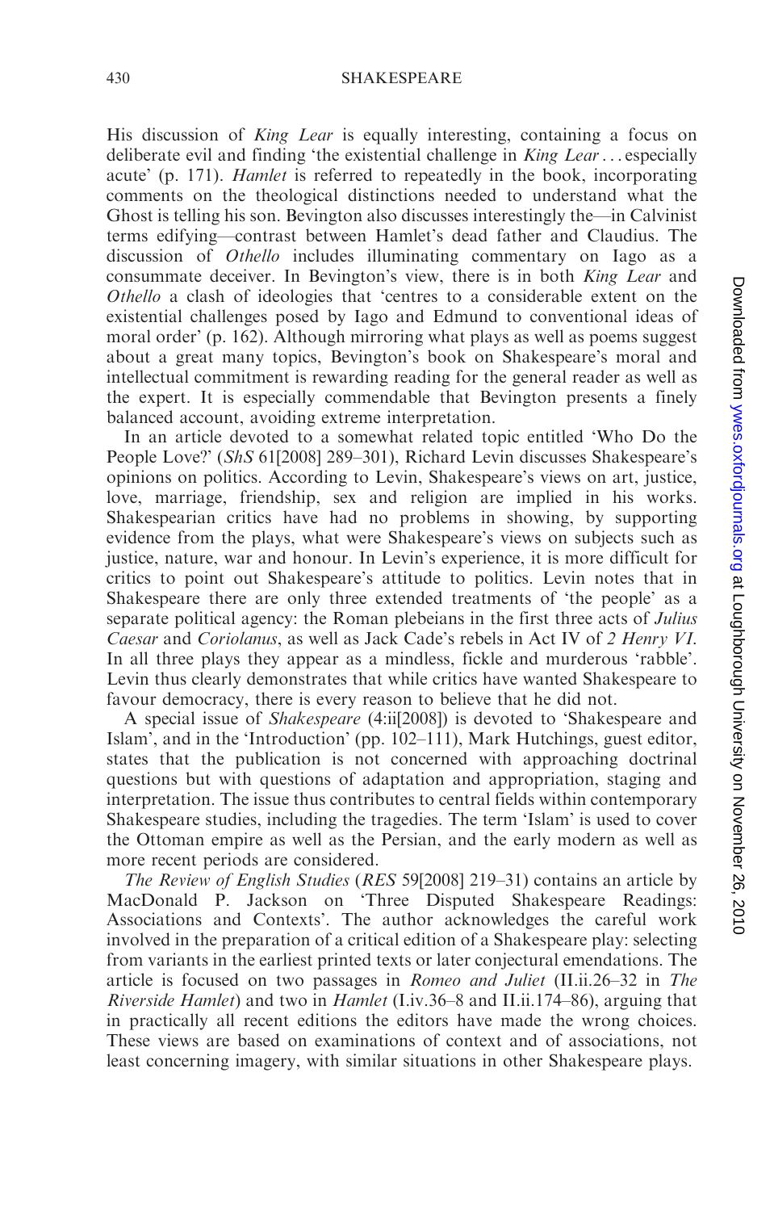His discussion of *King Lear* is equally interesting, containing a focus on deliberate evil and finding 'the existential challenge in *King Lear* . . . especially acute' (p. 171). *Hamlet* is referred to repeatedly in the book, incorporating comments on the theological distinctions needed to understand what the Ghost is telling his son. Bevington also discusses interestingly the—in Calvinist terms edifying—contrast between Hamlet's dead father and Claudius. The discussion of *Othello* includes illuminating commentary on Iago as a consummate deceiver. In Bevington's view, there is in both *King Lear* and *Othello* a clash of ideologies that 'centres to a considerable extent on the existential challenges posed by Iago and Edmund to conventional ideas of moral order' (p. 162). Although mirroring what plays as well as poems suggest about a great many topics, Bevington's book on Shakespeare's moral and intellectual commitment is rewarding reading for the general reader as well as the expert. It is especially commendable that Bevington presents a finely balanced account, avoiding extreme interpretation.

In an article devoted to a somewhat related topic entitled 'Who Do the People Love?' (*ShS* 61[2008] 289–301), Richard Levin discusses Shakespeare's opinions on politics. According to Levin, Shakespeare's views on art, justice, love, marriage, friendship, sex and religion are implied in his works. Shakespearian critics have had no problems in showing, by supporting evidence from the plays, what were Shakespeare's views on subjects such as justice, nature, war and honour. In Levin's experience, it is more difficult for critics to point out Shakespeare's attitude to politics. Levin notes that in Shakespeare there are only three extended treatments of 'the people' as a separate political agency: the Roman plebeians in the first three acts of *Julius Caesar* and *Coriolanus*, as well as Jack Cade's rebels in Act IV of *2 Henry VI*. In all three plays they appear as a mindless, fickle and murderous 'rabble'. Levin thus clearly demonstrates that while critics have wanted Shakespeare to favour democracy, there is every reason to believe that he did not.

A special issue of *Shakespeare* (4:ii[2008]) is devoted to 'Shakespeare and Islam', and in the 'Introduction' (pp. 102–111), Mark Hutchings, guest editor, states that the publication is not concerned with approaching doctrinal questions but with questions of adaptation and appropriation, staging and interpretation. The issue thus contributes to central fields within contemporary Shakespeare studies, including the tragedies. The term 'Islam' is used to cover the Ottoman empire as well as the Persian, and the early modern as well as more recent periods are considered.

*The Review of English Studies* (*RES* 59[2008] 219–31) contains an article by MacDonald P. Jackson on 'Three Disputed Shakespeare Readings: Associations and Contexts'. The author acknowledges the careful work involved in the preparation of a critical edition of a Shakespeare play: selecting from variants in the earliest printed texts or later conjectural emendations. The article is focused on two passages in *Romeo and Juliet* (II.ii.26–32 in *The Riverside Hamlet*) and two in *Hamlet* (I.iv.36–8 and II.ii.174–86), arguing that in practically all recent editions the editors have made the wrong choices. These views are based on examinations of context and of associations, not least concerning imagery, with similar situations in other Shakespeare plays.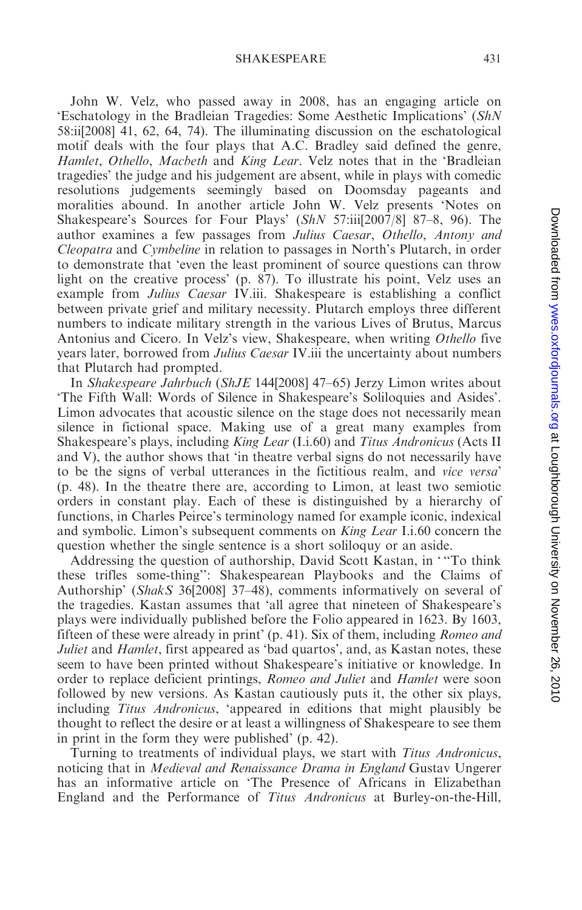John W. Velz, who passed away in 2008, has an engaging article on 'Eschatology in the Bradleian Tragedies: Some Aesthetic Implications' (*ShN* 58:ii[2008] 41, 62, 64, 74). The illuminating discussion on the eschatological motif deals with the four plays that A.C. Bradley said defined the genre, *Hamlet*, *Othello*, *Macbeth* and *King Lear*. Velz notes that in the 'Bradleian tragedies' the judge and his judgement are absent, while in plays with comedic resolutions judgements seemingly based on Doomsday pageants and moralities abound. In another article John W. Velz presents 'Notes on Shakespeare's Sources for Four Plays' (*ShN* 57:iii[2007/8] 87–8, 96). The author examines a few passages from *Julius Caesar*, *Othello*, *Antony and Cleopatra* and *Cymbeline* in relation to passages in North's Plutarch, in order to demonstrate that 'even the least prominent of source questions can throw light on the creative process' (p. 87). To illustrate his point, Velz uses an example from *Julius Caesar* IV.iii. Shakespeare is establishing a conflict between private grief and military necessity. Plutarch employs three different numbers to indicate military strength in the various Lives of Brutus, Marcus Antonius and Cicero. In Velz's view, Shakespeare, when writing *Othello* five years later, borrowed from *Julius Caesar* IV.iii the uncertainty about numbers that Plutarch had prompted.

In *Shakespeare Jahrbuch* (*ShJE* 144[2008] 47–65) Jerzy Limon writes about 'The Fifth Wall: Words of Silence in Shakespeare's Soliloquies and Asides'. Limon advocates that acoustic silence on the stage does not necessarily mean silence in fictional space. Making use of a great many examples from Shakespeare's plays, including *King Lear* (I.i.60) and *Titus Andronicus* (Acts II and V), the author shows that 'in theatre verbal signs do not necessarily have to be the signs of verbal utterances in the fictitious realm, and *vice versa*' (p. 48). In the theatre there are, according to Limon, at least two semiotic orders in constant play. Each of these is distinguished by a hierarchy of functions, in Charles Peirce's terminology named for example iconic, indexical and symbolic. Limon's subsequent comments on *King Lear* I.i.60 concern the question whether the single sentence is a short soliloquy or an aside.

Addressing the question of authorship, David Scott Kastan, in '"To think these trifles some-thing": Shakespearean Playbooks and the Claims of Authorship' (*ShakS* 36[2008] 37–48), comments informatively on several of the tragedies. Kastan assumes that 'all agree that nineteen of Shakespeare's plays were individually published before the Folio appeared in 1623. By 1603, fifteen of these were already in print' (p. 41). Six of them, including *Romeo and Juliet* and *Hamlet*, first appeared as 'bad quartos', and, as Kastan notes, these seem to have been printed without Shakespeare's initiative or knowledge. In order to replace deficient printings, *Romeo and Juliet* and *Hamlet* were soon followed by new versions. As Kastan cautiously puts it, the other six plays, including *Titus Andronicus*, 'appeared in editions that might plausibly be thought to reflect the desire or at least a willingness of Shakespeare to see them in print in the form they were published' (p. 42).

Turning to treatments of individual plays, we start with *Titus Andronicus*, noticing that in *Medieval and Renaissance Drama in England* Gustav Ungerer has an informative article on 'The Presence of Africans in Elizabethan England and the Performance of *Titus Andronicus* at Burley-on-the-Hill,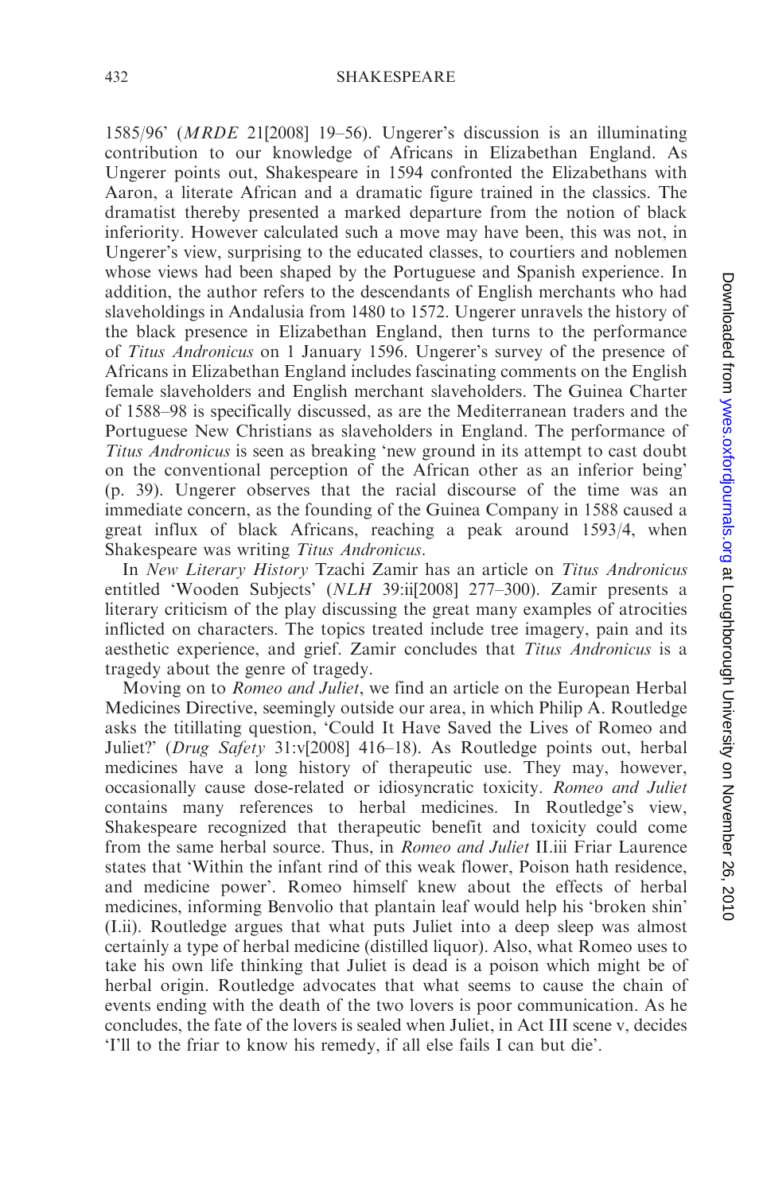1585/96' (*MRDE* 21[2008] 19–56). Ungerer's discussion is an illuminating contribution to our knowledge of Africans in Elizabethan England. As Ungerer points out, Shakespeare in 1594 confronted the Elizabethans with Aaron, a literate African and a dramatic figure trained in the classics. The dramatist thereby presented a marked departure from the notion of black inferiority. However calculated such a move may have been, this was not, in Ungerer's view, surprising to the educated classes, to courtiers and noblemen whose views had been shaped by the Portuguese and Spanish experience. In addition, the author refers to the descendants of English merchants who had slaveholdings in Andalusia from 1480 to 1572. Ungerer unravels the history of the black presence in Elizabethan England, then turns to the performance of *Titus Andronicus* on 1 January 1596. Ungerer's survey of the presence of Africans in Elizabethan England includes fascinating comments on the English female slaveholders and English merchant slaveholders. The Guinea Charter of 1588–98 is specifically discussed, as are the Mediterranean traders and the Portuguese New Christians as slaveholders in England. The performance of *Titus Andronicus* is seen as breaking 'new ground in its attempt to cast doubt on the conventional perception of the African other as an inferior being' (p. 39). Ungerer observes that the racial discourse of the time was an immediate concern, as the founding of the Guinea Company in 1588 caused a great influx of black Africans, reaching a peak around 1593/4, when Shakespeare was writing *Titus Andronicus*.

In *New Literary History* Tzachi Zamir has an article on *Titus Andronicus* entitled 'Wooden Subjects' (*NLH* 39:ii[2008] 277–300). Zamir presents a literary criticism of the play discussing the great many examples of atrocities inflicted on characters. The topics treated include tree imagery, pain and its aesthetic experience, and grief. Zamir concludes that *Titus Andronicus* is a tragedy about the genre of tragedy.

Moving on to *Romeo and Juliet*, we find an article on the European Herbal Medicines Directive, seemingly outside our area, in which Philip A. Routledge asks the titillating question, 'Could It Have Saved the Lives of Romeo and Juliet?' (*Drug Safety* 31:v[2008] 416–18). As Routledge points out, herbal medicines have a long history of therapeutic use. They may, however, occasionally cause dose-related or idiosyncratic toxicity. *Romeo and Juliet* contains many references to herbal medicines. In Routledge's view, Shakespeare recognized that therapeutic benefit and toxicity could come from the same herbal source. Thus, in *Romeo and Juliet* II.iii Friar Laurence states that 'Within the infant rind of this weak flower, Poison hath residence, and medicine power'. Romeo himself knew about the effects of herbal medicines, informing Benvolio that plantain leaf would help his 'broken shin' (I.ii). Routledge argues that what puts Juliet into a deep sleep was almost certainly a type of herbal medicine (distilled liquor). Also, what Romeo uses to take his own life thinking that Juliet is dead is a poison which might be of herbal origin. Routledge advocates that what seems to cause the chain of events ending with the death of the two lovers is poor communication. As he concludes, the fate of the lovers is sealed when Juliet, in Act III scene v, decides 'I'll to the friar to know his remedy, if all else fails I can but die'.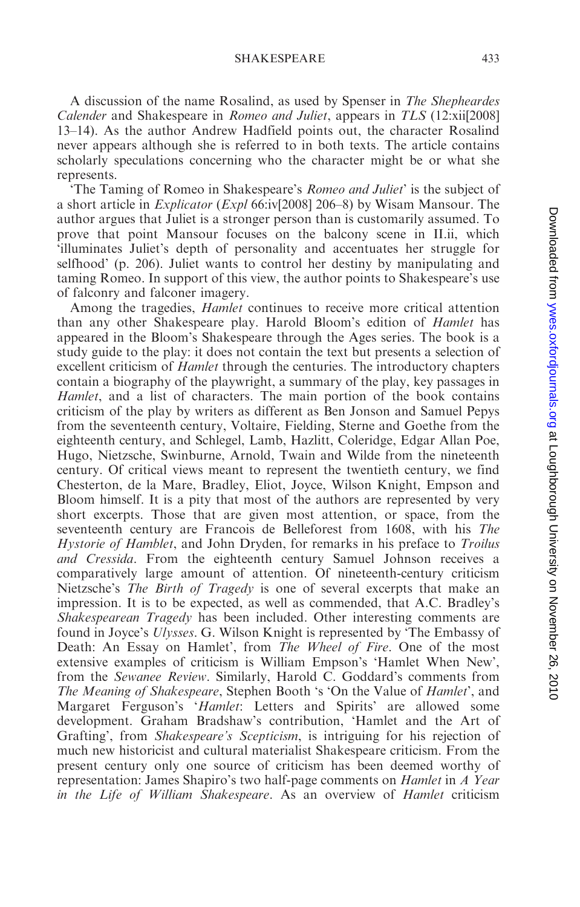A discussion of the name Rosalind, as used by Spenser in *The Shepheardes Calender* and Shakespeare in *Romeo and Juliet*, appears in *TLS* (12:xii[2008] 13–14). As the author Andrew Hadfield points out, the character Rosalind never appears although she is referred to in both texts. The article contains scholarly speculations concerning who the character might be or what she represents.

'The Taming of Romeo in Shakespeare's *Romeo and Juliet*' is the subject of a short article in *Explicator* (*Expl* 66:iv[2008] 206–8) by Wisam Mansour. The author argues that Juliet is a stronger person than is customarily assumed. To prove that point Mansour focuses on the balcony scene in II.ii, which 'illuminates Juliet's depth of personality and accentuates her struggle for selfhood' (p. 206). Juliet wants to control her destiny by manipulating and taming Romeo. In support of this view, the author points to Shakespeare's use of falconry and falconer imagery.

Among the tragedies, *Hamlet* continues to receive more critical attention than any other Shakespeare play. Harold Bloom's edition of *Hamlet* has appeared in the Bloom's Shakespeare through the Ages series. The book is a study guide to the play: it does not contain the text but presents a selection of excellent criticism of *Hamlet* through the centuries. The introductory chapters contain a biography of the playwright, a summary of the play, key passages in *Hamlet*, and a list of characters. The main portion of the book contains criticism of the play by writers as different as Ben Jonson and Samuel Pepys from the seventeenth century, Voltaire, Fielding, Sterne and Goethe from the eighteenth century, and Schlegel, Lamb, Hazlitt, Coleridge, Edgar Allan Poe, Hugo, Nietzsche, Swinburne, Arnold, Twain and Wilde from the nineteenth century. Of critical views meant to represent the twentieth century, we find Chesterton, de la Mare, Bradley, Eliot, Joyce, Wilson Knight, Empson and Bloom himself. It is a pity that most of the authors are represented by very short excerpts. Those that are given most attention, or space, from the seventeenth century are Francois de Belleforest from 1608, with his *The Hystorie of Hamblet*, and John Dryden, for remarks in his preface to *Troilus and Cressida*. From the eighteenth century Samuel Johnson receives a comparatively large amount of attention. Of nineteenth-century criticism Nietzsche's *The Birth of Tragedy* is one of several excerpts that make an impression. It is to be expected, as well as commended, that A.C. Bradley's *Shakespearean Tragedy* has been included. Other interesting comments are found in Joyce's *Ulysses*. G. Wilson Knight is represented by 'The Embassy of Death: An Essay on Hamlet', from *The Wheel of Fire*. One of the most extensive examples of criticism is William Empson's 'Hamlet When New', from the *Sewanee Review*. Similarly, Harold C. Goddard's comments from *The Meaning of Shakespeare*, Stephen Booth 's 'On the Value of *Hamlet*', and Margaret Ferguson's '*Hamlet*: Letters and Spirits' are allowed some development. Graham Bradshaw's contribution, 'Hamlet and the Art of Grafting', from *Shakespeare's Scepticism*, is intriguing for his rejection of much new historicist and cultural materialist Shakespeare criticism. From the present century only one source of criticism has been deemed worthy of representation: James Shapiro's two half-page comments on *Hamlet* in *A Year in the Life of William Shakespeare*. As an overview of *Hamlet* criticism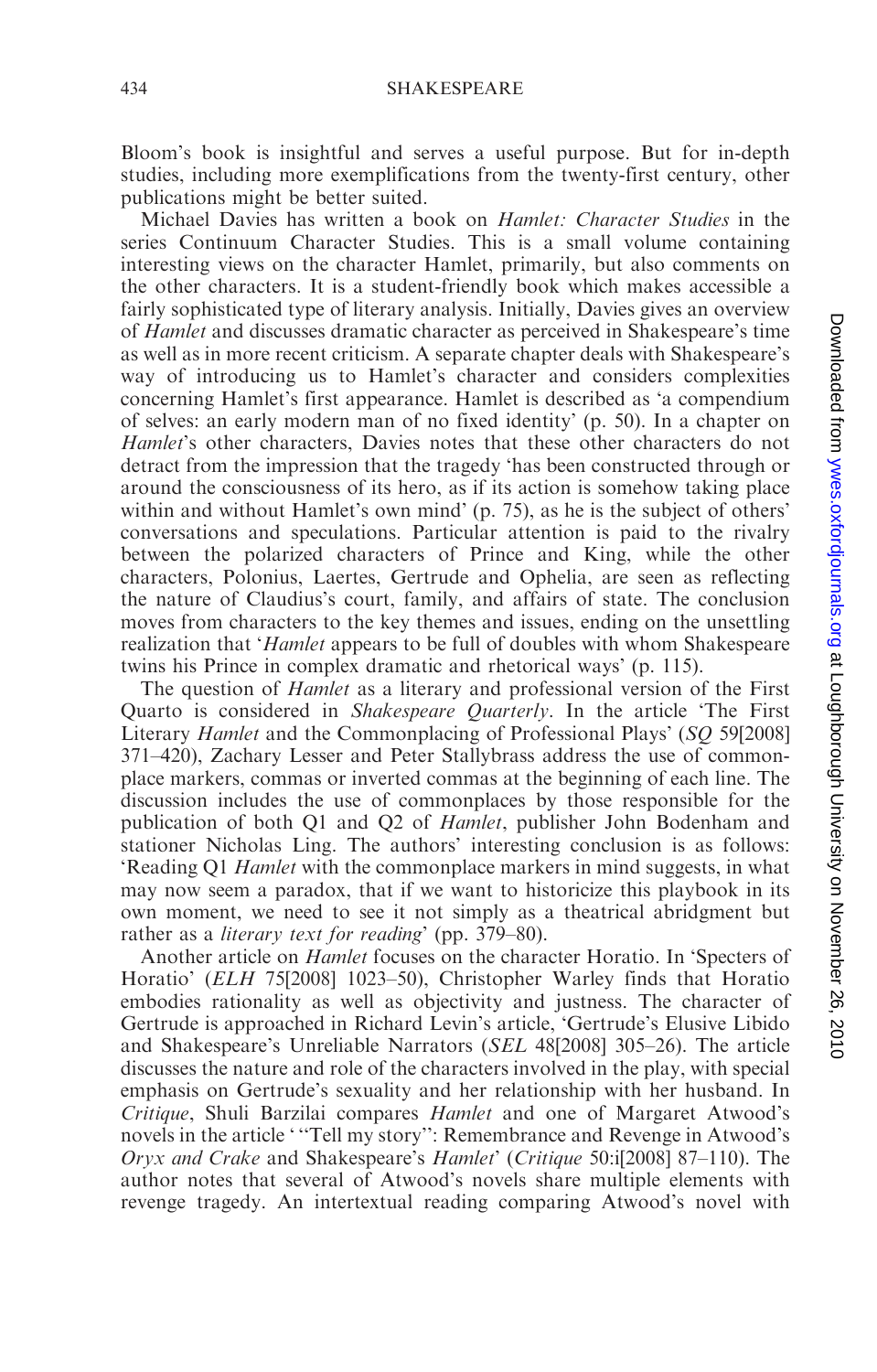Bloom's book is insightful and serves a useful purpose. But for in-depth studies, including more exemplifications from the twenty-first century, other publications might be better suited.

Michael Davies has written a book on *Hamlet: Character Studies* in the series Continuum Character Studies. This is a small volume containing interesting views on the character Hamlet, primarily, but also comments on the other characters. It is a student-friendly book which makes accessible a fairly sophisticated type of literary analysis. Initially, Davies gives an overview of *Hamlet* and discusses dramatic character as perceived in Shakespeare's time as well as in more recent criticism. A separate chapter deals with Shakespeare's way of introducing us to Hamlet's character and considers complexities concerning Hamlet's first appearance. Hamlet is described as 'a compendium of selves: an early modern man of no fixed identity' (p. 50). In a chapter on *Hamlet*'s other characters, Davies notes that these other characters do not detract from the impression that the tragedy 'has been constructed through or around the consciousness of its hero, as if its action is somehow taking place within and without Hamlet's own mind' (p. 75), as he is the subject of others' conversations and speculations. Particular attention is paid to the rivalry between the polarized characters of Prince and King, while the other characters, Polonius, Laertes, Gertrude and Ophelia, are seen as reflecting the nature of Claudius's court, family, and affairs of state. The conclusion moves from characters to the key themes and issues, ending on the unsettling realization that '*Hamlet* appears to be full of doubles with whom Shakespeare twins his Prince in complex dramatic and rhetorical ways' (p. 115).

The question of *Hamlet* as a literary and professional version of the First Quarto is considered in *Shakespeare Quarterly*. In the article 'The First Literary *Hamlet* and the Commonplacing of Professional Plays' (*SQ* 59[2008] 371–420), Zachary Lesser and Peter Stallybrass address the use of commonplace markers, commas or inverted commas at the beginning of each line. The discussion includes the use of commonplaces by those responsible for the publication of both Q1 and Q2 of *Hamlet*, publisher John Bodenham and stationer Nicholas Ling. The authors' interesting conclusion is as follows: 'Reading Q1 *Hamlet* with the commonplace markers in mind suggests, in what may now seem a paradox, that if we want to historicize this playbook in its own moment, we need to see it not simply as a theatrical abridgment but rather as a *literary text for reading*' (pp. 379–80).

Another article on *Hamlet* focuses on the character Horatio. In 'Specters of Horatio' (*ELH* 75[2008] 1023–50), Christopher Warley finds that Horatio embodies rationality as well as objectivity and justness. The character of Gertrude is approached in Richard Levin's article, 'Gertrude's Elusive Libido and Shakespeare's Unreliable Narrators (*SEL* 48[2008] 305–26). The article discusses the nature and role of the characters involved in the play, with special emphasis on Gertrude's sexuality and her relationship with her husband. In *Critique*, Shuli Barzilai compares *Hamlet* and one of Margaret Atwood's novels in the article ' "Tell my story": Remembrance and Revenge in Atwood's *Oryx and Crake* and Shakespeare's *Hamlet*' (*Critique* 50:i[2008] 87–110). The author notes that several of Atwood's novels share multiple elements with revenge tragedy. An intertextual reading comparing Atwood's novel with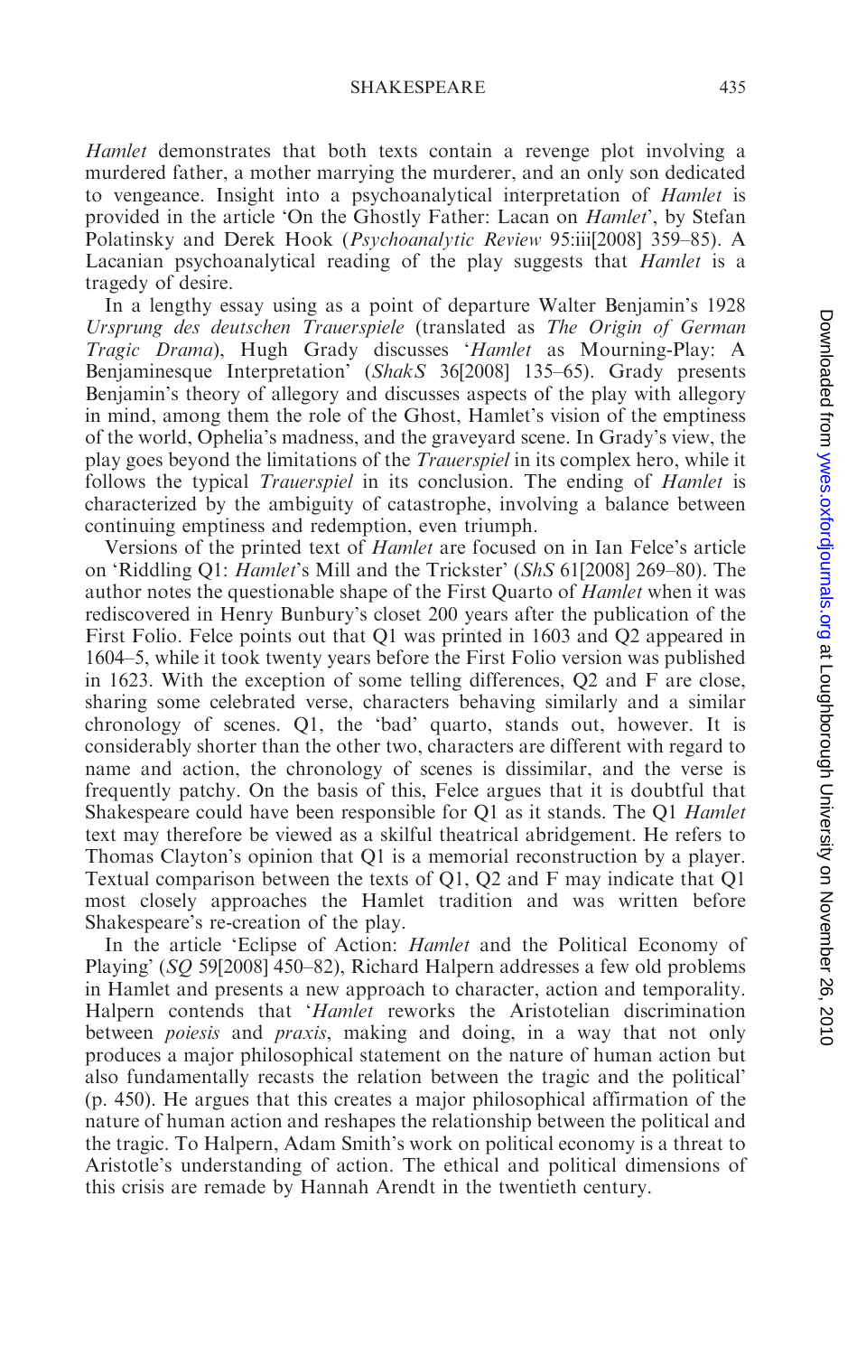*Hamlet* demonstrates that both texts contain a revenge plot involving a murdered father, a mother marrying the murderer, and an only son dedicated to vengeance. Insight into a psychoanalytical interpretation of *Hamlet* is provided in the article 'On the Ghostly Father: Lacan on *Hamlet*', by Stefan Polatinsky and Derek Hook (*Psychoanalytic Review* 95:iii[2008] 359–85). A Lacanian psychoanalytical reading of the play suggests that *Hamlet* is a tragedy of desire.

In a lengthy essay using as a point of departure Walter Benjamin's 1928 *Ursprung des deutschen Trauerspiele* (translated as *The Origin of German Tragic Drama*), Hugh Grady discusses '*Hamlet* as Mourning-Play: A Benjaminesque Interpretation' (*ShakS* 36[2008] 135–65). Grady presents Benjamin's theory of allegory and discusses aspects of the play with allegory in mind, among them the role of the Ghost, Hamlet's vision of the emptiness of the world, Ophelia's madness, and the graveyard scene. In Grady's view, the play goes beyond the limitations of the *Trauerspiel* in its complex hero, while it follows the typical *Trauerspiel* in its conclusion. The ending of *Hamlet* is characterized by the ambiguity of catastrophe, involving a balance between continuing emptiness and redemption, even triumph.

Versions of the printed text of *Hamlet* are focused on in Ian Felce's article on 'Riddling Q1: *Hamlet*'s Mill and the Trickster' (*ShS* 61[2008] 269–80). The author notes the questionable shape of the First Quarto of *Hamlet* when it was rediscovered in Henry Bunbury's closet 200 years after the publication of the First Folio. Felce points out that Q1 was printed in 1603 and Q2 appeared in 1604–5, while it took twenty years before the First Folio version was published in 1623. With the exception of some telling differences, Q2 and F are close, sharing some celebrated verse, characters behaving similarly and a similar chronology of scenes. Q1, the 'bad' quarto, stands out, however. It is considerably shorter than the other two, characters are different with regard to name and action, the chronology of scenes is dissimilar, and the verse is frequently patchy. On the basis of this, Felce argues that it is doubtful that Shakespeare could have been responsible for Q1 as it stands. The Q1 *Hamlet* text may therefore be viewed as a skilful theatrical abridgement. He refers to Thomas Clayton's opinion that Q1 is a memorial reconstruction by a player. Textual comparison between the texts of Q1, Q2 and F may indicate that Q1 most closely approaches the Hamlet tradition and was written before Shakespeare's re-creation of the play.

In the article 'Eclipse of Action: *Hamlet* and the Political Economy of Playing' (*SQ* 59[2008] 450–82), Richard Halpern addresses a few old problems in Hamlet and presents a new approach to character, action and temporality. Halpern contends that '*Hamlet* reworks the Aristotelian discrimination between *poiesis* and *praxis*, making and doing, in a way that not only produces a major philosophical statement on the nature of human action but also fundamentally recasts the relation between the tragic and the political' (p. 450). He argues that this creates a major philosophical affirmation of the nature of human action and reshapes the relationship between the political and the tragic. To Halpern, Adam Smith's work on political economy is a threat to Aristotle's understanding of action. The ethical and political dimensions of this crisis are remade by Hannah Arendt in the twentieth century.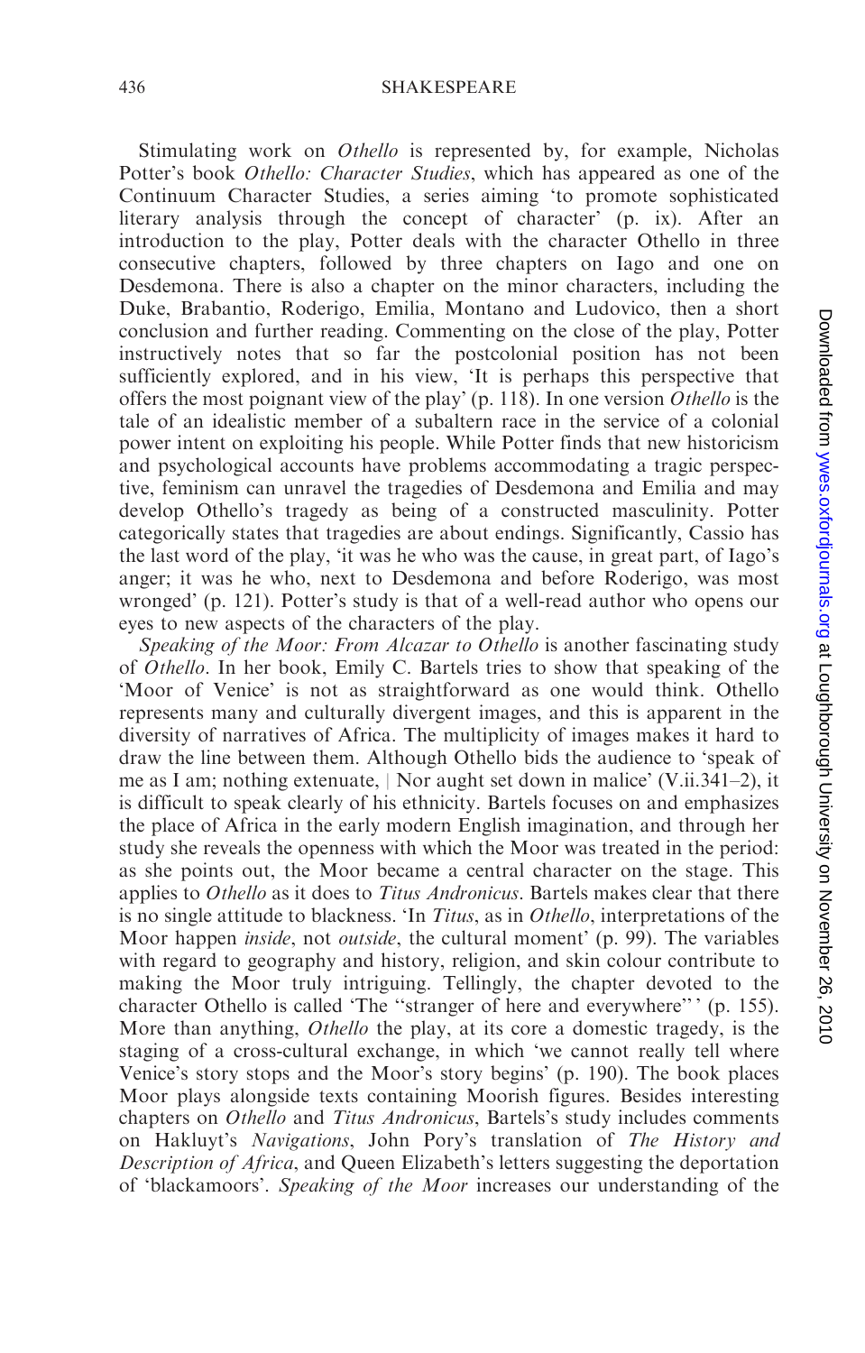Stimulating work on *Othello* is represented by, for example, Nicholas Potter's book *Othello: Character Studies*, which has appeared as one of the Continuum Character Studies, a series aiming 'to promote sophisticated literary analysis through the concept of character' (p. ix). After an introduction to the play, Potter deals with the character Othello in three consecutive chapters, followed by three chapters on Iago and one on Desdemona. There is also a chapter on the minor characters, including the Duke, Brabantio, Roderigo, Emilia, Montano and Ludovico, then a short conclusion and further reading. Commenting on the close of the play, Potter instructively notes that so far the postcolonial position has not been sufficiently explored, and in his view, 'It is perhaps this perspective that offers the most poignant view of the play' (p. 118). In one version *Othello* is the tale of an idealistic member of a subaltern race in the service of a colonial power intent on exploiting his people. While Potter finds that new historicism and psychological accounts have problems accommodating a tragic perspective, feminism can unravel the tragedies of Desdemona and Emilia and may develop Othello's tragedy as being of a constructed masculinity. Potter categorically states that tragedies are about endings. Significantly, Cassio has the last word of the play, 'it was he who was the cause, in great part, of Iago's anger; it was he who, next to Desdemona and before Roderigo, was most wronged' (p. 121). Potter's study is that of a well-read author who opens our eyes to new aspects of the characters of the play.

*Speaking of the Moor: From Alcazar to Othello* is another fascinating study of *Othello*. In her book, Emily C. Bartels tries to show that speaking of the 'Moor of Venice' is not as straightforward as one would think. Othello represents many and culturally divergent images, and this is apparent in the diversity of narratives of Africa. The multiplicity of images makes it hard to draw the line between them. Although Othello bids the audience to 'speak of me as I am; nothing extenuate, | Nor aught set down in malice' (V.ii.341–2), it is difficult to speak clearly of his ethnicity. Bartels focuses on and emphasizes the place of Africa in the early modern English imagination, and through her study she reveals the openness with which the Moor was treated in the period: as she points out, the Moor became a central character on the stage. This applies to *Othello* as it does to *Titus Andronicus*. Bartels makes clear that there is no single attitude to blackness. 'In *Titus*, as in *Othello*, interpretations of the Moor happen *inside*, not *outside*, the cultural moment' (p. 99). The variables with regard to geography and history, religion, and skin colour contribute to making the Moor truly intriguing. Tellingly, the chapter devoted to the character Othello is called 'The "stranger of here and everywhere"' (p. 155). More than anything, *Othello* the play, at its core a domestic tragedy, is the staging of a cross-cultural exchange, in which 'we cannot really tell where Venice's story stops and the Moor's story begins' (p. 190). The book places Moor plays alongside texts containing Moorish figures. Besides interesting chapters on *Othello* and *Titus Andronicus*, Bartels's study includes comments on Hakluyt's *Navigations*, John Pory's translation of *The History and Description of Africa*, and Queen Elizabeth's letters suggesting the deportation of 'blackamoors'. *Speaking of the Moor* increases our understanding of the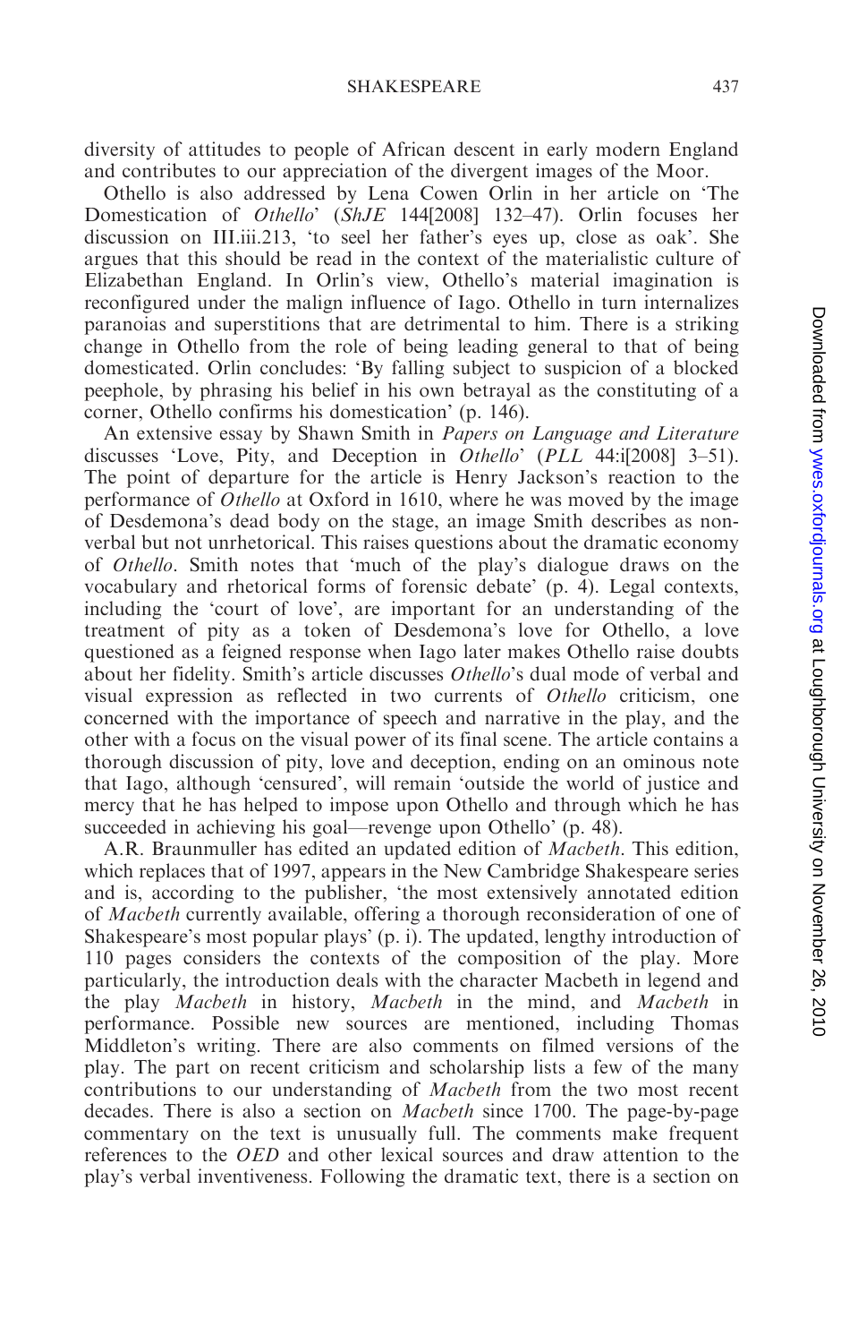diversity of attitudes to people of African descent in early modern England and contributes to our appreciation of the divergent images of the Moor.

Othello is also addressed by Lena Cowen Orlin in her article on 'The Domestication of *Othello*' (*ShJE* 144[2008] 132–47). Orlin focuses her discussion on III.iii.213, 'to seel her father's eyes up, close as oak'. She argues that this should be read in the context of the materialistic culture of Elizabethan England. In Orlin's view, Othello's material imagination is reconfigured under the malign influence of Iago. Othello in turn internalizes paranoias and superstitions that are detrimental to him. There is a striking change in Othello from the role of being leading general to that of being domesticated. Orlin concludes: 'By falling subject to suspicion of a blocked peephole, by phrasing his belief in his own betrayal as the constituting of a corner, Othello confirms his domestication' (p. 146).

An extensive essay by Shawn Smith in *Papers on Language and Literature* discusses 'Love, Pity, and Deception in *Othello*' (*PLL* 44:i[2008] 3–51). The point of departure for the article is Henry Jackson's reaction to the performance of *Othello* at Oxford in 1610, where he was moved by the image of Desdemona's dead body on the stage, an image Smith describes as non-verbal but not unrhetorical. This raises questions about the dramatic economy of *Othello*. Smith notes that 'much of the play's dialogue draws on the vocabulary and rhetorical forms of forensic debate' (p. 4). Legal contexts, including the 'court of love', are important for an understanding of the treatment of pity as a token of Desdemona's love for Othello, a love questioned as a feigned response when Iago later makes Othello raise doubts about her fidelity. Smith's article discusses *Othello*'s dual mode of verbal and visual expression as reflected in two currents of *Othello* criticism, one concerned with the importance of speech and narrative in the play, and the other with a focus on the visual power of its final scene. The article contains a thorough discussion of pity, love and deception, ending on an ominous note that Iago, although 'censured', will remain 'outside the world of justice and mercy that he has helped to impose upon Othello and through which he has succeeded in achieving his goal—revenge upon Othello' (p. 48).

A.R. Braunmuller has edited an updated edition of *Macbeth*. This edition, which replaces that of 1997, appears in the New Cambridge Shakespeare series and is, according to the publisher, 'the most extensively annotated edition of *Macbeth* currently available, offering a thorough reconsideration of one of Shakespeare's most popular plays' (p. i). The updated, lengthy introduction of 110 pages considers the contexts of the composition of the play. More particularly, the introduction deals with the character Macbeth in legend and the play *Macbeth* in history, *Macbeth* in the mind, and *Macbeth* in performance. Possible new sources are mentioned, including Thomas Middleton's writing. There are also comments on filmed versions of the play. The part on recent criticism and scholarship lists a few of the many contributions to our understanding of *Macbeth* from the two most recent decades. There is also a section on *Macbeth* since 1700. The page-by-page commentary on the text is unusually full. The comments make frequent references to the *OED* and other lexical sources and draw attention to the play's verbal inventiveness. Following the dramatic text, there is a section on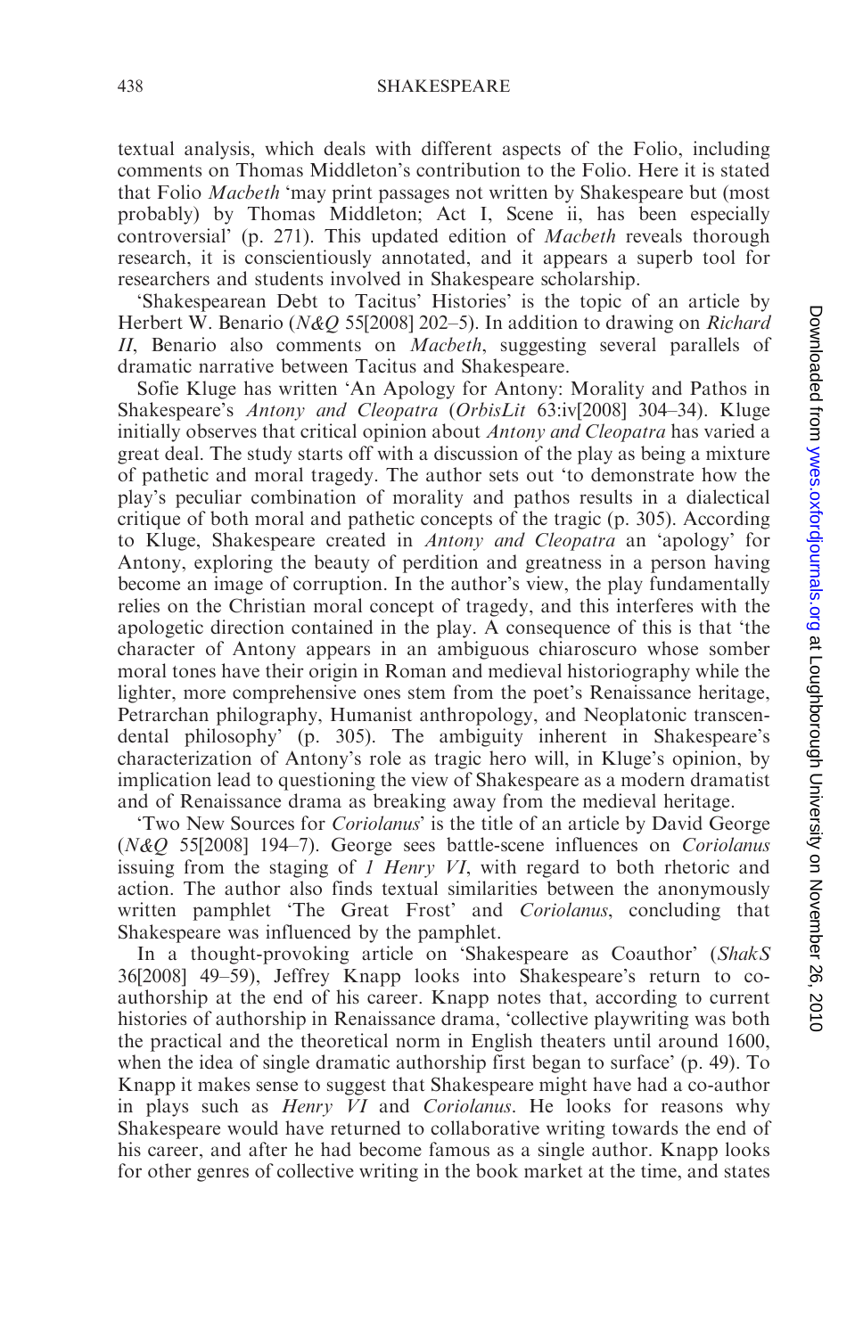textual analysis, which deals with different aspects of the Folio, including comments on Thomas Middleton's contribution to the Folio. Here it is stated that Folio *Macbeth* 'may print passages not written by Shakespeare but (most probably) by Thomas Middleton; Act I, Scene ii, has been especially controversial' (p. 271). This updated edition of *Macbeth* reveals thorough research, it is conscientiously annotated, and it appears a superb tool for researchers and students involved in Shakespeare scholarship.

'Shakespearean Debt to Tacitus' Histories' is the topic of an article by Herbert W. Benario (*N&Q* 55[2008] 202–5). In addition to drawing on *Richard II*, Benario also comments on *Macbeth*, suggesting several parallels of dramatic narrative between Tacitus and Shakespeare.

Sofie Kluge has written 'An Apology for Antony: Morality and Pathos in Shakespeare's *Antony and Cleopatra* (*OrbisLit* 63:iv[2008] 304–34). Kluge initially observes that critical opinion about *Antony and Cleopatra* has varied a great deal. The study starts off with a discussion of the play as being a mixture of pathetic and moral tragedy. The author sets out 'to demonstrate how the play's peculiar combination of morality and pathos results in a dialectical critique of both moral and pathetic concepts of the tragic (p. 305). According to Kluge, Shakespeare created in *Antony and Cleopatra* an 'apology' for Antony, exploring the beauty of perdition and greatness in a person having become an image of corruption. In the author's view, the play fundamentally relies on the Christian moral concept of tragedy, and this interferes with the apologetic direction contained in the play. A consequence of this is that 'the character of Antony appears in an ambiguous chiaroscuro whose somber moral tones have their origin in Roman and medieval historiography while the lighter, more comprehensive ones stem from the poet's Renaissance heritage, Petrarchan philography, Humanist anthropology, and Neoplatonic transcendental philosophy' (p. 305). The ambiguity inherent in Shakespeare's characterization of Antony's role as tragic hero will, in Kluge's opinion, by implication lead to questioning the view of Shakespeare as a modern dramatist and of Renaissance drama as breaking away from the medieval heritage.

'Two New Sources for *Coriolanus*' is the title of an article by David George (*N&Q* 55[2008] 194–7). George sees battle-scene influences on *Coriolanus* issuing from the staging of *1 Henry VI*, with regard to both rhetoric and action. The author also finds textual similarities between the anonymously written pamphlet 'The Great Frost' and *Coriolanus*, concluding that Shakespeare was influenced by the pamphlet.

In a thought-provoking article on 'Shakespeare as Coauthor' (*ShakS* 36[2008] 49–59), Jeffrey Knapp looks into Shakespeare's return to co-authorship at the end of his career. Knapp notes that, according to current histories of authorship in Renaissance drama, 'collective playwriting was both the practical and the theoretical norm in English theaters until around 1600, when the idea of single dramatic authorship first began to surface' (p. 49). To Knapp it makes sense to suggest that Shakespeare might have had a co-author in plays such as *Henry VI* and *Coriolanus*. He looks for reasons why Shakespeare would have returned to collaborative writing towards the end of his career, and after he had become famous as a single author. Knapp looks for other genres of collective writing in the book market at the time, and states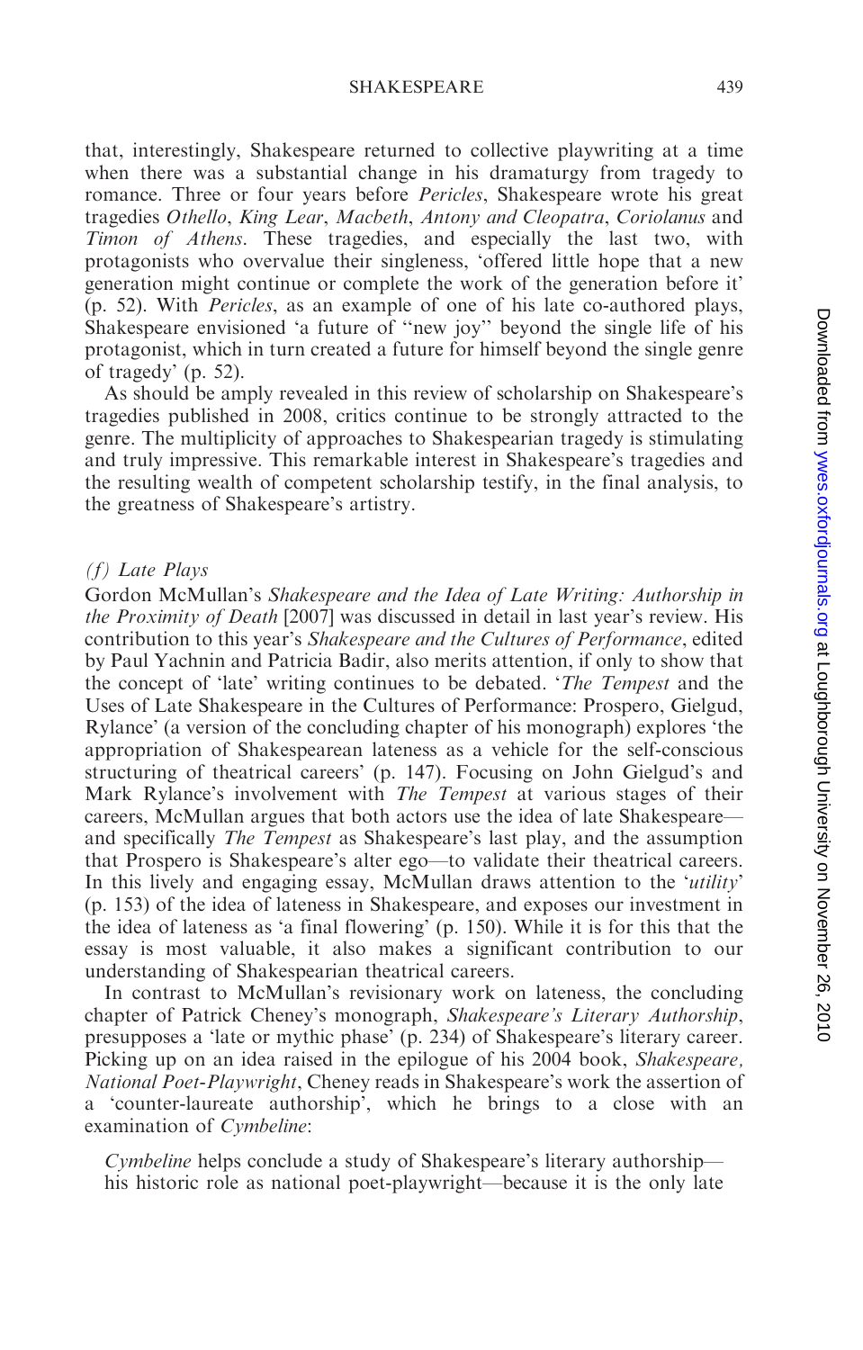that, interestingly, Shakespeare returned to collective playwriting at a time when there was a substantial change in his dramaturgy from tragedy to romance. Three or four years before *Pericles*, Shakespeare wrote his great tragedies *Othello*, *King Lear*, *Macbeth*, *Antony and Cleopatra*, *Coriolanus* and *Timon of Athens*. These tragedies, and especially the last two, with protagonists who overvalue their singleness, 'offered little hope that a new generation might continue or complete the work of the generation before it' (p. 52). With *Pericles*, as an example of one of his late co-authored plays, Shakespeare envisioned 'a future of "new joy" beyond the single life of his protagonist, which in turn created a future for himself beyond the single genre of tragedy' (p. 52).

As should be amply revealed in this review of scholarship on Shakespeare's tragedies published in 2008, critics continue to be strongly attracted to the genre. The multiplicity of approaches to Shakespearian tragedy is stimulating and truly impressive. This remarkable interest in Shakespeare's tragedies and the resulting wealth of competent scholarship testify, in the final analysis, to the greatness of Shakespeare's artistry.

### *(f) Late Plays*

Gordon McMullan's *Shakespeare and the Idea of Late Writing: Authorship in the Proximity of Death* [2007] was discussed in detail in last year's review. His contribution to this year's *Shakespeare and the Cultures of Performance*, edited by Paul Yachnin and Patricia Badir, also merits attention, if only to show that the concept of 'late' writing continues to be debated. '*The Tempest* and the Uses of Late Shakespeare in the Cultures of Performance: Prospero, Gielgud, Rylance' (a version of the concluding chapter of his monograph) explores 'the appropriation of Shakespearean lateness as a vehicle for the self-conscious structuring of theatrical careers' (p. 147). Focusing on John Gielgud's and Mark Rylance's involvement with *The Tempest* at various stages of their careers, McMullan argues that both actors use the idea of late Shakespeare—and specifically *The Tempest* as Shakespeare's last play, and the assumption that Prospero is Shakespeare's alter ego—to validate their theatrical careers. In this lively and engaging essay, McMullan draws attention to the '*utility*' (p. 153) of the idea of lateness in Shakespeare, and exposes our investment in the idea of lateness as 'a final flowering' (p. 150). While it is for this that the essay is most valuable, it also makes a significant contribution to our understanding of Shakespearian theatrical careers.

In contrast to McMullan's revisionary work on lateness, the concluding chapter of Patrick Cheney's monograph, *Shakespeare's Literary Authorship*, presupposes a 'late or mythic phase' (p. 234) of Shakespeare's literary career. Picking up on an idea raised in the epilogue of his 2004 book, *Shakespeare, National Poet-Playwright*, Cheney reads in Shakespeare's work the assertion of a 'counter-laureate authorship', which he brings to a close with an examination of *Cymbeline*:

> *Cymbeline* helps conclude a study of Shakespeare's literary authorship—his historic role as national poet-playwright—because it is the only late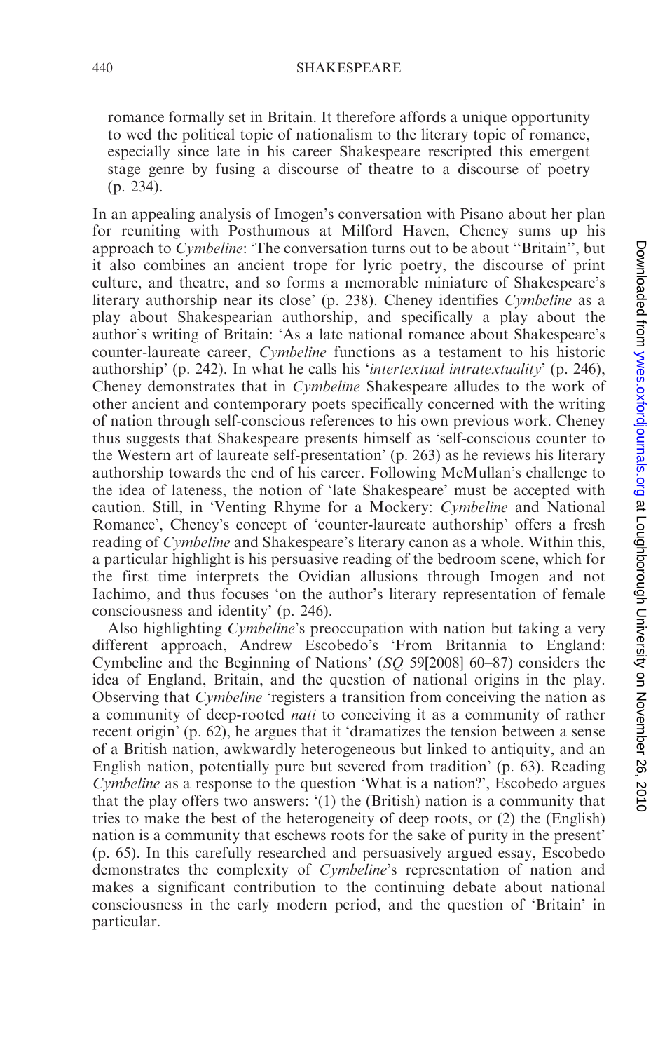> romance formally set in Britain. It therefore affords a unique opportunity to wed the political topic of nationalism to the literary topic of romance, especially since late in his career Shakespeare rescripted this emergent stage genre by fusing a discourse of theatre to a discourse of poetry (p. 234).

In an appealing analysis of Imogen's conversation with Pisano about her plan for reuniting with Posthumous at Milford Haven, Cheney sums up his approach to *Cymbeline*: 'The conversation turns out to be about "Britain", but it also combines an ancient trope for lyric poetry, the discourse of print culture, and theatre, and so forms a memorable miniature of Shakespeare's literary authorship near its close' (p. 238). Cheney identifies *Cymbeline* as a play about Shakespearian authorship, and specifically a play about the author's writing of Britain: 'As a late national romance about Shakespeare's counter-laureate career, *Cymbeline* functions as a testament to his historic authorship' (p. 242). In what he calls his '*intertextual intratextuality*' (p. 246), Cheney demonstrates that in *Cymbeline* Shakespeare alludes to the work of other ancient and contemporary poets specifically concerned with the writing of nation through self-conscious references to his own previous work. Cheney thus suggests that Shakespeare presents himself as 'self-conscious counter to the Western art of laureate self-presentation' (p. 263) as he reviews his literary authorship towards the end of his career. Following McMullan's challenge to the idea of lateness, the notion of 'late Shakespeare' must be accepted with caution. Still, in 'Venting Rhyme for a Mockery: *Cymbeline* and National Romance', Cheney's concept of 'counter-laureate authorship' offers a fresh reading of *Cymbeline* and Shakespeare's literary canon as a whole. Within this, a particular highlight is his persuasive reading of the bedroom scene, which for the first time interprets the Ovidian allusions through Imogen and not Iachimo, and thus focuses 'on the author's literary representation of female consciousness and identity' (p. 246).

Also highlighting *Cymbeline*'s preoccupation with nation but taking a very different approach, Andrew Escobedo's 'From Britannia to England: Cymbeline and the Beginning of Nations' (*SQ* 59[2008] 60–87) considers the idea of England, Britain, and the question of national origins in the play. Observing that *Cymbeline* 'registers a transition from conceiving the nation as a community of deep-rooted *nati* to conceiving it as a community of rather recent origin' (p. 62), he argues that it 'dramatizes the tension between a sense of a British nation, awkwardly heterogeneous but linked to antiquity, and an English nation, potentially pure but severed from tradition' (p. 63). Reading *Cymbeline* as a response to the question 'What is a nation?', Escobedo argues that the play offers two answers: '(1) the (British) nation is a community that tries to make the best of the heterogeneity of deep roots, or (2) the (English) nation is a community that eschews roots for the sake of purity in the present' (p. 65). In this carefully researched and persuasively argued essay, Escobedo demonstrates the complexity of *Cymbeline*'s representation of nation and makes a significant contribution to the continuing debate about national consciousness in the early modern period, and the question of 'Britain' in particular.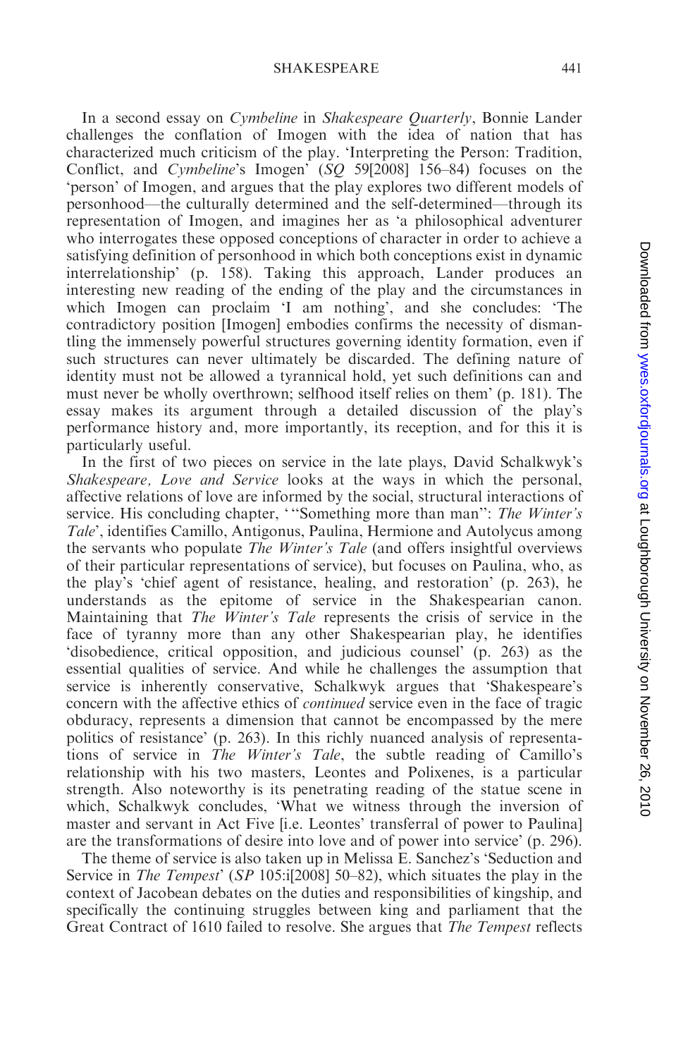In a second essay on *Cymbeline* in *Shakespeare Quarterly*, Bonnie Lander challenges the conflation of Imogen with the idea of nation that has characterized much criticism of the play. 'Interpreting the Person: Tradition, Conflict, and *Cymbeline*'s Imogen' (*SQ* 59[2008] 156–84) focuses on the 'person' of Imogen, and argues that the play explores two different models of personhood—the culturally determined and the self-determined—through its representation of Imogen, and imagines her as 'a philosophical adventurer who interrogates these opposed conceptions of character in order to achieve a satisfying definition of personhood in which both conceptions exist in dynamic interrelationship' (p. 158). Taking this approach, Lander produces an interesting new reading of the ending of the play and the circumstances in which Imogen can proclaim 'I am nothing', and she concludes: 'The contradictory position [Imogen] embodies confirms the necessity of dismantling the immensely powerful structures governing identity formation, even if such structures can never ultimately be discarded. The defining nature of identity must not be allowed a tyrannical hold, yet such definitions can and must never be wholly overthrown; selfhood itself relies on them' (p. 181). The essay makes its argument through a detailed discussion of the play's performance history and, more importantly, its reception, and for this it is particularly useful.

In the first of two pieces on service in the late plays, David Schalkwyk's *Shakespeare, Love and Service* looks at the ways in which the personal, affective relations of love are informed by the social, structural interactions of service. His concluding chapter, ' "Something more than man": *The Winter's Tale*', identifies Camillo, Antigonus, Paulina, Hermione and Autolycus among the servants who populate *The Winter's Tale* (and offers insightful overviews of their particular representations of service), but focuses on Paulina, who, as the play's 'chief agent of resistance, healing, and restoration' (p. 263), he understands as the epitome of service in the Shakespearian canon. Maintaining that *The Winter's Tale* represents the crisis of service in the face of tyranny more than any other Shakespearian play, he identifies 'disobedience, critical opposition, and judicious counsel' (p. 263) as the essential qualities of service. And while he challenges the assumption that service is inherently conservative, Schalkwyk argues that 'Shakespeare's concern with the affective ethics of *continued* service even in the face of tragic obduracy, represents a dimension that cannot be encompassed by the mere politics of resistance' (p. 263). In this richly nuanced analysis of representations of service in *The Winter's Tale*, the subtle reading of Camillo's relationship with his two masters, Leontes and Polixenes, is a particular strength. Also noteworthy is its penetrating reading of the statue scene in which, Schalkwyk concludes, 'What we witness through the inversion of master and servant in Act Five [i.e. Leontes' transferral of power to Paulina] are the transformations of desire into love and of power into service' (p. 296).

The theme of service is also taken up in Melissa E. Sanchez's 'Seduction and Service in *The Tempest*' (*SP* 105:i[2008] 50–82), which situates the play in the context of Jacobean debates on the duties and responsibilities of kingship, and specifically the continuing struggles between king and parliament that the Great Contract of 1610 failed to resolve. She argues that *The Tempest* reflects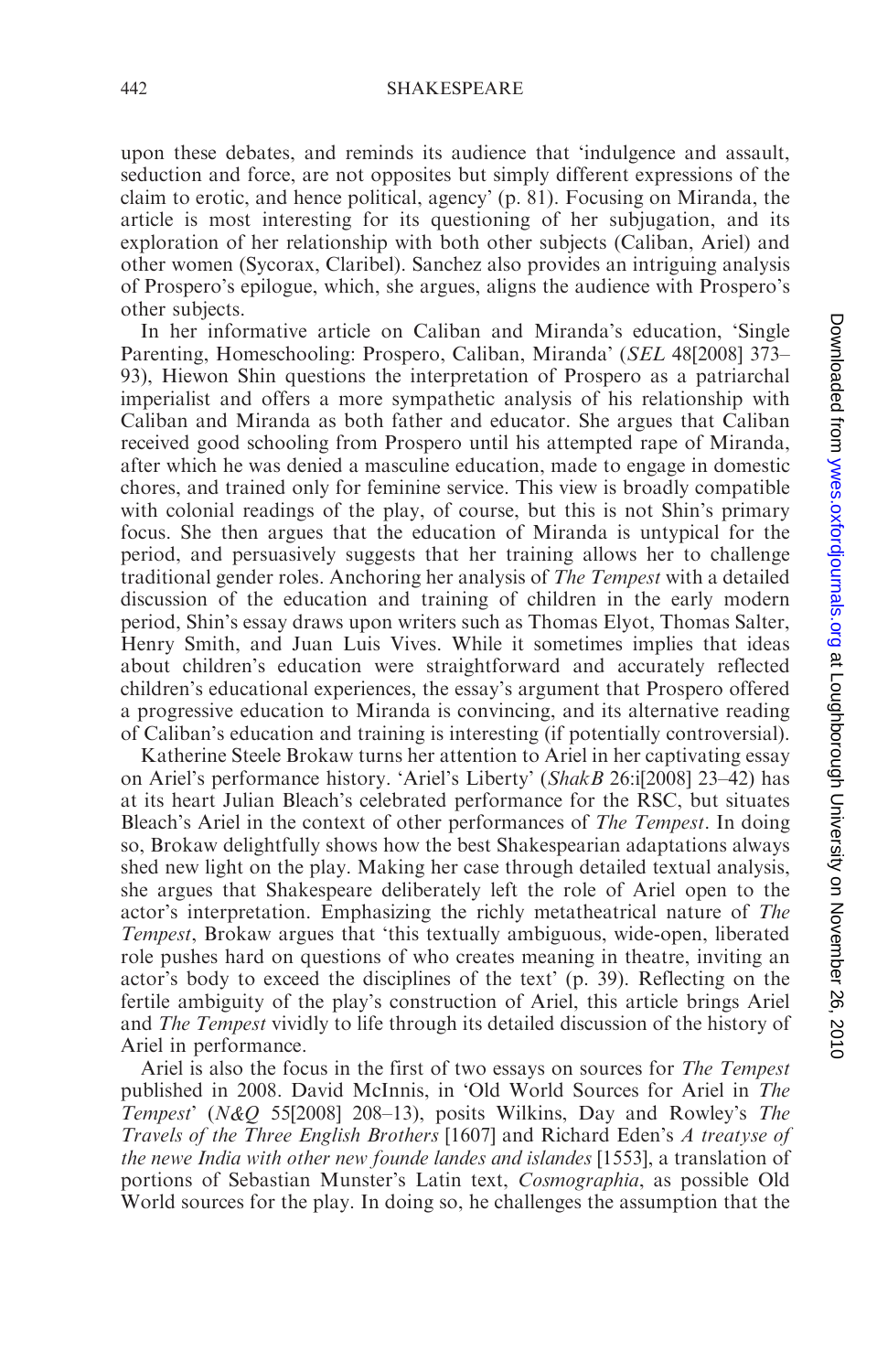upon these debates, and reminds its audience that 'indulgence and assault, seduction and force, are not opposites but simply different expressions of the claim to erotic, and hence political, agency' (p. 81). Focusing on Miranda, the article is most interesting for its questioning of her subjugation, and its exploration of her relationship with both other subjects (Caliban, Ariel) and other women (Sycorax, Claribel). Sanchez also provides an intriguing analysis of Prospero's epilogue, which, she argues, aligns the audience with Prospero's other subjects.

In her informative article on Caliban and Miranda's education, 'Single Parenting, Homeschooling: Prospero, Caliban, Miranda' (*SEL* 48[2008] 373–93), Hiewon Shin questions the interpretation of Prospero as a patriarchal imperialist and offers a more sympathetic analysis of his relationship with Caliban and Miranda as both father and educator. She argues that Caliban received good schooling from Prospero until his attempted rape of Miranda, after which he was denied a masculine education, made to engage in domestic chores, and trained only for feminine service. This view is broadly compatible with colonial readings of the play, of course, but this is not Shin's primary focus. She then argues that the education of Miranda is untypical for the period, and persuasively suggests that her training allows her to challenge traditional gender roles. Anchoring her analysis of *The Tempest* with a detailed discussion of the education and training of children in the early modern period, Shin's essay draws upon writers such as Thomas Elyot, Thomas Salter, Henry Smith, and Juan Luis Vives. While it sometimes implies that ideas about children's education were straightforward and accurately reflected children's educational experiences, the essay's argument that Prospero offered a progressive education to Miranda is convincing, and its alternative reading of Caliban's education and training is interesting (if potentially controversial).

Katherine Steele Brokaw turns her attention to Ariel in her captivating essay on Ariel's performance history. 'Ariel's Liberty' (*ShakB* 26:i[2008] 23–42) has at its heart Julian Bleach's celebrated performance for the RSC, but situates Bleach's Ariel in the context of other performances of *The Tempest*. In doing so, Brokaw delightfully shows how the best Shakespearian adaptations always shed new light on the play. Making her case through detailed textual analysis, she argues that Shakespeare deliberately left the role of Ariel open to the actor's interpretation. Emphasizing the richly metatheatrical nature of *The Tempest*, Brokaw argues that 'this textually ambiguous, wide-open, liberated role pushes hard on questions of who creates meaning in theatre, inviting an actor's body to exceed the disciplines of the text' (p. 39). Reflecting on the fertile ambiguity of the play's construction of Ariel, this article brings Ariel and *The Tempest* vividly to life through its detailed discussion of the history of Ariel in performance.

Ariel is also the focus in the first of two essays on sources for *The Tempest* published in 2008. David McInnis, in 'Old World Sources for Ariel in *The Tempest*' (*N&Q* 55[2008] 208–13), posits Wilkins, Day and Rowley's *The Travels of the Three English Brothers* [1607] and Richard Eden's *A treatyse of the newe India with other new founde landes and islandes* [1553], a translation of portions of Sebastian Munster's Latin text, *Cosmographia*, as possible Old World sources for the play. In doing so, he challenges the assumption that the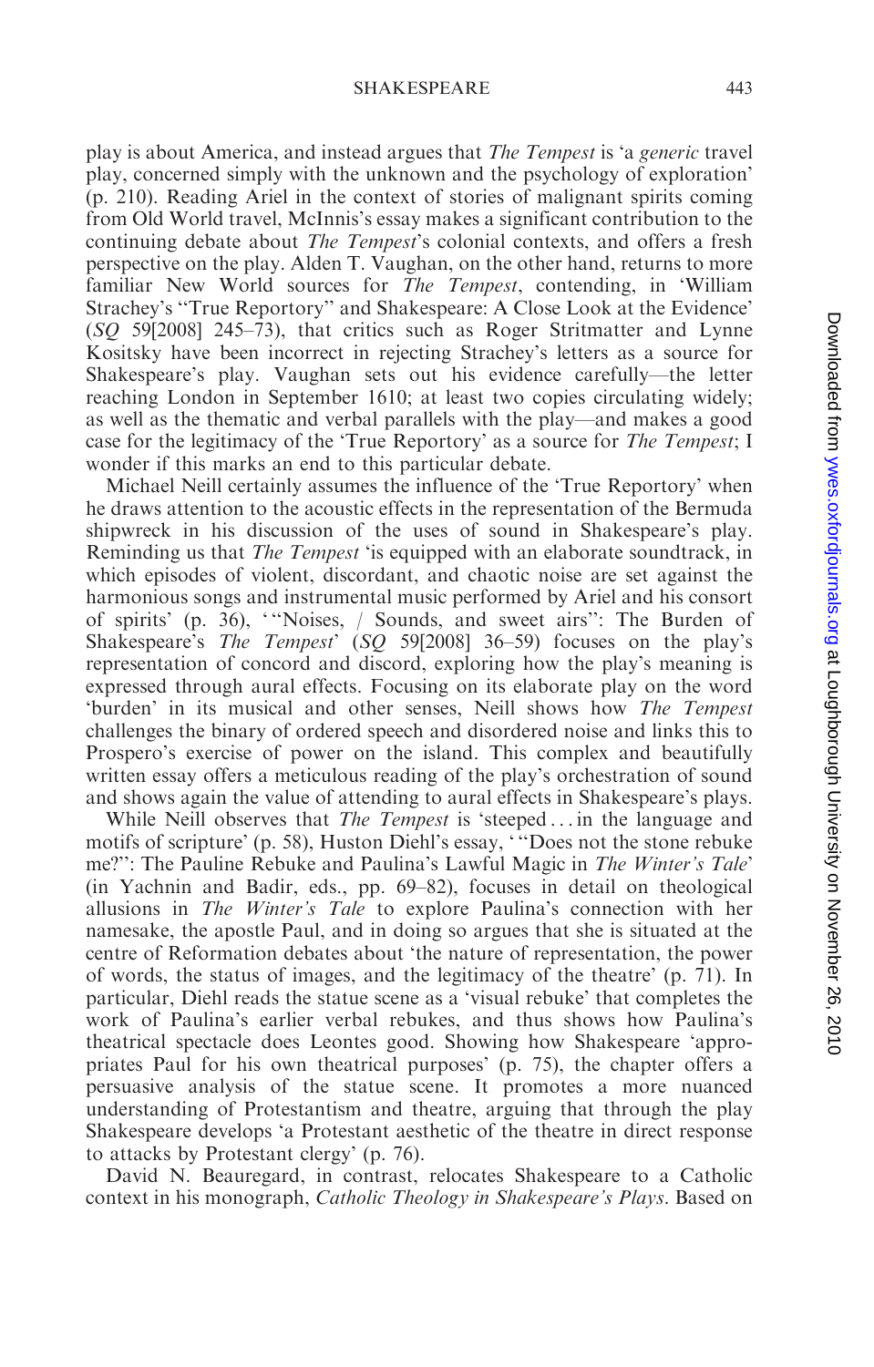play is about America, and instead argues that *The Tempest* is 'a *generic* travel play, concerned simply with the unknown and the psychology of exploration' (p. 210). Reading Ariel in the context of stories of malignant spirits coming from Old World travel, McInnis's essay makes a significant contribution to the continuing debate about *The Tempest*'s colonial contexts, and offers a fresh perspective on the play. Alden T. Vaughan, on the other hand, returns to more familiar New World sources for *The Tempest*, contending, in 'William Strachey's "True Reportory" and Shakespeare: A Close Look at the Evidence' (*SQ* 59[2008] 245–73), that critics such as Roger Stritmatter and Lynne Kositsky have been incorrect in rejecting Strachey's letters as a source for Shakespeare's play. Vaughan sets out his evidence carefully—the letter reaching London in September 1610; at least two copies circulating widely; as well as the thematic and verbal parallels with the play—and makes a good case for the legitimacy of the 'True Reportory' as a source for *The Tempest*; I wonder if this marks an end to this particular debate.

Michael Neill certainly assumes the influence of the 'True Reportory' when he draws attention to the acoustic effects in the representation of the Bermuda shipwreck in his discussion of the uses of sound in Shakespeare's play. Reminding us that *The Tempest* 'is equipped with an elaborate soundtrack, in which episodes of violent, discordant, and chaotic noise are set against the harmonious songs and instrumental music performed by Ariel and his consort of spirits' (p. 36), '"Noises, / Sounds, and sweet airs": The Burden of Shakespeare's *The Tempest*' (*SQ* 59[2008] 36–59) focuses on the play's representation of concord and discord, exploring how the play's meaning is expressed through aural effects. Focusing on its elaborate play on the word 'burden' in its musical and other senses, Neill shows how *The Tempest* challenges the binary of ordered speech and disordered noise and links this to Prospero's exercise of power on the island. This complex and beautifully written essay offers a meticulous reading of the play's orchestration of sound and shows again the value of attending to aural effects in Shakespeare's plays.

While Neill observes that *The Tempest* is 'steeped . . . in the language and motifs of scripture' (p. 58), Huston Diehl's essay, '"Does not the stone rebuke me?": The Pauline Rebuke and Paulina's Lawful Magic in *The Winter's Tale*' (in Yachnin and Badir, eds., pp. 69–82), focuses in detail on theological allusions in *The Winter's Tale* to explore Paulina's connection with her namesake, the apostle Paul, and in doing so argues that she is situated at the centre of Reformation debates about 'the nature of representation, the power of words, the status of images, and the legitimacy of the theatre' (p. 71). In particular, Diehl reads the statue scene as a 'visual rebuke' that completes the work of Paulina's earlier verbal rebukes, and thus shows how Paulina's theatrical spectacle does Leontes good. Showing how Shakespeare 'appropriates Paul for his own theatrical purposes' (p. 75), the chapter offers a persuasive analysis of the statue scene. It promotes a more nuanced understanding of Protestantism and theatre, arguing that through the play Shakespeare develops 'a Protestant aesthetic of the theatre in direct response to attacks by Protestant clergy' (p. 76).

David N. Beauregard, in contrast, relocates Shakespeare to a Catholic context in his monograph, *Catholic Theology in Shakespeare's Plays*. Based on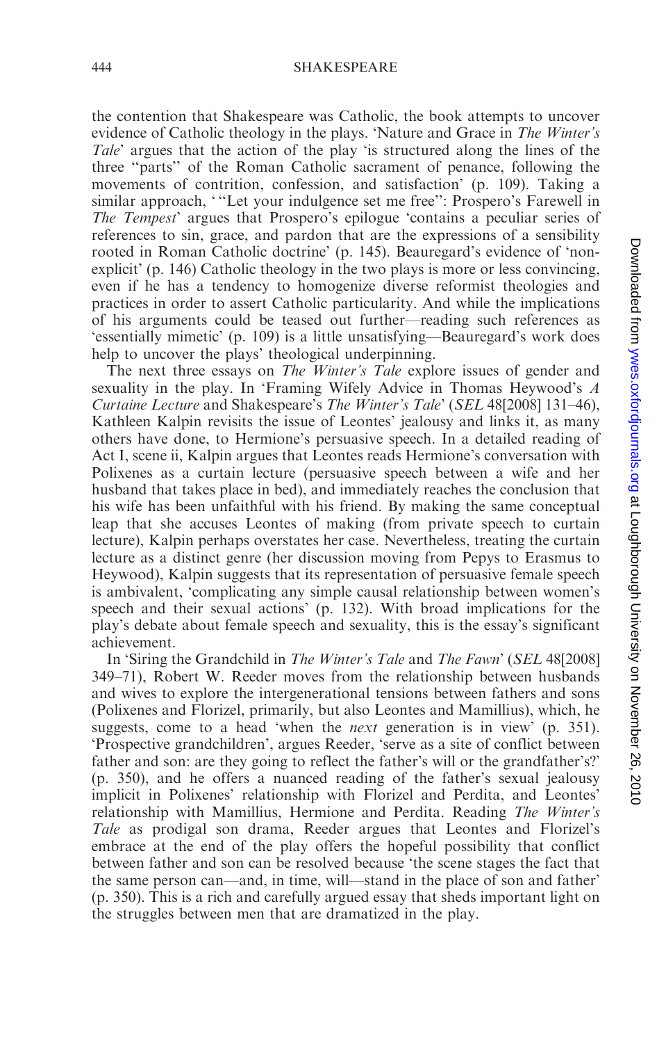the contention that Shakespeare was Catholic, the book attempts to uncover evidence of Catholic theology in the plays. 'Nature and Grace in *The Winter's Tale*' argues that the action of the play 'is structured along the lines of the three "parts" of the Roman Catholic sacrament of penance, following the movements of contrition, confession, and satisfaction' (p. 109). Taking a similar approach, '"Let your indulgence set me free": Prospero's Farewell in *The Tempest*' argues that Prospero's epilogue 'contains a peculiar series of references to sin, grace, and pardon that are the expressions of a sensibility rooted in Roman Catholic doctrine' (p. 145). Beauregard's evidence of 'non-explicit' (p. 146) Catholic theology in the two plays is more or less convincing, even if he has a tendency to homogenize diverse reformist theologies and practices in order to assert Catholic particularity. And while the implications of his arguments could be teased out further—reading such references as 'essentially mimetic' (p. 109) is a little unsatisfying—Beauregard's work does help to uncover the plays' theological underpinning.

The next three essays on *The Winter's Tale* explore issues of gender and sexuality in the play. In 'Framing Wifely Advice in Thomas Heywood's *A Curtaine Lecture* and Shakespeare's *The Winter's Tale*' (*SEL* 48[2008] 131–46), Kathleen Kalpin revisits the issue of Leontes' jealousy and links it, as many others have done, to Hermione's persuasive speech. In a detailed reading of Act I, scene ii, Kalpin argues that Leontes reads Hermione's conversation with Polixenes as a curtain lecture (persuasive speech between a wife and her husband that takes place in bed), and immediately reaches the conclusion that his wife has been unfaithful with his friend. By making the same conceptual leap that she accuses Leontes of making (from private speech to curtain lecture), Kalpin perhaps overstates her case. Nevertheless, treating the curtain lecture as a distinct genre (her discussion moving from Pepys to Erasmus to Heywood), Kalpin suggests that its representation of persuasive female speech is ambivalent, 'complicating any simple causal relationship between women's speech and their sexual actions' (p. 132). With broad implications for the play's debate about female speech and sexuality, this is the essay's significant achievement.

In 'Siring the Grandchild in *The Winter's Tale* and *The Fawn*' (*SEL* 48[2008] 349–71), Robert W. Reeder moves from the relationship between husbands and wives to explore the intergenerational tensions between fathers and sons (Polixenes and Florizel, primarily, but also Leontes and Mamillius), which, he suggests, come to a head 'when the *next* generation is in view' (p. 351). 'Prospective grandchildren', argues Reeder, 'serve as a site of conflict between father and son: are they going to reflect the father's will or the grandfather's?' (p. 350), and he offers a nuanced reading of the father's sexual jealousy implicit in Polixenes' relationship with Florizel and Perdita, and Leontes' relationship with Mamillius, Hermione and Perdita. Reading *The Winter's Tale* as prodigal son drama, Reeder argues that Leontes and Florizel's embrace at the end of the play offers the hopeful possibility that conflict between father and son can be resolved because 'the scene stages the fact that the same person can—and, in time, will—stand in the place of son and father' (p. 350). This is a rich and carefully argued essay that sheds important light on the struggles between men that are dramatized in the play.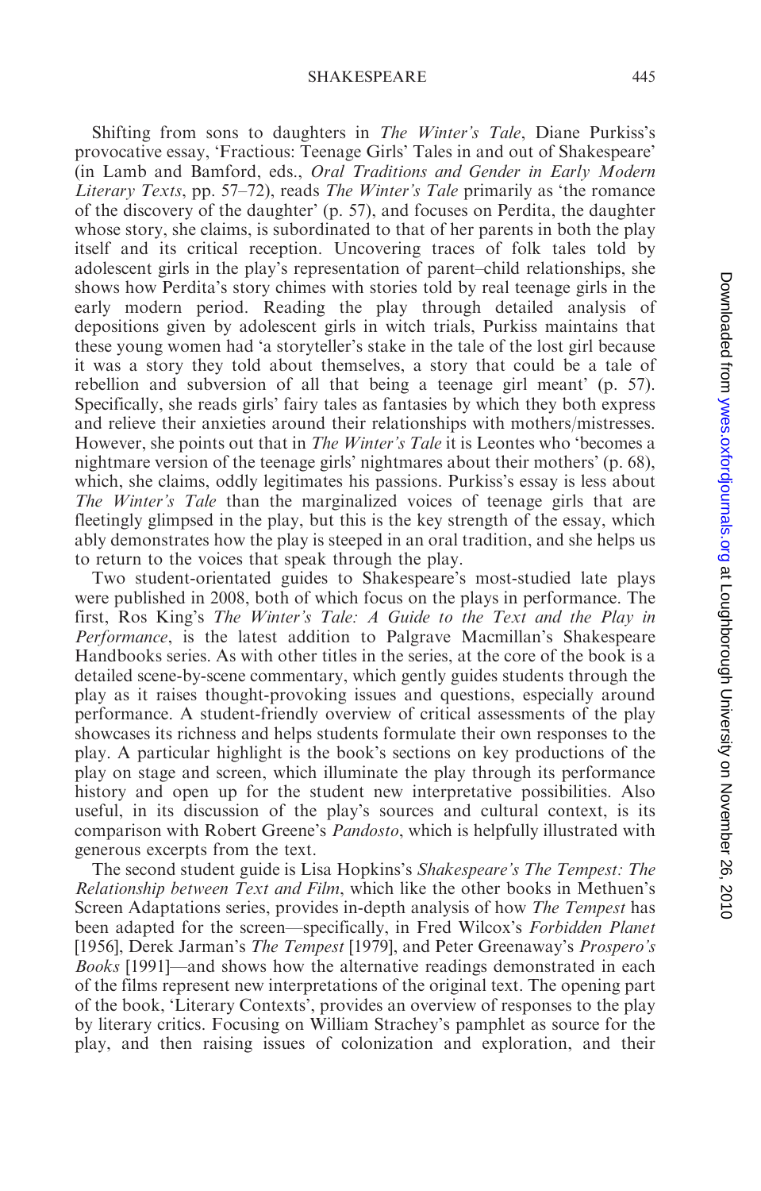Shifting from sons to daughters in *The Winter's Tale*, Diane Purkiss's provocative essay, 'Fractious: Teenage Girls' Tales in and out of Shakespeare' (in Lamb and Bamford, eds., *Oral Traditions and Gender in Early Modern Literary Texts*, pp. 57–72), reads *The Winter's Tale* primarily as 'the romance of the discovery of the daughter' (p. 57), and focuses on Perdita, the daughter whose story, she claims, is subordinated to that of her parents in both the play itself and its critical reception. Uncovering traces of folk tales told by adolescent girls in the play's representation of parent–child relationships, she shows how Perdita's story chimes with stories told by real teenage girls in the early modern period. Reading the play through detailed analysis of depositions given by adolescent girls in witch trials, Purkiss maintains that these young women had 'a storyteller's stake in the tale of the lost girl because it was a story they told about themselves, a story that could be a tale of rebellion and subversion of all that being a teenage girl meant' (p. 57). Specifically, she reads girls' fairy tales as fantasies by which they both express and relieve their anxieties around their relationships with mothers/mistresses. However, she points out that in *The Winter's Tale* it is Leontes who 'becomes a nightmare version of the teenage girls' nightmares about their mothers' (p. 68), which, she claims, oddly legitimates his passions. Purkiss's essay is less about *The Winter's Tale* than the marginalized voices of teenage girls that are fleetingly glimpsed in the play, but this is the key strength of the essay, which ably demonstrates how the play is steeped in an oral tradition, and she helps us to return to the voices that speak through the play.

Two student-orientated guides to Shakespeare's most-studied late plays were published in 2008, both of which focus on the plays in performance. The first, Ros King's *The Winter's Tale: A Guide to the Text and the Play in Performance*, is the latest addition to Palgrave Macmillan's Shakespeare Handbooks series. As with other titles in the series, at the core of the book is a detailed scene-by-scene commentary, which gently guides students through the play as it raises thought-provoking issues and questions, especially around performance. A student-friendly overview of critical assessments of the play showcases its richness and helps students formulate their own responses to the play. A particular highlight is the book's sections on key productions of the play on stage and screen, which illuminate the play through its performance history and open up for the student new interpretative possibilities. Also useful, in its discussion of the play's sources and cultural context, is its comparison with Robert Greene's *Pandosto*, which is helpfully illustrated with generous excerpts from the text.

The second student guide is Lisa Hopkins's *Shakespeare's The Tempest: The Relationship between Text and Film*, which like the other books in Methuen's Screen Adaptations series, provides in-depth analysis of how *The Tempest* has been adapted for the screen—specifically, in Fred Wilcox's *Forbidden Planet* [1956], Derek Jarman's *The Tempest* [1979], and Peter Greenaway's *Prospero's Books* [1991]—and shows how the alternative readings demonstrated in each of the films represent new interpretations of the original text. The opening part of the book, 'Literary Contexts', provides an overview of responses to the play by literary critics. Focusing on William Strachey's pamphlet as source for the play, and then raising issues of colonization and exploration, and their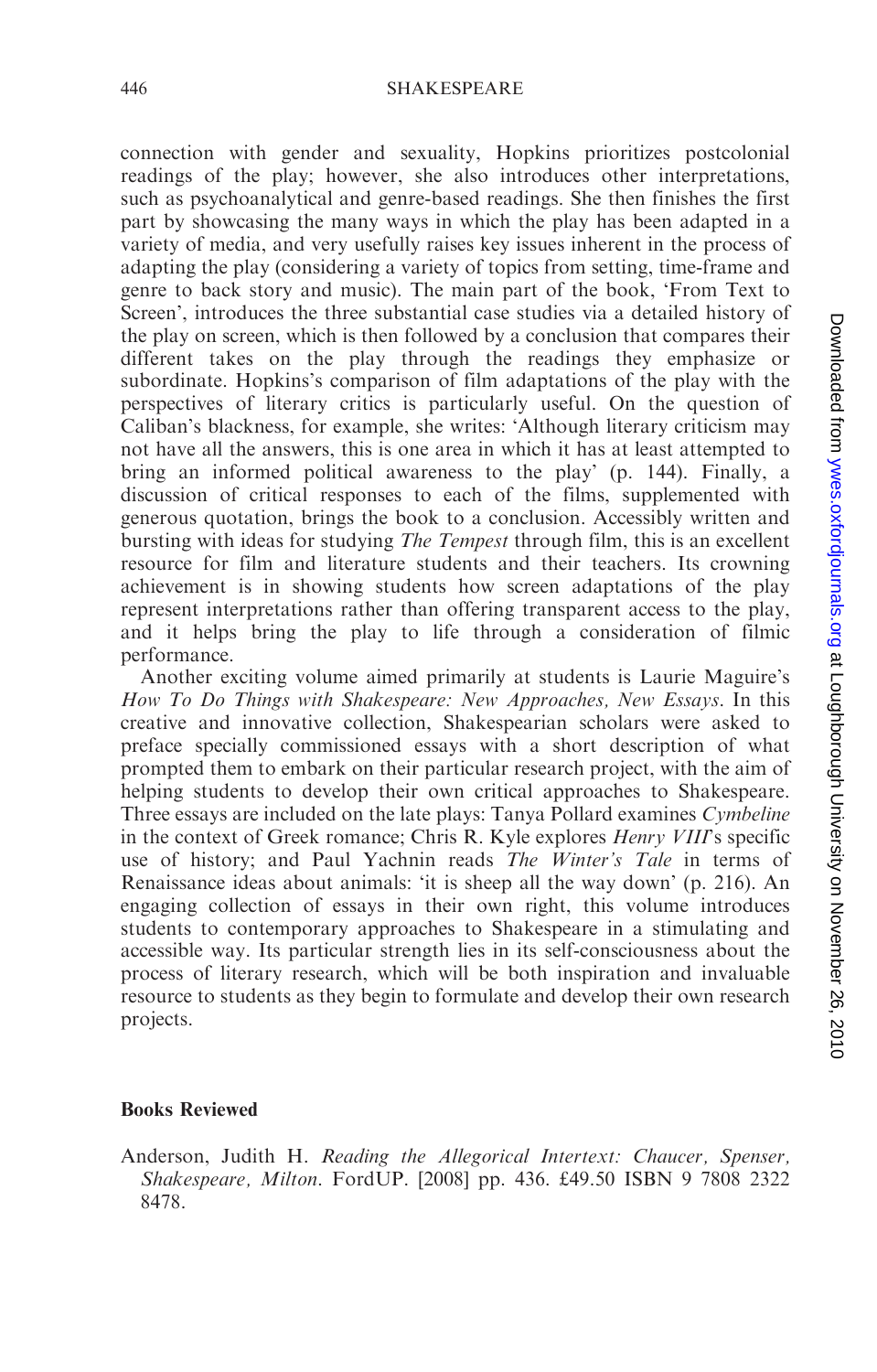connection with gender and sexuality, Hopkins prioritizes postcolonial readings of the play; however, she also introduces other interpretations, such as psychoanalytical and genre-based readings. She then finishes the first part by showcasing the many ways in which the play has been adapted in a variety of media, and very usefully raises key issues inherent in the process of adapting the play (considering a variety of topics from setting, time-frame and genre to back story and music). The main part of the book, 'From Text to Screen', introduces the three substantial case studies via a detailed history of the play on screen, which is then followed by a conclusion that compares their different takes on the play through the readings they emphasize or subordinate. Hopkins's comparison of film adaptations of the play with the perspectives of literary critics is particularly useful. On the question of Caliban's blackness, for example, she writes: 'Although literary criticism may not have all the answers, this is one area in which it has at least attempted to bring an informed political awareness to the play' (p. 144). Finally, a discussion of critical responses to each of the films, supplemented with generous quotation, brings the book to a conclusion. Accessibly written and bursting with ideas for studying *The Tempest* through film, this is an excellent resource for film and literature students and their teachers. Its crowning achievement is in showing students how screen adaptations of the play represent interpretations rather than offering transparent access to the play, and it helps bring the play to life through a consideration of filmic performance.

Another exciting volume aimed primarily at students is Laurie Maguire's *How To Do Things with Shakespeare: New Approaches, New Essays*. In this creative and innovative collection, Shakespearian scholars were asked to preface specially commissioned essays with a short description of what prompted them to embark on their particular research project, with the aim of helping students to develop their own critical approaches to Shakespeare. Three essays are included on the late plays: Tanya Pollard examines *Cymbeline* in the context of Greek romance; Chris R. Kyle explores *Henry VIII*'s specific use of history; and Paul Yachnin reads *The Winter's Tale* in terms of Renaissance ideas about animals: 'it is sheep all the way down' (p. 216). An engaging collection of essays in their own right, this volume introduces students to contemporary approaches to Shakespeare in a stimulating and accessible way. Its particular strength lies in its self-consciousness about the process of literary research, which will be both inspiration and invaluable resource to students as they begin to formulate and develop their own research projects.

## Books Reviewed

Anderson, Judith H. *Reading the Allegorical Intertext: Chaucer, Spenser, Shakespeare, Milton*. FordUP. [2008] pp. 436. £49.50 ISBN 9 7808 2322 8478.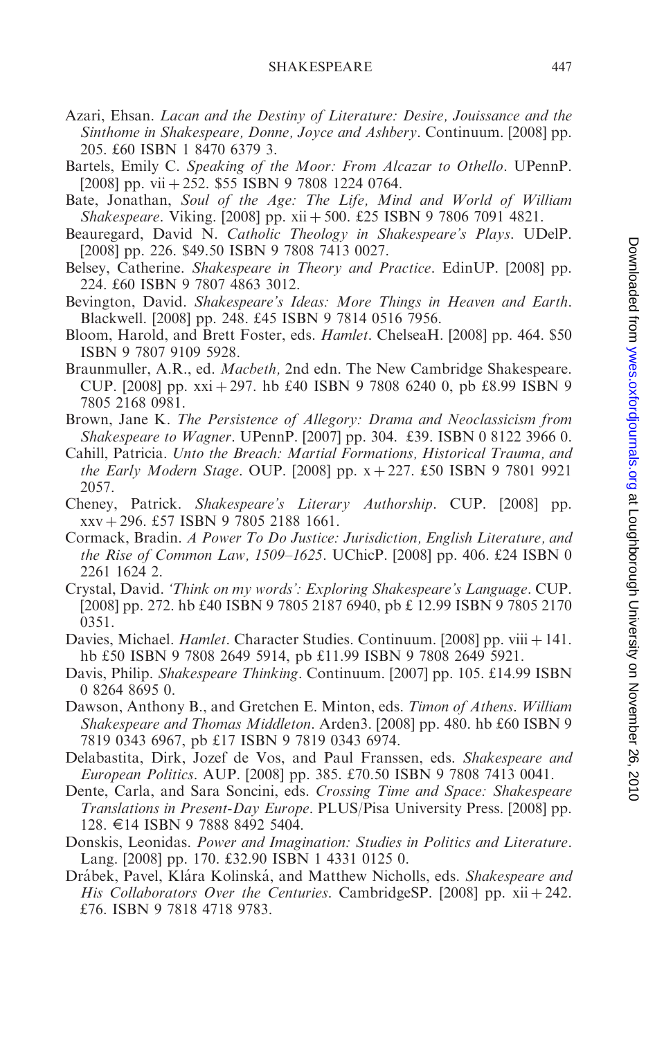Azari, Ehsan. *Lacan and the Destiny of Literature: Desire, Jouissance and the Sinthome in Shakespeare, Donne, Joyce and Ashbery*. Continuum. [2008] pp. 205. £60 ISBN 1 8470 6379 3.

Bartels, Emily C. *Speaking of the Moor: From Alcazar to Othello*. UPennP. [2008] pp. vii + 252. $55 ISBN 9 7808 1224 0764.

Bate, Jonathan, *Soul of the Age: The Life, Mind and World of William Shakespeare*. Viking. [2008] pp. xii + 500. £25 ISBN 9 7806 7091 4821.

Beauregard, David N. *Catholic Theology in Shakespeare's Plays*. UDelP. [2008] pp. 226. $49.50 ISBN 9 7808 7413 0027.

Belsey, Catherine. *Shakespeare in Theory and Practice*. EdinUP. [2008] pp. 224. £60 ISBN 9 7807 4863 3012.

Bevington, David. *Shakespeare's Ideas: More Things in Heaven and Earth*. Blackwell. [2008] pp. 248. £45 ISBN 9 7814 0516 7956.

Bloom, Harold, and Brett Foster, eds. *Hamlet*. ChelseaH. [2008] pp. 464. $50 ISBN 9 7807 9109 5928.

Braunmuller, A.R., ed. *Macbeth,* 2nd edn. The New Cambridge Shakespeare. CUP. [2008] pp. xxi + 297. hb £40 ISBN 9 7808 6240 0, pb £8.99 ISBN 9 7805 2168 0981.

Brown, Jane K. *The Persistence of Allegory: Drama and Neoclassicism from Shakespeare to Wagner*. UPennP. [2007] pp. 304. £39. ISBN 0 8122 3966 0.

Cahill, Patricia. *Unto the Breach: Martial Formations, Historical Trauma, and the Early Modern Stage*. OUP. [2008] pp. x + 227. £50 ISBN 9 7801 9921 2057.

Cheney, Patrick. *Shakespeare's Literary Authorship*. CUP. [2008] pp. xxv + 296. £57 ISBN 9 7805 2188 1661.

Cormack, Bradin. *A Power To Do Justice: Jurisdiction, English Literature, and the Rise of Common Law, 1509–1625*. UChicP. [2008] pp. 406. £24 ISBN 0 2261 1624 2.

Crystal, David. *'Think on my words': Exploring Shakespeare's Language*. CUP. [2008] pp. 272. hb £40 ISBN 9 7805 2187 6940, pb £ 12.99 ISBN 9 7805 2170 0351.

Davies, Michael. *Hamlet*. Character Studies. Continuum. [2008] pp. viii + 141. hb £50 ISBN 9 7808 2649 5914, pb £11.99 ISBN 9 7808 2649 5921.

Davis, Philip. *Shakespeare Thinking*. Continuum. [2007] pp. 105. £14.99 ISBN 0 8264 8695 0.

Dawson, Anthony B., and Gretchen E. Minton, eds. *Timon of Athens. William Shakespeare and Thomas Middleton*. Arden3. [2008] pp. 480. hb £60 ISBN 9 7819 0343 6967, pb £17 ISBN 9 7819 0343 6974.

Delabastita, Dirk, Jozef de Vos, and Paul Franssen, eds. *Shakespeare and European Politics*. AUP. [2008] pp. 385. £70.50 ISBN 9 7808 7413 0041.

Dente, Carla, and Sara Soncini, eds. *Crossing Time and Space: Shakespeare Translations in Present-Day Europe*. PLUS/Pisa University Press. [2008] pp. 128. €14 ISBN 9 7888 8492 5404.

Donskis, Leonidas. *Power and Imagination: Studies in Politics and Literature*. Lang. [2008] pp. 170. £32.90 ISBN 1 4331 0125 0.

Drábek, Pavel, Klára Kolinská, and Matthew Nicholls, eds. *Shakespeare and His Collaborators Over the Centuries*. CambridgeSP. [2008] pp. xii + 242. £76. ISBN 9 7818 4718 9783.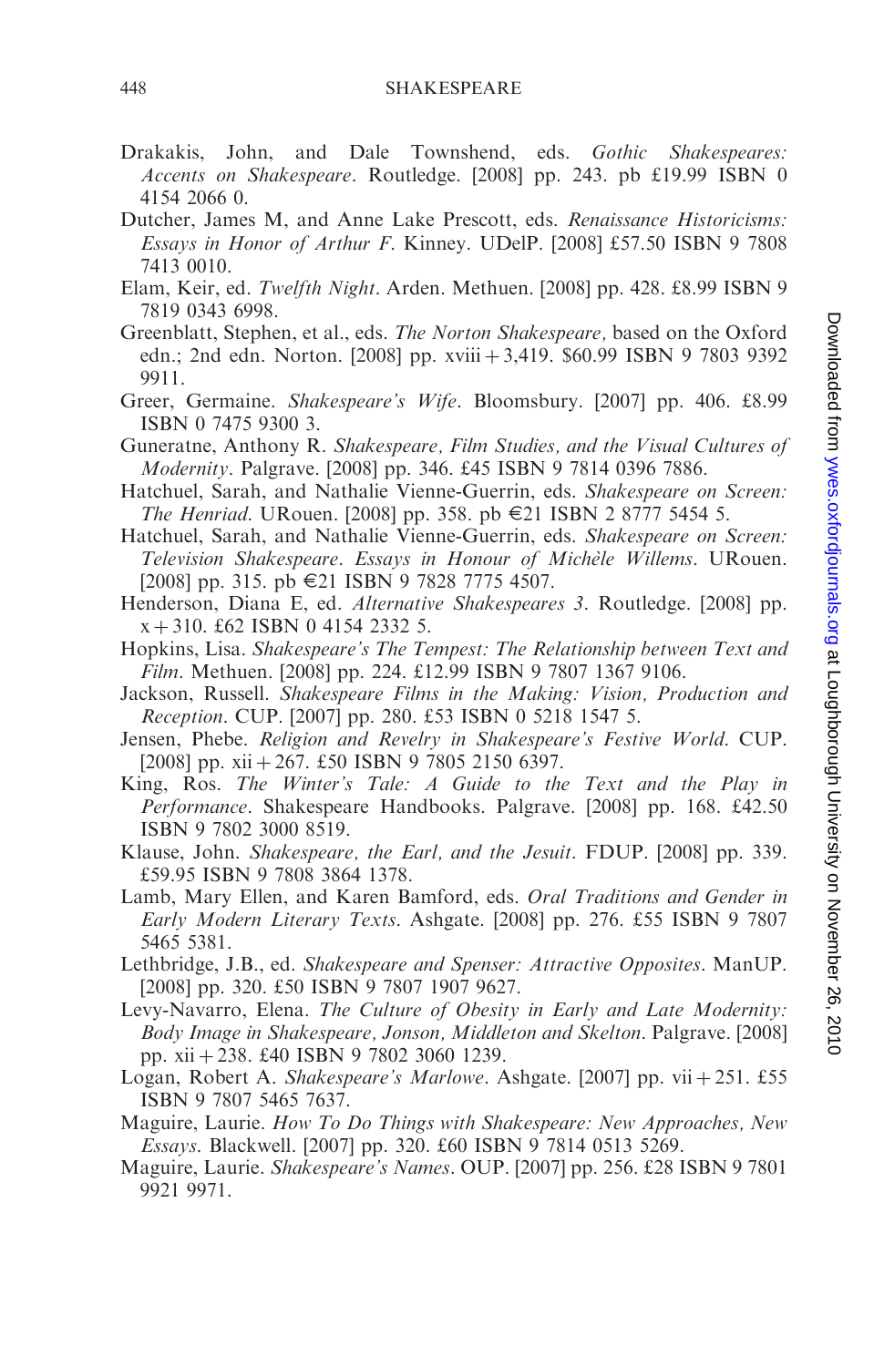Drakakis, John, and Dale Townshend, eds. *Gothic Shakespeares: Accents on Shakespeare*. Routledge. [2008] pp. 243. pb £19.99 ISBN 0 4154 2066 0.

Dutcher, James M, and Anne Lake Prescott, eds. *Renaissance Historicisms: Essays in Honor of Arthur F.* Kinney. UDelP. [2008] £57.50 ISBN 9 7808 7413 0010.

Elam, Keir, ed. *Twelfth Night*. Arden. Methuen. [2008] pp. 428. £8.99 ISBN 9 7819 0343 6998.

Greenblatt, Stephen, et al., eds. *The Norton Shakespeare*, based on the Oxford edn.; 2nd edn. Norton. [2008] pp. xviii + 3,419. $60.99 ISBN 9 7803 9392 9911.

Greer, Germaine. *Shakespeare's Wife*. Bloomsbury. [2007] pp. 406. £8.99 ISBN 0 7475 9300 3.

Guneratne, Anthony R. *Shakespeare, Film Studies, and the Visual Cultures of Modernity*. Palgrave. [2008] pp. 346. £45 ISBN 9 7814 0396 7886.

Hatchuel, Sarah, and Nathalie Vienne-Guerrin, eds. *Shakespeare on Screen: The Henriad*. URouen. [2008] pp. 358. pb €21 ISBN 2 8777 5454 5.

Hatchuel, Sarah, and Nathalie Vienne-Guerrin, eds. *Shakespeare on Screen: Television Shakespeare. Essays in Honour of Michèle Willems*. URouen. [2008] pp. 315. pb €21 ISBN 9 7828 7775 4507.

Henderson, Diana E, ed. *Alternative Shakespeares 3*. Routledge. [2008] pp. x + 310. £62 ISBN 0 4154 2332 5.

Hopkins, Lisa. *Shakespeare's The Tempest: The Relationship between Text and Film*. Methuen. [2008] pp. 224. £12.99 ISBN 9 7807 1367 9106.

Jackson, Russell. *Shakespeare Films in the Making: Vision, Production and Reception*. CUP. [2007] pp. 280. £53 ISBN 0 5218 1547 5.

Jensen, Phebe. *Religion and Revelry in Shakespeare's Festive World*. CUP. [2008] pp. xii + 267. £50 ISBN 9 7805 2150 6397.

King, Ros. *The Winter's Tale: A Guide to the Text and the Play in Performance*. Shakespeare Handbooks. Palgrave. [2008] pp. 168. £42.50 ISBN 9 7802 3000 8519.

Klause, John. *Shakespeare, the Earl, and the Jesuit*. FDUP. [2008] pp. 339. £59.95 ISBN 9 7808 3864 1378.

Lamb, Mary Ellen, and Karen Bamford, eds. *Oral Traditions and Gender in Early Modern Literary Texts*. Ashgate. [2008] pp. 276. £55 ISBN 9 7807 5465 5381.

Lethbridge, J.B., ed. *Shakespeare and Spenser: Attractive Opposites*. ManUP. [2008] pp. 320. £50 ISBN 9 7807 1907 9627.

Levy-Navarro, Elena. *The Culture of Obesity in Early and Late Modernity: Body Image in Shakespeare, Jonson, Middleton and Skelton*. Palgrave. [2008] pp. xii + 238. £40 ISBN 9 7802 3060 1239.

Logan, Robert A. *Shakespeare's Marlowe*. Ashgate. [2007] pp. vii + 251. £55 ISBN 9 7807 5465 7637.

Maguire, Laurie. *How To Do Things with Shakespeare: New Approaches, New Essays*. Blackwell. [2007] pp. 320. £60 ISBN 9 7814 0513 5269.

Maguire, Laurie. *Shakespeare's Names*. OUP. [2007] pp. 256. £28 ISBN 9 7801 9921 9971.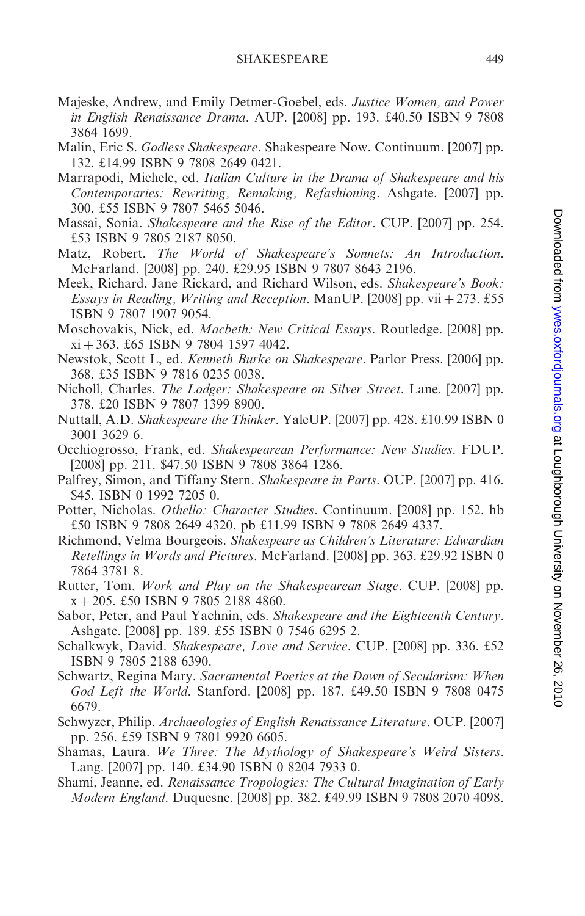Majeske, Andrew, and Emily Detmer-Goebel, eds. *Justice Women, and Power in English Renaissance Drama*. AUP. [2008] pp. 193. £40.50 ISBN 9 7808 3864 1699.

Malin, Eric S. *Godless Shakespeare*. Shakespeare Now. Continuum. [2007] pp. 132. £14.99 ISBN 9 7808 2649 0421.

Marrapodi, Michele, ed. *Italian Culture in the Drama of Shakespeare and his Contemporaries: Rewriting, Remaking, Refashioning*. Ashgate. [2007] pp. 300. £55 ISBN 9 7807 5465 5046.

Massai, Sonia. *Shakespeare and the Rise of the Editor*. CUP. [2007] pp. 254. £53 ISBN 9 7805 2187 8050.

Matz, Robert. *The World of Shakespeare's Sonnets: An Introduction*. McFarland. [2008] pp. 240. £29.95 ISBN 9 7807 8643 2196.

Meek, Richard, Jane Rickard, and Richard Wilson, eds. *Shakespeare's Book: Essays in Reading, Writing and Reception*. ManUP. [2008] pp. vii + 273. £55 ISBN 9 7807 1907 9054.

Moschovakis, Nick, ed. *Macbeth: New Critical Essays*. Routledge. [2008] pp. xi + 363. £65 ISBN 9 7804 1597 4042.

Newstok, Scott L, ed. *Kenneth Burke on Shakespeare*. Parlor Press. [2006] pp. 368. £35 ISBN 9 7816 0235 0038.

Nicholl, Charles. *The Lodger: Shakespeare on Silver Street*. Lane. [2007] pp. 378. £20 ISBN 9 7807 1399 8900.

Nuttall, A.D. *Shakespeare the Thinker*. YaleUP. [2007] pp. 428. £10.99 ISBN 0 3001 3629 6.

Occhiogrosso, Frank, ed. *Shakespearean Performance: New Studies*. FDUP. [2008] pp. 211. $47.50 ISBN 9 7808 3864 1286.

Palfrey, Simon, and Tiffany Stern. *Shakespeare in Parts*. OUP. [2007] pp. 416. $45. ISBN 0 1992 7205 0.

Potter, Nicholas. *Othello: Character Studies*. Continuum. [2008] pp. 152. hb £50 ISBN 9 7808 2649 4320, pb £11.99 ISBN 9 7808 2649 4337.

Richmond, Velma Bourgeois. *Shakespeare as Children's Literature: Edwardian Retellings in Words and Pictures*. McFarland. [2008] pp. 363. £29.92 ISBN 0 7864 3781 8.

Rutter, Tom. *Work and Play on the Shakespearean Stage*. CUP. [2008] pp. x + 205. £50 ISBN 9 7805 2188 4860.

Sabor, Peter, and Paul Yachnin, eds. *Shakespeare and the Eighteenth Century*. Ashgate. [2008] pp. 189. £55 ISBN 0 7546 6295 2.

Schalkwyk, David. *Shakespeare, Love and Service*. CUP. [2008] pp. 336. £52 ISBN 9 7805 2188 6390.

Schwartz, Regina Mary. *Sacramental Poetics at the Dawn of Secularism: When God Left the World*. Stanford. [2008] pp. 187. £49.50 ISBN 9 7808 0475 6679.

Schwyzer, Philip. *Archaeologies of English Renaissance Literature*. OUP. [2007] pp. 256. £59 ISBN 9 7801 9920 6605.

Shamas, Laura. *We Three: The Mythology of Shakespeare's Weird Sisters*. Lang. [2007] pp. 140. £34.90 ISBN 0 8204 7933 0.

Shami, Jeanne, ed. *Renaissance Tropologies: The Cultural Imagination of Early Modern England*. Duquesne. [2008] pp. 382. £49.99 ISBN 9 7808 2070 4098.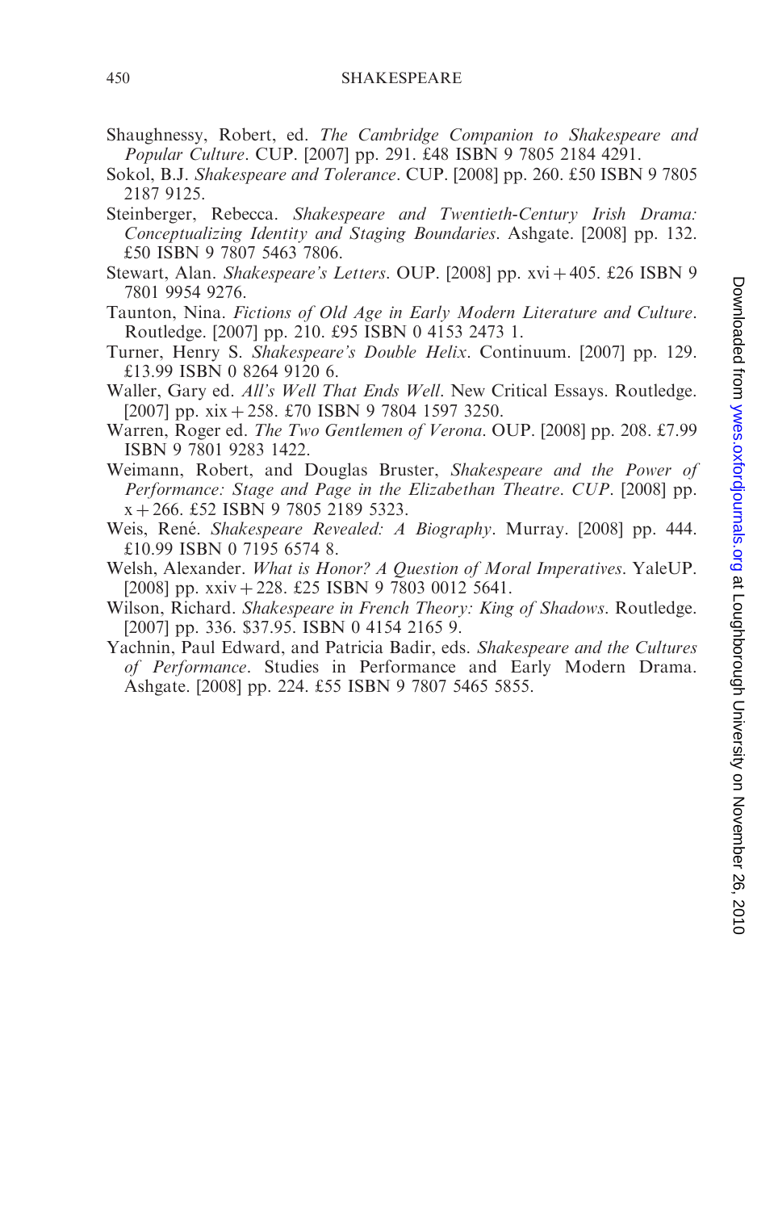Shaughnessy, Robert, ed. *The Cambridge Companion to Shakespeare and Popular Culture*. CUP. [2007] pp. 291. £48 ISBN 9 7805 2184 4291.

Sokol, B.J. *Shakespeare and Tolerance*. CUP. [2008] pp. 260. £50 ISBN 9 7805 2187 9125.

Steinberger, Rebecca. *Shakespeare and Twentieth-Century Irish Drama: Conceptualizing Identity and Staging Boundaries*. Ashgate. [2008] pp. 132. £50 ISBN 9 7807 5463 7806.

Stewart, Alan. *Shakespeare's Letters*. OUP. [2008] pp. xvi + 405. £26 ISBN 9 7801 9954 9276.

Taunton, Nina. *Fictions of Old Age in Early Modern Literature and Culture*. Routledge. [2007] pp. 210. £95 ISBN 0 4153 2473 1.

Turner, Henry S. *Shakespeare's Double Helix*. Continuum. [2007] pp. 129. £13.99 ISBN 0 8264 9120 6.

Waller, Gary ed. *All's Well That Ends Well*. New Critical Essays. Routledge. [2007] pp. xix + 258. £70 ISBN 9 7804 1597 3250.

Warren, Roger ed. *The Two Gentlemen of Verona*. OUP. [2008] pp. 208. £7.99 ISBN 9 7801 9283 1422.

Weimann, Robert, and Douglas Bruster, *Shakespeare and the Power of Performance: Stage and Page in the Elizabethan Theatre*. *CUP*. [2008] pp. x + 266. £52 ISBN 9 7805 2189 5323.

Weis, René. *Shakespeare Revealed: A Biography*. Murray. [2008] pp. 444. £10.99 ISBN 0 7195 6574 8.

Welsh, Alexander. *What is Honor? A Question of Moral Imperatives*. YaleUP. [2008] pp. xxiv + 228. £25 ISBN 9 7803 0012 5641.

Wilson, Richard. *Shakespeare in French Theory: King of Shadows*. Routledge. [2007] pp. 336. $37.95. ISBN 0 4154 2165 9.

Yachnin, Paul Edward, and Patricia Badir, eds. *Shakespeare and the Cultures of Performance*. Studies in Performance and Early Modern Drama. Ashgate. [2008] pp. 224. £55 ISBN 9 7807 5465 5855.